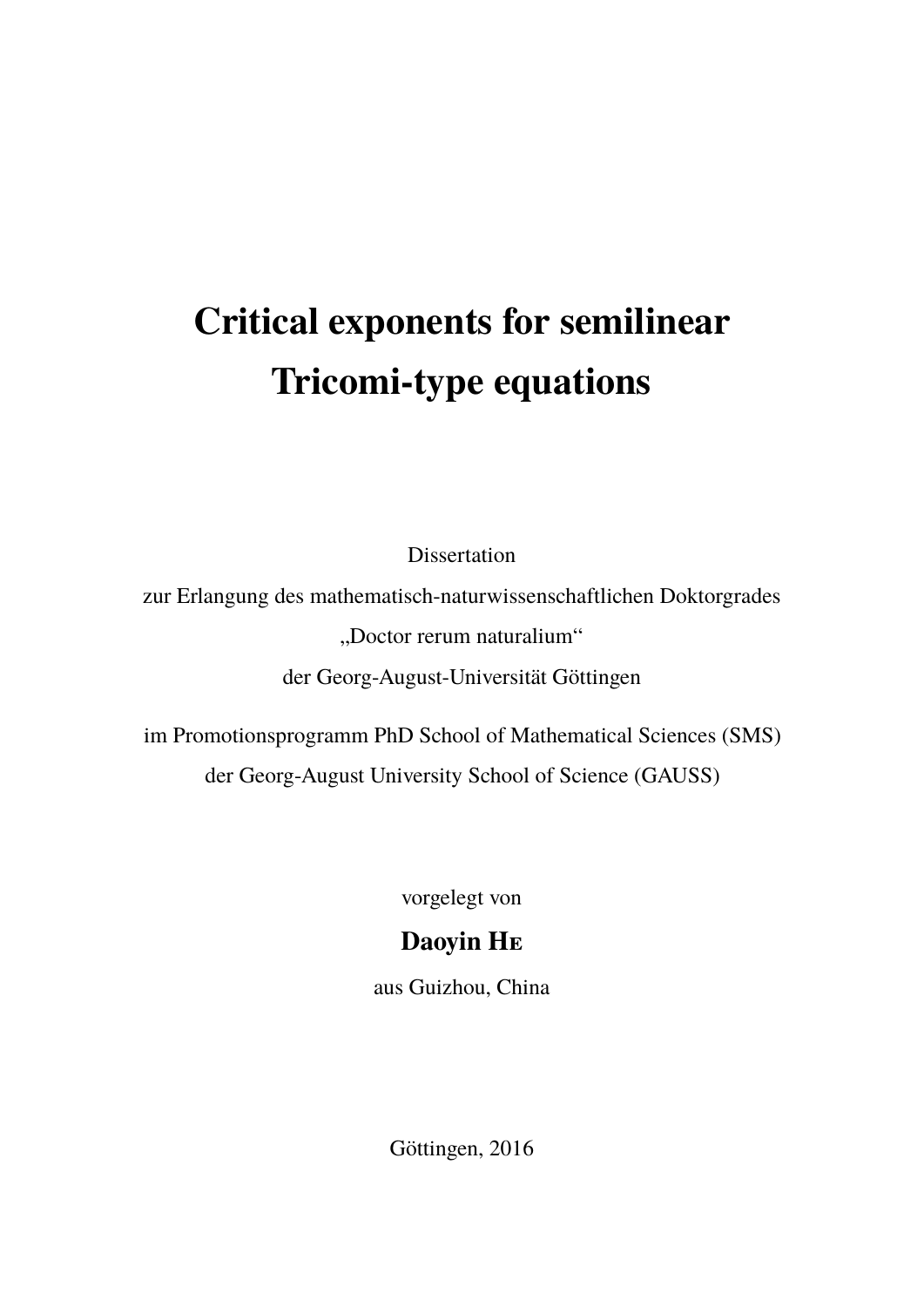# Critical exponents for semilinear Tricomi-type equations

Dissertation

zur Erlangung des mathematisch-naturwissenschaftlichen Doktorgrades

„Doctor rerum naturalium“

der Georg-August-Universität Göttingen

im Promotionsprogramm PhD School of Mathematical Sciences (SMS)

der Georg-August University School of Science (GAUSS)

vorgelegt von

**Daoyin He**

aus Guizhou, China

Göttingen, 2016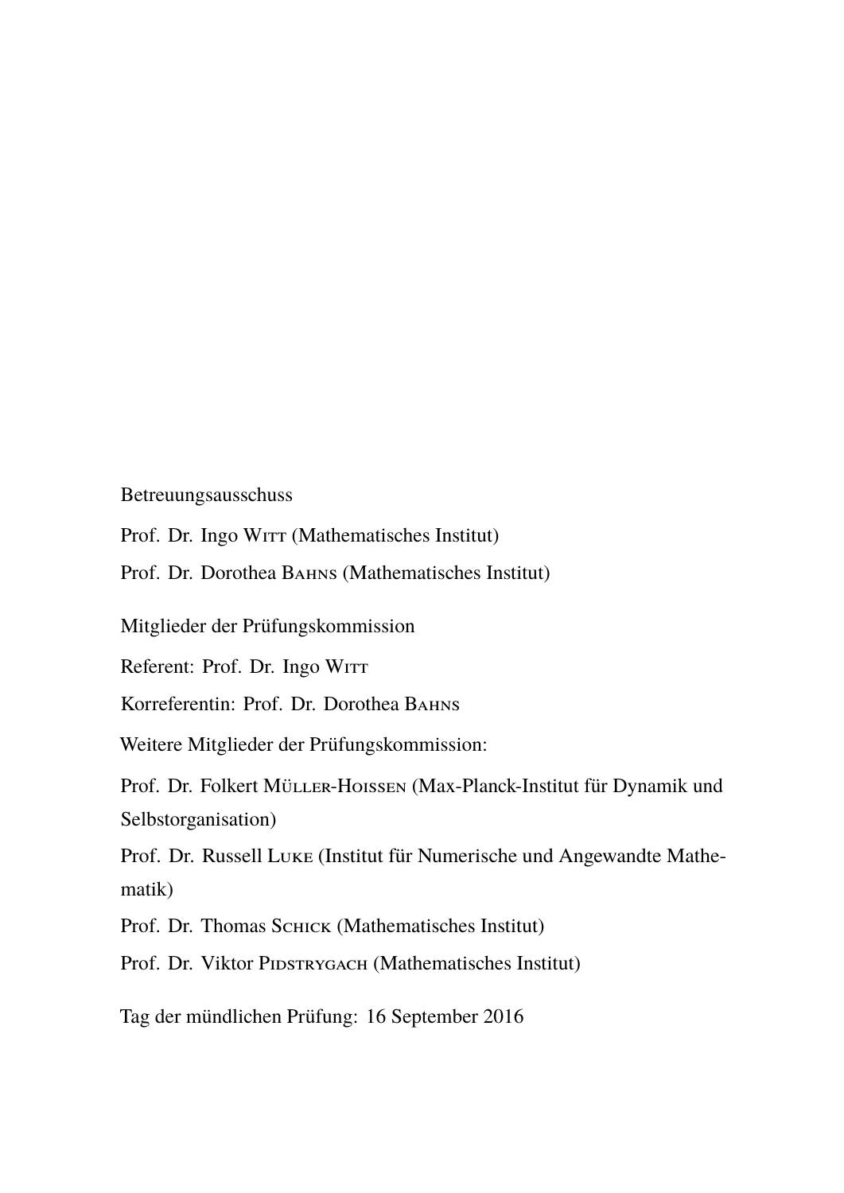Betreuungsausschuss

Prof. Dr. Ingo Witt (Mathematisches Institut)

Prof. Dr. Dorothea Bahns (Mathematisches Institut)

Mitglieder der Prüfungskommission

Referent: Prof. Dr. Ingo Witt

Korreferentin: Prof. Dr. Dorothea Bahns

Weitere Mitglieder der Prüfungskommission:

Prof. Dr. Folkert Müller-Hoissen (Max-Planck-Institut für Dynamik und Selbstorganisation)

Prof. Dr. Russell Luke (Institut für Numerische und Angewandte Mathematik)

Prof. Dr. Thomas Schick (Mathematisches Institut)

Prof. Dr. Viktor Pidstrygach (Mathematisches Institut)

Tag der mündlichen Prüfung: 16 September 2016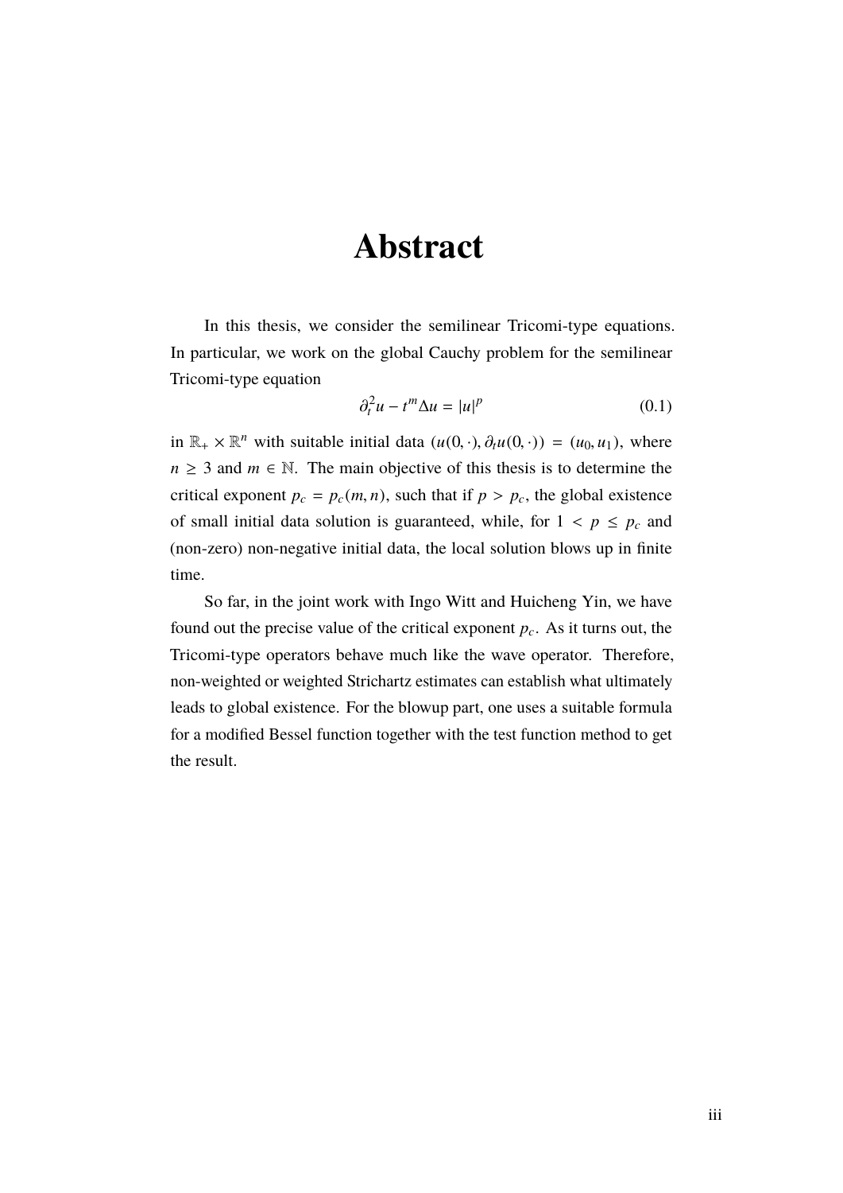# Abstract

In this thesis, we consider the semilinear Tricomi-type equations. In particular, we work on the global Cauchy problem for the semilinear Tricomi-type equation

$$\partial_t^2 u - t^m \Delta u = |u|^p \tag{0.1}$$

in $\mathbb{R}_+ \times \mathbb{R}^n$ with suitable initial data $(u(0,\cdot), \partial_t u(0,\cdot)) = (u_0, u_1)$, where $n \geq 3$ and $m \in \mathbb{N}$. The main objective of this thesis is to determine the critical exponent $p_c = p_c(m,n)$, such that if $p > p_c$, the global existence of small initial data solution is guaranteed, while, for $1 < p \leq p_c$ and (non-zero) non-negative initial data, the local solution blows up in finite time.

So far, in the joint work with Ingo Witt and Huicheng Yin, we have found out the precise value of the critical exponent $p_c$. As it turns out, the Tricomi-type operators behave much like the wave operator. Therefore, non-weighted or weighted Strichartz estimates can establish what ultimately leads to global existence. For the blowup part, one uses a suitable formula for a modified Bessel function together with the test function method to get the result.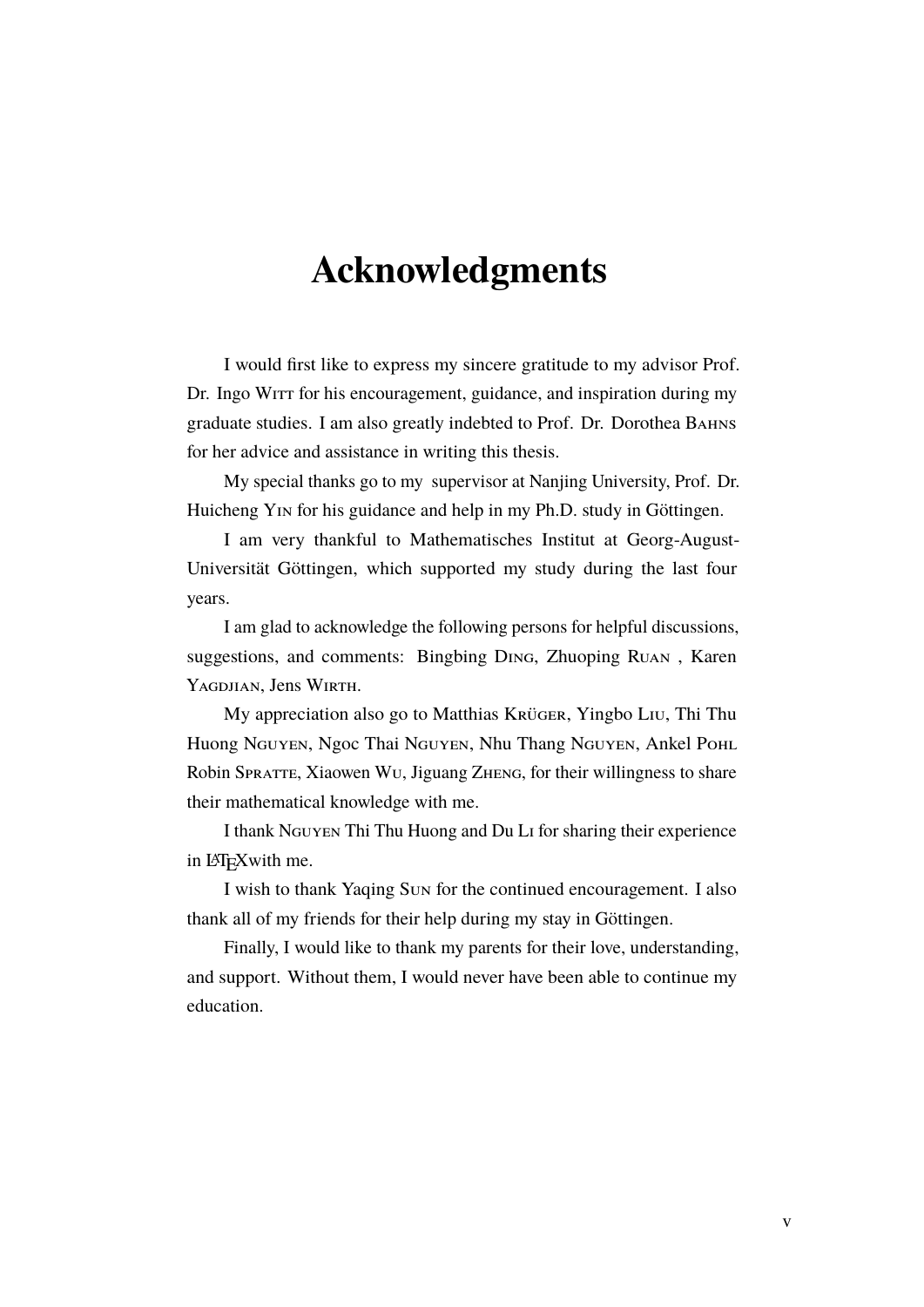# Acknowledgments

I would first like to express my sincere gratitude to my advisor Prof. Dr. Ingo Witt for his encouragement, guidance, and inspiration during my graduate studies. I am also greatly indebted to Prof. Dr. Dorothea Bahns for her advice and assistance in writing this thesis.

My special thanks go to my supervisor at Nanjing University, Prof. Dr. Huicheng Yin for his guidance and help in my Ph.D. study in Göttingen.

I am very thankful to Mathematisches Institut at Georg-August-Universität Göttingen, which supported my study during the last four years.

I am glad to acknowledge the following persons for helpful discussions, suggestions, and comments: Bingbing Ding, Zhuoping Ruan , Karen Yagdjian, Jens Wirth.

My appreciation also go to Matthias Krüger, Yingbo Liu, Thi Thu Huong Nguyen, Ngoc Thai Nguyen, Nhu Thang Nguyen, Ankel Pohl Robin Spratte, Xiaowen Wu, Jiguang Zheng, for their willingness to share their mathematical knowledge with me.

I thank Nguyen Thi Thu Huong and Du Li for sharing their experience in LaTeXwith me.

I wish to thank Yaqing Sun for the continued encouragement. I also thank all of my friends for their help during my stay in Göttingen.

Finally, I would like to thank my parents for their love, understanding, and support. Without them, I would never have been able to continue my education.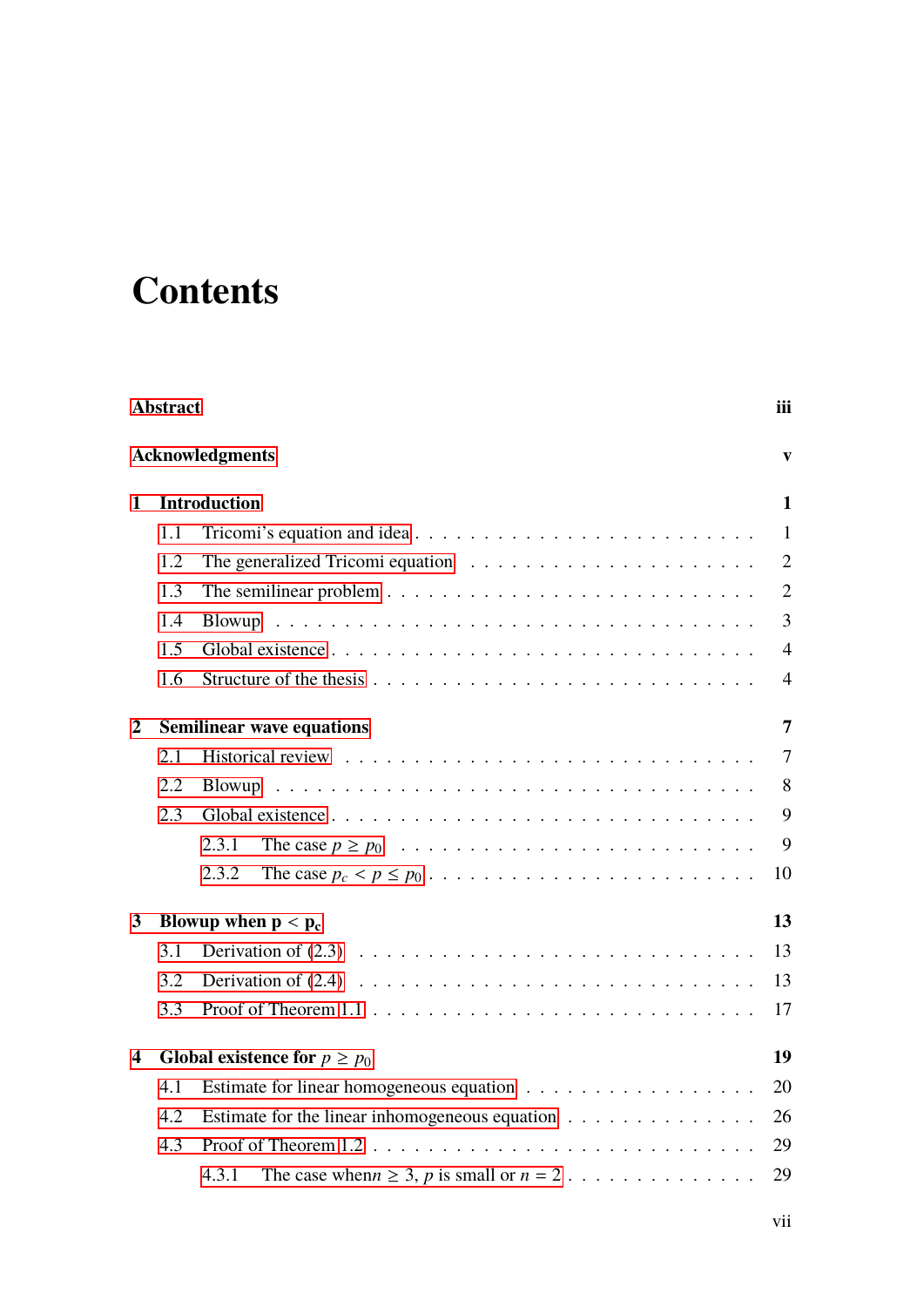# Contents

**Abstract** iii

**Acknowledgments** v

**1 Introduction** 1

- 1.1 Tricomi's equation and idea . . . 1
- 1.2 The generalized Tricomi equation . . . 2
- 1.3 The semilinear problem . . . 2
- 1.4 Blowup . . . 3
- 1.5 Global existence . . . 4
- 1.6 Structure of the thesis . . . 4

**2 Semilinear wave equations** 7

- 2.1 Historical review . . . 7
- 2.2 Blowup . . . 8
- 2.3 Global existence . . . 9
  - 2.3.1 The case $p \geq p_0$ . . . 9
  - 2.3.2 The case $p_c < p \leq p_0$ . . . 10

**3 Blowup when $\mathbf{p < p_c}$** 13

- 3.1 Derivation of (2.3) . . . 13
- 3.2 Derivation of (2.4) . . . 13
- 3.3 Proof of Theorem 1.1 . . . 17

**4 Global existence for $p \geq p_0$** 19

- 4.1 Estimate for linear homogeneous equation . . . 20
- 4.2 Estimate for the linear inhomogeneous equation . . . 26
- 4.3 Proof of Theorem 1.2 . . . 29
  - 4.3.1 The case when$n \geq 3$, $p$ is small or $n = 2$ . . . 29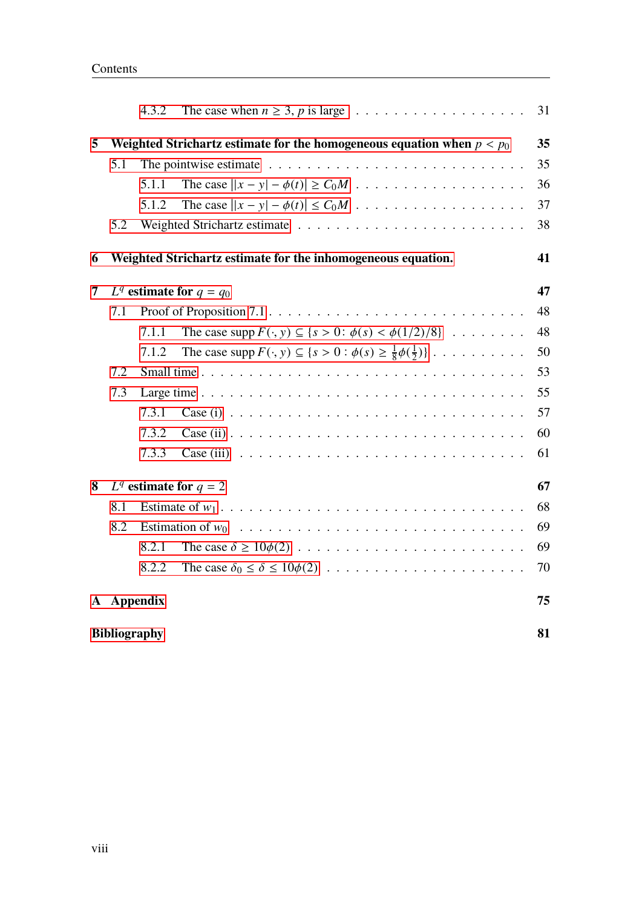4.3.2 The case when $n \geq 3$, $p$ is large . . . . . . . . . . . . . . . . . . 31

**5 Weighted Strichartz estimate for the homogeneous equation when $p < p_0$** **35**

5.1 The pointwise estimate . . . . . . . . . . . . . . . . . . . . . . . . . . 35

5.1.1 The case $||x-y| - \phi(t)| \geq C_0 M$ . . . . . . . . . . . . . . . . . 36

5.1.2 The case $||x-y| - \phi(t)| \leq C_0 M$ . . . . . . . . . . . . . . . . . 37

5.2 Weighted Strichartz estimate . . . . . . . . . . . . . . . . . . . . . . . 38

**6 Weighted Strichartz estimate for the inhomogeneous equation.** **41**

**7 $L^q$ estimate for $q = q_0$** **47**

7.1 Proof of Proposition 7.1 . . . . . . . . . . . . . . . . . . . . . . . . . 48

7.1.1 The case $\operatorname{supp} F(\cdot, y) \subseteq \{s > 0\colon \phi(s) < \phi(1/2)/8\}$ . . . . . . . . 48

7.1.2 The case $\operatorname{supp} F(\cdot, y) \subseteq \{s > 0 : \phi(s) \geq \frac{1}{8}\phi(\frac{1}{2})\}$ . . . . . . . . . . 50

7.2 Small time . . . . . . . . . . . . . . . . . . . . . . . . . . . . . . . . 53

7.3 Large time . . . . . . . . . . . . . . . . . . . . . . . . . . . . . . . . 55

7.3.1 Case (i) . . . . . . . . . . . . . . . . . . . . . . . . . . . . . . 57

7.3.2 Case (ii) . . . . . . . . . . . . . . . . . . . . . . . . . . . . . . 60

7.3.3 Case (iii) . . . . . . . . . . . . . . . . . . . . . . . . . . . . . . 61

**8 $L^q$ estimate for $q = 2$** **67**

8.1 Estimate of $w_1$ . . . . . . . . . . . . . . . . . . . . . . . . . . . . . 68

8.2 Estimation of $w_0$ . . . . . . . . . . . . . . . . . . . . . . . . . . . . 69

8.2.1 The case $\delta \geq 10\phi(2)$ . . . . . . . . . . . . . . . . . . . . . . . 69

8.2.2 The case $\delta_0 \leq \delta \leq 10\phi(2)$ . . . . . . . . . . . . . . . . . . . . 70

**A Appendix** **75**

**Bibliography** **81**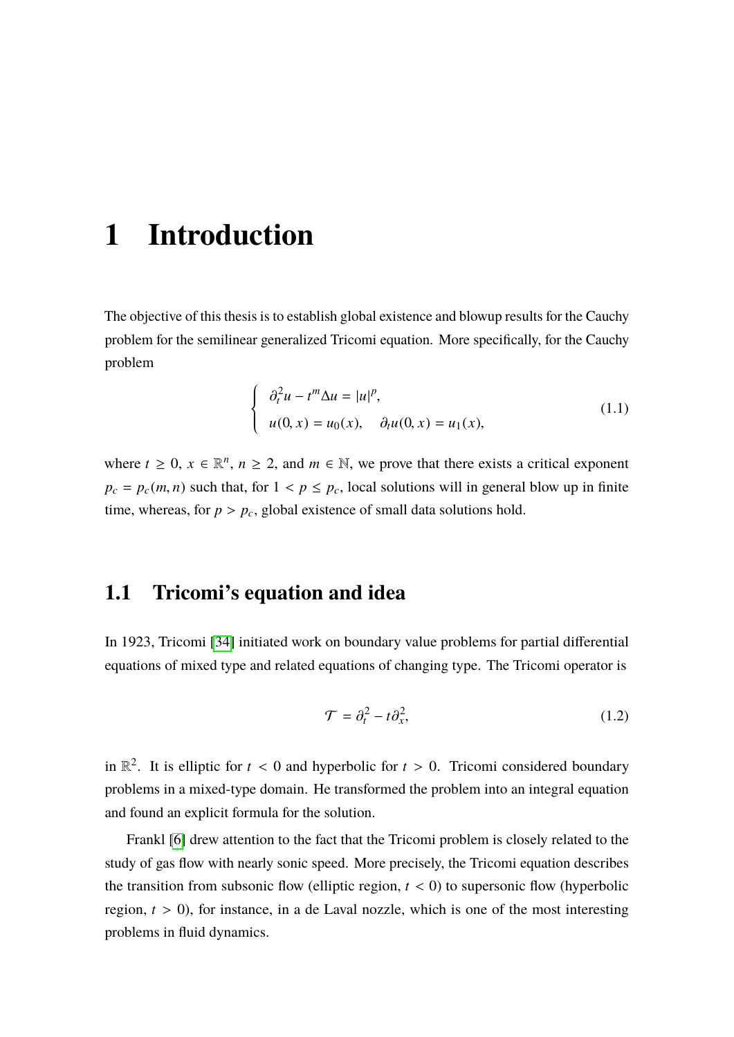# 1 Introduction

The objective of this thesis is to establish global existence and blowup results for the Cauchy problem for the semilinear generalized Tricomi equation. More specifically, for the Cauchy problem

$$
\begin{cases}
\partial_t^2 u - t^m \Delta u = |u|^p, \\
u(0, x) = u_0(x), \quad \partial_t u(0, x) = u_1(x),
\end{cases}
\tag{1.1}
$$

where $t \geq 0$, $x \in \mathbb{R}^n$, $n \geq 2$, and $m \in \mathbb{N}$, we prove that there exists a critical exponent $p_c = p_c(m, n)$ such that, for $1 < p \leq p_c$, local solutions will in general blow up in finite time, whereas, for $p > p_c$, global existence of small data solutions hold.

## 1.1 Tricomi's equation and idea

In 1923, Tricomi [34] initiated work on boundary value problems for partial differential equations of mixed type and related equations of changing type. The Tricomi operator is

$$
\mathcal{T} = \partial_t^2 - t\partial_x^2,
\tag{1.2}
$$

in $\mathbb{R}^2$. It is elliptic for $t < 0$ and hyperbolic for $t > 0$. Tricomi considered boundary problems in a mixed-type domain. He transformed the problem into an integral equation and found an explicit formula for the solution.

Frankl [6] drew attention to the fact that the Tricomi problem is closely related to the study of gas flow with nearly sonic speed. More precisely, the Tricomi equation describes the transition from subsonic flow (elliptic region, $t < 0$) to supersonic flow (hyperbolic region, $t > 0$), for instance, in a de Laval nozzle, which is one of the most interesting problems in fluid dynamics.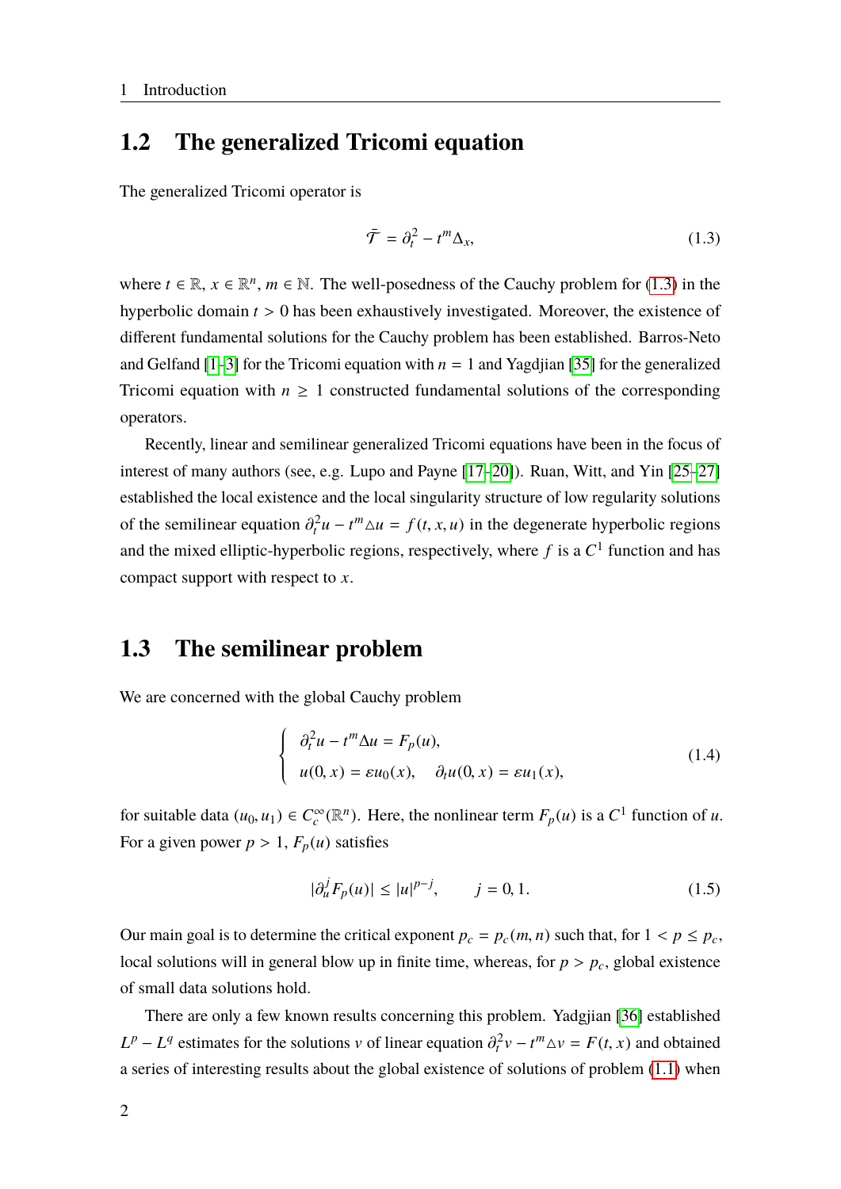## 1.2 The generalized Tricomi equation

The generalized Tricomi operator is

$$\bar{\mathcal{T}} = \partial_t^2 - t^m \Delta_x, \tag{1.3}$$

where $t \in \mathbb{R}$, $x \in \mathbb{R}^n$, $m \in \mathbb{N}$. The well-posedness of the Cauchy problem for (1.3) in the hyperbolic domain $t > 0$ has been exhaustively investigated. Moreover, the existence of different fundamental solutions for the Cauchy problem has been established. Barros-Neto and Gelfand [1–3] for the Tricomi equation with $n = 1$ and Yagdjian [35] for the generalized Tricomi equation with $n \geq 1$ constructed fundamental solutions of the corresponding operators.

Recently, linear and semilinear generalized Tricomi equations have been in the focus of interest of many authors (see, e.g. Lupo and Payne [17–20]). Ruan, Witt, and Yin [25–27] established the local existence and the local singularity structure of low regularity solutions of the semilinear equation $\partial_t^2 u - t^m \triangle u = f(t, x, u)$ in the degenerate hyperbolic regions and the mixed elliptic-hyperbolic regions, respectively, where $f$ is a $C^1$ function and has compact support with respect to $x$.

## 1.3 The semilinear problem

We are concerned with the global Cauchy problem

$$\begin{cases} \partial_t^2 u - t^m \Delta u = F_p(u), \\ u(0, x) = \varepsilon u_0(x), \quad \partial_t u(0, x) = \varepsilon u_1(x), \end{cases} \tag{1.4}$$

for suitable data $(u_0, u_1) \in C_c^\infty(\mathbb{R}^n)$. Here, the nonlinear term $F_p(u)$ is a $C^1$ function of $u$. For a given power $p > 1$, $F_p(u)$ satisfies

$$|\partial_u^j F_p(u)| \leq |u|^{p-j}, \qquad j = 0, 1. \tag{1.5}$$

Our main goal is to determine the critical exponent $p_c = p_c(m, n)$ such that, for $1 < p \leq p_c$, local solutions will in general blow up in finite time, whereas, for $p > p_c$, global existence of small data solutions hold.

There are only a few known results concerning this problem. Yadgjian [36] established $L^p - L^q$ estimates for the solutions $v$ of linear equation $\partial_t^2 v - t^m \triangle v = F(t, x)$ and obtained a series of interesting results about the global existence of solutions of problem (1.1) when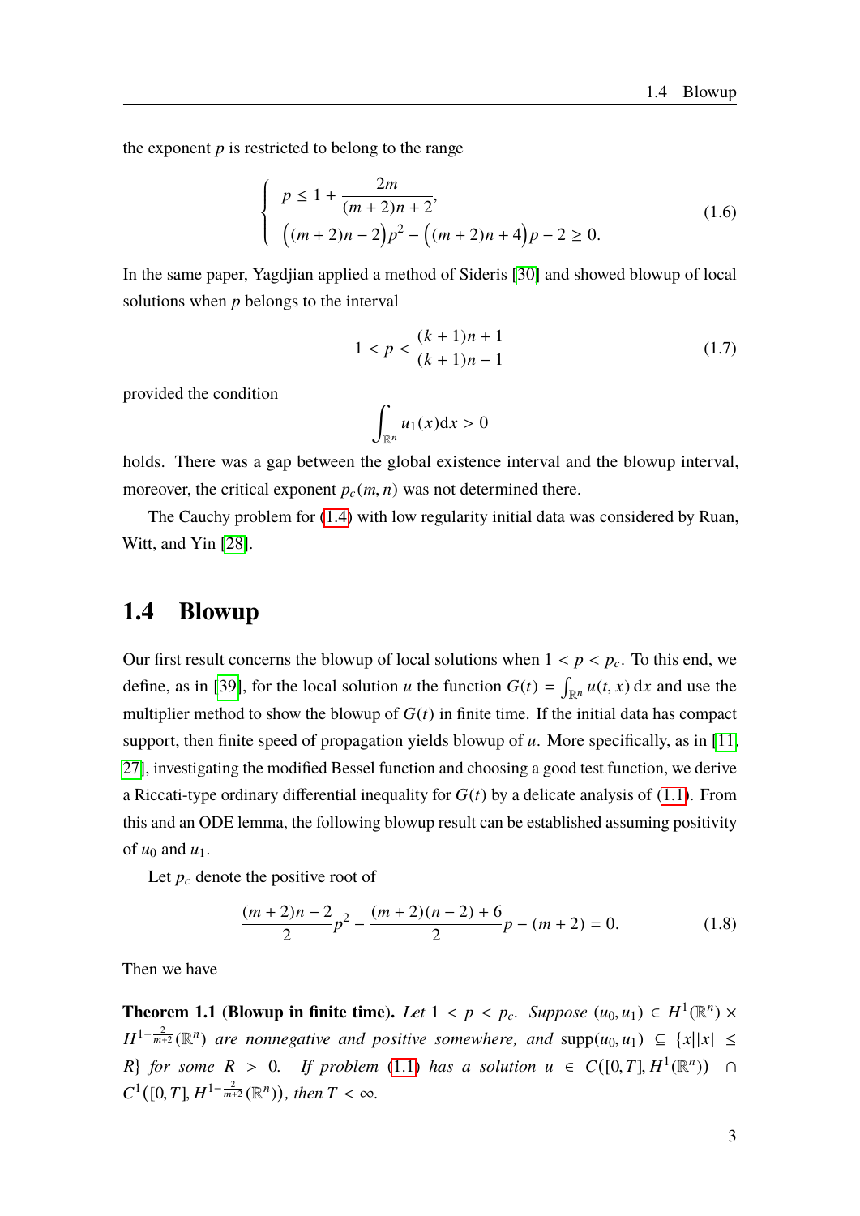the exponent $p$ is restricted to belong to the range

$$
\begin{cases} p \leq 1 + \dfrac{2m}{(m+2)n+2}, \\ \big((m+2)n-2\big)p^2 - \big((m+2)n+4\big)p - 2 \geq 0. \end{cases} \tag{1.6}
$$

In the same paper, Yagdjian applied a method of Sideris [30] and showed blowup of local solutions when $p$ belongs to the interval

$$
1 < p < \frac{(k+1)n+1}{(k+1)n-1} \tag{1.7}
$$

provided the condition

$$
\int_{\mathbb{R}^n} u_1(x)\mathrm{d}x > 0
$$

holds. There was a gap between the global existence interval and the blowup interval, moreover, the critical exponent $p_c(m,n)$ was not determined there.

The Cauchy problem for (1.4) with low regularity initial data was considered by Ruan, Witt, and Yin [28].

## 1.4 Blowup

Our first result concerns the blowup of local solutions when $1 < p < p_c$. To this end, we define, as in [39], for the local solution $u$ the function $G(t) = \int_{\mathbb{R}^n} u(t,x)\,\mathrm{d}x$ and use the multiplier method to show the blowup of $G(t)$ in finite time. If the initial data has compact support, then finite speed of propagation yields blowup of $u$. More specifically, as in [11, 27], investigating the modified Bessel function and choosing a good test function, we derive a Riccati-type ordinary differential inequality for $G(t)$ by a delicate analysis of (1.1). From this and an ODE lemma, the following blowup result can be established assuming positivity of $u_0$ and $u_1$.

Let $p_c$ denote the positive root of

$$
\frac{(m+2)n-2}{2}p^2 - \frac{(m+2)(n-2)+6}{2}p - (m+2) = 0. \tag{1.8}
$$

Then we have

**Theorem 1.1** (**Blowup in finite time**). *Let $1 < p < p_c$. Suppose $(u_0, u_1) \in H^1(\mathbb{R}^n) \times H^{1-\frac{2}{m+2}}(\mathbb{R}^n)$ are nonnegative and positive somewhere, and* $\operatorname{supp}(u_0,u_1) \subseteq \{x \,|\, |x| \leq R\}$ *for some $R > 0$. If problem (1.1) has a solution $u \in C([0,T], H^1(\mathbb{R}^n)) \cap C^1([0,T], H^{1-\frac{2}{m+2}}(\mathbb{R}^n))$, then $T < \infty$.*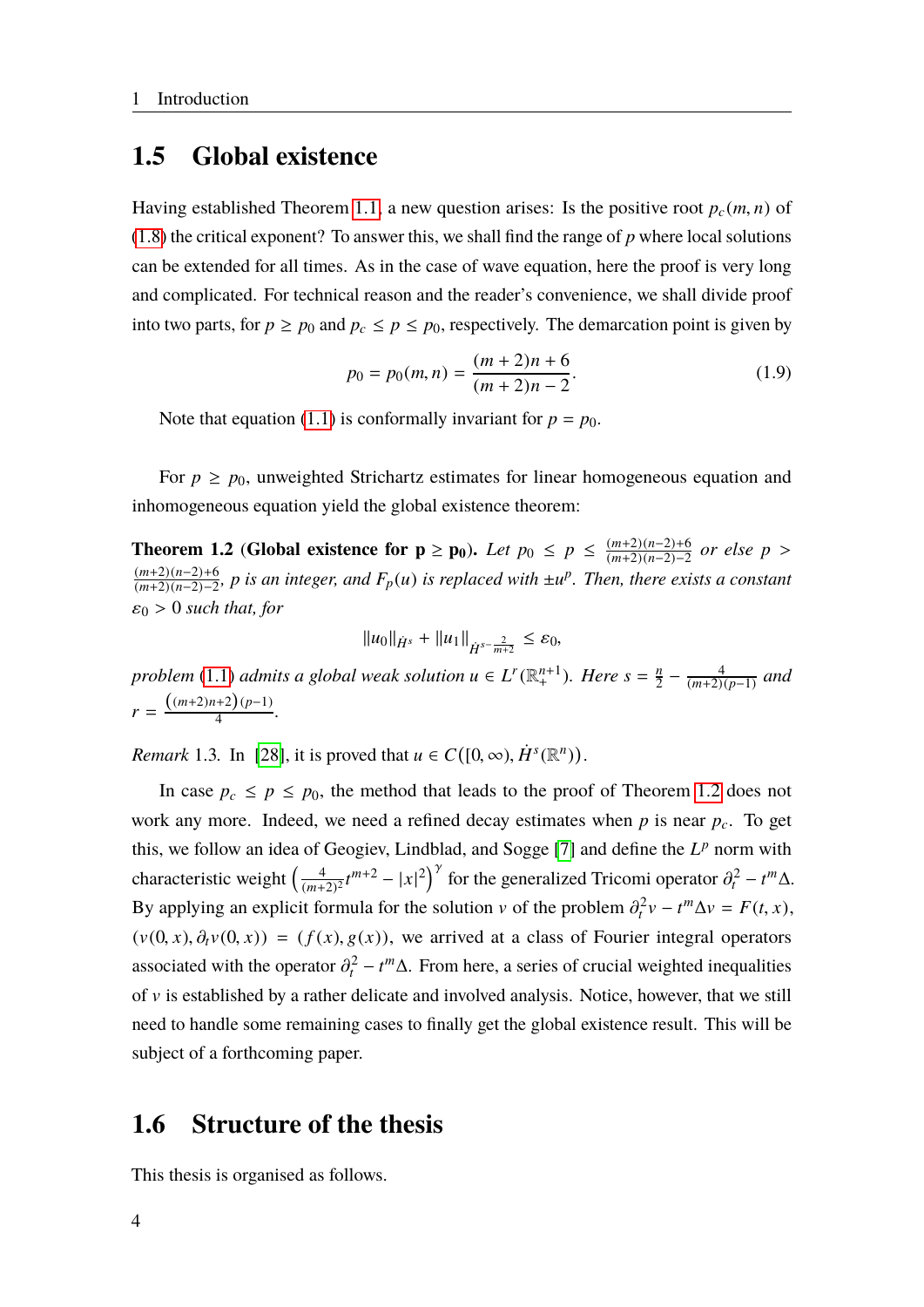## 1.5 Global existence

Having established Theorem 1.1, a new question arises: Is the positive root $p_c(m,n)$ of (1.8) the critical exponent? To answer this, we shall find the range of $p$ where local solutions can be extended for all times. As in the case of wave equation, here the proof is very long and complicated. For technical reason and the reader's convenience, we shall divide proof into two parts, for $p \geq p_0$ and $p_c \leq p \leq p_0$, respectively. The demarcation point is given by

$$p_0 = p_0(m,n) = \frac{(m+2)n+6}{(m+2)n-2}. \tag{1.9}$$

Note that equation (1.1) is conformally invariant for $p = p_0$.

For $p \geq p_0$, unweighted Strichartz estimates for linear homogeneous equation and inhomogeneous equation yield the global existence theorem:

**Theorem 1.2 (Global existence for $\mathbf{p \geq p_0}$).** *Let $p_0 \leq p \leq \frac{(m+2)(n-2)+6}{(m+2)(n-2)-2}$ or else $p > \frac{(m+2)(n-2)+6}{(m+2)(n-2)-2}$, $p$ is an integer, and $F_p(u)$ is replaced with $\pm u^p$. Then, there exists a constant $\varepsilon_0 > 0$ such that, for*

$$\|u_0\|_{\dot{H}^s} + \|u_1\|_{\dot{H}^{s-\frac{2}{m+2}}} \leq \varepsilon_0,$$

*problem (1.1) admits a global weak solution $u \in L^r(\mathbb{R}^{n+1}_+)$. Here $s = \frac{n}{2} - \frac{4}{(m+2)(p-1)}$ and $r = \frac{\left((m+2)n+2\right)(p-1)}{4}$.*

*Remark* 1.3. In [28], it is proved that $u \in C([0,\infty), \dot{H}^s(\mathbb{R}^n))$.

In case $p_c \leq p \leq p_0$, the method that leads to the proof of Theorem 1.2 does not work any more. Indeed, we need a refined decay estimates when $p$ is near $p_c$. To get this, we follow an idea of Geogiev, Lindblad, and Sogge [7] and define the $L^p$ norm with characteristic weight $\left(\frac{4}{(m+2)^2}t^{m+2} - |x|^2\right)^\gamma$ for the generalized Tricomi operator $\partial_t^2 - t^m\Delta$. By applying an explicit formula for the solution $v$ of the problem $\partial_t^2 v - t^m \Delta v = F(t,x)$, $(v(0,x), \partial_t v(0,x)) = (f(x), g(x))$, we arrived at a class of Fourier integral operators associated with the operator $\partial_t^2 - t^m\Delta$. From here, a series of crucial weighted inequalities of $v$ is established by a rather delicate and involved analysis. Notice, however, that we still need to handle some remaining cases to finally get the global existence result. This will be subject of a forthcoming paper.

## 1.6 Structure of the thesis

This thesis is organised as follows.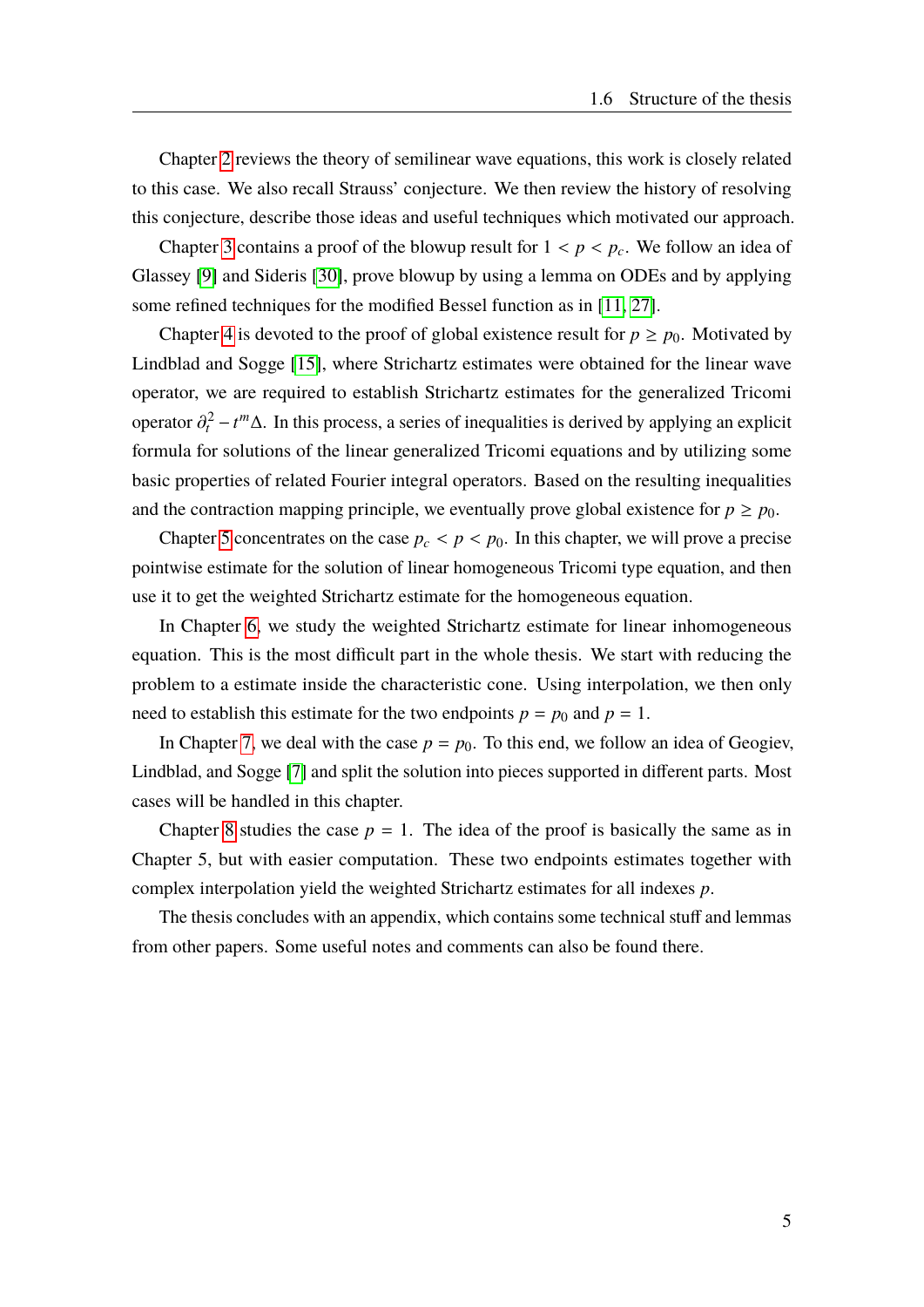Chapter 2 reviews the theory of semilinear wave equations, this work is closely related to this case. We also recall Strauss' conjecture. We then review the history of resolving this conjecture, describe those ideas and useful techniques which motivated our approach.

Chapter 3 contains a proof of the blowup result for $1 < p < p_c$. We follow an idea of Glassey [9] and Sideris [30], prove blowup by using a lemma on ODEs and by applying some refined techniques for the modified Bessel function as in [11, 27].

Chapter 4 is devoted to the proof of global existence result for $p \geq p_0$. Motivated by Lindblad and Sogge [15], where Strichartz estimates were obtained for the linear wave operator, we are required to establish Strichartz estimates for the generalized Tricomi operator $\partial_t^2 - t^m \Delta$. In this process, a series of inequalities is derived by applying an explicit formula for solutions of the linear generalized Tricomi equations and by utilizing some basic properties of related Fourier integral operators. Based on the resulting inequalities and the contraction mapping principle, we eventually prove global existence for $p \geq p_0$.

Chapter 5 concentrates on the case $p_c < p < p_0$. In this chapter, we will prove a precise pointwise estimate for the solution of linear homogeneous Tricomi type equation, and then use it to get the weighted Strichartz estimate for the homogeneous equation.

In Chapter 6, we study the weighted Strichartz estimate for linear inhomogeneous equation. This is the most difficult part in the whole thesis. We start with reducing the problem to a estimate inside the characteristic cone. Using interpolation, we then only need to establish this estimate for the two endpoints $p = p_0$ and $p = 1$.

In Chapter 7, we deal with the case $p = p_0$. To this end, we follow an idea of Geogiev, Lindblad, and Sogge [7] and split the solution into pieces supported in different parts. Most cases will be handled in this chapter.

Chapter 8 studies the case $p = 1$. The idea of the proof is basically the same as in Chapter 5, but with easier computation. These two endpoints estimates together with complex interpolation yield the weighted Strichartz estimates for all indexes $p$.

The thesis concludes with an appendix, which contains some technical stuff and lemmas from other papers. Some useful notes and comments can also be found there.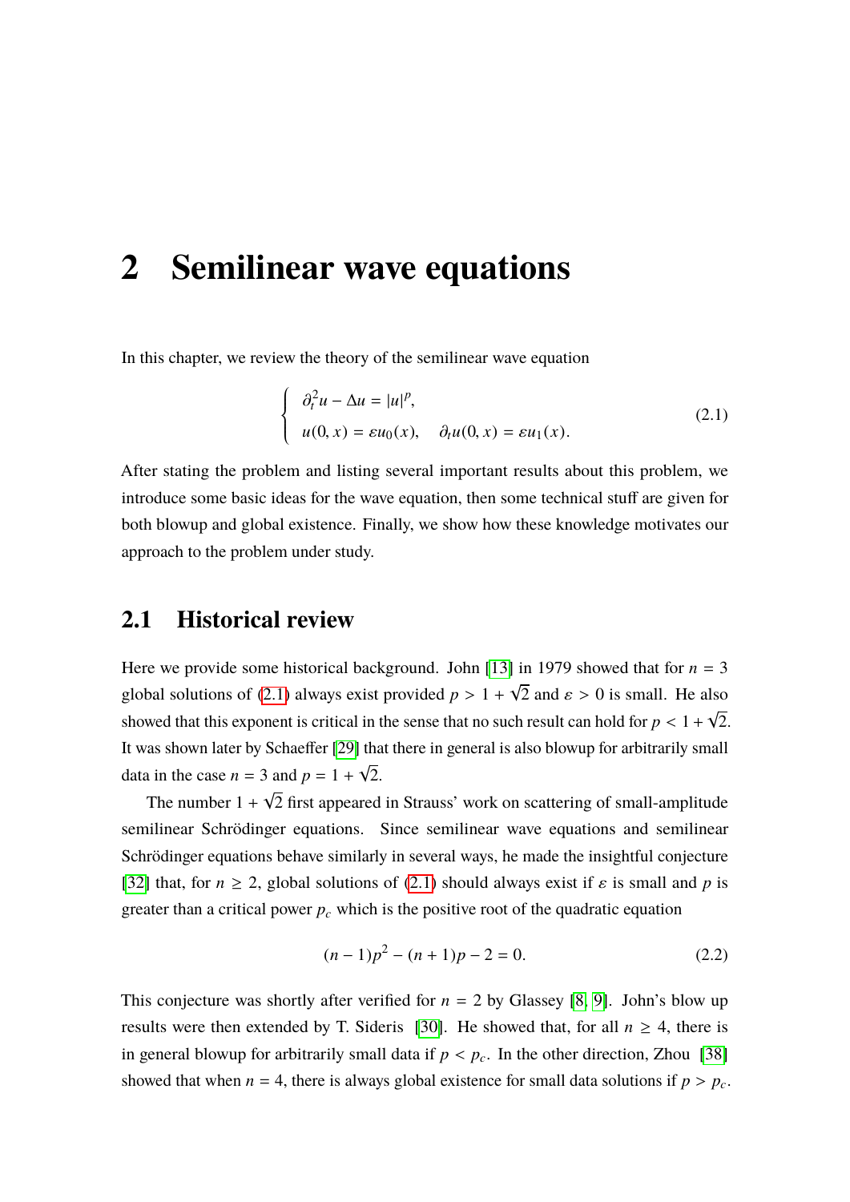# 2 Semilinear wave equations

In this chapter, we review the theory of the semilinear wave equation

$$
\begin{cases} \partial_t^2 u - \Delta u = |u|^p, \\ u(0,x) = \varepsilon u_0(x), \quad \partial_t u(0,x) = \varepsilon u_1(x). \end{cases} \tag{2.1}
$$

After stating the problem and listing several important results about this problem, we introduce some basic ideas for the wave equation, then some technical stuff are given for both blowup and global existence. Finally, we show how these knowledge motivates our approach to the problem under study.

## 2.1 Historical review

Here we provide some historical background. John [13] in 1979 showed that for $n = 3$ global solutions of (2.1) always exist provided $p > 1 + \sqrt{2}$ and $\varepsilon > 0$ is small. He also showed that this exponent is critical in the sense that no such result can hold for $p < 1 + \sqrt{2}$. It was shown later by Schaeffer [29] that there in general is also blowup for arbitrarily small data in the case $n = 3$ and $p = 1 + \sqrt{2}$.

The number $1 + \sqrt{2}$ first appeared in Strauss' work on scattering of small-amplitude semilinear Schrödinger equations. Since semilinear wave equations and semilinear Schrödinger equations behave similarly in several ways, he made the insightful conjecture [32] that, for $n \geq 2$, global solutions of (2.1) should always exist if $\varepsilon$ is small and $p$ is greater than a critical power $p_c$ which is the positive root of the quadratic equation

$$
(n-1)p^2 - (n+1)p - 2 = 0. \tag{2.2}
$$

This conjecture was shortly after verified for $n = 2$ by Glassey [8, 9]. John's blow up results were then extended by T. Sideris [30]. He showed that, for all $n \geq 4$, there is in general blowup for arbitrarily small data if $p < p_c$. In the other direction, Zhou [38] showed that when $n = 4$, there is always global existence for small data solutions if $p > p_c$.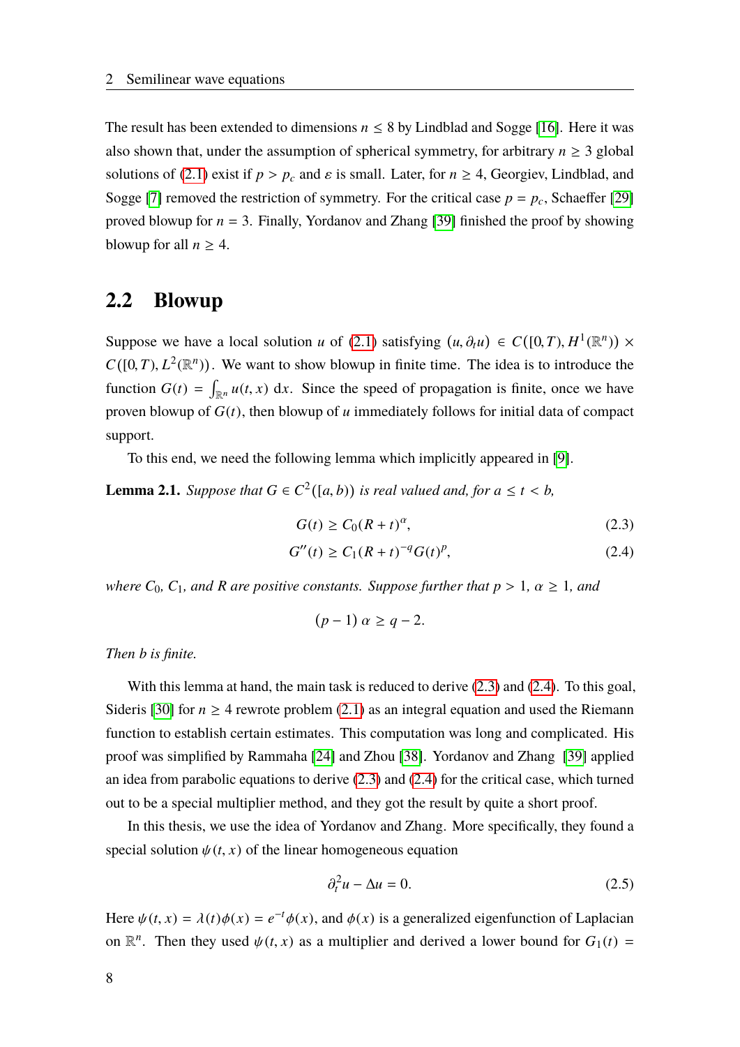The result has been extended to dimensions $n \leq 8$ by Lindblad and Sogge [16]. Here it was also shown that, under the assumption of spherical symmetry, for arbitrary $n \geq 3$ global solutions of (2.1) exist if $p > p_c$ and $\varepsilon$ is small. Later, for $n \geq 4$, Georgiev, Lindblad, and Sogge [7] removed the restriction of symmetry. For the critical case $p = p_c$, Schaeffer [29] proved blowup for $n = 3$. Finally, Yordanov and Zhang [39] finished the proof by showing blowup for all $n \geq 4$.

## 2.2 Blowup

Suppose we have a local solution $u$ of (2.1) satisfying $(u, \partial_t u) \in C([0,T), H^1(\mathbb{R}^n)) \times C([0,T), L^2(\mathbb{R}^n))$. We want to show blowup in finite time. The idea is to introduce the function $G(t) = \int_{\mathbb{R}^n} u(t,x)\, \mathrm{d}x$. Since the speed of propagation is finite, once we have proven blowup of $G(t)$, then blowup of $u$ immediately follows for initial data of compact support.

To this end, we need the following lemma which implicitly appeared in [9].

**Lemma 2.1.** *Suppose that $G \in C^2([a,b))$ is real valued and, for $a \leq t < b$,*

$$G(t) \geq C_0 (R+t)^{\alpha}, \tag{2.3}$$

$$G''(t) \geq C_1 (R+t)^{-q} G(t)^p, \tag{2.4}$$

*where $C_0$, $C_1$, and $R$ are positive constants. Suppose further that $p > 1$, $\alpha \geq 1$, and*

$$(p-1)\,\alpha \geq q-2.$$

*Then $b$ is finite.*

With this lemma at hand, the main task is reduced to derive (2.3) and (2.4). To this goal, Sideris [30] for $n \geq 4$ rewrote problem (2.1) as an integral equation and used the Riemann function to establish certain estimates. This computation was long and complicated. His proof was simplified by Rammaha [24] and Zhou [38]. Yordanov and Zhang [39] applied an idea from parabolic equations to derive (2.3) and (2.4) for the critical case, which turned out to be a special multiplier method, and they got the result by quite a short proof.

In this thesis, we use the idea of Yordanov and Zhang. More specifically, they found a special solution $\psi(t,x)$ of the linear homogeneous equation

$$\partial_t^2 u - \Delta u = 0. \tag{2.5}$$

Here $\psi(t,x) = \lambda(t)\phi(x) = e^{-t}\phi(x)$, and $\phi(x)$ is a generalized eigenfunction of Laplacian on $\mathbb{R}^n$. Then they used $\psi(t,x)$ as a multiplier and derived a lower bound for $G_1(t) =$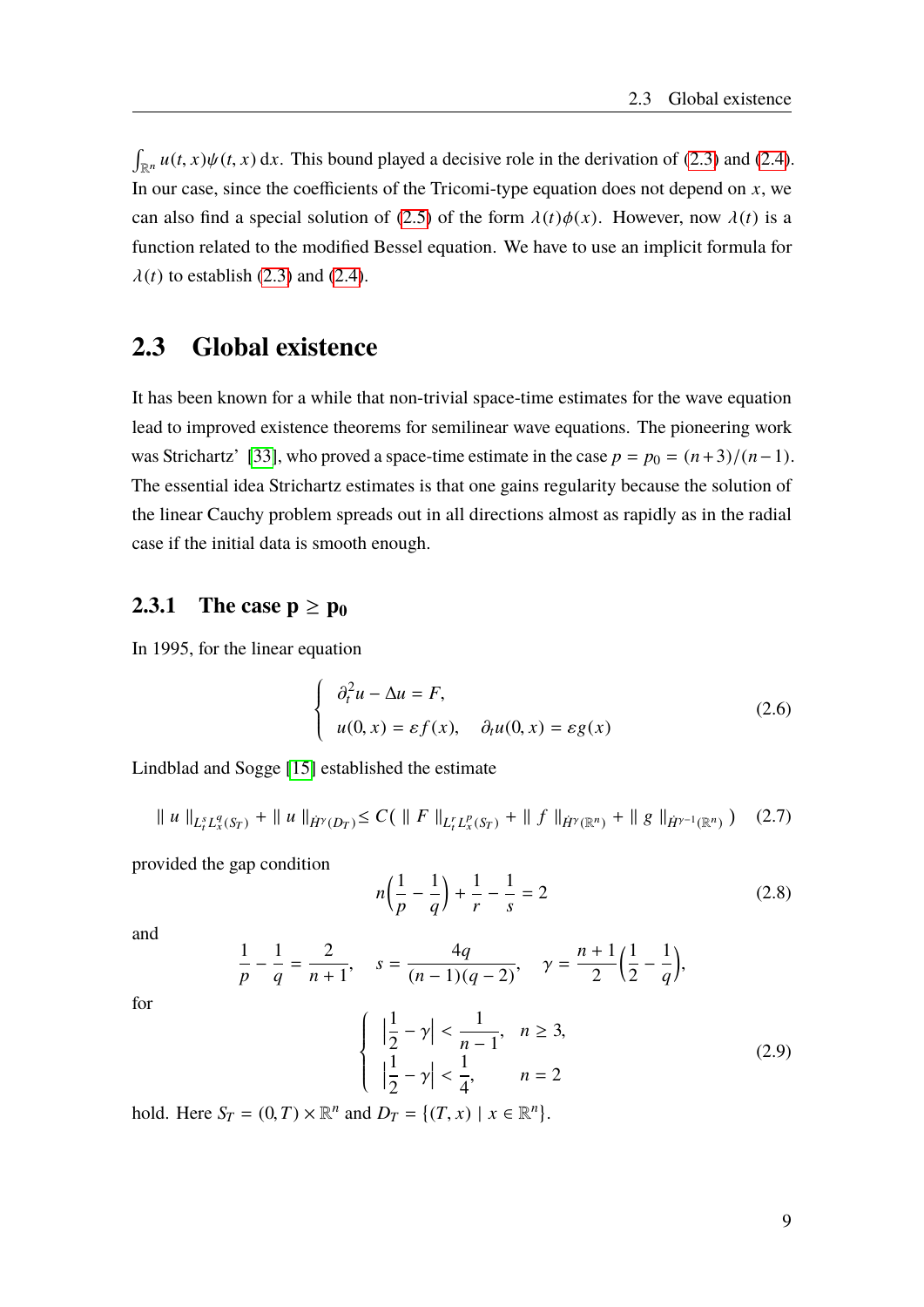$\int_{\mathbb{R}^n} u(t,x)\psi(t,x)\,\mathrm{d}x$. This bound played a decisive role in the derivation of (2.3) and (2.4). In our case, since the coefficients of the Tricomi-type equation does not depend on $x$, we can also find a special solution of (2.5) of the form $\lambda(t)\phi(x)$. However, now $\lambda(t)$ is a function related to the modified Bessel equation. We have to use an implicit formula for $\lambda(t)$ to establish (2.3) and (2.4).

## 2.3 Global existence

It has been known for a while that non-trivial space-time estimates for the wave equation lead to improved existence theorems for semilinear wave equations. The pioneering work was Strichartz' [33], who proved a space-time estimate in the case $p = p_0 = (n+3)/(n-1)$. The essential idea Strichartz estimates is that one gains regularity because the solution of the linear Cauchy problem spreads out in all directions almost as rapidly as in the radial case if the initial data is smooth enough.

### 2.3.1 The case $\mathbf{p \geq p_0}$

In 1995, for the linear equation

$$
\begin{cases}
\partial_t^2 u - \Delta u = F, \\
u(0,x) = \varepsilon f(x), \quad \partial_t u(0,x) = \varepsilon g(x)
\end{cases}
\tag{2.6}
$$

Lindblad and Sogge [15] established the estimate

$$
\| u \|_{L_t^s L_x^q(S_T)} + \| u \|_{\dot{H}^\gamma(D_T)} \leq C( \| F \|_{L_t^r L_x^p(S_T)} + \| f \|_{\dot{H}^\gamma(\mathbb{R}^n)} + \| g \|_{\dot{H}^{\gamma-1}(\mathbb{R}^n)} ) \tag{2.7}
$$

provided the gap condition

$$
n\Big(\frac{1}{p} - \frac{1}{q}\Big) + \frac{1}{r} - \frac{1}{s} = 2 \tag{2.8}
$$

and

$$
\frac{1}{p} - \frac{1}{q} = \frac{2}{n+1}, \quad s = \frac{4q}{(n-1)(q-2)}, \quad \gamma = \frac{n+1}{2}\Big(\frac{1}{2} - \frac{1}{q}\Big),
$$

for

$$
\begin{cases}
\Big|\frac{1}{2} - \gamma\Big| < \frac{1}{n-1}, & n \geq 3, \\
\Big|\frac{1}{2} - \gamma\Big| < \frac{1}{4}, & n = 2
\end{cases}
\tag{2.9}
$$

hold. Here $S_T = (0,T) \times \mathbb{R}^n$ and $D_T = \{(T,x) \mid x \in \mathbb{R}^n\}$.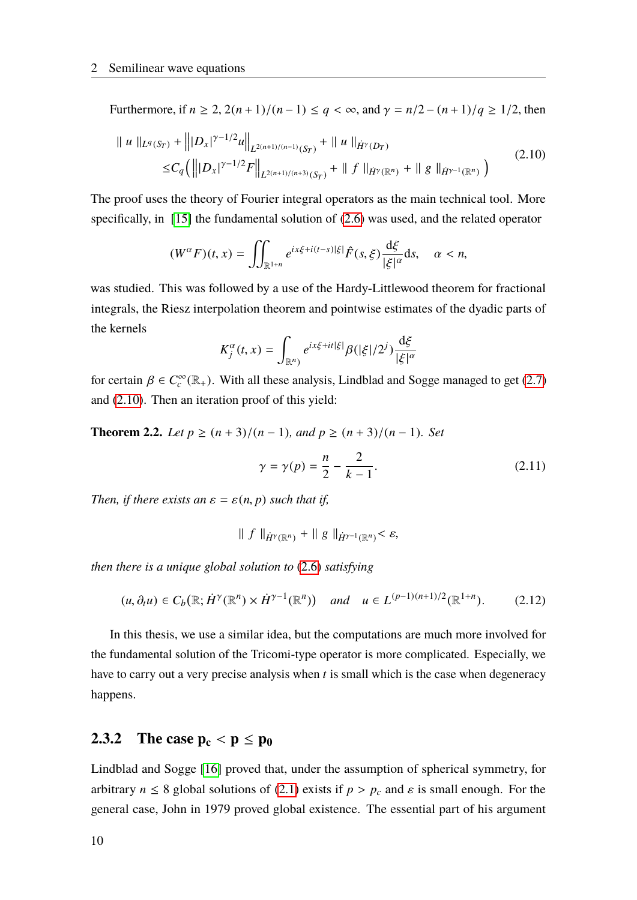Furthermore, if $n \geq 2$, $2(n+1)/(n-1) \leq q < \infty$, and $\gamma = n/2 - (n+1)/q \geq 1/2$, then

$$\begin{aligned} &\| u \|_{L^q(S_T)} + \left\| |D_x|^{\gamma-1/2} u \right\|_{L^{2(n+1)/(n-1)}(S_T)} + \| u \|_{\dot{H}^\gamma(D_T)} \\ \leq & C_q \Big( \left\| |D_x|^{\gamma-1/2} F \right\|_{L^{2(n+1)/(n+3)}(S_T)} + \| f \|_{\dot{H}^\gamma(\mathbb{R}^n)} + \| g \|_{\dot{H}^{\gamma-1}(\mathbb{R}^n)} \Big) \end{aligned} \tag{2.10}$$

The proof uses the theory of Fourier integral operators as the main technical tool. More specifically, in [15] the fundamental solution of (2.6) was used, and the related operator

$$(W^\alpha F)(t,x) = \iint_{\mathbb{R}^{1+n}} e^{ix\xi + i(t-s)|\xi|} \hat{F}(s,\xi) \frac{\mathrm{d}\xi}{|\xi|^\alpha} \mathrm{d}s, \quad \alpha < n,$$

was studied. This was followed by a use of the Hardy-Littlewood theorem for fractional integrals, the Riesz interpolation theorem and pointwise estimates of the dyadic parts of the kernels

$$K_j^\alpha(t,x) = \int_{\mathbb{R}^n)} e^{ix\xi + it|\xi|} \beta(|\xi|/2^j) \frac{\mathrm{d}\xi}{|\xi|^\alpha}$$

for certain $\beta \in C_c^\infty(\mathbb{R}_+)$. With all these analysis, Lindblad and Sogge managed to get (2.7) and (2.10). Then an iteration proof of this yield:

**Theorem 2.2.** *Let $p \geq (n+3)/(n-1)$, and $p \geq (n+3)/(n-1)$. Set*

$$\gamma = \gamma(p) = \frac{n}{2} - \frac{2}{k-1}. \tag{2.11}$$

*Then, if there exists an $\varepsilon = \varepsilon(n,p)$ such that if,*

$$\| f \|_{\dot{H}^\gamma(\mathbb{R}^n)} + \| g \|_{\dot{H}^{\gamma-1}(\mathbb{R}^n)} < \varepsilon,$$

*then there is a unique global solution to (2.6) satisfying*

$$(u, \partial_t u) \in C_b(\mathbb{R}; \dot{H}^\gamma(\mathbb{R}^n) \times \dot{H}^{\gamma-1}(\mathbb{R}^n)) \quad \textit{and} \quad u \in L^{(p-1)(n+1)/2}(\mathbb{R}^{1+n}). \tag{2.12}$$

In this thesis, we use a similar idea, but the computations are much more involved for the fundamental solution of the Tricomi-type operator is more complicated. Especially, we have to carry out a very precise analysis when $t$ is small which is the case when degeneracy happens.

### 2.3.2 The case $p_c < p \leq p_0$

Lindblad and Sogge [16] proved that, under the assumption of spherical symmetry, for arbitrary $n \leq 8$ global solutions of (2.1) exists if $p > p_c$ and $\varepsilon$ is small enough. For the general case, John in 1979 proved global existence. The essential part of his argument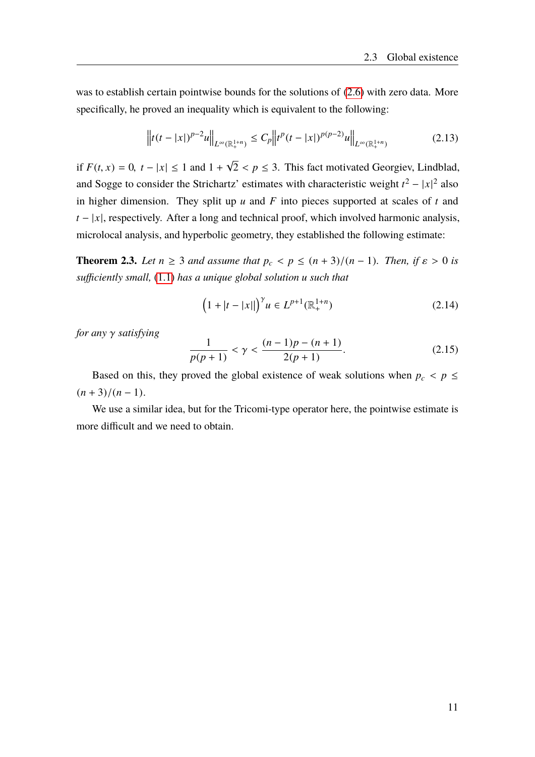was to establish certain pointwise bounds for the solutions of (2.6) with zero data. More specifically, he proved an inequality which is equivalent to the following:

$$\left\| t(t-|x|)^{p-2} u \right\|_{L^\infty(\mathbb{R}^{1+n}_+)} \leq C_p \left\| t^p (t-|x|)^{p(p-2)} u \right\|_{L^\infty(\mathbb{R}^{1+n}_+)} \tag{2.13}$$

if $F(t,x) = 0$, $t - |x| \leq 1$ and $1 + \sqrt{2} < p \leq 3$. This fact motivated Georgiev, Lindblad, and Sogge to consider the Strichartz' estimates with characteristic weight $t^2 - |x|^2$ also in higher dimension. They split up $u$ and $F$ into pieces supported at scales of $t$ and $t - |x|$, respectively. After a long and technical proof, which involved harmonic analysis, microlocal analysis, and hyperbolic geometry, they established the following estimate:

**Theorem 2.3.** *Let $n \geq 3$ and assume that $p_c < p \leq (n+3)/(n-1)$. Then, if $\varepsilon > 0$ is sufficiently small, (1.1) has a unique global solution $u$ such that*

$$\left(1 + |t - |x||\right)^\gamma u \in L^{p+1}(\mathbb{R}^{1+n}_+) \tag{2.14}$$

*for any $\gamma$ satisfying*

$$\frac{1}{p(p+1)} < \gamma < \frac{(n-1)p - (n+1)}{2(p+1)}. \tag{2.15}$$

Based on this, they proved the global existence of weak solutions when $p_c < p \leq (n+3)/(n-1)$.

We use a similar idea, but for the Tricomi-type operator here, the pointwise estimate is more difficult and we need to obtain.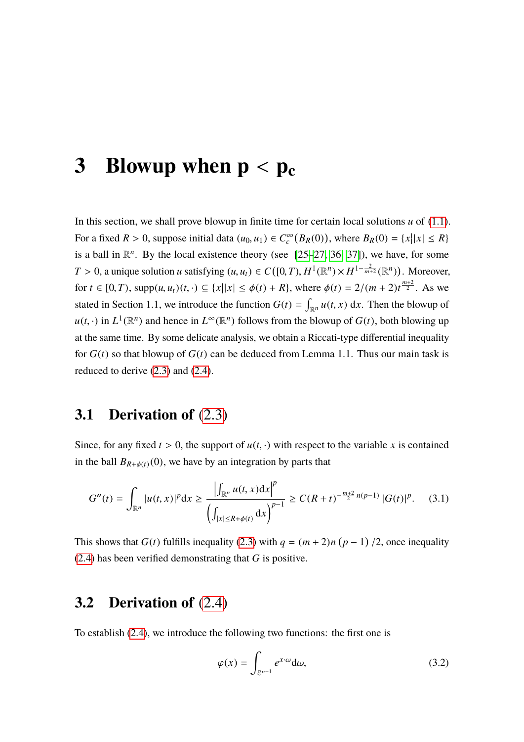# 3 Blowup when $p < p_c$

In this section, we shall prove blowup in finite time for certain local solutions $u$ of (1.1). For a fixed $R > 0$, suppose initial data $(u_0, u_1) \in C_c^\infty(B_R(0))$, where $B_R(0) = \{x||x| \le R\}$ is a ball in $\mathbb{R}^n$. By the local existence theory (see [25–27, 36, 37]), we have, for some $T > 0$, a unique solution $u$ satisfying $(u, u_t) \in C\left([0,T), H^1(\mathbb{R}^n) \times H^{1-\frac{2}{m+2}}(\mathbb{R}^n)\right)$. Moreover, for $t \in [0,T)$, $\text{supp}(u, u_t)(t, \cdot) \subseteq \{x||x| \le \phi(t) + R\}$, where $\phi(t) = 2/(m+2)t^{\frac{m+2}{2}}$. As we stated in Section 1.1, we introduce the function $G(t) = \int_{\mathbb{R}^n} u(t,x)\,\mathrm{d}x$. Then the blowup of $u(t,\cdot)$ in $L^1(\mathbb{R}^n)$ and hence in $L^\infty(\mathbb{R}^n)$ follows from the blowup of $G(t)$, both blowing up at the same time. By some delicate analysis, we obtain a Riccati-type differential inequality for $G(t)$ so that blowup of $G(t)$ can be deduced from Lemma 1.1. Thus our main task is reduced to derive (2.3) and (2.4).

## 3.1 Derivation of (2.3)

Since, for any fixed $t > 0$, the support of $u(t,\cdot)$ with respect to the variable $x$ is contained in the ball $B_{R+\phi(t)}(0)$, we have by an integration by parts that

$$G''(t) = \int_{\mathbb{R}^n} |u(t,x)|^p \mathrm{d}x \ge \frac{\left|\int_{\mathbb{R}^n} u(t,x)\mathrm{d}x\right|^p}{\left(\int_{|x|\le R+\phi(t)} \mathrm{d}x\right)^{p-1}} \ge C(R+t)^{-\frac{m+2}{2}n(p-1)}|G(t)|^p. \tag{3.1}$$

This shows that $G(t)$ fulfills inequality (2.3) with $q = (m+2)n\,(p-1)/2$, once inequality (2.4) has been verified demonstrating that $G$ is positive.

## 3.2 Derivation of (2.4)

To establish (2.4), we introduce the following two functions: the first one is

$$\varphi(x) = \int_{\mathbb{S}^{n-1}} e^{x\cdot\omega}\mathrm{d}\omega, \tag{3.2}$$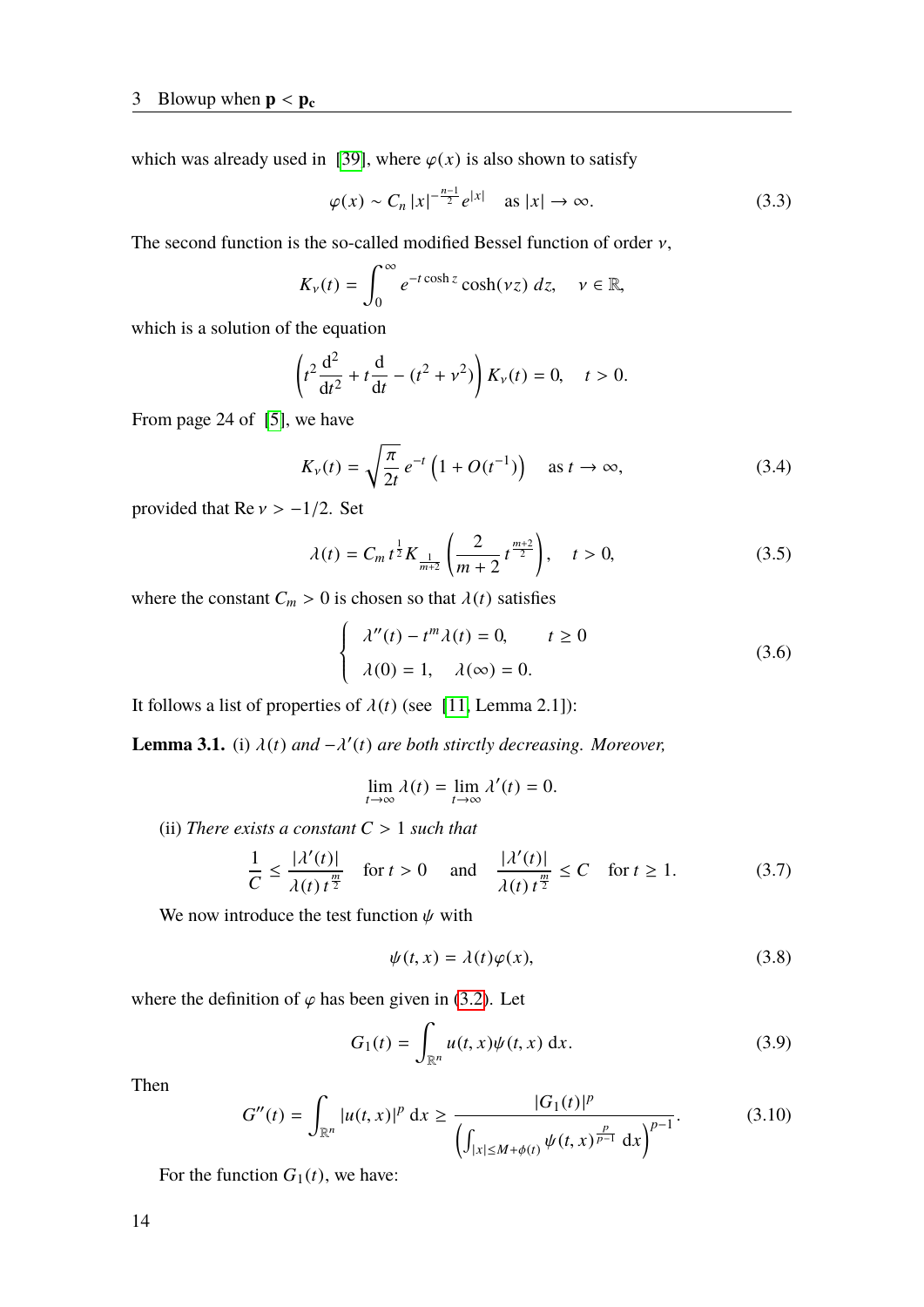which was already used in [39], where $\varphi(x)$ is also shown to satisfy

$$\varphi(x) \sim C_n \, |x|^{-\frac{n-1}{2}} e^{|x|} \quad \text{as } |x| \to \infty. \tag{3.3}$$

The second function is the so-called modified Bessel function of order $\nu$,

$$K_\nu(t) = \int_0^\infty e^{-t\cosh z} \cosh(\nu z) \, dz, \quad \nu \in \mathbb{R},$$

which is a solution of the equation

$$\left( t^2 \frac{\mathrm{d}^2}{\mathrm{d}t^2} + t \frac{\mathrm{d}}{\mathrm{d}t} - (t^2 + \nu^2) \right) K_\nu(t) = 0, \quad t > 0.$$

From page 24 of [5], we have

$$K_\nu(t) = \sqrt{\frac{\pi}{2t}} \, e^{-t} \left( 1 + O(t^{-1}) \right) \quad \text{as } t \to \infty, \tag{3.4}$$

provided that $\operatorname{Re} \nu > -1/2$. Set

$$\lambda(t) = C_m \, t^{\frac{1}{2}} K_{\frac{1}{m+2}} \left( \frac{2}{m+2} \, t^{\frac{m+2}{2}} \right), \quad t > 0, \tag{3.5}$$

where the constant $C_m > 0$ is chosen so that $\lambda(t)$ satisfies

$$\begin{cases} \lambda''(t) - t^m \lambda(t) = 0, & t \geq 0 \\ \lambda(0) = 1, \quad \lambda(\infty) = 0. \end{cases} \tag{3.6}$$

It follows a list of properties of $\lambda(t)$ (see [11, Lemma 2.1]):

**Lemma 3.1.** (i) *$\lambda(t)$ and $-\lambda'(t)$ are both stirctly decreasing. Moreover,*

$$\lim_{t\to\infty} \lambda(t) = \lim_{t\to\infty} \lambda'(t) = 0.$$

(ii) *There exists a constant $C > 1$ such that*

$$\frac{1}{C} \leq \frac{|\lambda'(t)|}{\lambda(t) \, t^{\frac{m}{2}}} \quad \text{for } t > 0 \quad \text{and} \quad \frac{|\lambda'(t)|}{\lambda(t) \, t^{\frac{m}{2}}} \leq C \quad \text{for } t \geq 1. \tag{3.7}$$

We now introduce the test function $\psi$ with

$$\psi(t, x) = \lambda(t)\varphi(x), \tag{3.8}$$

where the definition of $\varphi$ has been given in (3.2). Let

$$G_1(t) = \int_{\mathbb{R}^n} u(t, x)\psi(t, x) \, \mathrm{d}x. \tag{3.9}$$

Then

$$G''(t) = \int_{\mathbb{R}^n} |u(t, x)|^p \, \mathrm{d}x \geq \frac{|G_1(t)|^p}{\left( \int_{|x| \leq M + \phi(t)} \psi(t, x)^{\frac{p}{p-1}} \, \mathrm{d}x \right)^{p-1}}. \tag{3.10}$$

For the function $G_1(t)$, we have: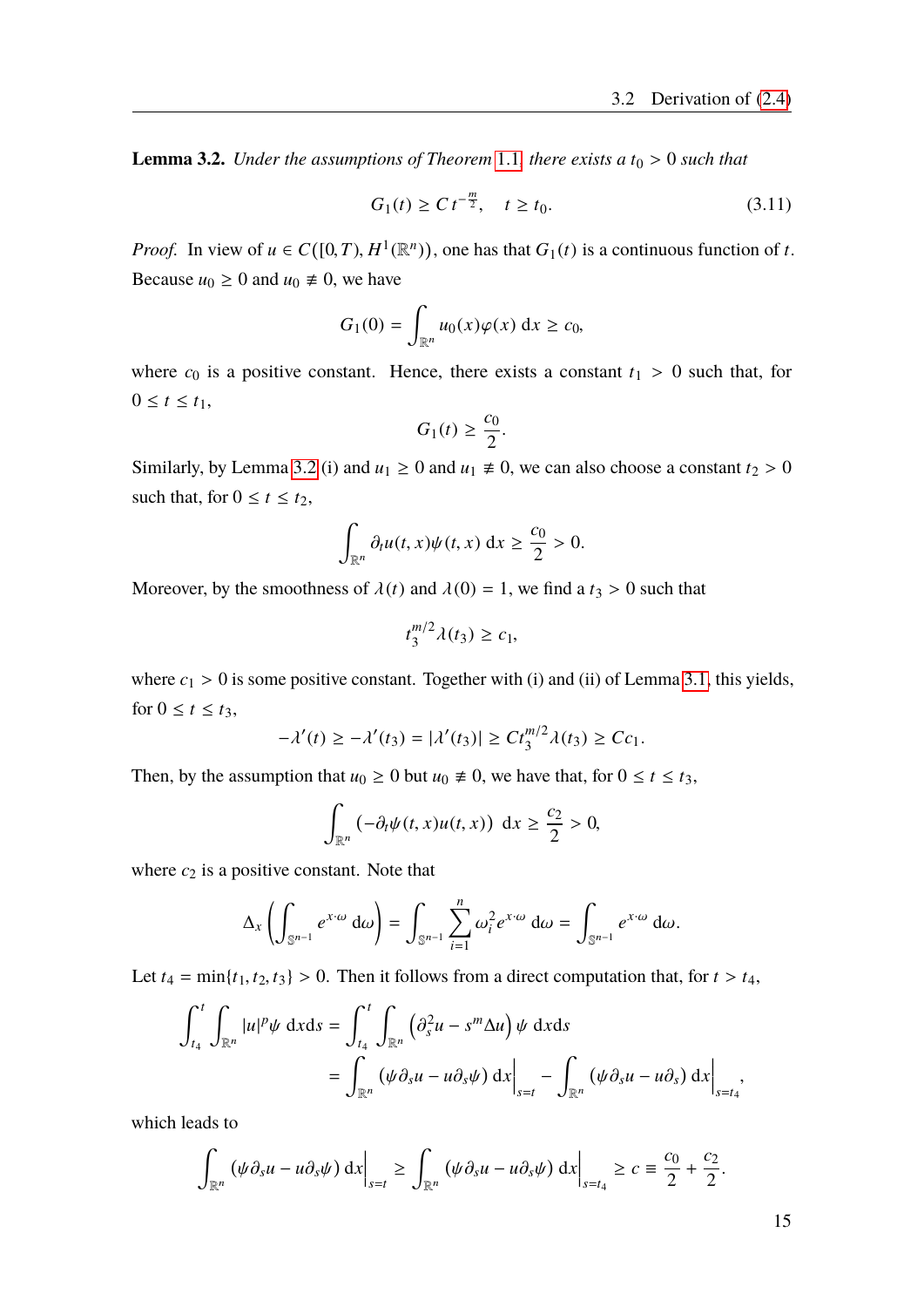**Lemma 3.2.** *Under the assumptions of Theorem 1.1, there exists a $t_0 > 0$ such that*

$$G_1(t) \geq C\, t^{-\frac{m}{2}}, \quad t \geq t_0. \tag{3.11}$$

*Proof.* In view of $u \in C([0,T), H^1(\mathbb{R}^n))$, one has that $G_1(t)$ is a continuous function of $t$. Because $u_0 \geq 0$ and $u_0 \not\equiv 0$, we have

$$G_1(0) = \int_{\mathbb{R}^n} u_0(x)\varphi(x)\, \mathrm{d}x \geq c_0,$$

where $c_0$ is a positive constant. Hence, there exists a constant $t_1 > 0$ such that, for $0 \leq t \leq t_1$,

$$G_1(t) \geq \frac{c_0}{2}.$$

Similarly, by Lemma 3.2 (i) and $u_1 \geq 0$ and $u_1 \not\equiv 0$, we can also choose a constant $t_2 > 0$ such that, for $0 \leq t \leq t_2$,

$$\int_{\mathbb{R}^n} \partial_t u(t,x)\psi(t,x)\, \mathrm{d}x \geq \frac{c_0}{2} > 0.$$

Moreover, by the smoothness of $\lambda(t)$ and $\lambda(0) = 1$, we find a $t_3 > 0$ such that

$$t_3^{m/2}\lambda(t_3) \geq c_1,$$

where $c_1 > 0$ is some positive constant. Together with (i) and (ii) of Lemma 3.1, this yields, for $0 \leq t \leq t_3$,

$$-\lambda'(t) \geq -\lambda'(t_3) = |\lambda'(t_3)| \geq C t_3^{m/2}\lambda(t_3) \geq C c_1.$$

Then, by the assumption that $u_0 \geq 0$ but $u_0 \not\equiv 0$, we have that, for $0 \leq t \leq t_3$,

$$\int_{\mathbb{R}^n} \left(-\partial_t\psi(t,x)u(t,x)\right)\, \mathrm{d}x \geq \frac{c_2}{2} > 0,$$

where $c_2$ is a positive constant. Note that

$$\Delta_x \left( \int_{\mathbb{S}^{n-1}} e^{x\cdot\omega}\, \mathrm{d}\omega \right) = \int_{\mathbb{S}^{n-1}} \sum_{i=1}^{n} \omega_i^2 e^{x\cdot\omega}\, \mathrm{d}\omega = \int_{\mathbb{S}^{n-1}} e^{x\cdot\omega}\, \mathrm{d}\omega.$$

Let $t_4 = \min\{t_1, t_2, t_3\} > 0$. Then it follows from a direct computation that, for $t > t_4$,

$$\begin{aligned}
\int_{t_4}^{t} \int_{\mathbb{R}^n} |u|^p \psi\, \mathrm{d}x\mathrm{d}s &= \int_{t_4}^{t} \int_{\mathbb{R}^n} \left(\partial_s^2 u - s^m \Delta u\right) \psi\, \mathrm{d}x\mathrm{d}s \\
&= \int_{\mathbb{R}^n} \left(\psi\partial_s u - u\partial_s\psi\right) \mathrm{d}x\Big|_{s=t} - \int_{\mathbb{R}^n} \left(\psi\partial_s u - u\partial_s\right) \mathrm{d}x\Big|_{s=t_4},
\end{aligned}$$

which leads to

$$\int_{\mathbb{R}^n} \left(\psi\partial_s u - u\partial_s\psi\right) \mathrm{d}x\Big|_{s=t} \geq \int_{\mathbb{R}^n} \left(\psi\partial_s u - u\partial_s\psi\right) \mathrm{d}x\Big|_{s=t_4} \geq c \equiv \frac{c_0}{2} + \frac{c_2}{2}.$$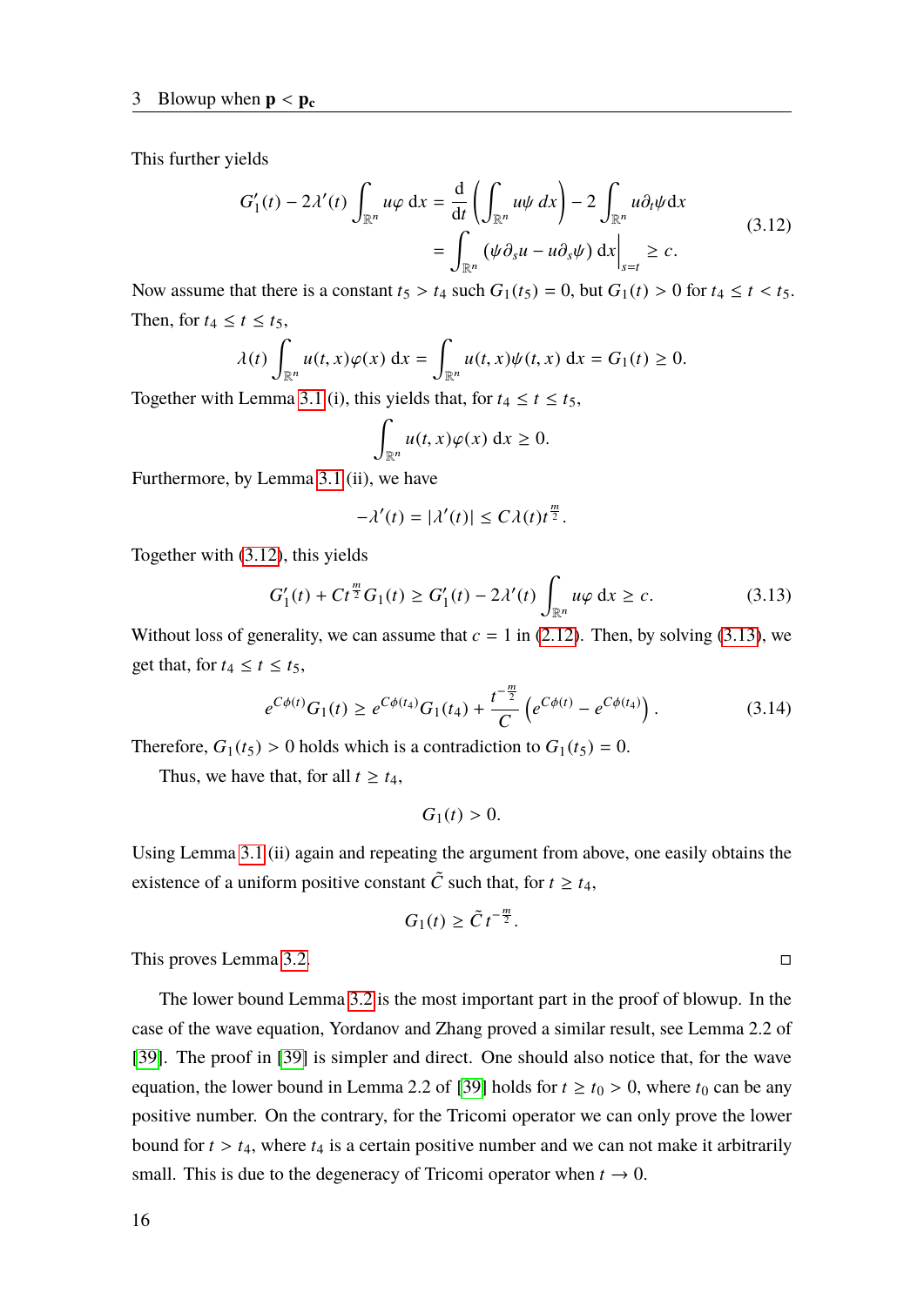This further yields

$$
\begin{aligned}
G_1'(t) - 2\lambda'(t)\int_{\mathbb{R}^n} u\varphi \,\mathrm{d}x &= \frac{\mathrm{d}}{\mathrm{d}t}\left(\int_{\mathbb{R}^n} u\psi \,dx\right) - 2\int_{\mathbb{R}^n} u\partial_t\psi \mathrm{d}x \\
&= \int_{\mathbb{R}^n} (\psi\partial_s u - u\partial_s\psi)\,\mathrm{d}x\Big|_{s=t} \geq c.
\end{aligned}
\tag{3.12}
$$

Now assume that there is a constant $t_5 > t_4$ such $G_1(t_5) = 0$, but $G_1(t) > 0$ for $t_4 \leq t < t_5$. Then, for $t_4 \leq t \leq t_5$,

$$
\lambda(t)\int_{\mathbb{R}^n} u(t,x)\varphi(x)\,\mathrm{d}x = \int_{\mathbb{R}^n} u(t,x)\psi(t,x)\,\mathrm{d}x = G_1(t) \geq 0.
$$

Together with Lemma 3.1 (i), this yields that, for $t_4 \leq t \leq t_5$,

$$
\int_{\mathbb{R}^n} u(t,x)\varphi(x)\,\mathrm{d}x \geq 0.
$$

Furthermore, by Lemma 3.1 (ii), we have

$$
-\lambda'(t) = |\lambda'(t)| \leq C\lambda(t)t^{\frac{m}{2}}.
$$

Together with (3.12), this yields

$$
G_1'(t) + Ct^{\frac{m}{2}}G_1(t) \geq G_1'(t) - 2\lambda'(t)\int_{\mathbb{R}^n} u\varphi\,\mathrm{d}x \geq c. \tag{3.13}
$$

Without loss of generality, we can assume that $c = 1$ in (2.12). Then, by solving (3.13), we get that, for $t_4 \leq t \leq t_5$,

$$
e^{C\phi(t)}G_1(t) \geq e^{C\phi(t_4)}G_1(t_4) + \frac{t^{-\frac{m}{2}}}{C}\left(e^{C\phi(t)} - e^{C\phi(t_4)}\right). \tag{3.14}
$$

Therefore, $G_1(t_5) > 0$ holds which is a contradiction to $G_1(t_5) = 0$.

Thus, we have that, for all $t \geq t_4$,

$$
G_1(t) > 0.
$$

Using Lemma 3.1 (ii) again and repeating the argument from above, one easily obtains the existence of a uniform positive constant $\tilde{C}$ such that, for $t \geq t_4$,

$$
G_1(t) \geq \tilde{C}t^{-\frac{m}{2}}.
$$

This proves Lemma 3.2. □

The lower bound Lemma 3.2 is the most important part in the proof of blowup. In the case of the wave equation, Yordanov and Zhang proved a similar result, see Lemma 2.2 of [39]. The proof in [39] is simpler and direct. One should also notice that, for the wave equation, the lower bound in Lemma 2.2 of [39] holds for $t \geq t_0 > 0$, where $t_0$ can be any positive number. On the contrary, for the Tricomi operator we can only prove the lower bound for $t > t_4$, where $t_4$ is a certain positive number and we can not make it arbitrarily small. This is due to the degeneracy of Tricomi operator when $t \to 0$.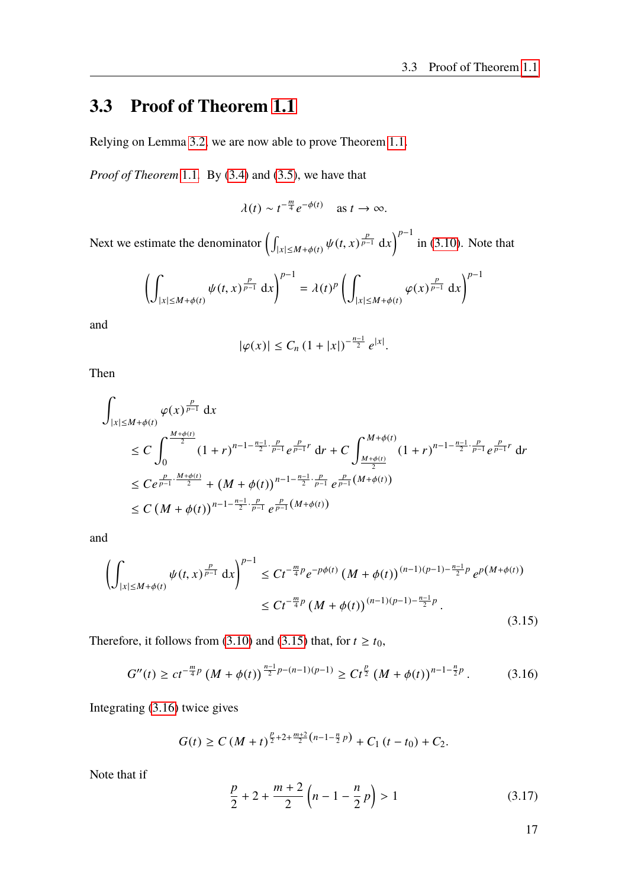## 3.3 Proof of Theorem 1.1

Relying on Lemma 3.2, we are now able to prove Theorem 1.1.

*Proof of Theorem* 1.1. By (3.4) and (3.5), we have that

$$\lambda(t) \sim t^{-\frac{m}{4}} e^{-\phi(t)} \quad \text{as } t \to \infty.$$

Next we estimate the denominator $\left( \int_{|x| \le M+\phi(t)} \psi(t,x)^{\frac{p}{p-1}} \, \mathrm{d}x \right)^{p-1}$ in (3.10). Note that

$$\left( \int_{|x| \le M+\phi(t)} \psi(t,x)^{\frac{p}{p-1}} \, \mathrm{d}x \right)^{p-1} = \lambda(t)^p \left( \int_{|x| \le M+\phi(t)} \varphi(x)^{\frac{p}{p-1}} \, \mathrm{d}x \right)^{p-1}$$

and

$$|\varphi(x)| \le C_n \left(1+|x|\right)^{-\frac{n-1}{2}} e^{|x|}.$$

Then

$$\begin{aligned}
&\int_{|x| \le M+\phi(t)} \varphi(x)^{\frac{p}{p-1}} \, \mathrm{d}x \\
&\quad \le C \int_0^{\frac{M+\phi(t)}{2}} (1+r)^{n-1-\frac{n-1}{2} \cdot \frac{p}{p-1}} e^{\frac{p}{p-1} r} \, \mathrm{d}r + C \int_{\frac{M+\phi(t)}{2}}^{M+\phi(t)} (1+r)^{n-1-\frac{n-1}{2} \cdot \frac{p}{p-1}} e^{\frac{p}{p-1} r} \, \mathrm{d}r \\
&\quad \le C e^{\frac{p}{p-1} \cdot \frac{M+\phi(t)}{2}} + \left(M+\phi(t)\right)^{n-1-\frac{n-1}{2} \cdot \frac{p}{p-1}} e^{\frac{p}{p-1} \left(M+\phi(t)\right)} \\
&\quad \le C \left(M+\phi(t)\right)^{n-1-\frac{n-1}{2} \cdot \frac{p}{p-1}} e^{\frac{p}{p-1} \left(M+\phi(t)\right)}
\end{aligned}$$

and

$$\begin{aligned}
\left( \int_{|x| \le M+\phi(t)} \psi(t,x)^{\frac{p}{p-1}} \, \mathrm{d}x \right)^{p-1} &\le C t^{-\frac{m}{4} p} e^{-p\phi(t)} \left(M+\phi(t)\right)^{(n-1)(p-1)-\frac{n-1}{2} p} e^{p\left(M+\phi(t)\right)} \\
&\le C t^{-\frac{m}{4} p} \left(M+\phi(t)\right)^{(n-1)(p-1)-\frac{n-1}{2} p}.
\end{aligned} \tag{3.15}$$

Therefore, it follows from (3.10) and (3.15) that, for $t \ge t_0$,

$$G''(t) \ge c t^{-\frac{m}{4} p} \left(M+\phi(t)\right)^{\frac{n-1}{2} p-(n-1)(p-1)} \ge C t^{\frac{p}{2}} \left(M+\phi(t)\right)^{n-1-\frac{n}{2} p}. \tag{3.16}$$

Integrating (3.16) twice gives

$$G(t) \ge C \left(M+t\right)^{\frac{p}{2}+2+\frac{m+2}{2}\left(n-1-\frac{n}{2} p\right)} + C_1 \left(t-t_0\right) + C_2.$$

Note that if

$$\frac{p}{2} + 2 + \frac{m+2}{2} \left(n - 1 - \frac{n}{2} p\right) > 1 \tag{3.17}$$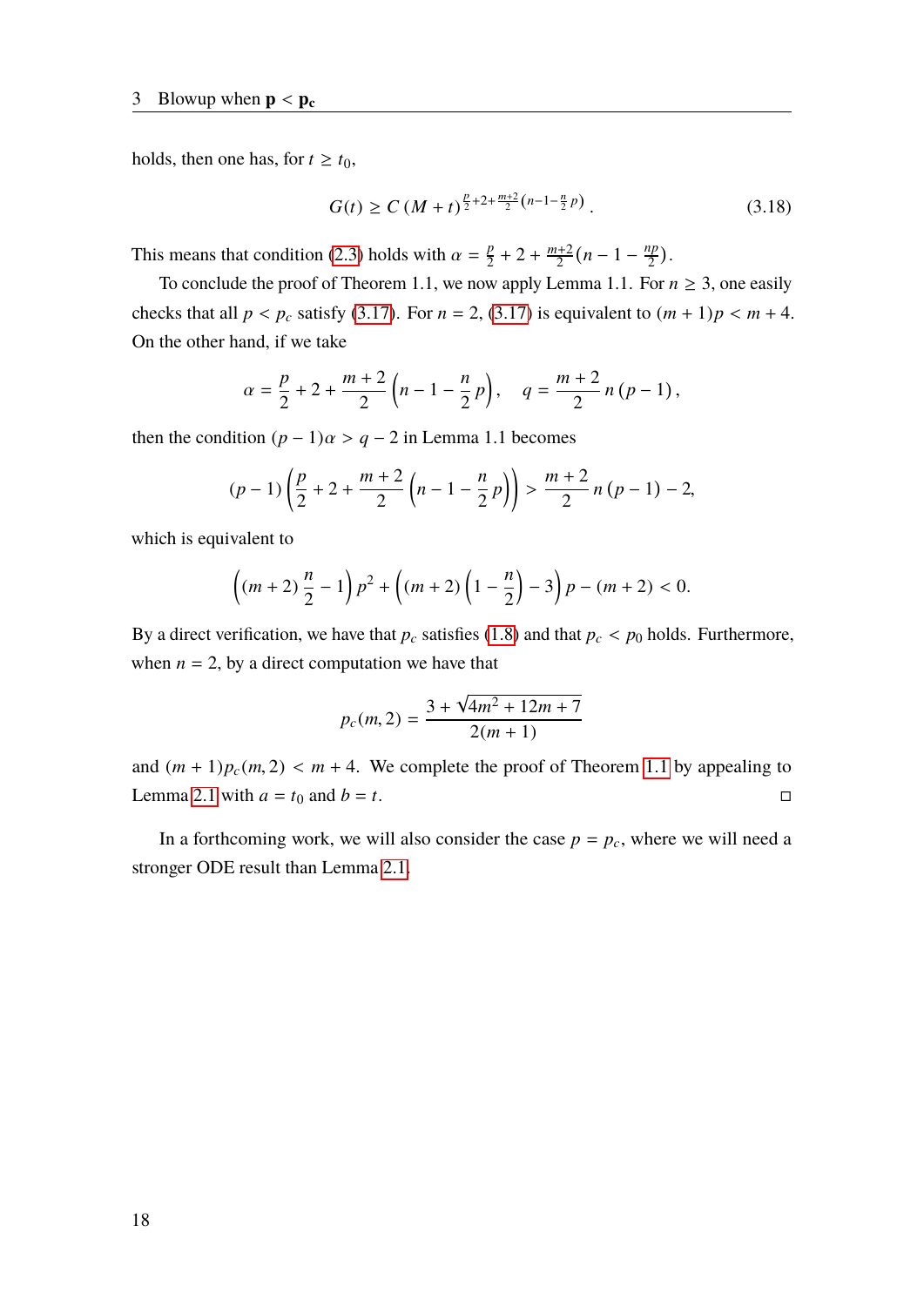holds, then one has, for $t \geq t_0$,

$$G(t) \geq C\,(M+t)^{\frac{p}{2}+2+\frac{m+2}{2}\left(n-1-\frac{n}{2}p\right)}. \tag{3.18}$$

This means that condition (2.3) holds with $\alpha = \frac{p}{2} + 2 + \frac{m+2}{2}(n-1-\frac{np}{2})$.

To conclude the proof of Theorem 1.1, we now apply Lemma 1.1. For $n \geq 3$, one easily checks that all $p < p_c$ satisfy (3.17). For $n = 2$, (3.17) is equivalent to $(m+1)p < m+4$. On the other hand, if we take

$$\alpha = \frac{p}{2} + 2 + \frac{m+2}{2}\left(n - 1 - \frac{n}{2}p\right), \quad q = \frac{m+2}{2}n\,(p-1),$$

then the condition $(p-1)\alpha > q-2$ in Lemma 1.1 becomes

$$(p-1)\left(\frac{p}{2} + 2 + \frac{m+2}{2}\left(n-1-\frac{n}{2}p\right)\right) > \frac{m+2}{2}n\,(p-1) - 2,$$

which is equivalent to

$$\left((m+2)\frac{n}{2} - 1\right)p^2 + \left((m+2)\left(1-\frac{n}{2}\right) - 3\right)p - (m+2) < 0.$$

By a direct verification, we have that $p_c$ satisfies (1.8) and that $p_c < p_0$ holds. Furthermore, when $n = 2$, by a direct computation we have that

$$p_c(m,2) = \frac{3 + \sqrt{4m^2 + 12m + 7}}{2(m+1)}$$

and $(m+1)p_c(m,2) < m+4$. We complete the proof of Theorem 1.1 by appealing to Lemma 2.1 with $a = t_0$ and $b = t$. □

In a forthcoming work, we will also consider the case $p = p_c$, where we will need a stronger ODE result than Lemma 2.1.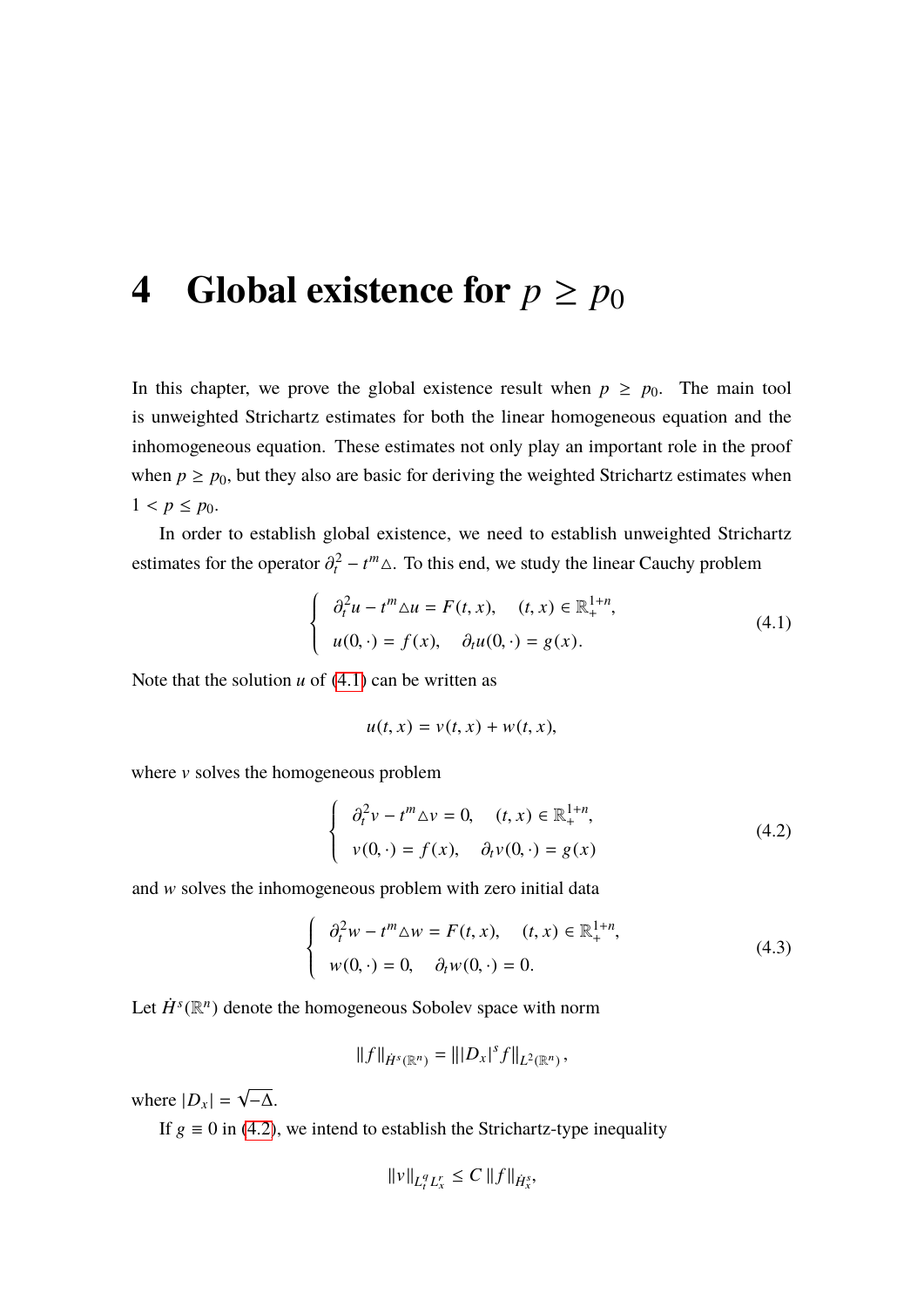# 4 Global existence for $p \geq p_0$

In this chapter, we prove the global existence result when $p \geq p_0$. The main tool is unweighted Strichartz estimates for both the linear homogeneous equation and the inhomogeneous equation. These estimates not only play an important role in the proof when $p \geq p_0$, but they also are basic for deriving the weighted Strichartz estimates when $1 < p \leq p_0$.

In order to establish global existence, we need to establish unweighted Strichartz estimates for the operator $\partial_t^2 - t^m \triangle$. To this end, we study the linear Cauchy problem

$$
\begin{cases} \partial_t^2 u - t^m \triangle u = F(t, x), \quad (t, x) \in \mathbb{R}_+^{1+n}, \\ u(0, \cdot) = f(x), \quad \partial_t u(0, \cdot) = g(x). \end{cases} \tag{4.1}
$$

Note that the solution $u$ of (4.1) can be written as

$$
u(t, x) = v(t, x) + w(t, x),
$$

where $v$ solves the homogeneous problem

$$
\begin{cases} \partial_t^2 v - t^m \triangle v = 0, \quad (t, x) \in \mathbb{R}_+^{1+n}, \\ v(0, \cdot) = f(x), \quad \partial_t v(0, \cdot) = g(x) \end{cases} \tag{4.2}
$$

and $w$ solves the inhomogeneous problem with zero initial data

$$
\begin{cases} \partial_t^2 w - t^m \triangle w = F(t, x), \quad (t, x) \in \mathbb{R}_+^{1+n}, \\ w(0, \cdot) = 0, \quad \partial_t w(0, \cdot) = 0. \end{cases} \tag{4.3}
$$

Let $\dot{H}^s(\mathbb{R}^n)$ denote the homogeneous Sobolev space with norm

$$
\|f\|_{\dot{H}^s(\mathbb{R}^n)} = \||D_x|^s f\|_{L^2(\mathbb{R}^n)},
$$

where $|D_x| = \sqrt{-\Delta}$.

If $g \equiv 0$ in (4.2), we intend to establish the Strichartz-type inequality

$$
\|v\|_{L_t^q L_x^r} \leq C \|f\|_{\dot{H}_x^s},
$$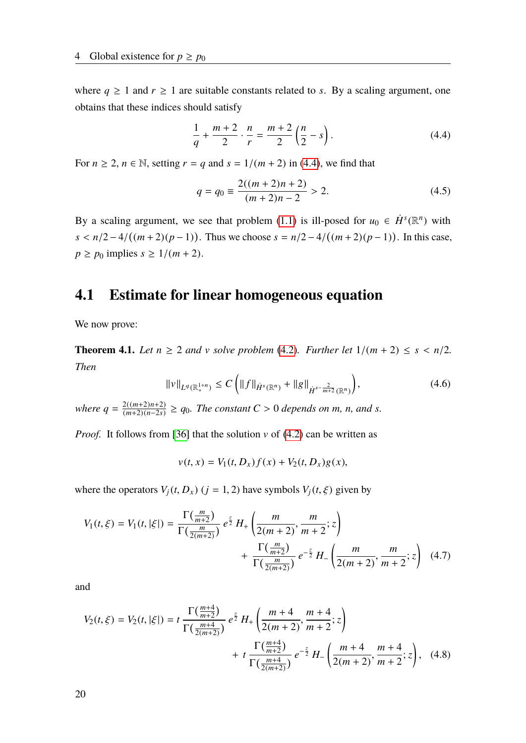where $q \geq 1$ and $r \geq 1$ are suitable constants related to $s$. By a scaling argument, one obtains that these indices should satisfy

$$\frac{1}{q} + \frac{m+2}{2} \cdot \frac{n}{r} = \frac{m+2}{2}\left(\frac{n}{2} - s\right). \tag{4.4}$$

For $n \geq 2$, $n \in \mathbb{N}$, setting $r = q$ and $s = 1/(m+2)$ in (4.4), we find that

$$q = q_0 \equiv \frac{2((m+2)n+2)}{(m+2)n-2} > 2. \tag{4.5}$$

By a scaling argument, we see that problem (1.1) is ill-posed for $u_0 \in \dot{H}^s(\mathbb{R}^n)$ with $s < n/2 - 4/((m+2)(p-1))$. Thus we choose $s = n/2 - 4/((m+2)(p-1))$. In this case, $p \geq p_0$ implies $s \geq 1/(m+2)$.

## 4.1 Estimate for linear homogeneous equation

We now prove:

**Theorem 4.1.** *Let $n \geq 2$ and $v$ solve problem (4.2). Further let $1/(m+2) \leq s < n/2$. Then*

$$\|v\|_{L^q(\mathbb{R}^{1+n}_+)} \leq C\left(\|f\|_{\dot{H}^s(\mathbb{R}^n)} + \|g\|_{\dot{H}^{s-\frac{2}{m+2}}(\mathbb{R}^n)}\right), \tag{4.6}$$

*where $q = \frac{2((m+2)n+2)}{(m+2)(n-2s)} \geq q_0$. The constant $C > 0$ depends on $m$, $n$, and $s$.*

*Proof.* It follows from [36] that the solution $v$ of (4.2) can be written as

$$v(t,x) = V_1(t, D_x)f(x) + V_2(t, D_x)g(x),$$

where the operators $V_j(t, D_x)$ $(j = 1, 2)$ have symbols $V_j(t, \xi)$ given by

$$\begin{aligned} V_1(t,\xi) = V_1(t,|\xi|) = \frac{\Gamma(\frac{m}{m+2})}{\Gamma(\frac{m}{2(m+2)})}\, e^{\frac{z}{2}}\, H_+\left(\frac{m}{2(m+2)}, \frac{m}{m+2}; z\right) \\ + \frac{\Gamma(\frac{m}{m+2})}{\Gamma(\frac{m}{2(m+2)})}\, e^{-\frac{z}{2}}\, H_-\left(\frac{m}{2(m+2)}, \frac{m}{m+2}; z\right) \end{aligned} \tag{4.7}$$

and

$$\begin{aligned} V_2(t,\xi) = V_2(t,|\xi|) = t\, \frac{\Gamma(\frac{m+4}{m+2})}{\Gamma(\frac{m+4}{2(m+2)})}\, e^{\frac{z}{2}}\, H_+\left(\frac{m+4}{2(m+2)}, \frac{m+4}{m+2}; z\right) \\ + t\, \frac{\Gamma(\frac{m+4}{m+2})}{\Gamma(\frac{m+4}{2(m+2)})}\, e^{-\frac{z}{2}}\, H_-\left(\frac{m+4}{2(m+2)}, \frac{m+4}{m+2}; z\right), \end{aligned} \tag{4.8}$$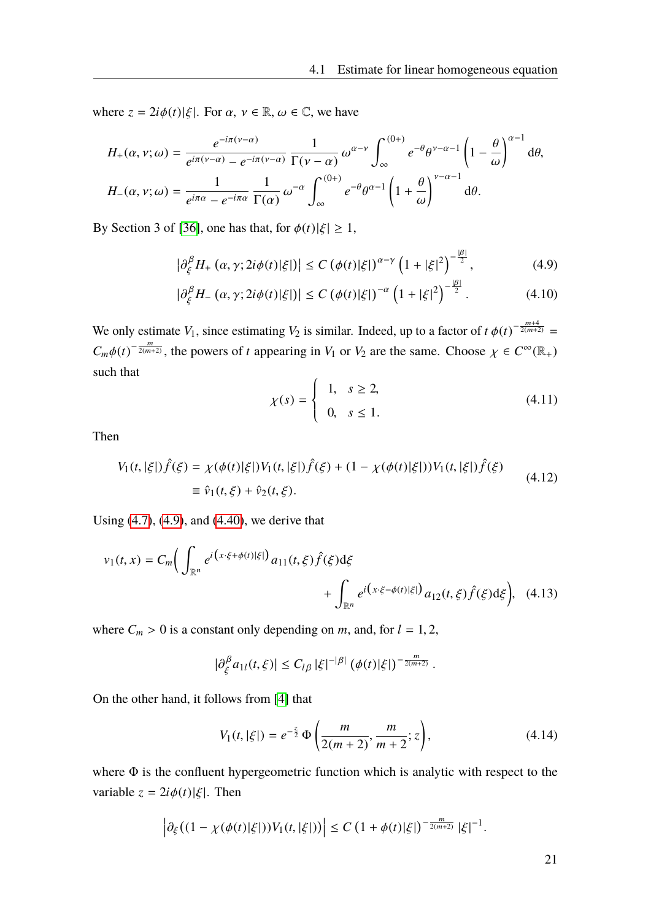where $z = 2i\phi(t)|\xi|$. For $\alpha,\ \nu \in \mathbb{R}$, $\omega \in \mathbb{C}$, we have

$$
\begin{aligned}
H_+(\alpha, \nu; \omega) &= \frac{e^{-i\pi(\nu-\alpha)}}{e^{i\pi(\nu-\alpha)} - e^{-i\pi(\nu-\alpha)}} \frac{1}{\Gamma(\nu-\alpha)} \omega^{\alpha-\nu} \int_{\infty}^{(0+)} e^{-\theta}\theta^{\nu-\alpha-1}\left(1-\frac{\theta}{\omega}\right)^{\alpha-1} \mathrm{d}\theta, \\
H_-(\alpha, \nu; \omega) &= \frac{1}{e^{i\pi\alpha} - e^{-i\pi\alpha}} \frac{1}{\Gamma(\alpha)} \omega^{-\alpha} \int_{\infty}^{(0+)} e^{-\theta}\theta^{\alpha-1}\left(1+\frac{\theta}{\omega}\right)^{\nu-\alpha-1} \mathrm{d}\theta.
\end{aligned}
$$

By Section 3 of [36], one has that, for $\phi(t)|\xi| \geq 1$,

$$
\left|\partial_\xi^\beta H_+\left(\alpha, \gamma; 2i\phi(t)|\xi|\right)\right| \leq C\left(\phi(t)|\xi|\right)^{\alpha-\gamma}\left(1+|\xi|^2\right)^{-\frac{|\beta|}{2}}, \tag{4.9}
$$

$$
\left|\partial_\xi^\beta H_-\left(\alpha, \gamma; 2i\phi(t)|\xi|\right)\right| \leq C\left(\phi(t)|\xi|\right)^{-\alpha}\left(1+|\xi|^2\right)^{-\frac{|\beta|}{2}}. \tag{4.10}
$$

We only estimate $V_1$, since estimating $V_2$ is similar. Indeed, up to a factor of $t\,\phi(t)^{-\frac{m+4}{2(m+2)}} = C_m\phi(t)^{-\frac{m}{2(m+2)}}$, the powers of $t$ appearing in $V_1$ or $V_2$ are the same. Choose $\chi \in C^\infty(\mathbb{R}_+)$ such that

$$
\chi(s) = \begin{cases} 1, & s \geq 2, \\ 0, & s \leq 1. \end{cases} \tag{4.11}
$$

Then

$$
\begin{aligned}
V_1(t,|\xi|)\hat{f}(\xi) &= \chi(\phi(t)|\xi|)V_1(t,|\xi|)\hat{f}(\xi) + (1-\chi(\phi(t)|\xi|))V_1(t,|\xi|)\hat{f}(\xi) \\
&\equiv \hat{v}_1(t,\xi) + \hat{v}_2(t,\xi).
\end{aligned} \tag{4.12}
$$

Using (4.7), (4.9), and (4.40), we derive that

$$
v_1(t,x) = C_m\Big(\int_{\mathbb{R}^n} e^{i\left(x\cdot\xi+\phi(t)|\xi|\right)} a_{11}(t,\xi)\hat{f}(\xi)\mathrm{d}\xi + \int_{\mathbb{R}^n} e^{i\left(x\cdot\xi-\phi(t)|\xi|\right)} a_{12}(t,\xi)\hat{f}(\xi)\mathrm{d}\xi\Big), \tag{4.13}
$$

where $C_m > 0$ is a constant only depending on $m$, and, for $l = 1, 2$,

$$
|\partial_\xi^\beta a_{1l}(t,\xi)| \leq C_{l\beta}\,|\xi|^{-|\beta|}\left(\phi(t)|\xi|\right)^{-\frac{m}{2(m+2)}}.
$$

On the other hand, it follows from [4] that

$$
V_1(t,|\xi|) = e^{-\frac{z}{2}}\,\Phi\left(\frac{m}{2(m+2)}, \frac{m}{m+2}; z\right), \tag{4.14}
$$

where $\Phi$ is the confluent hypergeometric function which is analytic with respect to the variable $z = 2i\phi(t)|\xi|$. Then

$$
\left|\partial_\xi\big((1-\chi(\phi(t)|\xi|))V_1(t,|\xi|)\big)\right| \leq C\left(1+\phi(t)|\xi|\right)^{-\frac{m}{2(m+2)}}|\xi|^{-1}.
$$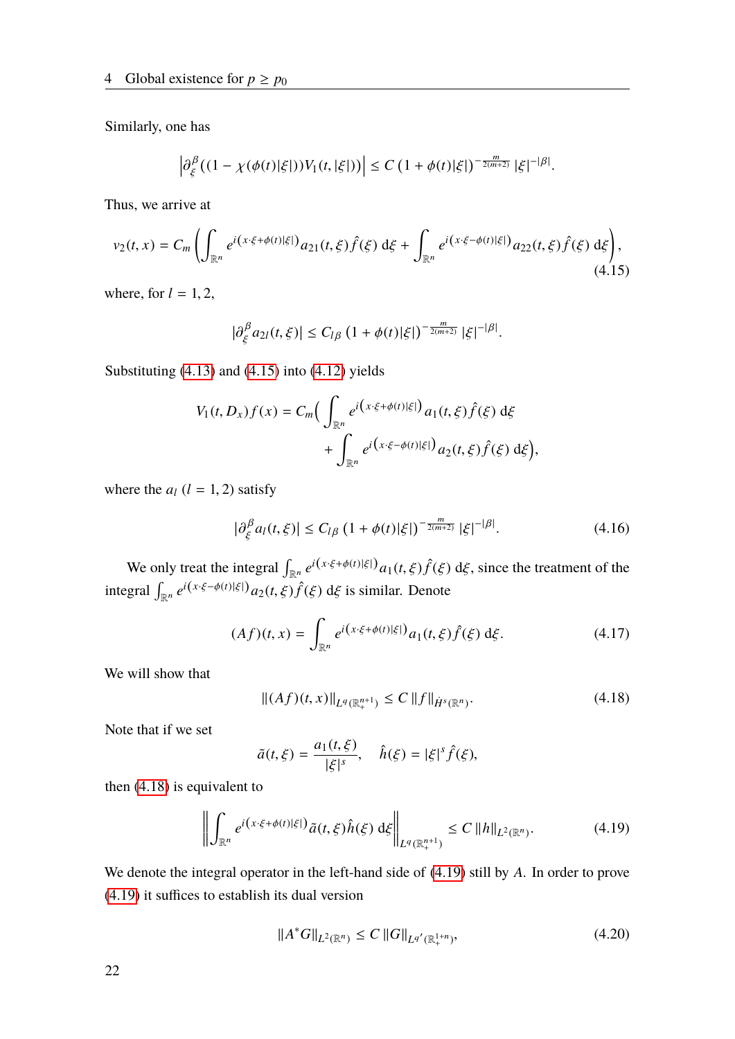Similarly, one has

$$\left|\partial_\xi^\beta\big((1-\chi(\phi(t)|\xi|))V_1(t,|\xi|)\big)\right| \le C\,(1+\phi(t)|\xi|)^{-\frac{m}{2(m+2)}}\,|\xi|^{-|\beta|}.$$

Thus, we arrive at

$$v_2(t,x) = C_m\left(\int_{\mathbb{R}^n} e^{i\left(x\cdot\xi+\phi(t)|\xi|\right)} a_{21}(t,\xi)\hat{f}(\xi)\,\mathrm{d}\xi + \int_{\mathbb{R}^n} e^{i\left(x\cdot\xi-\phi(t)|\xi|\right)} a_{22}(t,\xi)\hat{f}(\xi)\,\mathrm{d}\xi\right), \tag{4.15}$$

where, for $l = 1, 2$,

$$|\partial_\xi^\beta a_{2l}(t,\xi)| \le C_{l\beta}\,(1+\phi(t)|\xi|)^{-\frac{m}{2(m+2)}}\,|\xi|^{-|\beta|}.$$

Substituting (4.13) and (4.15) into (4.12) yields

$$\begin{aligned} V_1(t,D_x)f(x) = C_m\Big(&\int_{\mathbb{R}^n} e^{i\left(x\cdot\xi+\phi(t)|\xi|\right)} a_1(t,\xi)\hat{f}(\xi)\,\mathrm{d}\xi \\ &+ \int_{\mathbb{R}^n} e^{i\left(x\cdot\xi-\phi(t)|\xi|\right)} a_2(t,\xi)\hat{f}(\xi)\,\mathrm{d}\xi\Big), \end{aligned}$$

where the $a_l$ $(l = 1, 2)$ satisfy

$$|\partial_\xi^\beta a_l(t,\xi)| \le C_{l\beta}\,(1+\phi(t)|\xi|)^{-\frac{m}{2(m+2)}}\,|\xi|^{-|\beta|}. \tag{4.16}$$

We only treat the integral $\int_{\mathbb{R}^n} e^{i\left(x\cdot\xi+\phi(t)|\xi|\right)} a_1(t,\xi)\hat{f}(\xi)\,\mathrm{d}\xi$, since the treatment of the integral $\int_{\mathbb{R}^n} e^{i\left(x\cdot\xi-\phi(t)|\xi|\right)} a_2(t,\xi)\hat{f}(\xi)\,\mathrm{d}\xi$ is similar. Denote

$$(Af)(t,x) = \int_{\mathbb{R}^n} e^{i\left(x\cdot\xi+\phi(t)|\xi|\right)} a_1(t,\xi)\hat{f}(\xi)\,\mathrm{d}\xi. \tag{4.17}$$

We will show that

$$\|(Af)(t,x)\|_{L^q(\mathbb{R}^{n+1}_+)} \le C\,\|f\|_{\dot{H}^s(\mathbb{R}^n)}. \tag{4.18}$$

Note that if we set

$$\tilde{a}(t,\xi) = \frac{a_1(t,\xi)}{|\xi|^s}, \quad \hat{h}(\xi) = |\xi|^s\hat{f}(\xi),$$

then (4.18) is equivalent to

$$\left\|\int_{\mathbb{R}^n} e^{i\left(x\cdot\xi+\phi(t)|\xi|\right)}\tilde{a}(t,\xi)\hat{h}(\xi)\,\mathrm{d}\xi\right\|_{L^q(\mathbb{R}^{n+1}_+)} \le C\,\|h\|_{L^2(\mathbb{R}^n)}. \tag{4.19}$$

We denote the integral operator in the left-hand side of (4.19) still by $A$. In order to prove (4.19) it suffices to establish its dual version

$$\|A^*G\|_{L^2(\mathbb{R}^n)} \le C\,\|G\|_{L^{q'}(\mathbb{R}^{1+n}_+)}, \tag{4.20}$$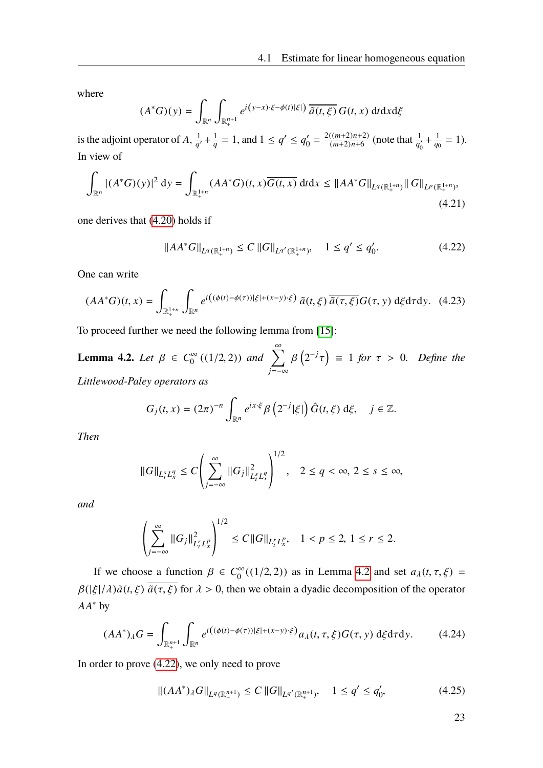where

$$(A^*G)(y) = \int_{\mathbb{R}^n}\int_{\mathbb{R}^{n+1}_+} e^{i\left(y-x)\cdot\xi-\phi(t)|\xi|\right)}\,\overline{\tilde{a}(t,\xi)}\,G(t,x)\,\mathrm{d}t\mathrm{d}x\mathrm{d}\xi$$

is the adjoint operator of $A$, $\frac{1}{q'}+\frac{1}{q}=1$, and $1\le q'\le q_0'=\frac{2((m+2)n+2)}{(m+2)n+6}$ (note that $\frac{1}{q_0'}+\frac{1}{q_0}=1$). In view of

$$\int_{\mathbb{R}^n}|(A^*G)(y)|^2\,\mathrm{d}y = \int_{\mathbb{R}^{1+n}_+}(AA^*G)(t,x)\overline{G(t,x)}\,\mathrm{d}t\mathrm{d}x \le \|AA^*G\|_{L^q(\mathbb{R}^{1+n}_+)}\|\,G\|_{L^p(\mathbb{R}^{1+n}_+)}, \tag{4.21}$$

one derives that (4.20) holds if

$$\|AA^*G\|_{L^q(\mathbb{R}^{1+n}_+)} \le C\,\|G\|_{L^{q'}(\mathbb{R}^{1+n}_+)},\quad 1\le q'\le q_0'. \tag{4.22}$$

One can write

$$(AA^*G)(t,x) = \int_{\mathbb{R}^{1+n}_+}\int_{\mathbb{R}^n} e^{i\left((\phi(t)-\phi(\tau))|\xi|+(x-y)\cdot\xi\right)}\,\tilde{a}(t,\xi)\,\overline{\tilde{a}(\tau,\xi)}G(\tau,y)\,\mathrm{d}\xi\mathrm{d}\tau\mathrm{d}y. \tag{4.23}$$

To proceed further we need the following lemma from [15]:

**Lemma 4.2.** *Let $\beta\in C_0^\infty((1/2,2))$ and $\sum_{j=-\infty}^{\infty}\beta\left(2^{-j}\tau\right)\equiv 1$ for $\tau>0$. Define the Littlewood-Paley operators as*

$$G_j(t,x) = (2\pi)^{-n}\int_{\mathbb{R}^n} e^{ix\cdot\xi}\beta\left(2^{-j}|\xi|\right)\hat{G}(t,\xi)\,\mathrm{d}\xi,\quad j\in\mathbb{Z}.$$

*Then*

$$\|G\|_{L^s_tL^q_x} \le C\left(\sum_{j=-\infty}^{\infty}\|G_j\|^2_{L^s_tL^q_x}\right)^{1/2},\quad 2\le q<\infty,\ 2\le s\le\infty,$$

*and*

$$\left(\sum_{j=-\infty}^{\infty}\|G_j\|^2_{L^r_tL^p_x}\right)^{1/2} \le C\|G\|_{L^r_tL^p_x},\quad 1<p\le 2,\ 1\le r\le 2.$$

If we choose a function $\beta\in C_0^\infty((1/2,2))$ as in Lemma 4.2 and set $a_\lambda(t,\tau,\xi)=\beta(|\xi|/\lambda)\tilde{a}(t,\xi)\,\overline{\tilde{a}(\tau,\xi)}$ for $\lambda>0$, then we obtain a dyadic decomposition of the operator $AA^*$ by

$$(AA^*)_\lambda G = \int_{\mathbb{R}^{n+1}_+}\int_{\mathbb{R}^n} e^{i\left((\phi(t)-\phi(\tau))|\xi|+(x-y)\cdot\xi\right)}a_\lambda(t,\tau,\xi)G(\tau,y)\,\mathrm{d}\xi\mathrm{d}\tau\mathrm{d}y. \tag{4.24}$$

In order to prove (4.22), we only need to prove

$$\|(AA^*)_\lambda G\|_{L^q(\mathbb{R}^{n+1}_+)} \le C\,\|G\|_{L^{q'}(\mathbb{R}^{n+1}_+)},\quad 1\le q'\le q_0', \tag{4.25}$$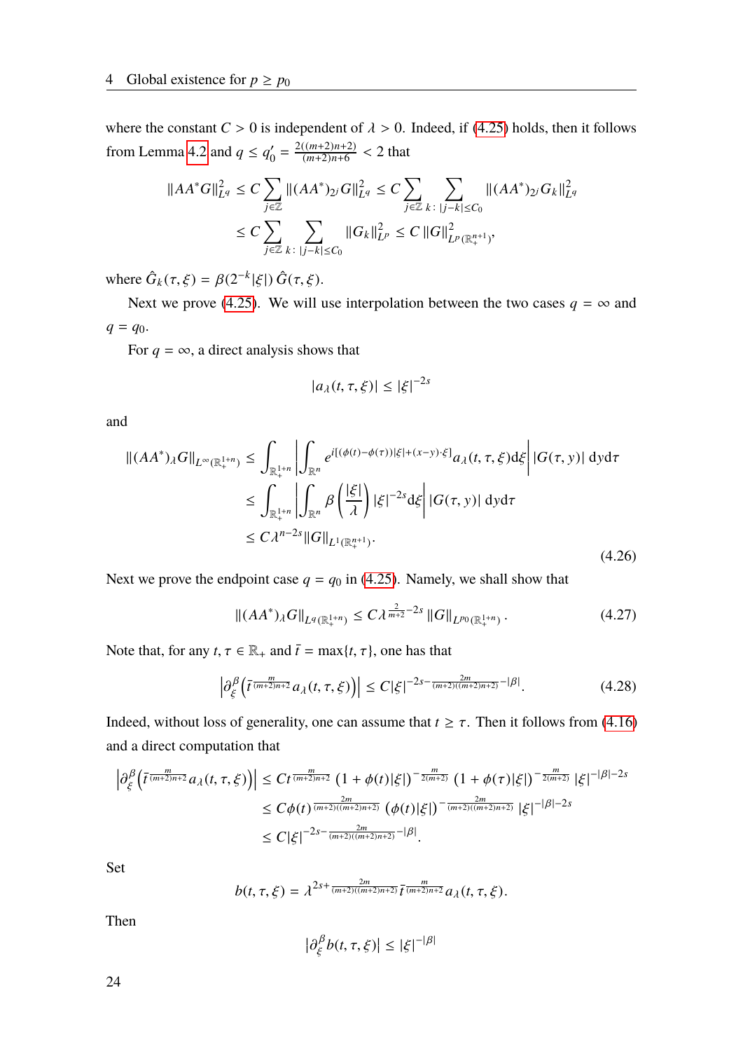where the constant $C > 0$ is independent of $\lambda > 0$. Indeed, if (4.25) holds, then it follows from Lemma 4.2 and $q \le q_0' = \frac{2((m+2)n+2)}{(m+2)n+6} < 2$ that

$$
\begin{aligned}
\|AA^*G\|_{L^q}^2 &\le C\sum_{j\in\mathbb{Z}} \|(AA^*)_{2^j}G\|_{L^q}^2 \le C\sum_{j\in\mathbb{Z}}\sum_{k:\,|j-k|\le C_0} \|(AA^*)_{2^j}G_k\|_{L^q}^2 \\
&\le C\sum_{j\in\mathbb{Z}}\sum_{k:\,|j-k|\le C_0} \|G_k\|_{L^p}^2 \le C\,\|G\|_{L^p(\mathbb{R}_+^{n+1})}^2,
\end{aligned}
$$

where $\hat{G}_k(\tau,\xi) = \beta(2^{-k}|\xi|)\,\hat{G}(\tau,\xi)$.

Next we prove (4.25). We will use interpolation between the two cases $q = \infty$ and $q = q_0$.

For $q = \infty$, a direct analysis shows that

$$
|a_\lambda(t,\tau,\xi)| \le |\xi|^{-2s}
$$

and

$$
\begin{aligned}
\|(AA^*)_\lambda G\|_{L^\infty(\mathbb{R}_+^{1+n})} &\le \int_{\mathbb{R}_+^{1+n}} \left|\int_{\mathbb{R}^n} e^{i[(\phi(t)-\phi(\tau))|\xi|+(x-y)\cdot\xi]} a_\lambda(t,\tau,\xi)\mathrm{d}\xi\right| |G(\tau,y)|\,\mathrm{d}y\mathrm{d}\tau \\
&\le \int_{\mathbb{R}_+^{1+n}} \left|\int_{\mathbb{R}^n} \beta\left(\frac{|\xi|}{\lambda}\right)|\xi|^{-2s}\mathrm{d}\xi\right| |G(\tau,y)|\,\mathrm{d}y\mathrm{d}\tau \\
&\le C\lambda^{n-2s}\|G\|_{L^1(\mathbb{R}_+^{n+1})}.
\end{aligned}
\tag{4.26}
$$

Next we prove the endpoint case $q = q_0$ in (4.25). Namely, we shall show that

$$
\|(AA^*)_\lambda G\|_{L^q(\mathbb{R}_+^{1+n})} \le C\lambda^{\frac{2}{m+2}-2s}\,\|G\|_{L^{p_0}(\mathbb{R}_+^{1+n})}\,. \tag{4.27}
$$

Note that, for any $t,\tau \in \mathbb{R}_+$ and $\bar{t} = \max\{t,\tau\}$, one has that

$$
\left|\partial_\xi^\beta\left(\bar{t}^{\frac{m}{(m+2)n+2}} a_\lambda(t,\tau,\xi)\right)\right| \le C|\xi|^{-2s-\frac{2m}{(m+2)((m+2)n+2)}-|\beta|}. \tag{4.28}
$$

Indeed, without loss of generality, one can assume that $t \ge \tau$. Then it follows from (4.16) and a direct computation that

$$
\begin{aligned}
\left|\partial_\xi^\beta\left(\bar{t}^{\frac{m}{(m+2)n+2}} a_\lambda(t,\tau,\xi)\right)\right| &\le Ct^{\frac{m}{(m+2)n+2}}\left(1+\phi(t)|\xi|\right)^{-\frac{m}{2(m+2)}}\left(1+\phi(\tau)|\xi|\right)^{-\frac{m}{2(m+2)}}|\xi|^{-|\beta|-2s} \\
&\le C\phi(t)^{\frac{2m}{(m+2)((m+2)n+2)}}\left(\phi(t)|\xi|\right)^{-\frac{2m}{(m+2)((m+2)n+2)}}|\xi|^{-|\beta|-2s} \\
&\le C|\xi|^{-2s-\frac{2m}{(m+2)((m+2)n+2)}-|\beta|}.
\end{aligned}
$$

Set

$$
b(t,\tau,\xi) = \lambda^{2s+\frac{2m}{(m+2)((m+2)n+2)}}\,\bar{t}^{\frac{m}{(m+2)n+2}} a_\lambda(t,\tau,\xi).
$$

Then

$$
\left|\partial_\xi^\beta b(t,\tau,\xi)\right| \le |\xi|^{-|\beta|}
$$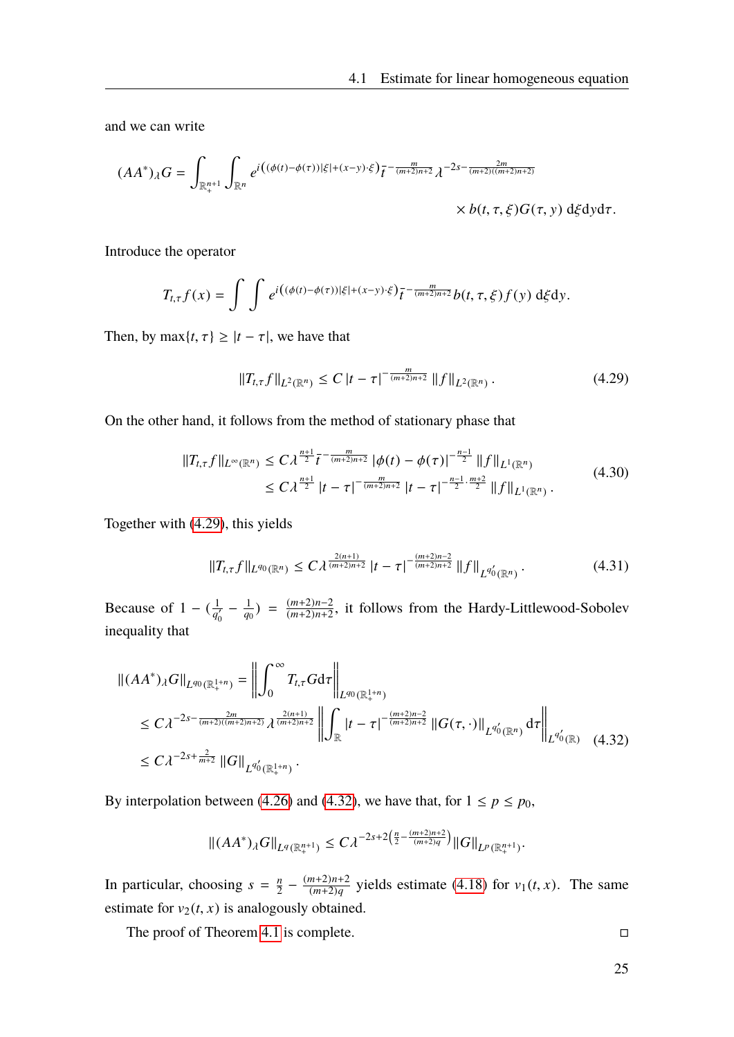and we can write

$$(AA^*)_\lambda G = \int_{\mathbb{R}^{n+1}_+} \int_{\mathbb{R}^n} e^{i\left((\phi(t)-\phi(\tau))|\xi|+(x-y)\cdot\xi\right)} \bar{t}^{-\frac{m}{(m+2)n+2}} \lambda^{-2s-\frac{2m}{(m+2)((m+2)n+2)}} \times b(t,\tau,\xi) G(\tau,y)\, \mathrm{d}\xi \mathrm{d}y \mathrm{d}\tau.$$

Introduce the operator

$$T_{t,\tau} f(x) = \int \int e^{i\left((\phi(t)-\phi(\tau))|\xi|+(x-y)\cdot\xi\right)} \bar{t}^{-\frac{m}{(m+2)n+2}} b(t,\tau,\xi) f(y)\, \mathrm{d}\xi \mathrm{d}y.$$

Then, by $\max\{t,\tau\} \geq |t-\tau|$, we have that

$$\|T_{t,\tau} f\|_{L^2(\mathbb{R}^n)} \leq C\, |t-\tau|^{-\frac{m}{(m+2)n+2}}\, \|f\|_{L^2(\mathbb{R}^n)}\,. \tag{4.29}$$

On the other hand, it follows from the method of stationary phase that

$$\begin{aligned} \|T_{t,\tau} f\|_{L^\infty(\mathbb{R}^n)} &\leq C\lambda^{\frac{n+1}{2}} \bar{t}^{-\frac{m}{(m+2)n+2}} \,|\phi(t)-\phi(\tau)|^{-\frac{n-1}{2}}\, \|f\|_{L^1(\mathbb{R}^n)} \\ &\leq C\lambda^{\frac{n+1}{2}} \,|t-\tau|^{-\frac{m}{(m+2)n+2}}\, |t-\tau|^{-\frac{n-1}{2}\cdot\frac{m+2}{2}}\, \|f\|_{L^1(\mathbb{R}^n)}\,. \end{aligned} \tag{4.30}$$

Together with (4.29), this yields

$$\|T_{t,\tau} f\|_{L^{q_0}(\mathbb{R}^n)} \leq C\lambda^{\frac{2(n+1)}{(m+2)n+2}}\, |t-\tau|^{-\frac{(m+2)n-2}{(m+2)n+2}}\, \|f\|_{L^{q_0'}(\mathbb{R}^n)}\,. \tag{4.31}$$

Because of $1-(\frac{1}{q_0'}-\frac{1}{q_0}) = \frac{(m+2)n-2}{(m+2)n+2}$, it follows from the Hardy-Littlewood-Sobolev inequality that

$$\begin{aligned} \|(AA^*)_\lambda G\|_{L^{q_0}(\mathbb{R}^{1+n}_+)} &= \left\| \int_0^\infty T_{t,\tau} G \mathrm{d}\tau \right\|_{L^{q_0}(\mathbb{R}^{1+n}_+)} \\ &\leq C\lambda^{-2s-\frac{2m}{(m+2)((m+2)n+2)}} \lambda^{\frac{2(n+1)}{(m+2)n+2}} \left\| \int_{\mathbb{R}} |t-\tau|^{-\frac{(m+2)n-2}{(m+2)n+2}} \|G(\tau,\cdot)\|_{L^{q_0'}(\mathbb{R}^n)} \mathrm{d}\tau \right\|_{L^{q_0'}(\mathbb{R})} \\ &\leq C\lambda^{-2s+\frac{2}{m+2}} \|G\|_{L^{q_0'}(\mathbb{R}^{1+n}_+)}\,. \end{aligned} \tag{4.32}$$

By interpolation between (4.26) and (4.32), we have that, for $1 \leq p \leq p_0$,

$$\|(AA^*)_\lambda G\|_{L^q(\mathbb{R}^{n+1}_+)} \leq C\lambda^{-2s+2\left(\frac{n}{2}-\frac{(m+2)n+2}{(m+2)q}\right)} \|G\|_{L^p(\mathbb{R}^{n+1}_+)}.$$

In particular, choosing $s = \frac{n}{2} - \frac{(m+2)n+2}{(m+2)q}$ yields estimate (4.18) for $v_1(t,x)$. The same estimate for $v_2(t,x)$ is analogously obtained.

The proof of Theorem 4.1 is complete. □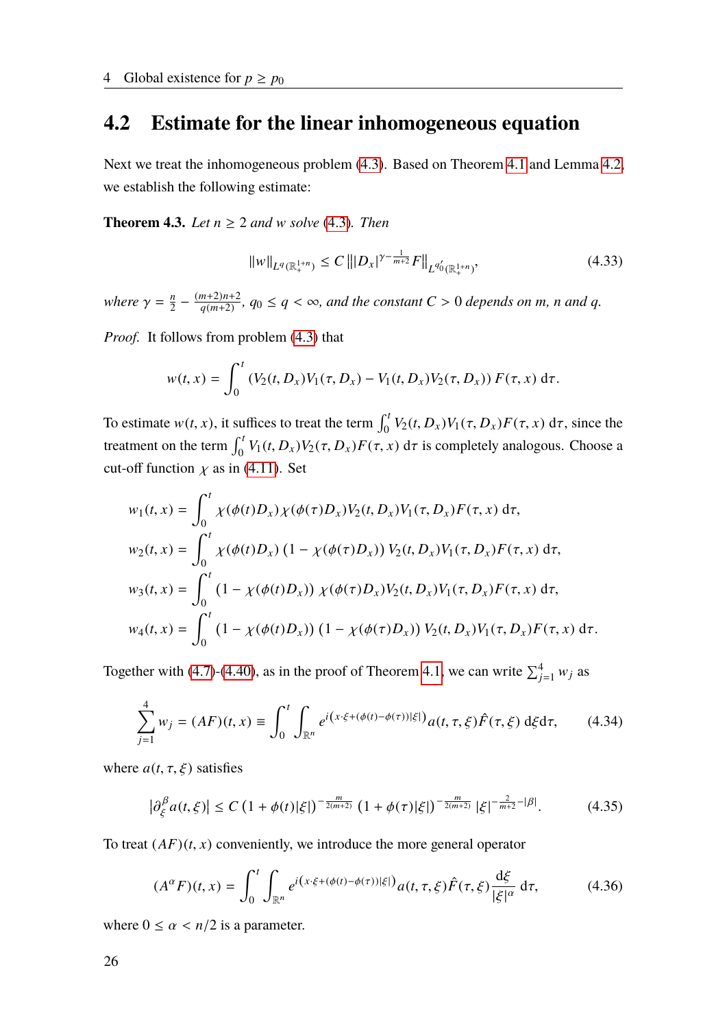## 4.2 Estimate for the linear inhomogeneous equation

Next we treat the inhomogeneous problem (4.3). Based on Theorem 4.1 and Lemma 4.2, we establish the following estimate:

**Theorem 4.3.** *Let $n \geq 2$ and $w$ solve (4.3). Then*

$$\|w\|_{L^q(\mathbb{R}^{1+n}_+)} \leq C \left\||D_x|^{\gamma - \frac{1}{m+2}} F\right\|_{L^{q_0'}(\mathbb{R}^{1+n}_+)}, \tag{4.33}$$

*where $\gamma = \frac{n}{2} - \frac{(m+2)n+2}{q(m+2)}$, $q_0 \leq q < \infty$, and the constant $C > 0$ depends on $m$, $n$ and $q$.*

*Proof.* It follows from problem (4.3) that

$$w(t,x) = \int_0^t \left(V_2(t,D_x)V_1(\tau,D_x) - V_1(t,D_x)V_2(\tau,D_x)\right) F(\tau,x)\, \mathrm{d}\tau.$$

To estimate $w(t,x)$, it suffices to treat the term $\int_0^t V_2(t,D_x)V_1(\tau,D_x)F(\tau,x)\,\mathrm{d}\tau$, since the treatment on the term $\int_0^t V_1(t,D_x)V_2(\tau,D_x)F(\tau,x)\,\mathrm{d}\tau$ is completely analogous. Choose a cut-off function $\chi$ as in (4.11). Set

$$\begin{aligned}
w_1(t,x) &= \int_0^t \chi(\phi(t)D_x)\chi(\phi(\tau)D_x)V_2(t,D_x)V_1(\tau,D_x)F(\tau,x)\,\mathrm{d}\tau, \\
w_2(t,x) &= \int_0^t \chi(\phi(t)D_x)\left(1-\chi(\phi(\tau)D_x)\right)V_2(t,D_x)V_1(\tau,D_x)F(\tau,x)\,\mathrm{d}\tau, \\
w_3(t,x) &= \int_0^t \left(1-\chi(\phi(t)D_x)\right)\chi(\phi(\tau)D_x)V_2(t,D_x)V_1(\tau,D_x)F(\tau,x)\,\mathrm{d}\tau, \\
w_4(t,x) &= \int_0^t \left(1-\chi(\phi(t)D_x)\right)\left(1-\chi(\phi(\tau)D_x)\right)V_2(t,D_x)V_1(\tau,D_x)F(\tau,x)\,\mathrm{d}\tau.
\end{aligned}$$

Together with (4.7)-(4.40), as in the proof of Theorem 4.1, we can write $\sum_{j=1}^4 w_j$ as

$$\sum_{j=1}^4 w_j = (AF)(t,x) \equiv \int_0^t \int_{\mathbb{R}^n} e^{i\left(x\cdot\xi + (\phi(t)-\phi(\tau))|\xi|\right)} a(t,\tau,\xi)\hat{F}(\tau,\xi)\,\mathrm{d}\xi \mathrm{d}\tau, \tag{4.34}$$

where $a(t,\tau,\xi)$ satisfies

$$|\partial_\xi^\beta a(t,\xi)| \leq C\left(1+\phi(t)|\xi|\right)^{-\frac{m}{2(m+2)}}\left(1+\phi(\tau)|\xi|\right)^{-\frac{m}{2(m+2)}}|\xi|^{-\frac{2}{m+2}-|\beta|}. \tag{4.35}$$

To treat $(AF)(t,x)$ conveniently, we introduce the more general operator

$$(A^\alpha F)(t,x) = \int_0^t \int_{\mathbb{R}^n} e^{i\left(x\cdot\xi + (\phi(t)-\phi(\tau))|\xi|\right)} a(t,\tau,\xi)\hat{F}(\tau,\xi)\frac{\mathrm{d}\xi}{|\xi|^\alpha}\,\mathrm{d}\tau, \tag{4.36}$$

where $0 \leq \alpha < n/2$ is a parameter.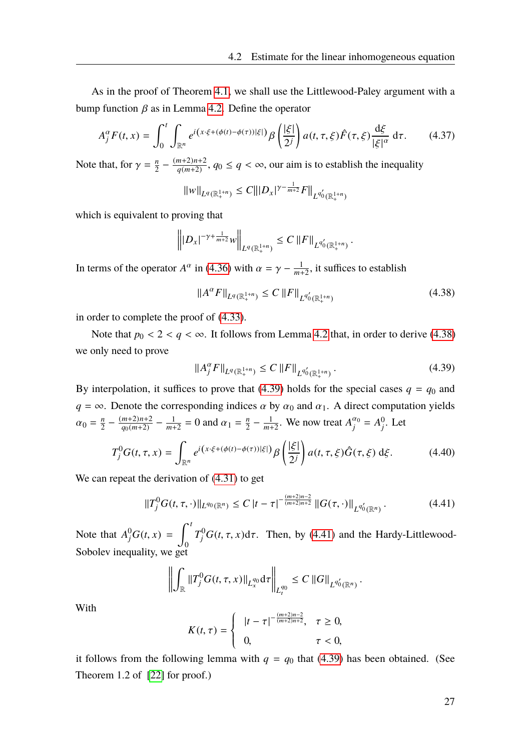As in the proof of Theorem 4.1, we shall use the Littlewood-Paley argument with a bump function $\beta$ as in Lemma 4.2. Define the operator

$$A_j^\alpha F(t,x) = \int_0^t \int_{\mathbb{R}^n} e^{i\left(x\cdot\xi+(\phi(t)-\phi(\tau))|\xi|\right)} \beta\left(\frac{|\xi|}{2^j}\right) a(t,\tau,\xi)\hat{F}(\tau,\xi)\frac{\mathrm{d}\xi}{|\xi|^\alpha}\,\mathrm{d}\tau. \tag{4.37}$$

Note that, for $\gamma = \frac{n}{2} - \frac{(m+2)n+2}{q(m+2)}$, $q_0 \le q < \infty$, our aim is to establish the inequality

$$\|w\|_{L^q(\mathbb{R}^{1+n}_+)} \le C\||D_x|^{\gamma-\frac{1}{m+2}}F\|_{L^{q_0'}(\mathbb{R}^{1+n}_+)}$$

which is equivalent to proving that

$$\left\||D_x|^{-\gamma+\frac{1}{m+2}}w\right\|_{L^q(\mathbb{R}^{1+n}_+)} \le C\,\|F\|_{L^{q_0'}(\mathbb{R}^{1+n}_+)}.$$

In terms of the operator $A^\alpha$ in (4.36) with $\alpha = \gamma - \frac{1}{m+2}$, it suffices to establish

$$\|A^\alpha F\|_{L^q(\mathbb{R}^{1+n}_+)} \le C\,\|F\|_{L^{q_0'}(\mathbb{R}^{1+n}_+)} \tag{4.38}$$

in order to complete the proof of (4.33).

Note that $p_0 < 2 < q < \infty$. It follows from Lemma 4.2 that, in order to derive (4.38) we only need to prove

$$\|A_j^\alpha F\|_{L^q(\mathbb{R}^{1+n}_+)} \le C\,\|F\|_{L^{q_0'}(\mathbb{R}^{1+n}_+)}. \tag{4.39}$$

By interpolation, it suffices to prove that (4.39) holds for the special cases $q = q_0$ and $q = \infty$. Denote the corresponding indices $\alpha$ by $\alpha_0$ and $\alpha_1$. A direct computation yields $\alpha_0 = \frac{n}{2} - \frac{(m+2)n+2}{q_0(m+2)} - \frac{1}{m+2} = 0$ and $\alpha_1 = \frac{n}{2} - \frac{1}{m+2}$. We now treat $A_j^{\alpha_0} = A_j^0$. Let

$$T_j^0 G(t,\tau,x) = \int_{\mathbb{R}^n} e^{i\left(x\cdot\xi+(\phi(t)-\phi(\tau))|\xi|\right)} \beta\left(\frac{|\xi|}{2^j}\right) a(t,\tau,\xi)\hat{G}(\tau,\xi)\,\mathrm{d}\xi. \tag{4.40}$$

We can repeat the derivation of (4.31) to get

$$\|T_j^0 G(t,\tau,\cdot)\|_{L^{q_0}(\mathbb{R}^n)} \le C\,|t-\tau|^{-\frac{(m+2)n-2}{(m+2)n+2}}\,\|G(\tau,\cdot)\|_{L^{q_0'}(\mathbb{R}^n)}. \tag{4.41}$$

Note that $A_j^0 G(t,x) = \int_0^t T_j^0 G(t,\tau,x)\mathrm{d}\tau$. Then, by (4.41) and the Hardy-Littlewood-Sobolev inequality, we get

$$\left\|\int_{\mathbb{R}} \|T_j^0 G(t,\tau,x)\|_{L_x^{q_0}}\mathrm{d}\tau\right\|_{L_t^{q_0}} \le C\,\|G\|_{L^{q_0'}(\mathbb{R}^n)}.$$

With

$$K(t,\tau) = \begin{cases} |t-\tau|^{-\frac{(m+2)n-2}{(m+2)n+2}}, & \tau \ge 0, \\ 0, & \tau < 0, \end{cases}$$

it follows from the following lemma with $q = q_0$ that (4.39) has been obtained. (See Theorem 1.2 of [22] for proof.)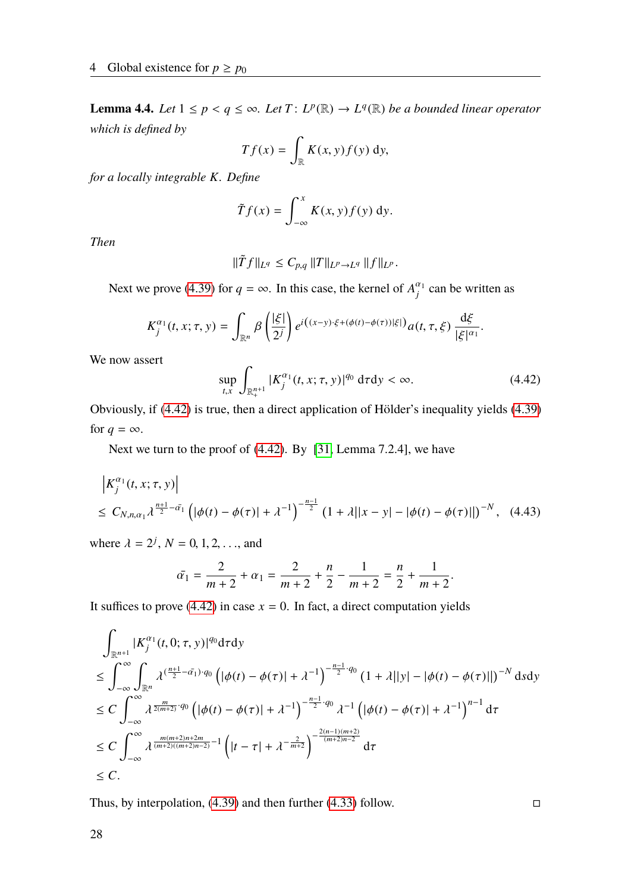**Lemma 4.4.** *Let $1 \le p < q \le \infty$. Let $T\colon L^p(\mathbb{R}) \to L^q(\mathbb{R})$ be a bounded linear operator which is defined by*

$$Tf(x) = \int_{\mathbb{R}} K(x,y) f(y)\, \mathrm{d}y,$$

*for a locally integrable $K$. Define*

$$\tilde{T}f(x) = \int_{-\infty}^{x} K(x,y) f(y)\, \mathrm{d}y.$$

*Then*

$$\|\tilde{T}f\|_{L^q} \le C_{p,q} \|T\|_{L^p \to L^q} \|f\|_{L^p}.$$

Next we prove (4.39) for $q = \infty$. In this case, the kernel of $A_j^{\alpha_1}$ can be written as

$$K_j^{\alpha_1}(t,x;\tau,y) = \int_{\mathbb{R}^n} \beta\left(\frac{|\xi|}{2^j}\right) e^{i\left((x-y)\cdot\xi + (\phi(t)-\phi(\tau))|\xi|\right)} a(t,\tau,\xi)\, \frac{\mathrm{d}\xi}{|\xi|^{\alpha_1}}.$$

We now assert

$$\sup_{t,x} \int_{\mathbb{R}^{n+1}_+} |K_j^{\alpha_1}(t,x;\tau,y)|^{q_0}\, \mathrm{d}\tau \mathrm{d}y < \infty. \tag{4.42}$$

Obviously, if (4.42) is true, then a direct application of Hölder's inequality yields (4.39) for $q = \infty$.

Next we turn to the proof of (4.42). By [31, Lemma 7.2.4], we have

$$\begin{aligned}
&\left|K_j^{\alpha_1}(t,x;\tau,y)\right| \\
&\le C_{N,n,\alpha_1} \lambda^{\frac{n+1}{2} - \bar{\alpha_1}} \left(|\phi(t)-\phi(\tau)| + \lambda^{-1}\right)^{-\frac{n-1}{2}} \left(1 + \lambda\big||x-y| - |\phi(t)-\phi(\tau)|\big|\right)^{-N},
\end{aligned} \tag{4.43}$$

where $\lambda = 2^j$, $N = 0, 1, 2, \ldots$, and

$$\bar{\alpha_1} = \frac{2}{m+2} + \alpha_1 = \frac{2}{m+2} + \frac{n}{2} - \frac{1}{m+2} = \frac{n}{2} + \frac{1}{m+2}.$$

It suffices to prove (4.42) in case $x = 0$. In fact, a direct computation yields

$$\begin{aligned}
&\int_{\mathbb{R}^{n+1}} |K_j^{\alpha_1}(t,0;\tau,y)|^{q_0} \mathrm{d}\tau \mathrm{d}y \\
&\le \int_{-\infty}^{\infty} \int_{\mathbb{R}^n} \lambda^{(\frac{n+1}{2} - \bar{\alpha_1})\cdot q_0} \left(|\phi(t)-\phi(\tau)| + \lambda^{-1}\right)^{-\frac{n-1}{2}\cdot q_0} \left(1 + \lambda\big||y| - |\phi(t)-\phi(\tau)|\big|\right)^{-N} \mathrm{d}s\mathrm{d}y \\
&\le C \int_{-\infty}^{\infty} \lambda^{\frac{m}{2(m+2)}\cdot q_0} \left(|\phi(t)-\phi(\tau)| + \lambda^{-1}\right)^{-\frac{n-1}{2}\cdot q_0} \lambda^{-1} \left(|\phi(t)-\phi(\tau)| + \lambda^{-1}\right)^{n-1} \mathrm{d}\tau \\
&\le C \int_{-\infty}^{\infty} \lambda^{\frac{m(m+2)n+2m}{(m+2)((m+2)n-2)} - 1} \left(|t-\tau| + \lambda^{-\frac{2}{m+2}}\right)^{-\frac{2(n-1)(m+2)}{(m+2)n-2}} \mathrm{d}\tau \\
&\le C.
\end{aligned}$$

Thus, by interpolation, (4.39) and then further (4.33) follow. $\square$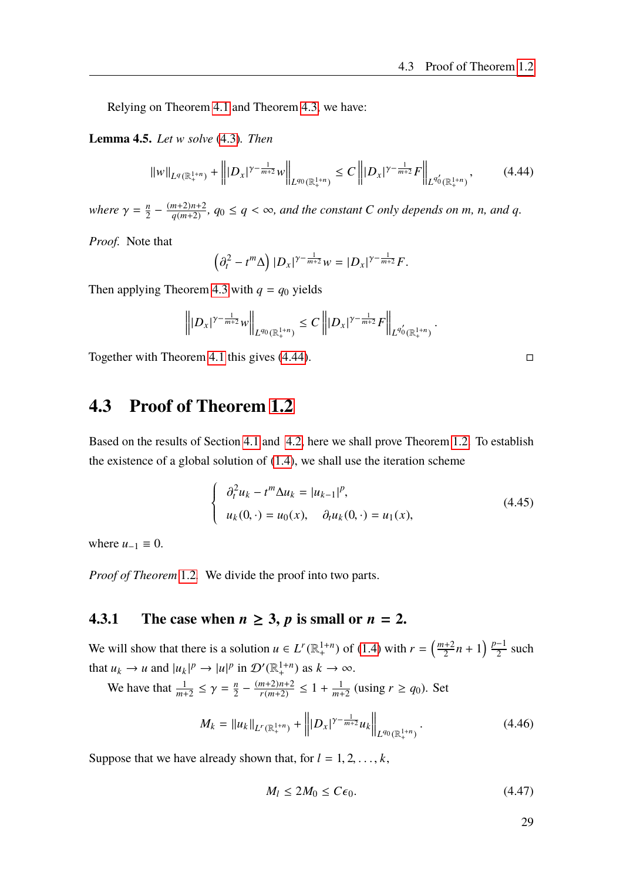Relying on Theorem 4.1 and Theorem 4.3, we have:

**Lemma 4.5.** *Let $w$ solve (4.3). Then*

$$\|w\|_{L^q(\mathbb{R}^{1+n}_+)} + \left\| |D_x|^{\gamma - \frac{1}{m+2}} w \right\|_{L^{q_0}(\mathbb{R}^{1+n}_+)} \leq C \left\| |D_x|^{\gamma - \frac{1}{m+2}} F \right\|_{L^{q_0'}(\mathbb{R}^{1+n}_+)}, \tag{4.44}$$

*where $\gamma = \frac{n}{2} - \frac{(m+2)n+2}{q(m+2)}$, $q_0 \leq q < \infty$, and the constant $C$ only depends on $m$, $n$, and $q$.*

*Proof.* Note that

$$\left(\partial_t^2 - t^m \Delta\right) |D_x|^{\gamma - \frac{1}{m+2}} w = |D_x|^{\gamma - \frac{1}{m+2}} F.$$

Then applying Theorem 4.3 with $q = q_0$ yields

$$\left\| |D_x|^{\gamma - \frac{1}{m+2}} w \right\|_{L^{q_0}(\mathbb{R}^{1+n}_+)} \leq C \left\| |D_x|^{\gamma - \frac{1}{m+2}} F \right\|_{L^{q_0'}(\mathbb{R}^{1+n}_+)}.$$

Together with Theorem 4.1 this gives (4.44). □

## 4.3 Proof of Theorem 1.2

Based on the results of Section 4.1 and 4.2, here we shall prove Theorem 1.2. To establish the existence of a global solution of (1.4), we shall use the iteration scheme

$$\begin{cases} \partial_t^2 u_k - t^m \Delta u_k = |u_{k-1}|^p, \\ u_k(0, \cdot) = u_0(x), \quad \partial_t u_k(0, \cdot) = u_1(x), \end{cases} \tag{4.45}$$

where $u_{-1} \equiv 0$.

*Proof of Theorem 1.2.* We divide the proof into two parts.

### 4.3.1 The case when $n \geq 3$, $p$ is small or $n = 2$.

We will show that there is a solution $u \in L^r(\mathbb{R}^{1+n}_+)$ of (1.4) with $r = \left(\frac{m+2}{2}n + 1\right) \frac{p-1}{2}$ such that $u_k \to u$ and $|u_k|^p \to |u|^p$ in $\mathcal{D}'(\mathbb{R}^{1+n}_+)$ as $k \to \infty$.

We have that $\frac{1}{m+2} \leq \gamma = \frac{n}{2} - \frac{(m+2)n+2}{r(m+2)} \leq 1 + \frac{1}{m+2}$ (using $r \geq q_0$). Set

$$M_k = \|u_k\|_{L^r(\mathbb{R}^{1+n}_+)} + \left\| |D_x|^{\gamma - \frac{1}{m+2}} u_k \right\|_{L^{q_0}(\mathbb{R}^{1+n}_+)}. \tag{4.46}$$

Suppose that we have already shown that, for $l = 1, 2, \ldots, k$,

$$M_l \leq 2M_0 \leq C\epsilon_0. \tag{4.47}$$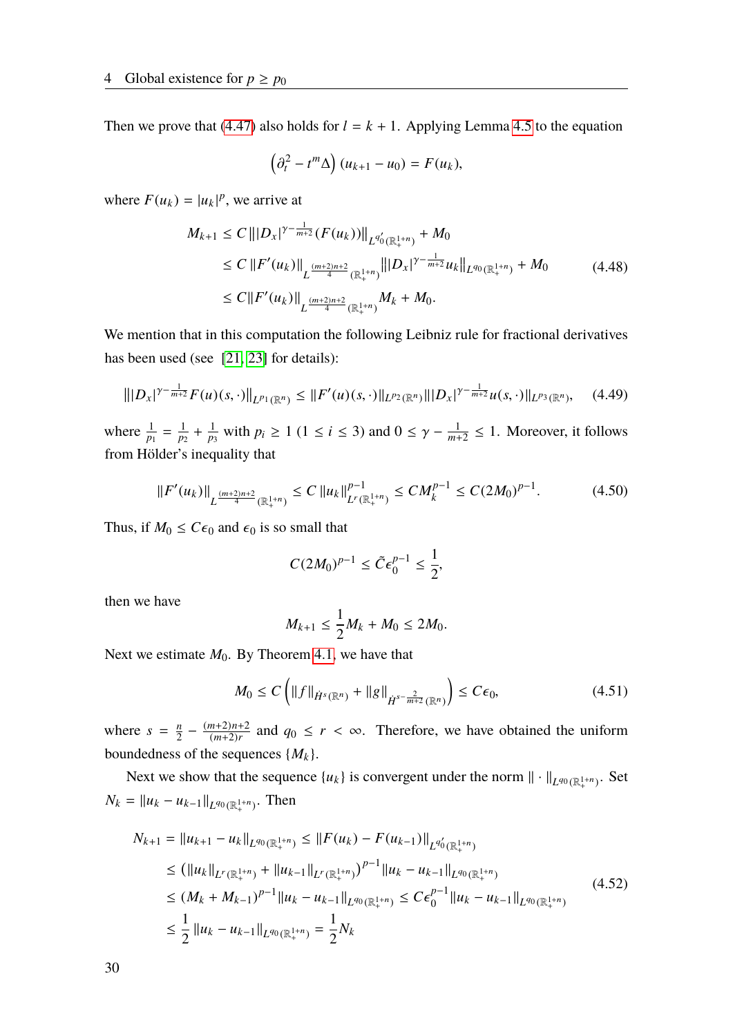Then we prove that (4.47) also holds for $l = k + 1$. Applying Lemma 4.5 to the equation

$$\left(\partial_t^2 - t^m \Delta\right)(u_{k+1} - u_0) = F(u_k),$$

where $F(u_k) = |u_k|^p$, we arrive at

$$
\begin{aligned}
M_{k+1} &\le C \left\| |D_x|^{\gamma - \frac{1}{m+2}} (F(u_k)) \right\|_{L^{q_0'}(\mathbb{R}_+^{1+n})} + M_0 \\
&\le C \left\| F'(u_k) \right\|_{L^{\frac{(m+2)n+2}{4}}(\mathbb{R}_+^{1+n})} \left\| |D_x|^{\gamma - \frac{1}{m+2}} u_k \right\|_{L^{q_0}(\mathbb{R}_+^{1+n})} + M_0 \\
&\le C \| F'(u_k) \|_{L^{\frac{(m+2)n+2}{4}}(\mathbb{R}_+^{1+n})} M_k + M_0.
\end{aligned}
\tag{4.48}
$$

We mention that in this computation the following Leibniz rule for fractional derivatives has been used (see [21, 23] for details):

$$\left\| |D_x|^{\gamma - \frac{1}{m+2}} F(u)(s, \cdot) \right\|_{L^{p_1}(\mathbb{R}^n)} \le \| F'(u)(s, \cdot) \|_{L^{p_2}(\mathbb{R}^n)} \left\| |D_x|^{\gamma - \frac{1}{m+2}} u(s, \cdot) \right\|_{L^{p_3}(\mathbb{R}^n)}, \tag{4.49}$$

where $\frac{1}{p_1} = \frac{1}{p_2} + \frac{1}{p_3}$ with $p_i \ge 1$ $(1 \le i \le 3)$ and $0 \le \gamma - \frac{1}{m+2} \le 1$. Moreover, it follows from Hölder's inequality that

$$\| F'(u_k) \|_{L^{\frac{(m+2)n+2}{4}}(\mathbb{R}_+^{1+n})} \le C \| u_k \|_{L^r(\mathbb{R}_+^{1+n})}^{p-1} \le C M_k^{p-1} \le C (2M_0)^{p-1}. \tag{4.50}$$

Thus, if $M_0 \le C\epsilon_0$ and $\epsilon_0$ is so small that

$$C(2M_0)^{p-1} \le \tilde{C} \epsilon_0^{p-1} \le \frac{1}{2},$$

then we have

$$M_{k+1} \le \frac{1}{2} M_k + M_0 \le 2M_0.$$

Next we estimate $M_0$. By Theorem 4.1, we have that

$$M_0 \le C \left( \| f \|_{\dot{H}^s(\mathbb{R}^n)} + \| g \|_{\dot{H}^{s - \frac{2}{m+2}}(\mathbb{R}^n)} \right) \le C\epsilon_0, \tag{4.51}$$

where $s = \frac{n}{2} - \frac{(m+2)n+2}{(m+2)r}$ and $q_0 \le r < \infty$. Therefore, we have obtained the uniform boundedness of the sequences $\{M_k\}$.

Next we show that the sequence $\{u_k\}$ is convergent under the norm $\| \cdot \|_{L^{q_0}(\mathbb{R}_+^{1+n})}$. Set $N_k = \| u_k - u_{k-1} \|_{L^{q_0}(\mathbb{R}_+^{1+n})}$. Then

$$
\begin{aligned}
N_{k+1} &= \| u_{k+1} - u_k \|_{L^{q_0}(\mathbb{R}_+^{1+n})} \le \| F(u_k) - F(u_{k-1}) \|_{L^{q_0'}(\mathbb{R}_+^{1+n})} \\
&\le \left( \| u_k \|_{L^r(\mathbb{R}_+^{1+n})} + \| u_{k-1} \|_{L^r(\mathbb{R}_+^{1+n})} \right)^{p-1} \| u_k - u_{k-1} \|_{L^{q_0}(\mathbb{R}_+^{1+n})} \\
&\le (M_k + M_{k-1})^{p-1} \| u_k - u_{k-1} \|_{L^{q_0}(\mathbb{R}_+^{1+n})} \le C \epsilon_0^{p-1} \| u_k - u_{k-1} \|_{L^{q_0}(\mathbb{R}_+^{1+n})} \\
&\le \frac{1}{2} \| u_k - u_{k-1} \|_{L^{q_0}(\mathbb{R}_+^{1+n})} = \frac{1}{2} N_k
\end{aligned}
\tag{4.52}
$$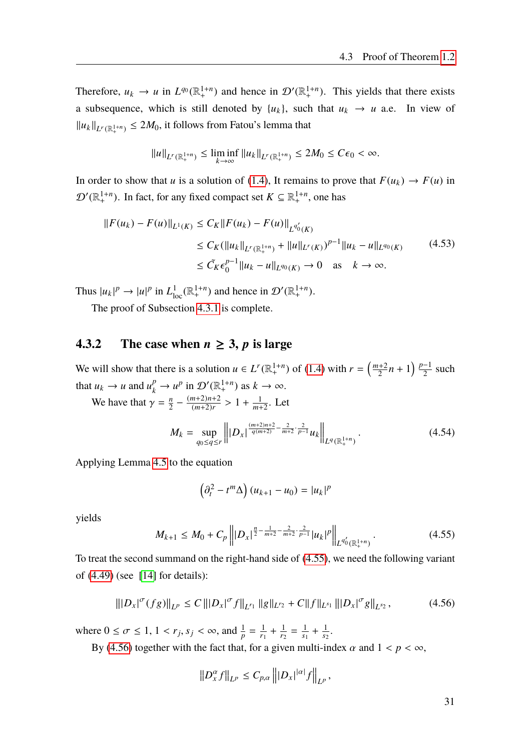Therefore, $u_k \to u$ in $L^{q_0}(\mathbb{R}^{1+n}_+)$ and hence in $\mathcal{D}'(\mathbb{R}^{1+n}_+)$. This yields that there exists a subsequence, which is still denoted by $\{u_k\}$, such that $u_k \to u$ a.e. In view of $\|u_k\|_{L^r(\mathbb{R}^{1+n}_+)} \le 2M_0$, it follows from Fatou's lemma that

$$\|u\|_{L^r(\mathbb{R}^{1+n}_+)} \le \liminf_{k\to\infty} \|u_k\|_{L^r(\mathbb{R}^{1+n}_+)} \le 2M_0 \le C\epsilon_0 < \infty.$$

In order to show that $u$ is a solution of (1.4), It remains to prove that $F(u_k) \to F(u)$ in $\mathcal{D}'(\mathbb{R}^{1+n}_+)$. In fact, for any fixed compact set $K \subseteq \mathbb{R}^{1+n}_+$, one has

$$\begin{aligned}
\|F(u_k) - F(u)\|_{L^1(K)} &\le C_K \|F(u_k) - F(u)\|_{L^{q_0'}(K)} \\
&\le C_K (\|u_k\|_{L^r(\mathbb{R}^{1+n}_+)} + \|u\|_{L^r(K)})^{p-1} \|u_k - u\|_{L^{q_0}(K)} \\
&\le \tilde{C}_K \epsilon_0^{p-1} \|u_k - u\|_{L^{q_0}(K)} \to 0 \quad \text{as} \quad k \to \infty.
\end{aligned} \tag{4.53}$$

Thus $|u_k|^p \to |u|^p$ in $L^1_{\text{loc}}(\mathbb{R}^{1+n}_+)$ and hence in $\mathcal{D}'(\mathbb{R}^{1+n}_+)$.

The proof of Subsection 4.3.1 is complete.

### 4.3.2 The case when $n \ge 3$, $p$ is large

We will show that there is a solution $u \in L^r(\mathbb{R}^{1+n}_+)$ of (1.4) with $r = \left(\frac{m+2}{2}n + 1\right)\frac{p-1}{2}$ such that $u_k \to u$ and $u_k^p \to u^p$ in $\mathcal{D}'(\mathbb{R}^{1+n}_+)$ as $k \to \infty$.

We have that $\gamma = \frac{n}{2} - \frac{(m+2)n+2}{(m+2)r} > 1 + \frac{1}{m+2}$. Let

$$M_k = \sup_{q_0 \le q \le r} \left\| |D_x|^{\frac{(m+2)n+2}{q(m+2)} - \frac{2}{m+2}\cdot\frac{2}{p-1}} u_k \right\|_{L^q(\mathbb{R}^{1+n}_+)}. \tag{4.54}$$

Applying Lemma 4.5 to the equation

$$\left(\partial_t^2 - t^m \Delta\right)(u_{k+1} - u_0) = |u_k|^p$$

yields

$$M_{k+1} \le M_0 + C_p \left\| |D_x|^{\frac{n}{2} - \frac{1}{m+2} - \frac{2}{m+2}\cdot\frac{2}{p-1}} |u_k|^p \right\|_{L^{q_0'}(\mathbb{R}^{1+n}_+)}. \tag{4.55}$$

To treat the second summand on the right-hand side of (4.55), we need the following variant of (4.49) (see [14] for details):

$$\| |D_x|^\sigma (fg) \|_{L^p} \le C \| |D_x|^\sigma f \|_{L^{r_1}} \|g\|_{L^{r_2}} + C \|f\|_{L^{s_1}} \| |D_x|^\sigma g \|_{L^{s_2}}, \tag{4.56}$$

where $0 \le \sigma \le 1$, $1 < r_j, s_j < \infty$, and $\frac{1}{p} = \frac{1}{r_1} + \frac{1}{r_2} = \frac{1}{s_1} + \frac{1}{s_2}$.

By (4.56) together with the fact that, for a given multi-index $\alpha$ and $1 < p < \infty$,

$$\|D_x^\alpha f\|_{L^p} \le C_{p,\alpha} \left\| |D_x|^{|\alpha|} f \right\|_{L^p},$$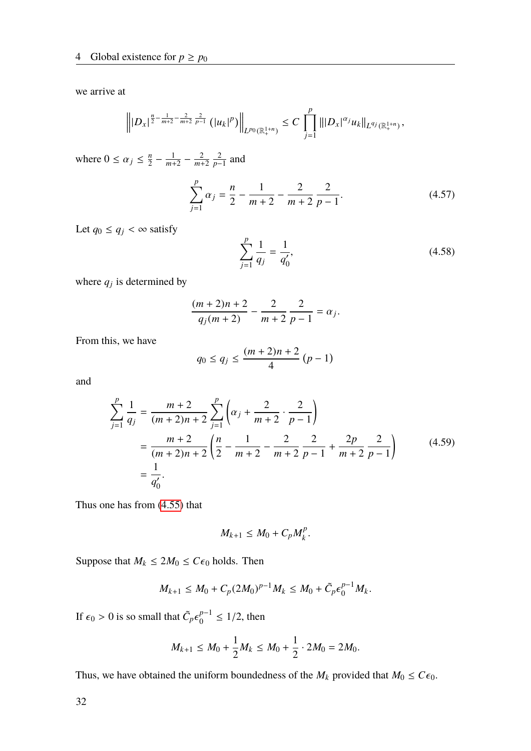we arrive at

$$\left\| |D_x|^{\frac{n}{2}-\frac{1}{m+2}-\frac{2}{m+2}\frac{2}{p-1}} \left(|u_k|^p\right) \right\|_{L^{p_0}(\mathbb{R}^{1+n}_+)} \le C \prod_{j=1}^{p} \| |D_x|^{\alpha_j} u_k \|_{L^{q_j}(\mathbb{R}^{1+n}_+)},$$

where $0 \le \alpha_j \le \frac{n}{2} - \frac{1}{m+2} - \frac{2}{m+2}\frac{2}{p-1}$ and

$$\sum_{j=1}^{p} \alpha_j = \frac{n}{2} - \frac{1}{m+2} - \frac{2}{m+2}\frac{2}{p-1}. \tag{4.57}$$

Let $q_0 \le q_j < \infty$ satisfy

$$\sum_{j=1}^{p} \frac{1}{q_j} = \frac{1}{q_0'}, \tag{4.58}$$

where $q_j$ is determined by

$$\frac{(m+2)n+2}{q_j(m+2)} - \frac{2}{m+2}\frac{2}{p-1} = \alpha_j.$$

From this, we have

$$q_0 \le q_j \le \frac{(m+2)n+2}{4}(p-1)$$

and

$$\begin{aligned}
\sum_{j=1}^{p} \frac{1}{q_j} &= \frac{m+2}{(m+2)n+2} \sum_{j=1}^{p} \left( \alpha_j + \frac{2}{m+2} \cdot \frac{2}{p-1} \right) \\
&= \frac{m+2}{(m+2)n+2} \left( \frac{n}{2} - \frac{1}{m+2} - \frac{2}{m+2}\frac{2}{p-1} + \frac{2p}{m+2}\frac{2}{p-1} \right) \\
&= \frac{1}{q_0'}.
\end{aligned} \tag{4.59}$$

Thus one has from (4.55) that

$$M_{k+1} \le M_0 + C_p M_k^p.$$

Suppose that $M_k \le 2M_0 \le C\epsilon_0$ holds. Then

$$M_{k+1} \le M_0 + C_p (2M_0)^{p-1} M_k \le M_0 + \tilde{C}_p \epsilon_0^{p-1} M_k.$$

If $\epsilon_0 > 0$ is so small that $\tilde{C}_p \epsilon_0^{p-1} \le 1/2$, then

$$M_{k+1} \le M_0 + \frac{1}{2} M_k \le M_0 + \frac{1}{2} \cdot 2M_0 = 2M_0.$$

Thus, we have obtained the uniform boundedness of the $M_k$ provided that $M_0 \le C\epsilon_0$.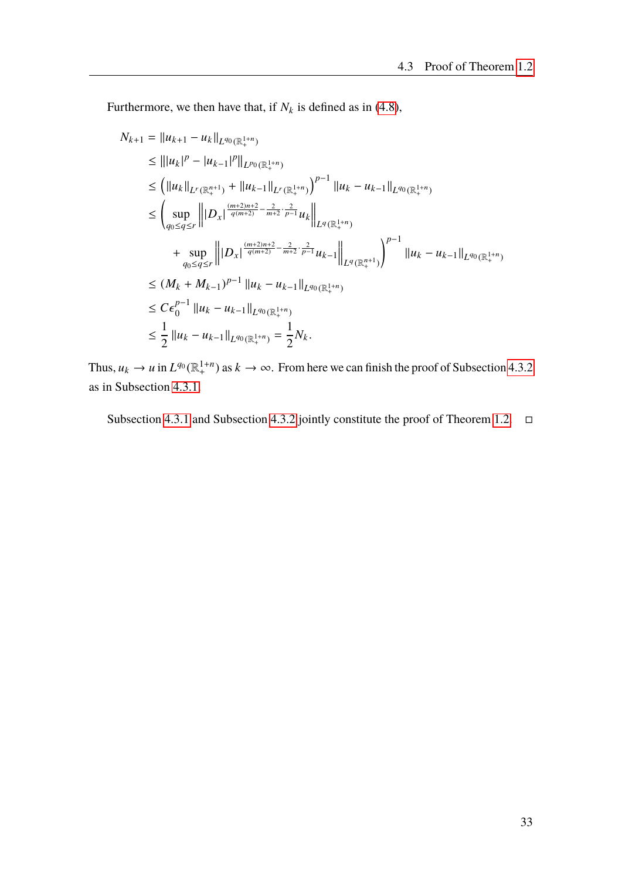Furthermore, we then have that, if $N_k$ is defined as in (4.8),

$$
\begin{aligned}
N_{k+1} &= \|u_{k+1} - u_k\|_{L^{q_0}(\mathbb{R}_+^{1+n})} \\
&\leq \| |u_k|^p - |u_{k-1}|^p \|_{L^{p_0}(\mathbb{R}_+^{1+n})} \\
&\leq \left( \|u_k\|_{L^r(\mathbb{R}_+^{n+1})} + \|u_{k-1}\|_{L^r(\mathbb{R}_+^{1+n})} \right)^{p-1} \|u_k - u_{k-1}\|_{L^{q_0}(\mathbb{R}_+^{1+n})} \\
&\leq \Bigg( \sup_{q_0 \leq q \leq r} \left\| |D_x|^{\frac{(m+2)n+2}{q(m+2)} - \frac{2}{m+2} \cdot \frac{2}{p-1}} u_k \right\|_{L^q(\mathbb{R}_+^{1+n})} \\
&\qquad + \sup_{q_0 \leq q \leq r} \left\| |D_x|^{\frac{(m+2)n+2}{q(m+2)} - \frac{2}{m+2} \cdot \frac{2}{p-1}} u_{k-1} \right\|_{L^q(\mathbb{R}_+^{n+1})} \Bigg)^{p-1} \|u_k - u_{k-1}\|_{L^{q_0}(\mathbb{R}_+^{1+n})} \\
&\leq (M_k + M_{k-1})^{p-1} \|u_k - u_{k-1}\|_{L^{q_0}(\mathbb{R}_+^{1+n})} \\
&\leq C\epsilon_0^{p-1} \|u_k - u_{k-1}\|_{L^{q_0}(\mathbb{R}_+^{1+n})} \\
&\leq \frac{1}{2} \|u_k - u_{k-1}\|_{L^{q_0}(\mathbb{R}_+^{1+n})} = \frac{1}{2} N_k.
\end{aligned}
$$

Thus, $u_k \to u$ in $L^{q_0}(\mathbb{R}_+^{1+n})$ as $k \to \infty$. From here we can finish the proof of Subsection 4.3.2 as in Subsection 4.3.1.

Subsection 4.3.1 and Subsection 4.3.2 jointly constitute the proof of Theorem 1.2. □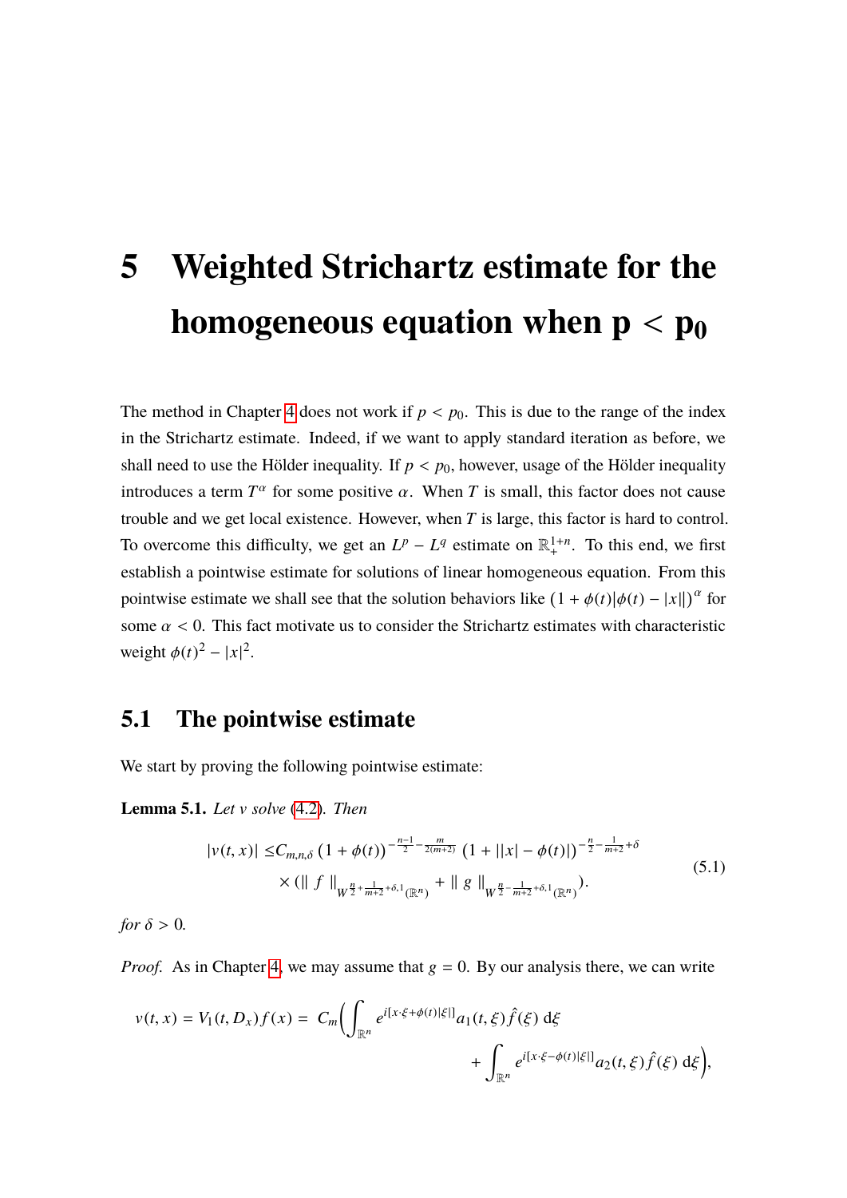# 5 Weighted Strichartz estimate for the homogeneous equation when $p < p_0$

The method in Chapter 4 does not work if $p < p_0$. This is due to the range of the index in the Strichartz estimate. Indeed, if we want to apply standard iteration as before, we shall need to use the Hölder inequality. If $p < p_0$, however, usage of the Hölder inequality introduces a term $T^\alpha$ for some positive $\alpha$. When $T$ is small, this factor does not cause trouble and we get local existence. However, when $T$ is large, this factor is hard to control. To overcome this difficulty, we get an $L^p - L^q$ estimate on $\mathbb{R}^{1+n}_+$. To this end, we first establish a pointwise estimate for solutions of linear homogeneous equation. From this pointwise estimate we shall see that the solution behaviors like $(1 + \phi(t)|\phi(t) - |x||)^\alpha$ for some $\alpha < 0$. This fact motivate us to consider the Strichartz estimates with characteristic weight $\phi(t)^2 - |x|^2$.

## 5.1 The pointwise estimate

We start by proving the following pointwise estimate:

**Lemma 5.1.** *Let $v$ solve (4.2). Then*

$$
\begin{aligned}
|v(t,x)| \le & C_{m,n,\delta} \left(1 + \phi(t)\right)^{-\frac{n-1}{2} - \frac{m}{2(m+2)}} \left(1 + ||x| - \phi(t)|\right)^{-\frac{n}{2} - \frac{1}{m+2} + \delta} \\
& \times (\| f \|_{W^{\frac{n}{2} + \frac{1}{m+2} + \delta, 1}(\mathbb{R}^n)} + \| g \|_{W^{\frac{n}{2} - \frac{1}{m+2} + \delta, 1}(\mathbb{R}^n)}).
\end{aligned}
\tag{5.1}
$$

*for $\delta > 0$.*

*Proof.* As in Chapter 4, we may assume that $g = 0$. By our analysis there, we can write

$$
v(t,x) = V_1(t, D_x) f(x) = C_m \Big( \int_{\mathbb{R}^n} e^{i[x\cdot\xi + \phi(t)|\xi|]} a_1(t,\xi) \hat{f}(\xi) \, \mathrm{d}\xi + \int_{\mathbb{R}^n} e^{i[x\cdot\xi - \phi(t)|\xi|]} a_2(t,\xi) \hat{f}(\xi) \, \mathrm{d}\xi \Big),
$$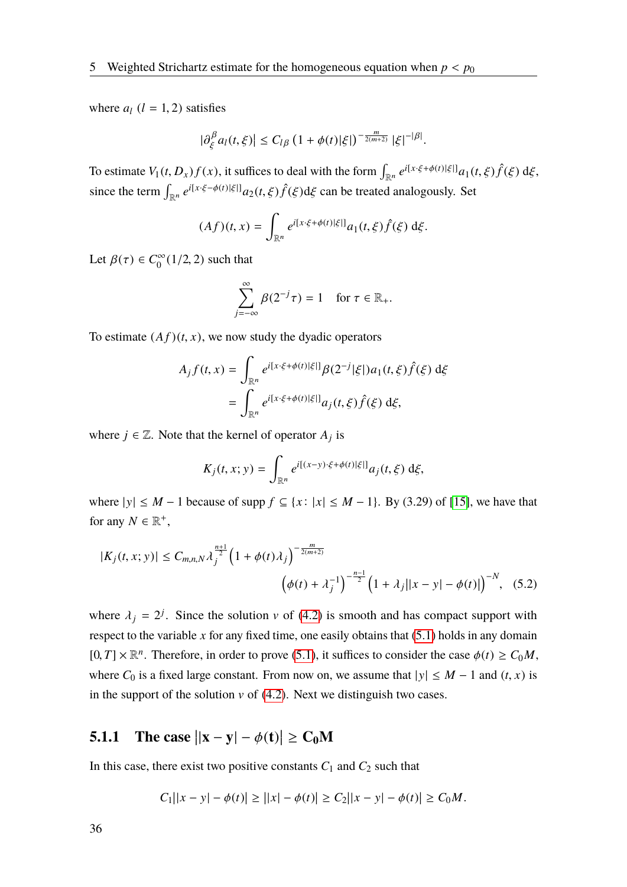where $a_l$ $(l = 1, 2)$ satisfies

$$|\partial_\xi^\beta a_l(t,\xi)| \le C_{l\beta} \left(1 + \phi(t)|\xi|\right)^{-\frac{m}{2(m+2)}} |\xi|^{-|\beta|}.$$

To estimate $V_1(t, D_x) f(x)$, it suffices to deal with the form $\int_{\mathbb{R}^n} e^{i[x\cdot\xi+\phi(t)|\xi|]} a_1(t,\xi)\hat{f}(\xi)\,\mathrm{d}\xi$, since the term $\int_{\mathbb{R}^n} e^{i[x\cdot\xi-\phi(t)|\xi|]} a_2(t,\xi)\hat{f}(\xi)\mathrm{d}\xi$ can be treated analogously. Set

$$(Af)(t,x) = \int_{\mathbb{R}^n} e^{i[x\cdot\xi+\phi(t)|\xi|]} a_1(t,\xi)\hat{f}(\xi)\,\mathrm{d}\xi.$$

Let $\beta(\tau) \in C_0^\infty(1/2, 2)$ such that

$$\sum_{j=-\infty}^{\infty} \beta(2^{-j}\tau) = 1 \quad \text{for } \tau \in \mathbb{R}_+.$$

To estimate $(Af)(t,x)$, we now study the dyadic operators

$$\begin{aligned} A_j f(t,x) &= \int_{\mathbb{R}^n} e^{i[x\cdot\xi+\phi(t)|\xi|]} \beta(2^{-j}|\xi|) a_1(t,\xi)\hat{f}(\xi)\,\mathrm{d}\xi \\ &= \int_{\mathbb{R}^n} e^{i[x\cdot\xi+\phi(t)|\xi|]} a_j(t,\xi)\hat{f}(\xi)\,\mathrm{d}\xi, \end{aligned}$$

where $j \in \mathbb{Z}$. Note that the kernel of operator $A_j$ is

$$K_j(t,x;y) = \int_{\mathbb{R}^n} e^{i[(x-y)\cdot\xi+\phi(t)|\xi|]} a_j(t,\xi)\,\mathrm{d}\xi,$$

where $|y| \le M - 1$ because of $\operatorname{supp} f \subseteq \{x\colon |x| \le M-1\}$. By (3.29) of [15], we have that for any $N \in \mathbb{R}^+$,

$$|K_j(t,x;y)| \le C_{m,n,N} \lambda_j^{\frac{n+1}{2}} \left(1 + \phi(t)\lambda_j\right)^{-\frac{m}{2(m+2)}} \left(\phi(t) + \lambda_j^{-1}\right)^{-\frac{n-1}{2}} \left(1 + \lambda_j\big||x-y| - \phi(t)\big|\right)^{-N}, \quad (5.2)$$

where $\lambda_j = 2^j$. Since the solution $v$ of (4.2) is smooth and has compact support with respect to the variable $x$ for any fixed time, one easily obtains that (5.1) holds in any domain $[0,T] \times \mathbb{R}^n$. Therefore, in order to prove (5.1), it suffices to consider the case $\phi(t) \ge C_0 M$, where $C_0$ is a fixed large constant. From now on, we assume that $|y| \le M - 1$ and $(t,x)$ is in the support of the solution $v$ of (4.2). Next we distinguish two cases.

### 5.1.1 The case $\big||x - y| - \phi(t)\big| \ge C_0 M$

In this case, there exist two positive constants $C_1$ and $C_2$ such that

$$C_1\big||x-y| - \phi(t)\big| \ge \big||x| - \phi(t)\big| \ge C_2\big||x-y| - \phi(t)\big| \ge C_0 M.$$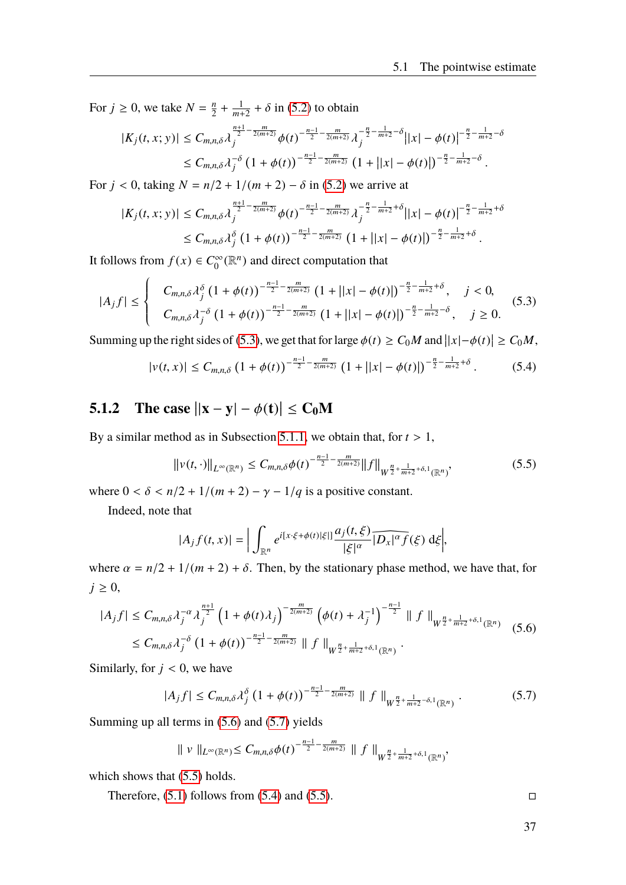For $j \geq 0$, we take $N = \frac{n}{2} + \frac{1}{m+2} + \delta$ in (5.2) to obtain

$$
\begin{aligned}
|K_j(t,x;y)| &\leq C_{m,n,\delta} \lambda_j^{\frac{n+1}{2} - \frac{m}{2(m+2)}} \phi(t)^{-\frac{n-1}{2} - \frac{m}{2(m+2)}} \lambda_j^{-\frac{n}{2} - \frac{1}{m+2} - \delta} \big||x| - \phi(t)\big|^{-\frac{n}{2} - \frac{1}{m+2} - \delta} \\
&\leq C_{m,n,\delta} \lambda_j^{-\delta} \left(1 + \phi(t)\right)^{-\frac{n-1}{2} - \frac{m}{2(m+2)}} \left(1 + \big||x| - \phi(t)\big|\right)^{-\frac{n}{2} - \frac{1}{m+2} - \delta}.
\end{aligned}
$$

For $j < 0$, taking $N = n/2 + 1/(m+2) - \delta$ in (5.2) we arrive at

$$
\begin{aligned}
|K_j(t,x;y)| &\leq C_{m,n,\delta} \lambda_j^{\frac{n+1}{2} - \frac{m}{2(m+2)}} \phi(t)^{-\frac{n-1}{2} - \frac{m}{2(m+2)}} \lambda_j^{-\frac{n}{2} - \frac{1}{m+2} + \delta} \big||x| - \phi(t)\big|^{-\frac{n}{2} - \frac{1}{m+2} + \delta} \\
&\leq C_{m,n,\delta} \lambda_j^{\delta} \left(1 + \phi(t)\right)^{-\frac{n-1}{2} - \frac{m}{2(m+2)}} \left(1 + \big||x| - \phi(t)\big|\right)^{-\frac{n}{2} - \frac{1}{m+2} + \delta}.
\end{aligned}
$$

It follows from $f(x) \in C_0^\infty(\mathbb{R}^n)$ and direct computation that

$$
|A_j f| \leq \begin{cases} C_{m,n,\delta} \lambda_j^{\delta} \left(1 + \phi(t)\right)^{-\frac{n-1}{2} - \frac{m}{2(m+2)}} \left(1 + \big||x| - \phi(t)\big|\right)^{-\frac{n}{2} - \frac{1}{m+2} + \delta}, & j < 0, \\ C_{m,n,\delta} \lambda_j^{-\delta} \left(1 + \phi(t)\right)^{-\frac{n-1}{2} - \frac{m}{2(m+2)}} \left(1 + \big||x| - \phi(t)\big|\right)^{-\frac{n}{2} - \frac{1}{m+2} - \delta}, & j \geq 0. \end{cases} \tag{5.3}
$$

Summing up the right sides of (5.3), we get that for large $\phi(t) \geq C_0 M$ and $\big||x| - \phi(t)\big| \geq C_0 M$,

$$
|v(t,x)| \leq C_{m,n,\delta} \left(1 + \phi(t)\right)^{-\frac{n-1}{2} - \frac{m}{2(m+2)}} \left(1 + \big||x| - \phi(t)\big|\right)^{-\frac{n}{2} - \frac{1}{m+2} + \delta}. \tag{5.4}
$$

### 5.1.2 The case $\big||\mathbf{x} - \mathbf{y}| - \phi(\mathbf{t})\big| \leq \mathbf{C_0 M}$

By a similar method as in Subsection 5.1.1, we obtain that, for $t > 1$,

$$
\|v(t,\cdot)\|_{L^\infty(\mathbb{R}^n)} \leq C_{m,n,\delta} \phi(t)^{-\frac{n-1}{2} - \frac{m}{2(m+2)}} \|f\|_{W^{\frac{n}{2} + \frac{1}{m+2} + \delta, 1}(\mathbb{R}^n)}, \tag{5.5}
$$

where $0 < \delta < n/2 + 1/(m+2) - \gamma - 1/q$ is a positive constant.

Indeed, note that

$$
|A_j f(t,x)| = \left| \int_{\mathbb{R}^n} e^{i[x \cdot \xi + \phi(t)|\xi|]} \frac{a_j(t,\xi)}{|\xi|^\alpha} \widehat{|D_x|^\alpha f}(\xi)\, \mathrm{d}\xi \right|,
$$

where $\alpha = n/2 + 1/(m+2) + \delta$. Then, by the stationary phase method, we have that, for $j \geq 0$,

$$
\begin{aligned}
|A_j f| &\leq C_{m,n,\delta} \lambda_j^{-\alpha} \lambda_j^{\frac{n+1}{2}} \left(1 + \phi(t)\lambda_j\right)^{-\frac{m}{2(m+2)}} \left(\phi(t) + \lambda_j^{-1}\right)^{-\frac{n-1}{2}} \| f \|_{W^{\frac{n}{2} + \frac{1}{m+2} + \delta, 1}(\mathbb{R}^n)} \\
&\leq C_{m,n,\delta} \lambda_j^{-\delta} \left(1 + \phi(t)\right)^{-\frac{n-1}{2} - \frac{m}{2(m+2)}} \| f \|_{W^{\frac{n}{2} + \frac{1}{m+2} + \delta, 1}(\mathbb{R}^n)}.
\end{aligned} \tag{5.6}
$$

Similarly, for $j < 0$, we have

$$
|A_j f| \leq C_{m,n,\delta} \lambda_j^{\delta} \left(1 + \phi(t)\right)^{-\frac{n-1}{2} - \frac{m}{2(m+2)}} \| f \|_{W^{\frac{n}{2} + \frac{1}{m+2} - \delta, 1}(\mathbb{R}^n)}. \tag{5.7}
$$

Summing up all terms in (5.6) and (5.7) yields

$$
\| v \|_{L^\infty(\mathbb{R}^n)} \leq C_{m,n,\delta} \phi(t)^{-\frac{n-1}{2} - \frac{m}{2(m+2)}} \| f \|_{W^{\frac{n}{2} + \frac{1}{m+2} + \delta, 1}(\mathbb{R}^n)},
$$

which shows that (5.5) holds.

Therefore, (5.1) follows from (5.4) and (5.5). □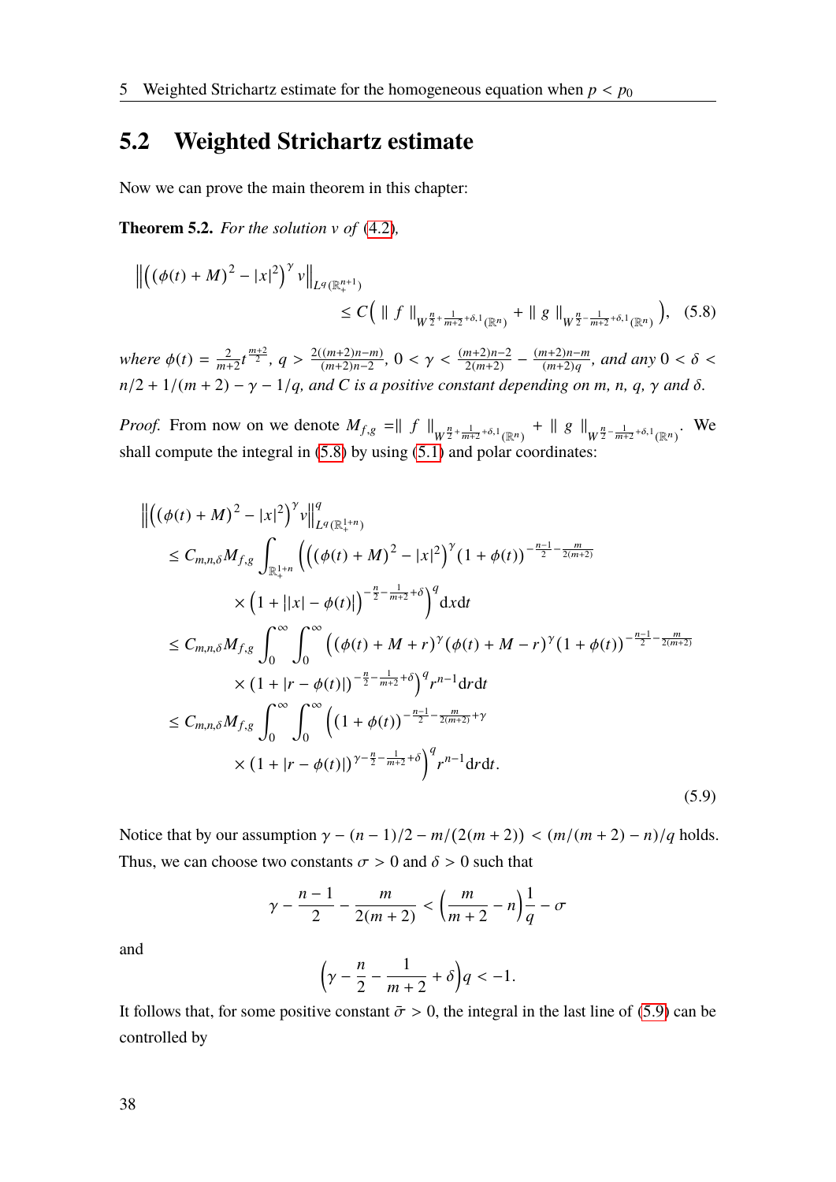## 5.2 Weighted Strichartz estimate

Now we can prove the main theorem in this chapter:

**Theorem 5.2.** *For the solution $v$ of (4.2),*

$$\left\| \left( (\phi(t) + M)^2 - |x|^2 \right)^\gamma v \right\|_{L^q(\mathbb{R}_+^{n+1})} \leq C\Big( \| f \|_{W^{\frac{n}{2}+\frac{1}{m+2}+\delta,1}(\mathbb{R}^n)} + \| g \|_{W^{\frac{n}{2}-\frac{1}{m+2}+\delta,1}(\mathbb{R}^n)} \Big), \quad (5.8)$$

*where $\phi(t) = \frac{2}{m+2} t^{\frac{m+2}{2}}$, $q > \frac{2((m+2)n-m)}{(m+2)n-2}$, $0 < \gamma < \frac{(m+2)n-2}{2(m+2)} - \frac{(m+2)n-m}{(m+2)q}$, and any $0 < \delta < n/2 + 1/(m+2) - \gamma - 1/q$, and $C$ is a positive constant depending on $m$, $n$, $q$, $\gamma$ and $\delta$.*

*Proof.* From now on we denote $M_{f,g} = \| f \|_{W^{\frac{n}{2}+\frac{1}{m+2}+\delta,1}(\mathbb{R}^n)} + \| g \|_{W^{\frac{n}{2}-\frac{1}{m+2}+\delta,1}(\mathbb{R}^n)}$. We shall compute the integral in (5.8) by using (5.1) and polar coordinates:

$$\begin{aligned}
&\left\| \left( (\phi(t) + M)^2 - |x|^2 \right)^\gamma v \right\|^q_{L^q(\mathbb{R}_+^{1+n})} \\
&\leq C_{m,n,\delta} M_{f,g} \int_{\mathbb{R}_+^{1+n}} \Big( \left( (\phi(t) + M)^2 - |x|^2 \right)^\gamma (1 + \phi(t))^{-\frac{n-1}{2} - \frac{m}{2(m+2)}} \\
&\qquad \times \left( 1 + \big| |x| - \phi(t) \big| \right)^{-\frac{n}{2} - \frac{1}{m+2} + \delta} \Big)^q \mathrm{d}x \mathrm{d}t \\
&\leq C_{m,n,\delta} M_{f,g} \int_0^\infty \int_0^\infty \Big( (\phi(t) + M + r)^\gamma (\phi(t) + M - r)^\gamma (1 + \phi(t))^{-\frac{n-1}{2} - \frac{m}{2(m+2)}} \\
&\qquad \times (1 + |r - \phi(t)|)^{-\frac{n}{2} - \frac{1}{m+2} + \delta} \Big)^q r^{n-1} \mathrm{d}r \mathrm{d}t \\
&\leq C_{m,n,\delta} M_{f,g} \int_0^\infty \int_0^\infty \Big( (1 + \phi(t))^{-\frac{n-1}{2} - \frac{m}{2(m+2)} + \gamma} \\
&\qquad \times (1 + |r - \phi(t)|)^{\gamma - \frac{n}{2} - \frac{1}{m+2} + \delta} \Big)^q r^{n-1} \mathrm{d}r \mathrm{d}t.
\end{aligned} \quad (5.9)$$

Notice that by our assumption $\gamma - (n-1)/2 - m/(2(m+2)) < (m/(m+2) - n)/q$ holds. Thus, we can choose two constants $\sigma > 0$ and $\delta > 0$ such that

$$\gamma - \frac{n-1}{2} - \frac{m}{2(m+2)} < \left( \frac{m}{m+2} - n \right) \frac{1}{q} - \sigma$$

and

$$\left( \gamma - \frac{n}{2} - \frac{1}{m+2} + \delta \right) q < -1.$$

It follows that, for some positive constant $\bar{\sigma} > 0$, the integral in the last line of (5.9) can be controlled by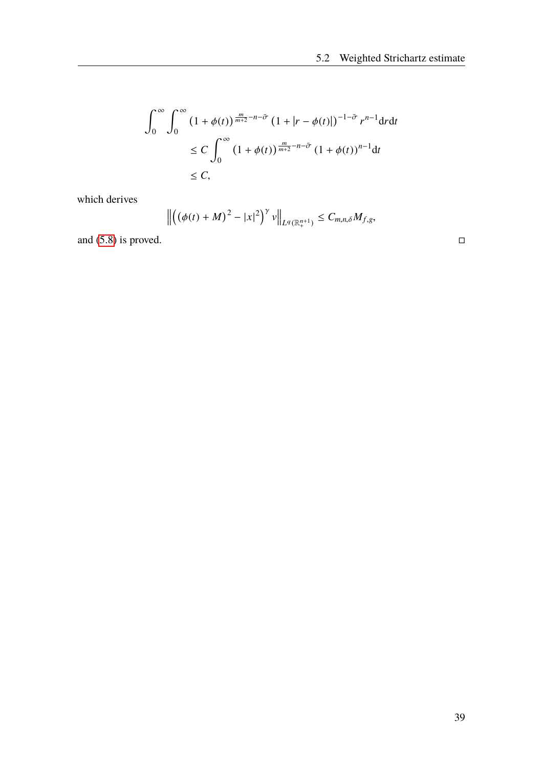$$
\begin{aligned}
\int_0^\infty \int_0^\infty & \left(1+\phi(t)\right)^{\frac{m}{m+2}-n-\bar{\sigma}} \left(1+|r-\phi(t)|\right)^{-1-\bar{\sigma}} r^{n-1} \mathrm{d}r\mathrm{d}t \\
& \le C \int_0^\infty \left(1+\phi(t)\right)^{\frac{m}{m+2}-n-\bar{\sigma}} \left(1+\phi(t)\right)^{n-1} \mathrm{d}t \\
& \le C,
\end{aligned}
$$

which derives

$$
\left\| \left( \left(\phi(t)+M\right)^2 - |x|^2 \right)^\gamma v \right\|_{L^q(\mathbb{R}^{n+1}_+)} \le C_{m,n,\delta} M_{f,g},
$$

and (5.8) is proved. □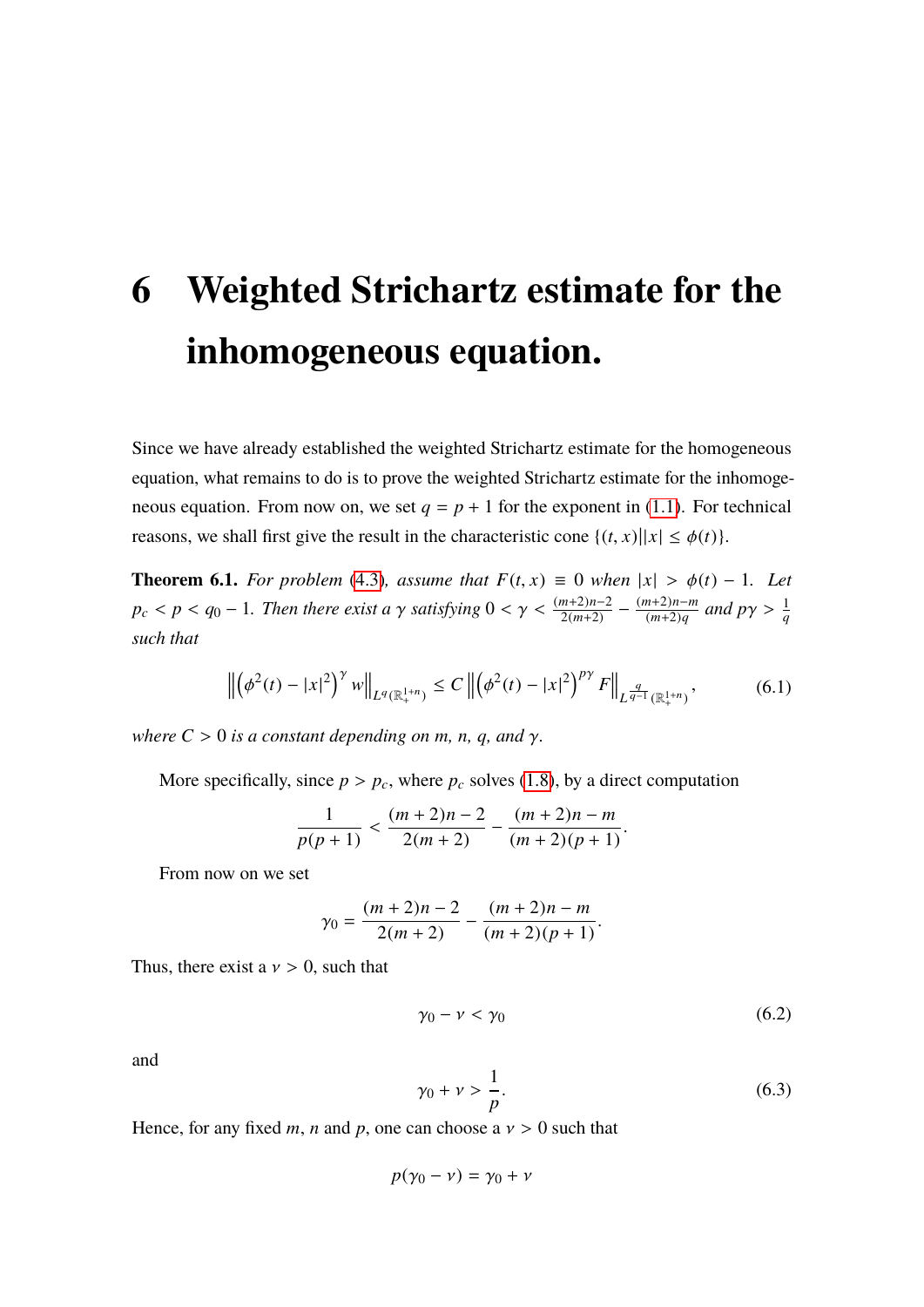# 6 Weighted Strichartz estimate for the inhomogeneous equation.

Since we have already established the weighted Strichartz estimate for the homogeneous equation, what remains to do is to prove the weighted Strichartz estimate for the inhomogeneous equation. From now on, we set $q = p + 1$ for the exponent in (1.1). For technical reasons, we shall first give the result in the characteristic cone $\{(t, x) | |x| \leq \phi(t)\}$.

**Theorem 6.1.** *For problem (4.3), assume that $F(t, x) \equiv 0$ when $|x| > \phi(t) - 1$. Let $p_c < p < q_0 - 1$. Then there exist a $\gamma$ satisfying $0 < \gamma < \frac{(m+2)n-2}{2(m+2)} - \frac{(m+2)n-m}{(m+2)q}$ and $p\gamma > \frac{1}{q}$ such that*

$$\left\| \left(\phi^2(t) - |x|^2\right)^{\gamma} w \right\|_{L^q(\mathbb{R}_+^{1+n})} \leq C \left\| \left(\phi^2(t) - |x|^2\right)^{p\gamma} F \right\|_{L^{\frac{q}{q-1}}(\mathbb{R}_+^{1+n})}, \tag{6.1}$$

*where $C > 0$ is a constant depending on $m$, $n$, $q$, and $\gamma$.*

More specifically, since $p > p_c$, where $p_c$ solves (1.8), by a direct computation

$$\frac{1}{p(p+1)} < \frac{(m+2)n - 2}{2(m+2)} - \frac{(m+2)n - m}{(m+2)(p+1)}.$$

From now on we set

$$\gamma_0 = \frac{(m+2)n - 2}{2(m+2)} - \frac{(m+2)n - m}{(m+2)(p+1)}.$$

Thus, there exist a $\nu > 0$, such that

$$\gamma_0 - \nu < \gamma_0 \tag{6.2}$$

and

$$\gamma_0 + \nu > \frac{1}{p}. \tag{6.3}$$

Hence, for any fixed $m$, $n$ and $p$, one can choose a $\nu > 0$ such that

$$p(\gamma_0 - \nu) = \gamma_0 + \nu$$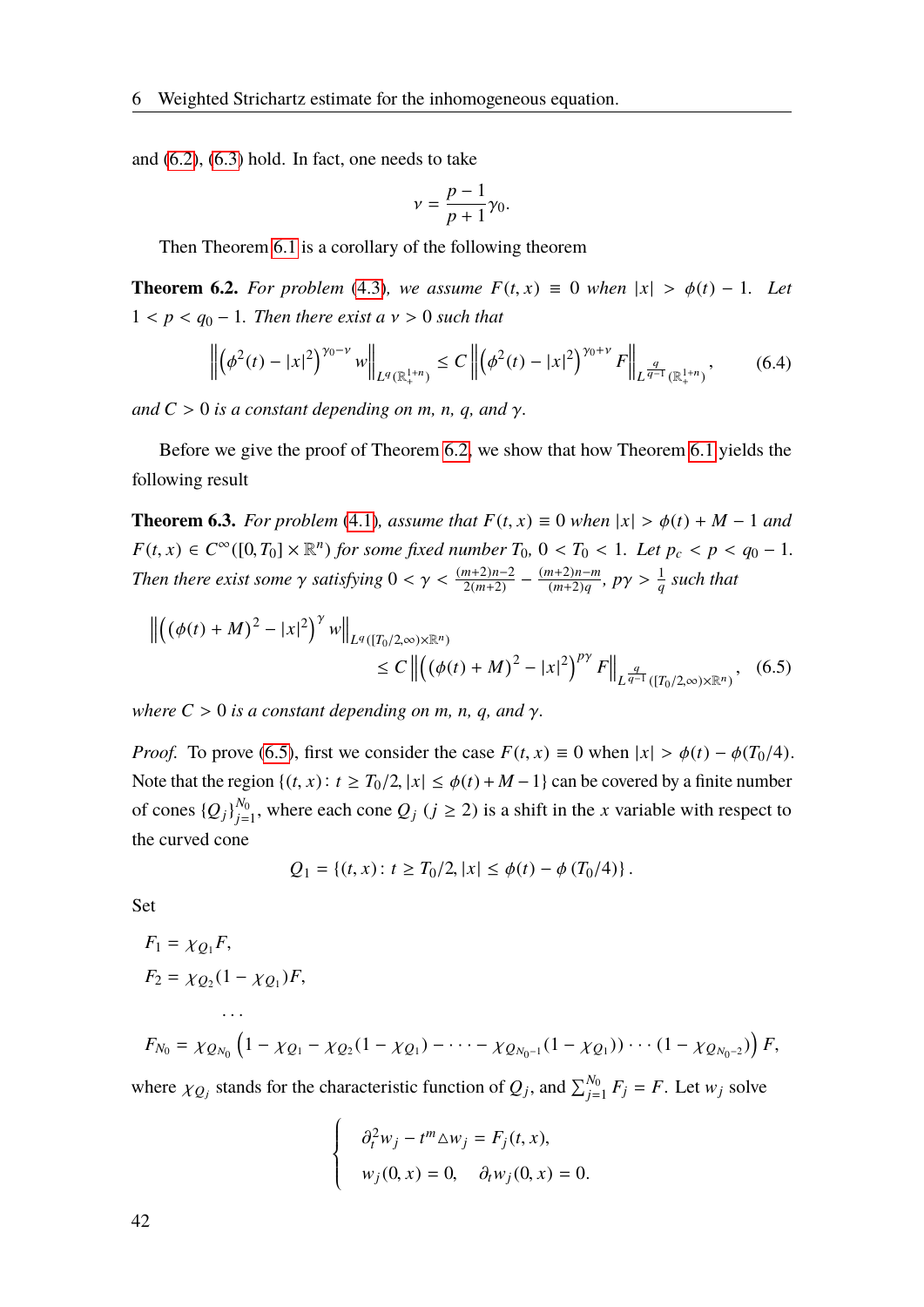and (6.2), (6.3) hold. In fact, one needs to take

$$\nu = \frac{p-1}{p+1}\gamma_0.$$

Then Theorem 6.1 is a corollary of the following theorem

**Theorem 6.2.** *For problem (4.3), we assume $F(t,x) \equiv 0$ when $|x| > \phi(t) - 1$. Let $1 < p < q_0 - 1$. Then there exist a $\nu > 0$ such that*

$$\left\| \left(\phi^2(t) - |x|^2\right)^{\gamma_0 - \nu} w \right\|_{L^q(\mathbb{R}_+^{1+n})} \le C \left\| \left(\phi^2(t) - |x|^2\right)^{\gamma_0 + \nu} F \right\|_{L^{\frac{q}{q-1}}(\mathbb{R}_+^{1+n})}, \tag{6.4}$$

*and $C > 0$ is a constant depending on $m$, $n$, $q$, and $\gamma$.*

Before we give the proof of Theorem 6.2, we show that how Theorem 6.1 yields the following result

**Theorem 6.3.** *For problem (4.1), assume that $F(t,x) \equiv 0$ when $|x| > \phi(t) + M - 1$ and $F(t,x) \in C^\infty([0,T_0] \times \mathbb{R}^n)$ for some fixed number $T_0$, $0 < T_0 < 1$. Let $p_c < p < q_0 - 1$. Then there exist some $\gamma$ satisfying $0 < \gamma < \frac{(m+2)n-2}{2(m+2)} - \frac{(m+2)n-m}{(m+2)q}$, $p\gamma > \frac{1}{q}$ such that*

$$\begin{aligned}
&\left\| \left( (\phi(t) + M)^2 - |x|^2 \right)^{\gamma} w \right\|_{L^q([T_0/2,\infty)\times\mathbb{R}^n)} \\
&\qquad\qquad \le C \left\| \left( (\phi(t) + M)^2 - |x|^2 \right)^{p\gamma} F \right\|_{L^{\frac{q}{q-1}}([T_0/2,\infty)\times\mathbb{R}^n)},
\end{aligned} \tag{6.5}$$

*where $C > 0$ is a constant depending on $m$, $n$, $q$, and $\gamma$.*

*Proof.* To prove (6.5), first we consider the case $F(t,x) \equiv 0$ when $|x| > \phi(t) - \phi(T_0/4)$. Note that the region $\{(t,x) : t \ge T_0/2, |x| \le \phi(t) + M - 1\}$ can be covered by a finite number of cones $\{Q_j\}_{j=1}^{N_0}$, where each cone $Q_j$ $(j \ge 2)$ is a shift in the $x$ variable with respect to the curved cone

$$Q_1 = \{(t,x) : t \ge T_0/2, |x| \le \phi(t) - \phi(T_0/4)\}.$$

Set

$$\begin{aligned}
F_1 &= \chi_{Q_1} F, \\
F_2 &= \chi_{Q_2}(1 - \chi_{Q_1}) F, \\
&\qquad \cdots \\
F_{N_0} &= \chi_{Q_{N_0}} \left(1 - \chi_{Q_1} - \chi_{Q_2}(1 - \chi_{Q_1}) - \cdots - \chi_{Q_{N_0-1}}(1 - \chi_{Q_1})) \cdots (1 - \chi_{Q_{N_0-2}})\right) F,
\end{aligned}$$

where $\chi_{Q_j}$ stands for the characteristic function of $Q_j$, and $\sum_{j=1}^{N_0} F_j = F$. Let $w_j$ solve

$$\begin{cases}
\partial_t^2 w_j - t^m \triangle w_j = F_j(t,x), \\
w_j(0,x) = 0, \quad \partial_t w_j(0,x) = 0.
\end{cases}$$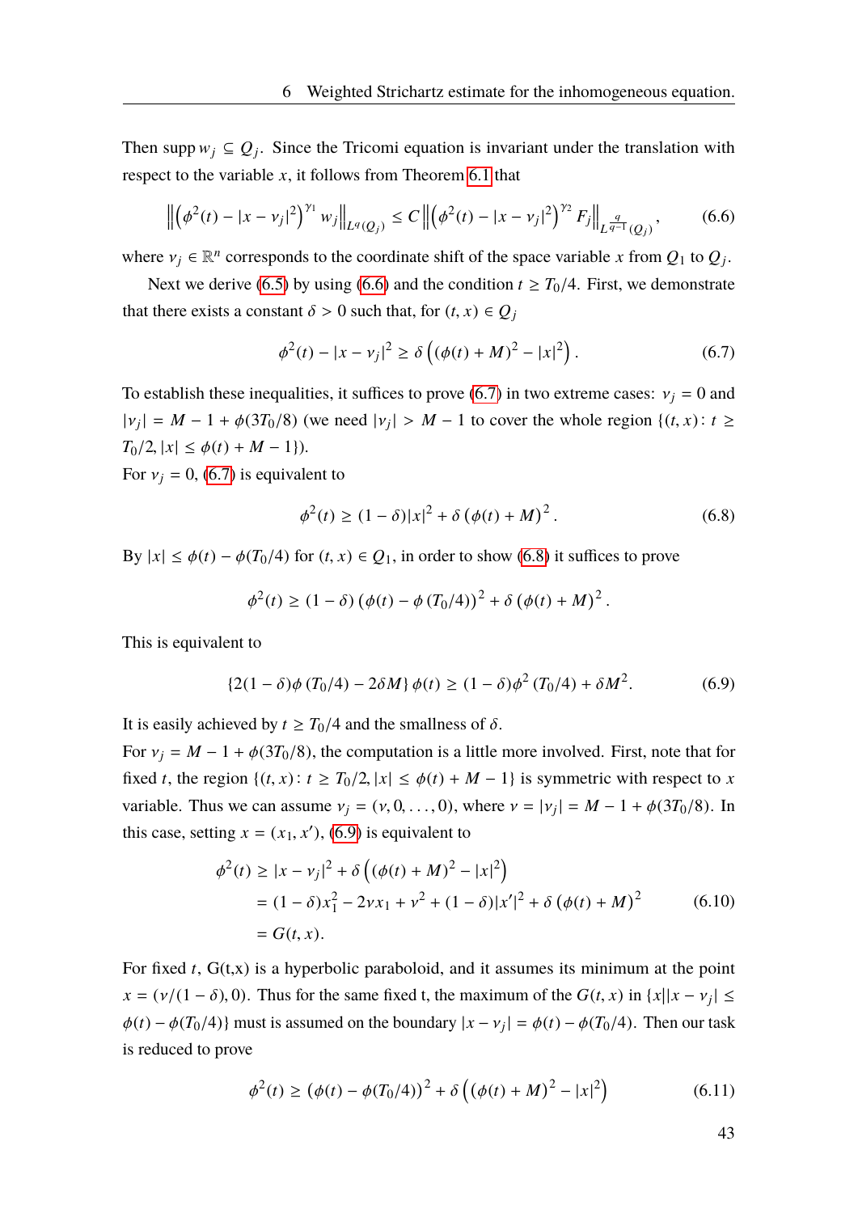Then $\operatorname{supp} w_j \subseteq Q_j$. Since the Tricomi equation is invariant under the translation with respect to the variable $x$, it follows from Theorem 6.1 that

$$\left\| \left(\phi^2(t) - |x - \nu_j|^2\right)^{\gamma_1} w_j \right\|_{L^q(Q_j)} \leq C \left\| \left(\phi^2(t) - |x - \nu_j|^2\right)^{\gamma_2} F_j \right\|_{L^{\frac{q}{q-1}}(Q_j)}, \tag{6.6}$$

where $\nu_j \in \mathbb{R}^n$ corresponds to the coordinate shift of the space variable $x$ from $Q_1$ to $Q_j$.

Next we derive (6.5) by using (6.6) and the condition $t \geq T_0/4$. First, we demonstrate that there exists a constant $\delta > 0$ such that, for $(t, x) \in Q_j$

$$\phi^2(t) - |x - \nu_j|^2 \geq \delta \left( (\phi(t) + M)^2 - |x|^2 \right). \tag{6.7}$$

To establish these inequalities, it suffices to prove (6.7) in two extreme cases: $\nu_j = 0$ and $|\nu_j| = M - 1 + \phi(3T_0/8)$ (we need $|\nu_j| > M - 1$ to cover the whole region $\{(t, x) \colon t \geq T_0/2, |x| \leq \phi(t) + M - 1\}$).

For $\nu_j = 0$, (6.7) is equivalent to

$$\phi^2(t) \geq (1 - \delta)|x|^2 + \delta \left(\phi(t) + M\right)^2. \tag{6.8}$$

By $|x| \leq \phi(t) - \phi(T_0/4)$ for $(t, x) \in Q_1$, in order to show (6.8) it suffices to prove

$$\phi^2(t) \geq (1 - \delta) \left(\phi(t) - \phi\left(T_0/4\right)\right)^2 + \delta \left(\phi(t) + M\right)^2.$$

This is equivalent to

$$\left\{2(1 - \delta)\phi\left(T_0/4\right) - 2\delta M\right\} \phi(t) \geq (1 - \delta)\phi^2\left(T_0/4\right) + \delta M^2. \tag{6.9}$$

It is easily achieved by $t \geq T_0/4$ and the smallness of $\delta$.

For $\nu_j = M - 1 + \phi(3T_0/8)$, the computation is a little more involved. First, note that for fixed $t$, the region $\{(t, x) \colon t \geq T_0/2, |x| \leq \phi(t) + M - 1\}$ is symmetric with respect to $x$ variable. Thus we can assume $\nu_j = (\nu, 0, \ldots, 0)$, where $\nu = |\nu_j| = M - 1 + \phi(3T_0/8)$. In this case, setting $x = (x_1, x')$, (6.9) is equivalent to

$$\begin{aligned}
\phi^2(t) &\geq |x - \nu_j|^2 + \delta \left( (\phi(t) + M)^2 - |x|^2 \right) \\
&= (1 - \delta)x_1^2 - 2\nu x_1 + \nu^2 + (1 - \delta)|x'|^2 + \delta \left(\phi(t) + M\right)^2 \\
&= G(t, x).
\end{aligned} \tag{6.10}$$

For fixed $t$, G(t,x) is a hyperbolic paraboloid, and it assumes its minimum at the point $x = (\nu/(1 - \delta), 0)$. Thus for the same fixed t, the maximum of the $G(t, x)$ in $\{x||x - \nu_j| \leq \phi(t) - \phi(T_0/4)\}$ must is assumed on the boundary $|x - \nu_j| = \phi(t) - \phi(T_0/4)$. Then our task is reduced to prove

$$\phi^2(t) \geq \left(\phi(t) - \phi(T_0/4)\right)^2 + \delta \left( (\phi(t) + M)^2 - |x|^2 \right) \tag{6.11}$$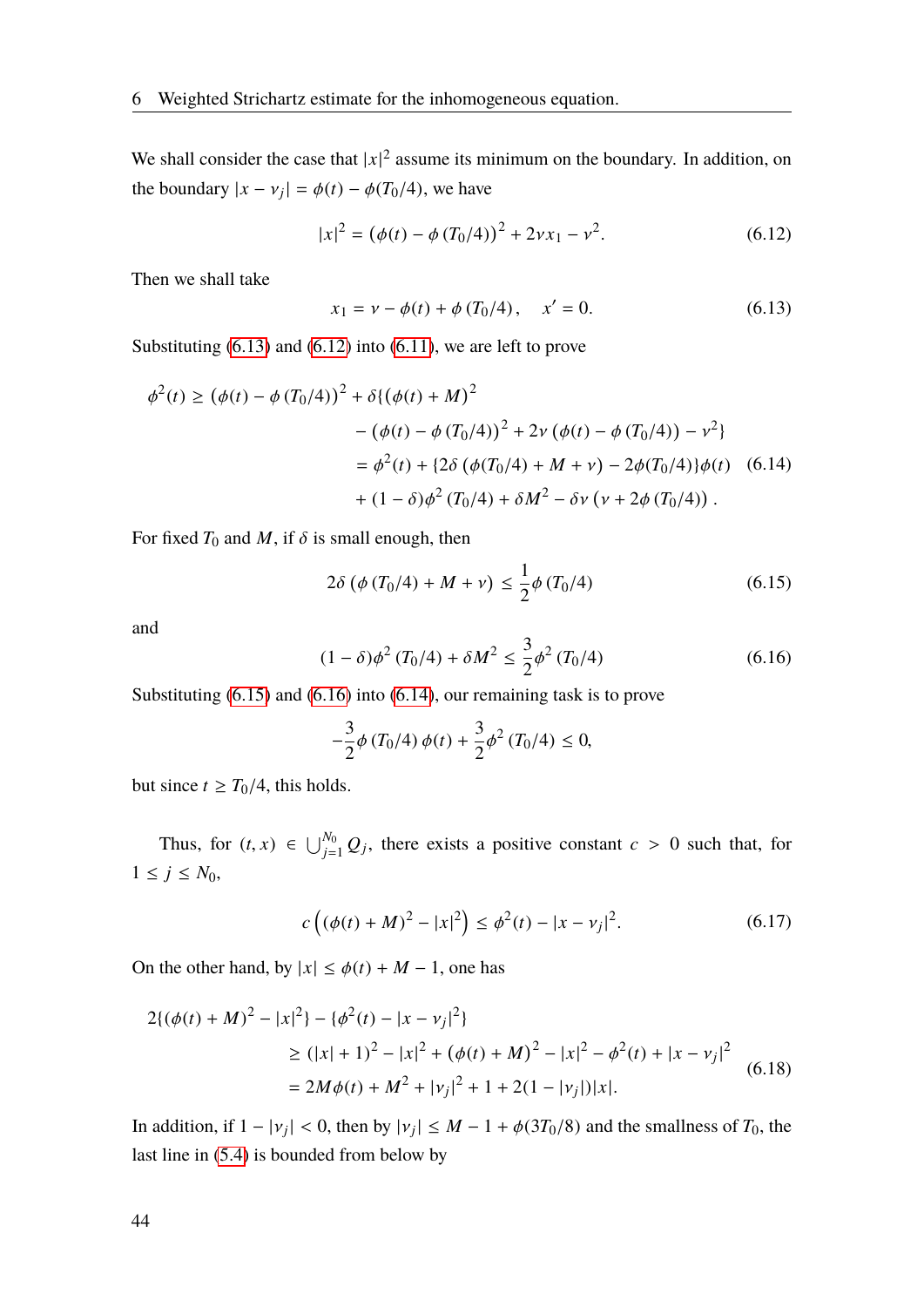We shall consider the case that $|x|^2$ assume its minimum on the boundary. In addition, on the boundary $|x - v_j| = \phi(t) - \phi(T_0/4)$, we have

$$|x|^2 = (\phi(t) - \phi(T_0/4))^2 + 2\nu x_1 - \nu^2. \tag{6.12}$$

Then we shall take

$$x_1 = \nu - \phi(t) + \phi(T_0/4), \quad x' = 0. \tag{6.13}$$

Substituting (6.13) and (6.12) into (6.11), we are left to prove

$$\begin{aligned}
\phi^2(t) \geq (\phi(t) - \phi(T_0/4))^2 + \delta\{(\phi(t) + M)^2 \\
&- (\phi(t) - \phi(T_0/4))^2 + 2\nu(\phi(t) - \phi(T_0/4)) - \nu^2\} \\
&= \phi^2(t) + \{2\delta(\phi(T_0/4) + M + \nu) - 2\phi(T_0/4)\}\phi(t) \\
&+ (1-\delta)\phi^2(T_0/4) + \delta M^2 - \delta\nu(\nu + 2\phi(T_0/4)).
\end{aligned} \tag{6.14}$$

For fixed $T_0$ and $M$, if $\delta$ is small enough, then

$$2\delta(\phi(T_0/4) + M + \nu) \leq \frac{1}{2}\phi(T_0/4) \tag{6.15}$$

and

$$(1-\delta)\phi^2(T_0/4) + \delta M^2 \leq \frac{3}{2}\phi^2(T_0/4) \tag{6.16}$$

Substituting (6.15) and (6.16) into (6.14), our remaining task is to prove

$$-\frac{3}{2}\phi(T_0/4)\phi(t) + \frac{3}{2}\phi^2(T_0/4) \leq 0,$$

but since $t \geq T_0/4$, this holds.

Thus, for $(t, x) \in \bigcup_{j=1}^{N_0} Q_j$, there exists a positive constant $c > 0$ such that, for $1 \leq j \leq N_0$,

$$c\left((\phi(t) + M)^2 - |x|^2\right) \leq \phi^2(t) - |x - v_j|^2. \tag{6.17}$$

On the other hand, by $|x| \leq \phi(t) + M - 1$, one has

$$\begin{aligned}
2\{(\phi(t) + M)^2 - |x|^2\} - \{\phi^2(t) - |x - v_j|^2\} \\
&\geq (|x| + 1)^2 - |x|^2 + (\phi(t) + M)^2 - |x|^2 - \phi^2(t) + |x - v_j|^2 \\
&= 2M\phi(t) + M^2 + |v_j|^2 + 1 + 2(1 - |v_j|)|x|.
\end{aligned} \tag{6.18}$$

In addition, if $1 - |v_j| < 0$, then by $|v_j| \leq M - 1 + \phi(3T_0/8)$ and the smallness of $T_0$, the last line in (5.4) is bounded from below by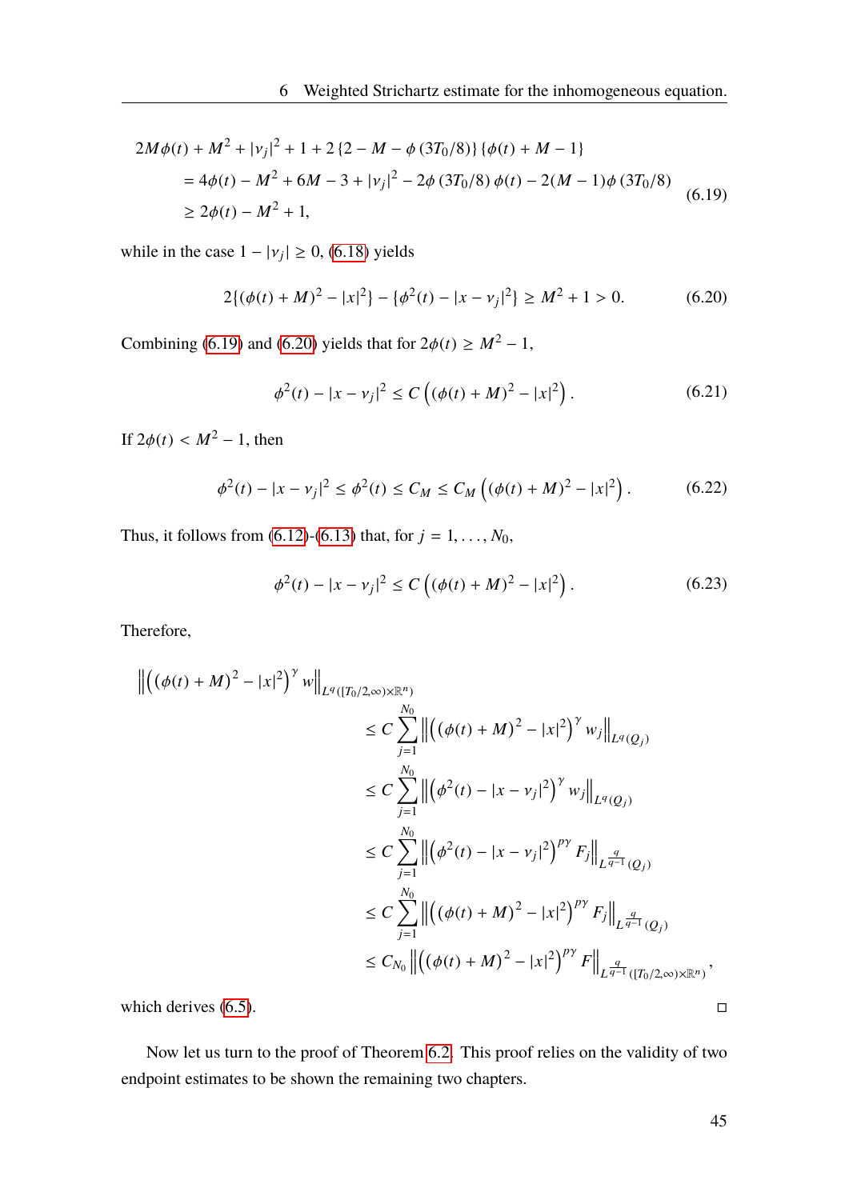$$
\begin{aligned}
&2M\phi(t) + M^2 + |v_j|^2 + 1 + 2\{2 - M - \phi(3T_0/8)\}\{\phi(t) + M - 1\} \\
&\quad = 4\phi(t) - M^2 + 6M - 3 + |v_j|^2 - 2\phi(3T_0/8)\phi(t) - 2(M-1)\phi(3T_0/8) \\
&\quad \geq 2\phi(t) - M^2 + 1,
\end{aligned} \tag{6.19}
$$

while in the case $1 - |v_j| \geq 0$, (6.18) yields

$$
2\{(\phi(t) + M)^2 - |x|^2\} - \{\phi^2(t) - |x - v_j|^2\} \geq M^2 + 1 > 0. \tag{6.20}
$$

Combining (6.19) and (6.20) yields that for $2\phi(t) \geq M^2 - 1$,

$$
\phi^2(t) - |x - v_j|^2 \leq C\left((\phi(t) + M)^2 - |x|^2\right). \tag{6.21}
$$

If $2\phi(t) < M^2 - 1$, then

$$
\phi^2(t) - |x - v_j|^2 \leq \phi^2(t) \leq C_M \leq C_M\left((\phi(t) + M)^2 - |x|^2\right). \tag{6.22}
$$

Thus, it follows from (6.12)-(6.13) that, for $j = 1, \ldots, N_0$,

$$
\phi^2(t) - |x - v_j|^2 \leq C\left((\phi(t) + M)^2 - |x|^2\right). \tag{6.23}
$$

Therefore,

$$
\begin{aligned}
&\left\|\left((\phi(t) + M)^2 - |x|^2\right)^\gamma w\right\|_{L^q([T_0/2,\infty)\times\mathbb{R}^n)} \\
&\qquad \leq C\sum_{j=1}^{N_0}\left\|\left((\phi(t) + M)^2 - |x|^2\right)^\gamma w_j\right\|_{L^q(Q_j)} \\
&\qquad \leq C\sum_{j=1}^{N_0}\left\|\left(\phi^2(t) - |x - v_j|^2\right)^\gamma w_j\right\|_{L^q(Q_j)} \\
&\qquad \leq C\sum_{j=1}^{N_0}\left\|\left(\phi^2(t) - |x - v_j|^2\right)^{p\gamma} F_j\right\|_{L^{\frac{q}{q-1}}(Q_j)} \\
&\qquad \leq C\sum_{j=1}^{N_0}\left\|\left((\phi(t) + M)^2 - |x|^2\right)^{p\gamma} F_j\right\|_{L^{\frac{q}{q-1}}(Q_j)} \\
&\qquad \leq C_{N_0}\left\|\left((\phi(t) + M)^2 - |x|^2\right)^{p\gamma} F\right\|_{L^{\frac{q}{q-1}}([T_0/2,\infty)\times\mathbb{R}^n)},
\end{aligned}
$$

which derives (6.5). □

Now let us turn to the proof of Theorem 6.2. This proof relies on the validity of two endpoint estimates to be shown the remaining two chapters.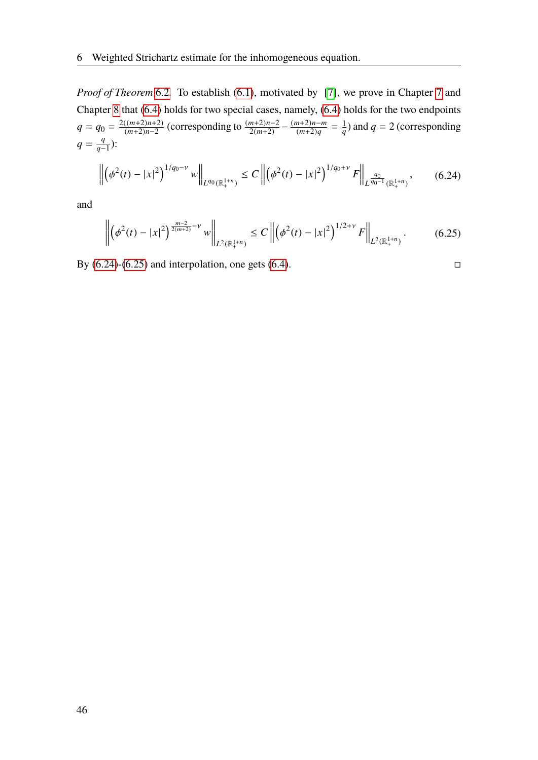*Proof of Theorem 6.2.* To establish (6.1), motivated by [7], we prove in Chapter 7 and Chapter 8 that (6.4) holds for two special cases, namely, (6.4) holds for the two endpoints $q = q_0 = \frac{2((m+2)n+2)}{(m+2)n-2}$ (corresponding to $\frac{(m+2)n-2}{2(m+2)} - \frac{(m+2)n-m}{(m+2)q} = \frac{1}{q}$) and $q = 2$ (corresponding $q = \frac{q}{q-1}$):

$$\left\| \left(\phi^2(t) - |x|^2\right)^{1/q_0 - \nu} w \right\|_{L^{q_0}(\mathbb{R}^{1+n}_+)} \leq C \left\| \left(\phi^2(t) - |x|^2\right)^{1/q_0 + \nu} F \right\|_{L^{\frac{q_0}{q_0-1}}(\mathbb{R}^{1+n}_+)}, \tag{6.24}$$

and

$$\left\| \left(\phi^2(t) - |x|^2\right)^{\frac{m-2}{2(m+2)} - \nu} w \right\|_{L^2(\mathbb{R}^{1+n}_+)} \leq C \left\| \left(\phi^2(t) - |x|^2\right)^{1/2 + \nu} F \right\|_{L^2(\mathbb{R}^{1+n}_+)}. \tag{6.25}$$

By (6.24)-(6.25) and interpolation, one gets (6.4). □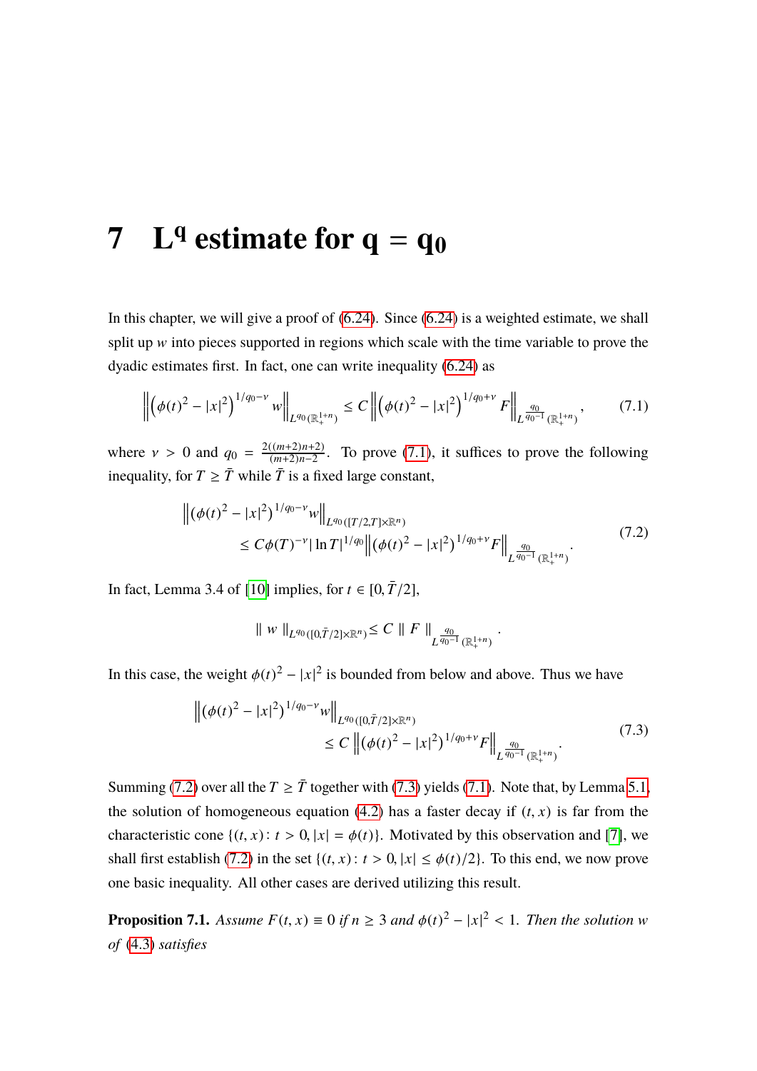# 7 $\mathbf{L^q}$ estimate for $\mathbf{q = q_0}$

In this chapter, we will give a proof of (6.24). Since (6.24) is a weighted estimate, we shall split up $w$ into pieces supported in regions which scale with the time variable to prove the dyadic estimates first. In fact, one can write inequality (6.24) as

$$\left\| \left(\phi(t)^2 - |x|^2\right)^{1/q_0 - \nu} w \right\|_{L^{q_0}(\mathbb{R}^{1+n}_+)} \le C \left\| \left(\phi(t)^2 - |x|^2\right)^{1/q_0 + \nu} F \right\|_{L^{\frac{q_0}{q_0-1}}(\mathbb{R}^{1+n}_+)}, \tag{7.1}$$

where $\nu > 0$ and $q_0 = \frac{2((m+2)n+2)}{(m+2)n-2}$. To prove (7.1), it suffices to prove the following inequality, for $T \ge \bar{T}$ while $\bar{T}$ is a fixed large constant,

$$\begin{aligned} &\left\| (\phi(t)^2 - |x|^2)^{1/q_0 - \nu} w \right\|_{L^{q_0}([T/2,T]\times\mathbb{R}^n)} \\ &\qquad \le C\phi(T)^{-\nu} |\ln T|^{1/q_0} \left\| (\phi(t)^2 - |x|^2)^{1/q_0 + \nu} F \right\|_{L^{\frac{q_0}{q_0-1}}(\mathbb{R}^{1+n}_+)}. \end{aligned} \tag{7.2}$$

In fact, Lemma 3.4 of [10] implies, for $t \in [0, \bar{T}/2]$,

$$\| \, w \, \|_{L^{q_0}([0,\bar{T}/2]\times\mathbb{R}^n)} \le C \, \| \, F \, \|_{L^{\frac{q_0}{q_0-1}}(\mathbb{R}^{1+n}_+)} .$$

In this case, the weight $\phi(t)^2 - |x|^2$ is bounded from below and above. Thus we have

$$\begin{aligned} &\left\| (\phi(t)^2 - |x|^2)^{1/q_0 - \nu} w \right\|_{L^{q_0}([0,\bar{T}/2]\times\mathbb{R}^n)} \\ &\qquad \le C \left\| (\phi(t)^2 - |x|^2)^{1/q_0 + \nu} F \right\|_{L^{\frac{q_0}{q_0-1}}(\mathbb{R}^{1+n}_+)}. \end{aligned} \tag{7.3}$$

Summing (7.2) over all the $T \ge \bar{T}$ together with (7.3) yields (7.1). Note that, by Lemma 5.1, the solution of homogeneous equation (4.2) has a faster decay if $(t, x)$ is far from the characteristic cone $\{(t, x) : t > 0, |x| = \phi(t)\}$. Motivated by this observation and [7], we shall first establish (7.2) in the set $\{(t, x) : t > 0, |x| \le \phi(t)/2\}$. To this end, we now prove one basic inequality. All other cases are derived utilizing this result.

**Proposition 7.1.** *Assume $F(t, x) \equiv 0$ if $n \ge 3$ and $\phi(t)^2 - |x|^2 < 1$. Then the solution $w$ of (4.3) satisfies*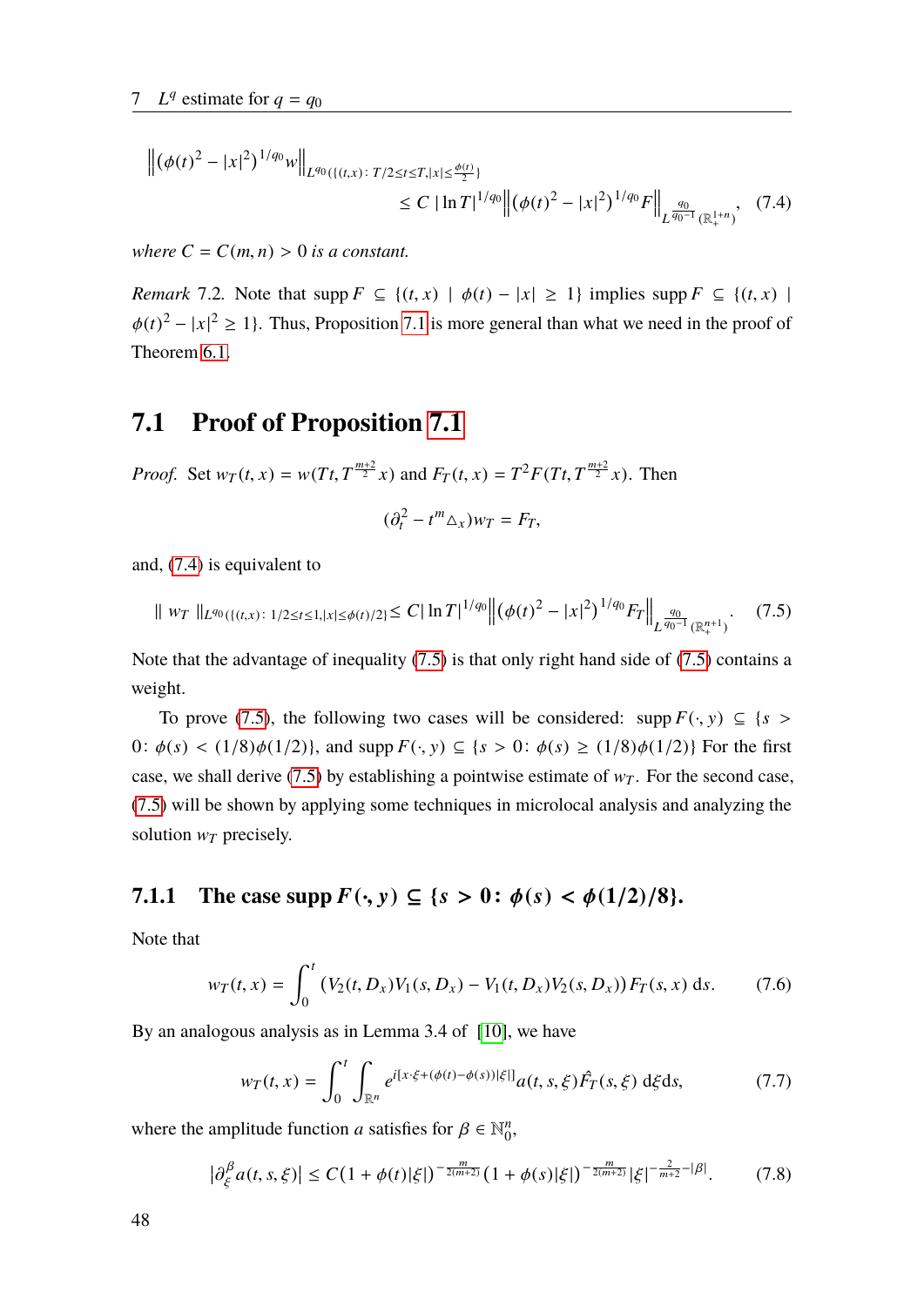$$\left\|\left(\phi(t)^2-|x|^2\right)^{1/q_0} w\right\|_{L^{q_0}(\{(t,x)\colon T/2\le t\le T, |x|\le \frac{\phi(t)}{2}\})}$$
$$\le C\,|\ln T|^{1/q_0}\left\|\left(\phi(t)^2-|x|^2\right)^{1/q_0} F\right\|_{L^{\frac{q_0}{q_0-1}}(\mathbb{R}^{1+n}_+)}, \tag{7.4}$$

*where $C = C(m, n) > 0$ is a constant.*

*Remark* 7.2. Note that $\operatorname{supp} F \subseteq \{(t, x) \mid \phi(t) - |x| \ge 1\}$ implies $\operatorname{supp} F \subseteq \{(t, x) \mid \phi(t)^2 - |x|^2 \ge 1\}$. Thus, Proposition 7.1 is more general than what we need in the proof of Theorem 6.1.

## 7.1 Proof of Proposition 7.1

*Proof.* Set $w_T(t, x) = w(Tt, T^{\frac{m+2}{2}} x)$ and $F_T(t, x) = T^2 F(Tt, T^{\frac{m+2}{2}} x)$. Then

$$(\partial_t^2 - t^m \triangle_x) w_T = F_T,$$

and, (7.4) is equivalent to

$$\| \ w_T \ \|_{L^{q_0}(\{(t,x)\colon 1/2\le t\le 1, |x|\le \phi(t)/2\})} \le C|\ln T|^{1/q_0}\left\|\left(\phi(t)^2-|x|^2\right)^{1/q_0} F_T\right\|_{L^{\frac{q_0}{q_0-1}}(\mathbb{R}^{n+1}_+)}. \tag{7.5}$$

Note that the advantage of inequality (7.5) is that only right hand side of (7.5) contains a weight.

To prove (7.5), the following two cases will be considered: $\operatorname{supp} F(\cdot, y) \subseteq \{s > 0\colon \phi(s) < (1/8)\phi(1/2)\}$, and $\operatorname{supp} F(\cdot, y) \subseteq \{s > 0\colon \phi(s) \ge (1/8)\phi(1/2)\}$ For the first case, we shall derive (7.5) by establishing a pointwise estimate of $w_T$. For the second case, (7.5) will be shown by applying some techniques in microlocal analysis and analyzing the solution $w_T$ precisely.

### 7.1.1 The case $\operatorname{supp} F(\cdot, y) \subseteq \{s > 0\colon \phi(s) < \phi(1/2)/8\}$.

Note that

$$w_T(t, x) = \int_0^t \left(V_2(t, D_x)V_1(s, D_x) - V_1(t, D_x)V_2(s, D_x)\right) F_T(s, x)\, \mathrm{d}s. \tag{7.6}$$

By an analogous analysis as in Lemma 3.4 of [10], we have

$$w_T(t, x) = \int_0^t \int_{\mathbb{R}^n} e^{i[x\cdot\xi + (\phi(t)-\phi(s))|\xi|]} a(t, s, \xi) \hat{F}_T(s, \xi)\, \mathrm{d}\xi \mathrm{d}s, \tag{7.7}$$

where the amplitude function $a$ satisfies for $\beta \in \mathbb{N}_0^n$,

$$\left|\partial_\xi^\beta a(t, s, \xi)\right| \le C\left(1 + \phi(t)|\xi|\right)^{-\frac{m}{2(m+2)}} \left(1 + \phi(s)|\xi|\right)^{-\frac{m}{2(m+2)}} |\xi|^{-\frac{2}{m+2}-|\beta|}. \tag{7.8}$$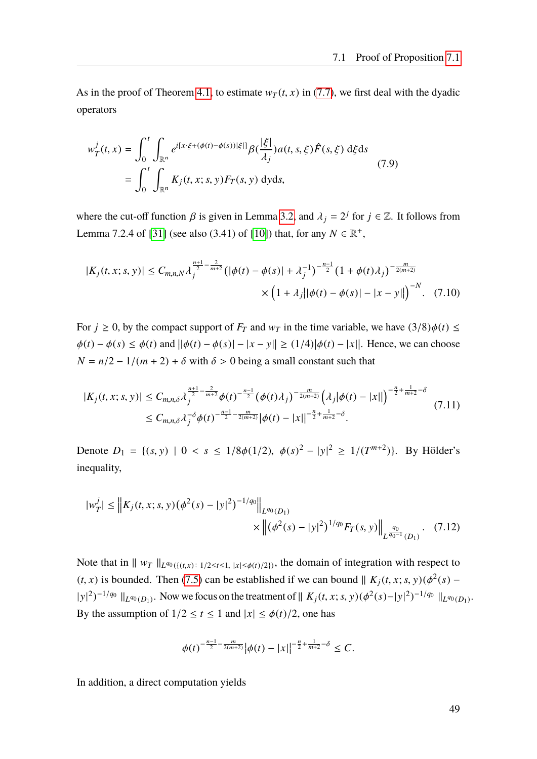As in the proof of Theorem 4.1, to estimate $w_T(t,x)$ in (7.7), we first deal with the dyadic operators

$$
\begin{aligned}
w_T^j(t,x) &= \int_0^t \int_{\mathbb{R}^n} e^{i[x\cdot\xi + (\phi(t)-\phi(s))|\xi|]}\beta(\frac{|\xi|}{\lambda_j}) a(t,s,\xi)\hat{F}(s,\xi)\,\mathrm{d}\xi\mathrm{d}s \\
&= \int_0^t \int_{\mathbb{R}^n} K_j(t,x;s,y)F_T(s,y)\,\mathrm{d}y\mathrm{d}s,
\end{aligned}
\tag{7.9}
$$

where the cut-off function $\beta$ is given in Lemma 3.2, and $\lambda_j = 2^j$ for $j \in \mathbb{Z}$. It follows from Lemma 7.2.4 of [31] (see also (3.41) of [10]) that, for any $N \in \mathbb{R}^+$,

$$
\begin{aligned}
|K_j(t,x;s,y)| \le C_{m,n,N}\lambda_j^{\frac{n+1}{2}-\frac{2}{m+2}}\left(|\phi(t)-\phi(s)|+\lambda_j^{-1}\right)^{-\frac{n-1}{2}}\left(1+\phi(t)\lambda_j\right)^{-\frac{m}{2(m+2)}} \\
\times\left(1+\lambda_j\big||\phi(t)-\phi(s)|-|x-y|\big|\right)^{-N}.
\end{aligned}
\tag{7.10}
$$

For $j \ge 0$, by the compact support of $F_T$ and $w_T$ in the time variable, we have $(3/8)\phi(t) \le \phi(t)-\phi(s) \le \phi(t)$ and $\big||\phi(t)-\phi(s)|-|x-y|\big| \ge (1/4)|\phi(t)-|x||$. Hence, we can choose $N = n/2 - 1/(m+2) + \delta$ with $\delta > 0$ being a small constant such that

$$
\begin{aligned}
|K_j(t,x;s,y)| &\le C_{m,n,\delta}\lambda_j^{\frac{n+1}{2}-\frac{2}{m+2}}\phi(t)^{-\frac{n-1}{2}}\left(\phi(t)\lambda_j\right)^{-\frac{m}{2(m+2)}}\left(\lambda_j\big|\phi(t)-|x|\big|\right)^{-\frac{n}{2}+\frac{1}{m+2}-\delta} \\
&\le C_{m,n,\delta}\lambda_j^{-\delta}\phi(t)^{-\frac{n-1}{2}-\frac{m}{2(m+2)}}\big|\phi(t)-|x|\big|^{-\frac{n}{2}+\frac{1}{m+2}-\delta}.
\end{aligned}
\tag{7.11}
$$

Denote $D_1 = \{(s,y) \mid 0 < s \le 1/8\phi(1/2),\ \phi(s)^2 - |y|^2 \ge 1/(T^{m+2})\}$. By Hölder's inequality,

$$
\begin{aligned}
|w_T^j| \le \left\|K_j(t,x;s,y)(\phi^2(s)-|y|^2)^{-1/q_0}\right\|_{L^{q_0}(D_1)} \\
\times\left\|(\phi^2(s)-|y|^2)^{1/q_0}F_T(s,y)\right\|_{L^{\frac{q_0}{q_0-1}}(D_1)}.
\end{aligned}
\tag{7.12}
$$

Note that in $\| w_T \|_{L^{q_0}(\{(t,x):\,1/2\le t\le 1,\ |x|\le\phi(t)/2\})}$, the domain of integration with respect to $(t,x)$ is bounded. Then (7.5) can be established if we can bound $\| K_j(t,x;s,y)(\phi^2(s)-|y|^2)^{-1/q_0} \|_{L^{q_0}(D_1)}$. Now we focus on the treatment of $\| K_j(t,x;s,y)(\phi^2(s)-|y|^2)^{-1/q_0} \|_{L^{q_0}(D_1)}$. By the assumption of $1/2 \le t \le 1$ and $|x| \le \phi(t)/2$, one has

$$
\phi(t)^{-\frac{n-1}{2}-\frac{m}{2(m+2)}}\big|\phi(t)-|x|\big|^{-\frac{n}{2}+\frac{1}{m+2}-\delta} \le C.
$$

In addition, a direct computation yields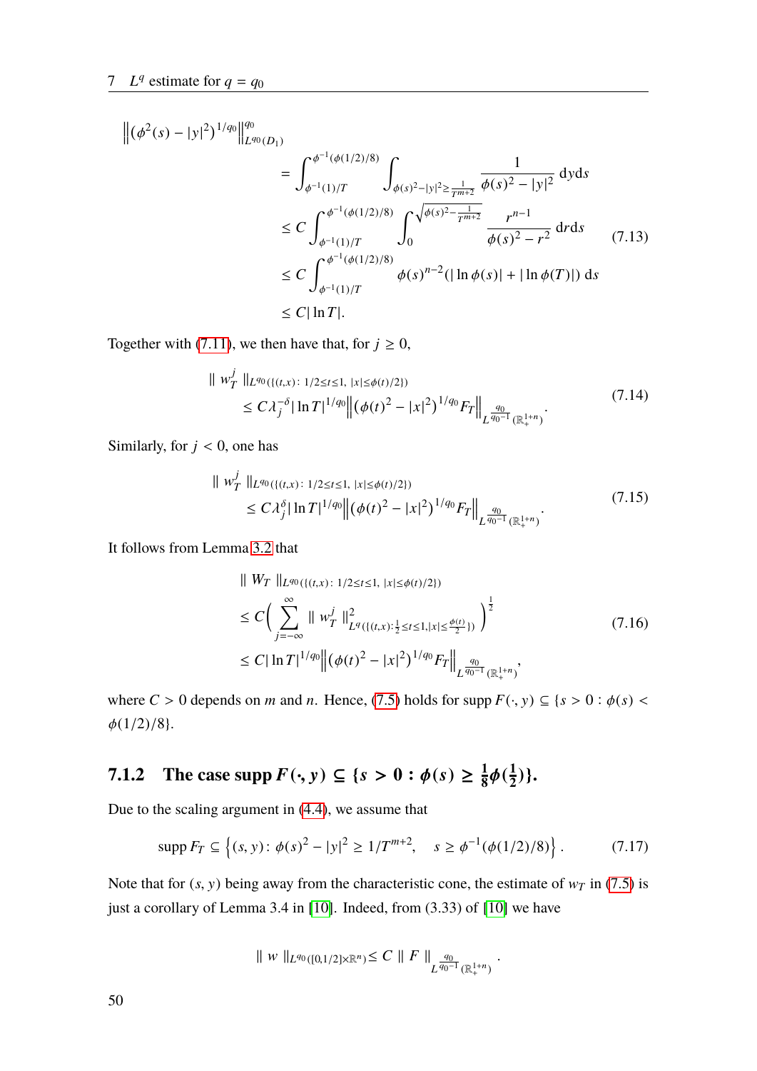$$
\begin{aligned}
&\left\| \left(\phi^2(s) - |y|^2\right)^{1/q_0} \right\|_{L^{q_0}(D_1)}^{q_0} \\
&\qquad = \int_{\phi^{-1}(1)/T}^{\phi^{-1}(\phi(1/2)/8)} \int_{\phi(s)^2 - |y|^2 \geq \frac{1}{T^{m+2}}} \frac{1}{\phi(s)^2 - |y|^2} \, dy ds \\
&\qquad \leq C \int_{\phi^{-1}(1)/T}^{\phi^{-1}(\phi(1/2)/8)} \int_0^{\sqrt{\phi(s)^2 - \frac{1}{T^{m+2}}}} \frac{r^{n-1}}{\phi(s)^2 - r^2} \, dr ds \qquad (7.13) \\
&\qquad \leq C \int_{\phi^{-1}(1)/T}^{\phi^{-1}(\phi(1/2)/8)} \phi(s)^{n-2} (|\ln \phi(s)| + |\ln \phi(T)|) \, ds \\
&\qquad \leq C |\ln T|.
\end{aligned}
$$

Together with (7.11), we then have that, for $j \geq 0$,

$$
\begin{aligned}
&\| w_T^j \|_{L^{q_0}(\{(t,x):\ 1/2 \leq t \leq 1,\ |x| \leq \phi(t)/2\})} \\
&\qquad \leq C \lambda_j^{-\delta} |\ln T|^{1/q_0} \left\| \left(\phi(t)^2 - |x|^2\right)^{1/q_0} F_T \right\|_{L^{\frac{q_0}{q_0-1}}(\mathbb{R}_+^{1+n})}.
\end{aligned}
\qquad (7.14)
$$

Similarly, for $j < 0$, one has

$$
\begin{aligned}
&\| w_T^j \|_{L^{q_0}(\{(t,x):\ 1/2 \leq t \leq 1,\ |x| \leq \phi(t)/2\})} \\
&\qquad \leq C \lambda_j^{\delta} |\ln T|^{1/q_0} \left\| \left(\phi(t)^2 - |x|^2\right)^{1/q_0} F_T \right\|_{L^{\frac{q_0}{q_0-1}}(\mathbb{R}_+^{1+n})}.
\end{aligned}
\qquad (7.15)
$$

It follows from Lemma 3.2 that

$$
\begin{aligned}
&\| W_T \|_{L^{q_0}(\{(t,x):\ 1/2 \leq t \leq 1,\ |x| \leq \phi(t)/2\})} \\
&\leq C \Big( \sum_{j=-\infty}^{\infty} \| w_T^j \|^2_{L^q(\{(t,x): \frac{1}{2} \leq t \leq 1, |x| \leq \frac{\phi(t)}{2}\})} \Big)^{\frac{1}{2}} \\
&\leq C |\ln T|^{1/q_0} \left\| \left(\phi(t)^2 - |x|^2\right)^{1/q_0} F_T \right\|_{L^{\frac{q_0}{q_0-1}}(\mathbb{R}_+^{1+n})},
\end{aligned}
\qquad (7.16)
$$

where $C > 0$ depends on $m$ and $n$. Hence, (7.5) holds for $\operatorname{supp} F(\cdot, y) \subseteq \{s > 0 : \phi(s) < \phi(1/2)/8\}$.

### 7.1.2 The case $\operatorname{supp} F(\cdot, y) \subseteq \{s > 0 : \phi(s) \geq \frac{1}{8}\phi(\frac{1}{2})\}$.

Due to the scaling argument in (4.4), we assume that

$$
\operatorname{supp} F_T \subseteq \left\{(s, y) \colon \phi(s)^2 - |y|^2 \geq 1/T^{m+2}, \quad s \geq \phi^{-1}(\phi(1/2)/8)\right\}. \qquad (7.17)
$$

Note that for $(s, y)$ being away from the characteristic cone, the estimate of $w_T$ in (7.5) is just a corollary of Lemma 3.4 in [10]. Indeed, from (3.33) of [10] we have

$$
\| w \|_{L^{q_0}([0,1/2] \times \mathbb{R}^n)} \leq C \| F \|_{L^{\frac{q_0}{q_0-1}}(\mathbb{R}_+^{1+n})}.
$$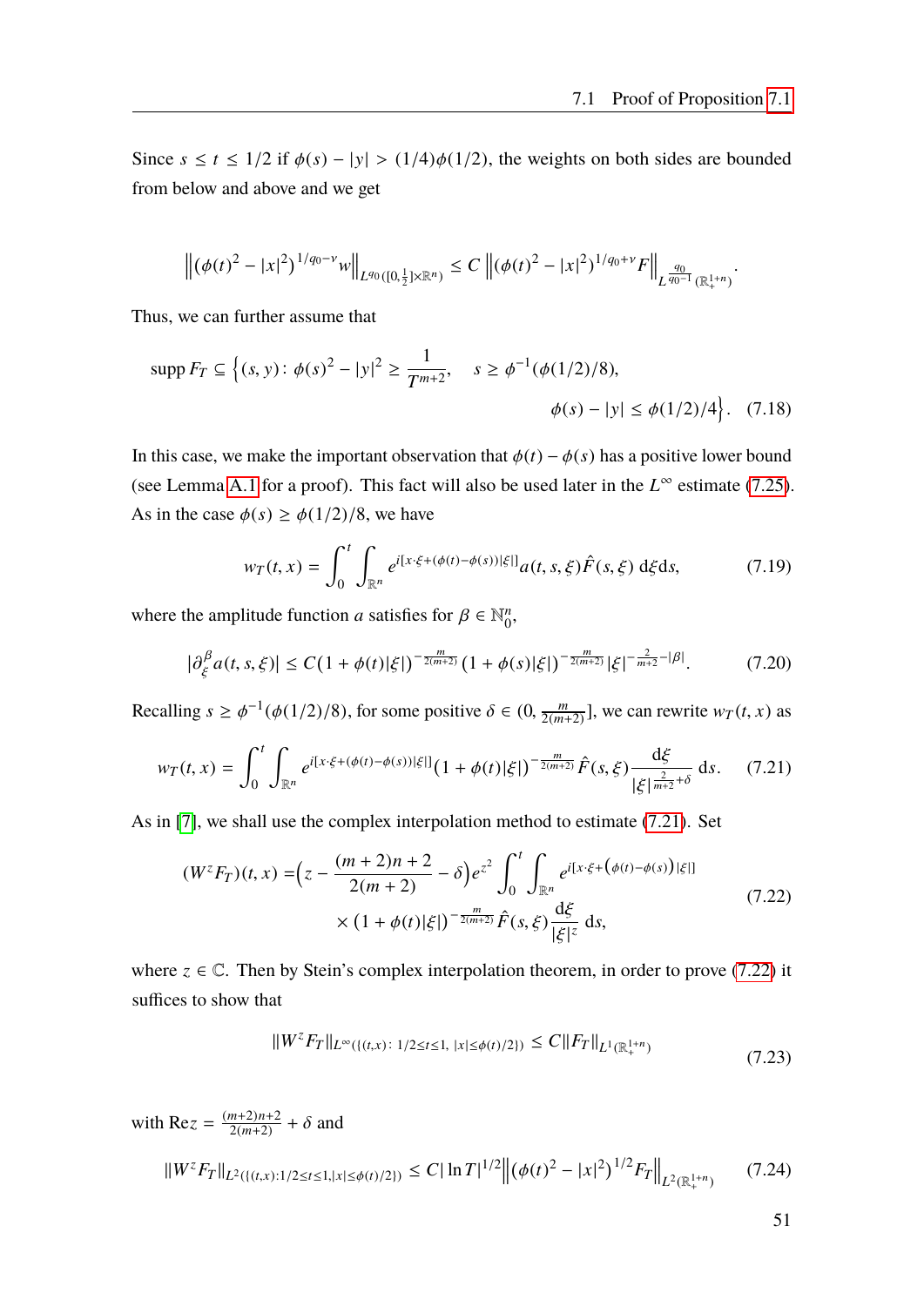Since $s \le t \le 1/2$ if $\phi(s) - |y| > (1/4)\phi(1/2)$, the weights on both sides are bounded from below and above and we get

$$
\left\|(\phi(t)^2 - |x|^2)^{1/q_0 - \nu} w\right\|_{L^{q_0}([0,\frac{1}{2}]\times\mathbb{R}^n)} \le C \left\|(\phi(t)^2 - |x|^2)^{1/q_0+\nu} F\right\|_{L^{\frac{q_0}{q_0-1}}(\mathbb{R}^{1+n}_+)}.
$$

Thus, we can further assume that

$$
\begin{aligned}
\operatorname{supp} F_T \subseteq \Big\{(s,y)\colon \phi(s)^2 - |y|^2 \ge \frac{1}{T^{m+2}}, \quad & s \ge \phi^{-1}(\phi(1/2)/8), \\
& \phi(s) - |y| \le \phi(1/2)/4\Big\}. \quad (7.18)
\end{aligned}
$$

In this case, we make the important observation that $\phi(t) - \phi(s)$ has a positive lower bound (see Lemma A.1 for a proof). This fact will also be used later in the $L^\infty$ estimate (7.25). As in the case $\phi(s) \ge \phi(1/2)/8$, we have

$$
w_T(t,x) = \int_0^t \int_{\mathbb{R}^n} e^{i[x\cdot\xi + (\phi(t)-\phi(s))|\xi|]} a(t,s,\xi)\hat{F}(s,\xi)\,\mathrm{d}\xi\mathrm{d}s, \tag{7.19}
$$

where the amplitude function $a$ satisfies for $\beta \in \mathbb{N}_0^n$,

$$
|\partial_\xi^\beta a(t,s,\xi)| \le C(1+\phi(t)|\xi|)^{-\frac{m}{2(m+2)}} (1+\phi(s)|\xi|)^{-\frac{m}{2(m+2)}} |\xi|^{-\frac{2}{m+2}-|\beta|}. \tag{7.20}
$$

Recalling $s \ge \phi^{-1}(\phi(1/2)/8)$, for some positive $\delta \in (0, \frac{m}{2(m+2)}]$, we can rewrite $w_T(t,x)$ as

$$
w_T(t,x) = \int_0^t \int_{\mathbb{R}^n} e^{i[x\cdot\xi + (\phi(t)-\phi(s))|\xi|]} (1+\phi(t)|\xi|)^{-\frac{m}{2(m+2)}} \hat{F}(s,\xi) \frac{\mathrm{d}\xi}{|\xi|^{\frac{2}{m+2}+\delta}}\,\mathrm{d}s. \tag{7.21}
$$

As in [7], we shall use the complex interpolation method to estimate (7.21). Set

$$
\begin{aligned}
(W^z F_T)(t,x) =& \Big(z - \frac{(m+2)n+2}{2(m+2)} - \delta\Big) e^{z^2} \int_0^t \int_{\mathbb{R}^n} e^{i[x\cdot\xi + (\phi(t)-\phi(s))|\xi|]} \\
&\times (1+\phi(t)|\xi|)^{-\frac{m}{2(m+2)}} \hat{F}(s,\xi) \frac{\mathrm{d}\xi}{|\xi|^z}\,\mathrm{d}s,
\end{aligned} \tag{7.22}
$$

where $z \in \mathbb{C}$. Then by Stein's complex interpolation theorem, in order to prove (7.22) it suffices to show that

$$
\|W^z F_T\|_{L^\infty(\{(t,x)\colon 1/2\le t\le 1,\ |x|\le\phi(t)/2\})} \le C\|F_T\|_{L^1(\mathbb{R}^{1+n}_+)} \tag{7.23}
$$

with $\operatorname{Re} z = \frac{(m+2)n+2}{2(m+2)} + \delta$ and

$$
\|W^z F_T\|_{L^2(\{(t,x):1/2\le t\le 1,|x|\le\phi(t)/2\})} \le C|\ln T|^{1/2} \left\|(\phi(t)^2 - |x|^2)^{1/2} F_T\right\|_{L^2(\mathbb{R}^{1+n}_+)} \tag{7.24}
$$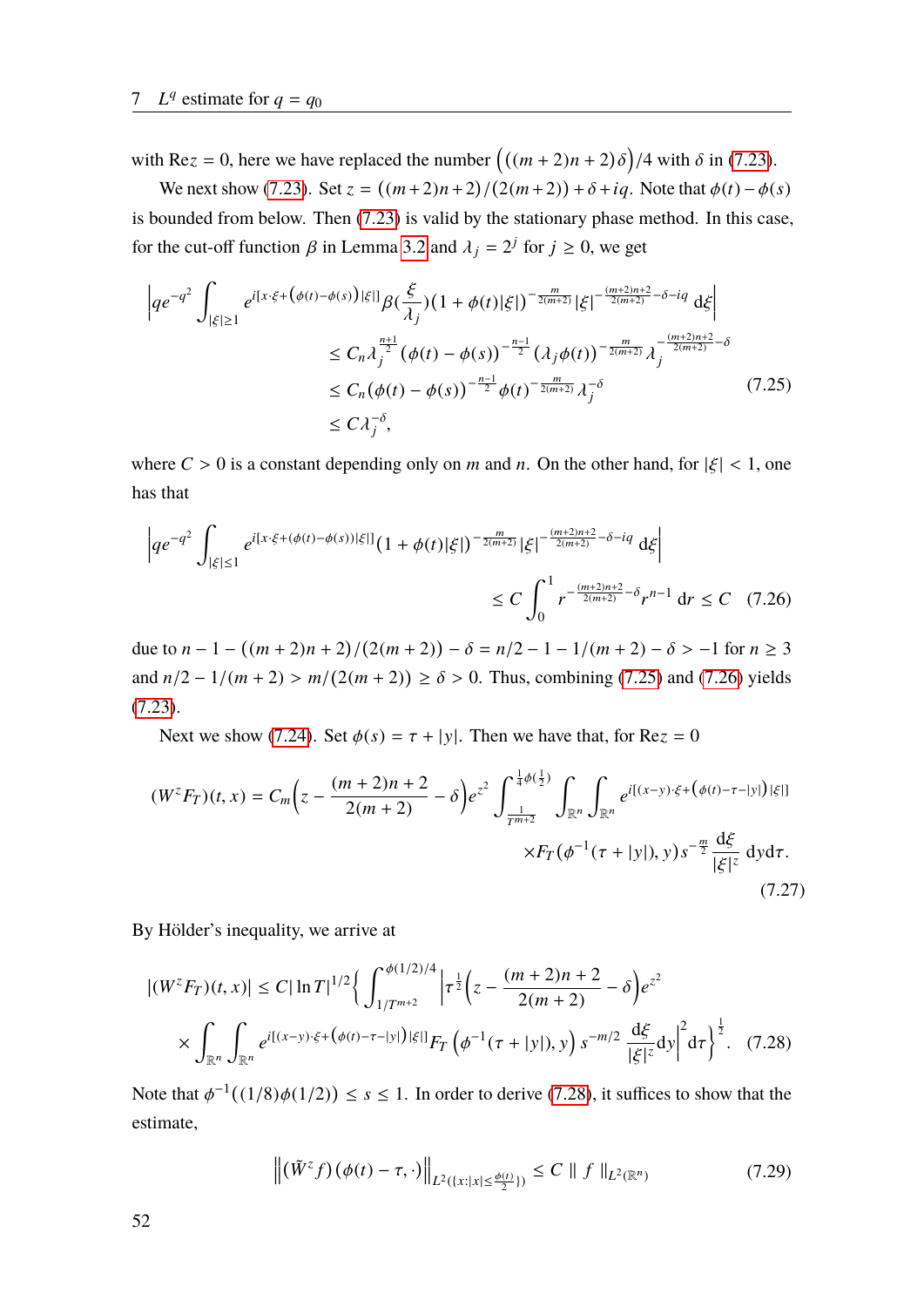with $\mathrm{Re}z = 0$, here we have replaced the number $\big(((m+2)n+2)\delta\big)/4$ with $\delta$ in (7.23).

We next show (7.23). Set $z = ((m+2)n+2)/(2(m+2)) + \delta + iq$. Note that $\phi(t) - \phi(s)$ is bounded from below. Then (7.23) is valid by the stationary phase method. In this case, for the cut-off function $\beta$ in Lemma 3.2 and $\lambda_j = 2^j$ for $j \geq 0$, we get

$$
\begin{aligned}
\Big| q e^{-q^2} \int_{|\xi|\geq 1} & e^{i[x\cdot\xi + (\phi(t)-\phi(s))|\xi|]} \beta(\frac{\xi}{\lambda_j})(1+\phi(t)|\xi|)^{-\frac{m}{2(m+2)}} |\xi|^{-\frac{(m+2)n+2}{2(m+2)}-\delta-iq}\, \mathrm{d}\xi \Big| \\
&\leq C_n \lambda_j^{\frac{n+1}{2}} (\phi(t)-\phi(s))^{-\frac{n-1}{2}} (\lambda_j \phi(t))^{-\frac{m}{2(m+2)}} \lambda_j^{-\frac{(m+2)n+2}{2(m+2)}-\delta} \\
&\leq C_n (\phi(t)-\phi(s))^{-\frac{n-1}{2}} \phi(t)^{-\frac{m}{2(m+2)}} \lambda_j^{-\delta} \\
&\leq C\lambda_j^{-\delta},
\end{aligned} \tag{7.25}
$$

where $C > 0$ is a constant depending only on $m$ and $n$. On the other hand, for $|\xi| < 1$, one has that

$$
\begin{aligned}
\Big| q e^{-q^2} \int_{|\xi|\leq 1} & e^{i[x\cdot\xi + (\phi(t)-\phi(s))|\xi|]} (1+\phi(t)|\xi|)^{-\frac{m}{2(m+2)}} |\xi|^{-\frac{(m+2)n+2}{2(m+2)}-\delta-iq}\, \mathrm{d}\xi \Big| \\
&\leq C \int_0^1 r^{-\frac{(m+2)n+2}{2(m+2)}-\delta} r^{n-1}\, \mathrm{d}r \leq C
\end{aligned} \tag{7.26}
$$

due to $n - 1 - ((m+2)n+2)/(2(m+2)) - \delta = n/2 - 1 - 1/(m+2) - \delta > -1$ for $n \geq 3$ and $n/2 - 1/(m+2) > m/(2(m+2)) \geq \delta > 0$. Thus, combining (7.25) and (7.26) yields (7.23).

Next we show (7.24). Set $\phi(s) = \tau + |y|$. Then we have that, for $\mathrm{Re}z = 0$

$$
\begin{aligned}
(W^z F_T)(t,x) = C_m \Big(z - \frac{(m+2)n+2}{2(m+2)} - \delta\Big) e^{z^2} \int_{\frac{1}{T^{m+2}}}^{\frac{1}{4}\phi(\frac{1}{2})} \int_{\mathbb{R}^n}\int_{\mathbb{R}^n} e^{i[(x-y)\cdot\xi + (\phi(t)-\tau-|y|)|\xi|]} \\
\times F_T(\phi^{-1}(\tau+|y|), y) s^{-\frac{m}{2}} \frac{\mathrm{d}\xi}{|\xi|^z}\, \mathrm{d}y \mathrm{d}\tau.
\end{aligned} \tag{7.27}
$$

By Hölder's inequality, we arrive at

$$
\begin{aligned}
|(W^z F_T)(t,x)| \leq C|\ln T|^{1/2} \Big\{ \int_{1/T^{m+2}}^{\phi(1/2)/4} \Big| \tau^{\frac{1}{2}} \Big(z - \frac{(m+2)n+2}{2(m+2)} - \delta\Big) e^{z^2} \\
\times \int_{\mathbb{R}^n}\int_{\mathbb{R}^n} e^{i[(x-y)\cdot\xi + (\phi(t)-\tau-|y|)|\xi|]} F_T\left(\phi^{-1}(\tau+|y|), y\right) s^{-m/2} \frac{\mathrm{d}\xi}{|\xi|^z} \mathrm{d}y \Big|^2 \mathrm{d}\tau \Big\}^{\frac{1}{2}}.
\end{aligned} \tag{7.28}
$$

Note that $\phi^{-1}((1/8)\phi(1/2)) \leq s \leq 1$. In order to derive (7.28), it suffices to show that the estimate,

$$
\left\| (\tilde{W}^z f)(\phi(t)-\tau, \cdot) \right\|_{L^2(\{x:|x|\leq \frac{\phi(t)}{2}\})} \leq C \parallel f \parallel_{L^2(\mathbb{R}^n)} \tag{7.29}
$$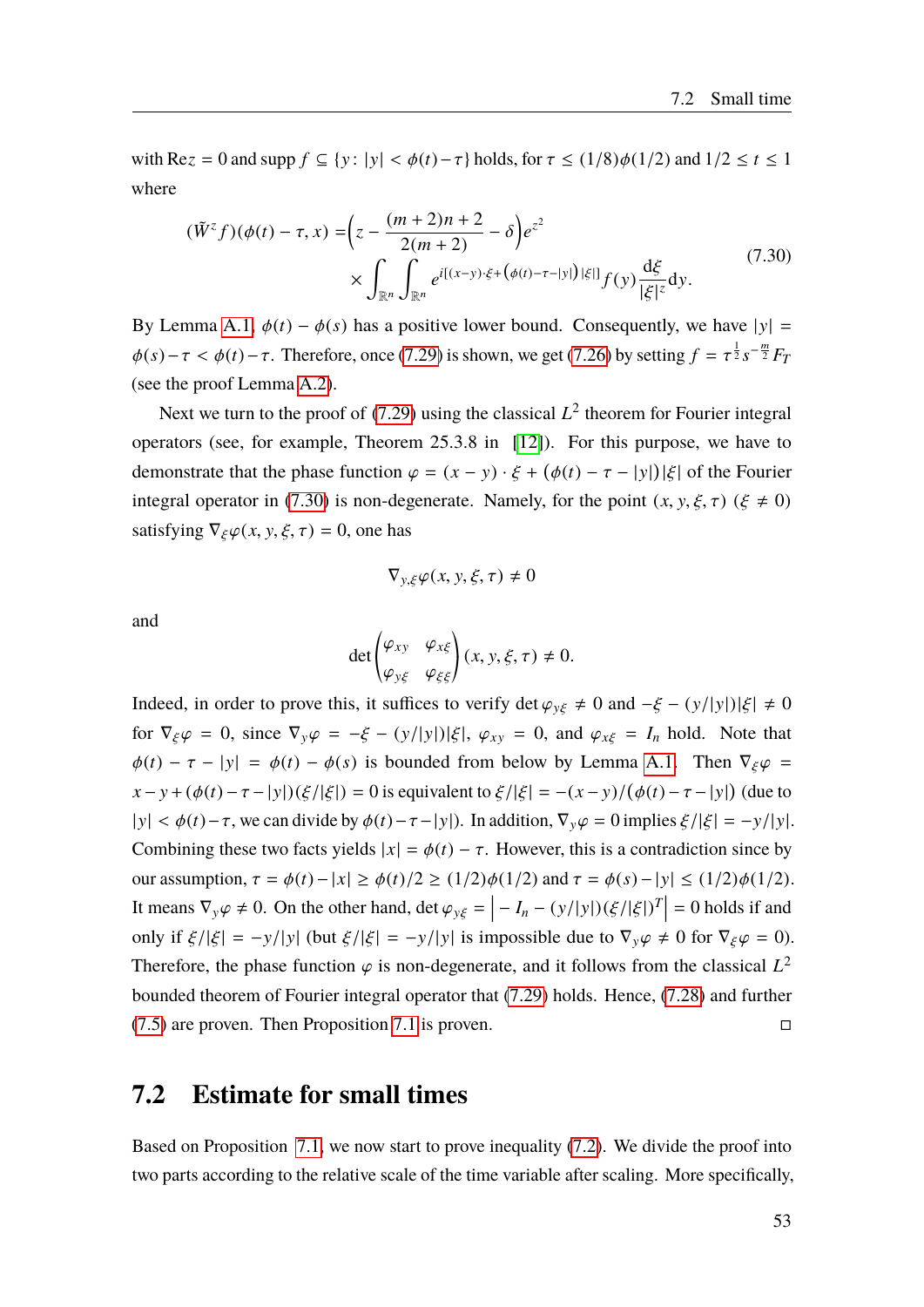with $\mathrm{Re} z = 0$ and $\mathrm{supp}\, f \subseteq \{y : |y| < \phi(t) - \tau\}$ holds, for $\tau \leq (1/8)\phi(1/2)$ and $1/2 \leq t \leq 1$ where

$$
\begin{aligned}
(\tilde{W}^z f)(\phi(t) - \tau, x) =& \left(z - \frac{(m+2)n+2}{2(m+2)} - \delta\right) e^{z^2} \\
&\times \int_{\mathbb{R}^n} \int_{\mathbb{R}^n} e^{i\left[(x-y)\cdot\xi + \left(\phi(t) - \tau - |y|\right)|\xi|\right]} f(y) \frac{\mathrm{d}\xi}{|\xi|^z} \mathrm{d}y.
\end{aligned}
\tag{7.30}
$$

By Lemma A.1, $\phi(t) - \phi(s)$ has a positive lower bound. Consequently, we have $|y| = \phi(s) - \tau < \phi(t) - \tau$. Therefore, once (7.29) is shown, we get (7.26) by setting $f = \tau^{\frac{1}{2}} s^{-\frac{m}{2}} F_T$ (see the proof Lemma A.2).

Next we turn to the proof of (7.29) using the classical $L^2$ theorem for Fourier integral operators (see, for example, Theorem 25.3.8 in [12]). For this purpose, we have to demonstrate that the phase function $\varphi = (x - y) \cdot \xi + (\phi(t) - \tau - |y|)|\xi|$ of the Fourier integral operator in (7.30) is non-degenerate. Namely, for the point $(x, y, \xi, \tau)$ $(\xi \neq 0)$ satisfying $\nabla_\xi \varphi(x, y, \xi, \tau) = 0$, one has

$$
\nabla_{y,\xi} \varphi(x, y, \xi, \tau) \neq 0
$$

and

$$
\det \begin{pmatrix} \varphi_{xy} & \varphi_{x\xi} \\ \varphi_{y\xi} & \varphi_{\xi\xi} \end{pmatrix} (x, y, \xi, \tau) \neq 0.
$$

Indeed, in order to prove this, it suffices to verify $\det \varphi_{y\xi} \neq 0$ and $-\xi - (y/|y|)|\xi| \neq 0$ for $\nabla_\xi \varphi = 0$, since $\nabla_y \varphi = -\xi - (y/|y|)|\xi|$, $\varphi_{xy} = 0$, and $\varphi_{x\xi} = I_n$ hold. Note that $\phi(t) - \tau - |y| = \phi(t) - \phi(s)$ is bounded from below by Lemma A.1. Then $\nabla_\xi \varphi = x - y + (\phi(t) - \tau - |y|)(\xi/|\xi|) = 0$ is equivalent to $\xi/|\xi| = -(x - y)/(\phi(t) - \tau - |y|)$ (due to $|y| < \phi(t) - \tau$, we can divide by $\phi(t) - \tau - |y|$). In addition, $\nabla_y \varphi = 0$ implies $\xi/|\xi| = -y/|y|$. Combining these two facts yields $|x| = \phi(t) - \tau$. However, this is a contradiction since by our assumption, $\tau = \phi(t) - |x| \geq \phi(t)/2 \geq (1/2)\phi(1/2)$ and $\tau = \phi(s) - |y| \leq (1/2)\phi(1/2)$. It means $\nabla_y \varphi \neq 0$. On the other hand, $\det \varphi_{y\xi} = \left| -I_n - (y/|y|)(\xi/|\xi|)^T \right| = 0$ holds if and only if $\xi/|\xi| = -y/|y|$ (but $\xi/|\xi| = -y/|y|$ is impossible due to $\nabla_y \varphi \neq 0$ for $\nabla_\xi \varphi = 0$). Therefore, the phase function $\varphi$ is non-degenerate, and it follows from the classical $L^2$ bounded theorem of Fourier integral operator that (7.29) holds. Hence, (7.28) and further (7.5) are proven. Then Proposition 7.1 is proven. $\square$

## 7.2 Estimate for small times

Based on Proposition 7.1, we now start to prove inequality (7.2). We divide the proof into two parts according to the relative scale of the time variable after scaling. More specifically,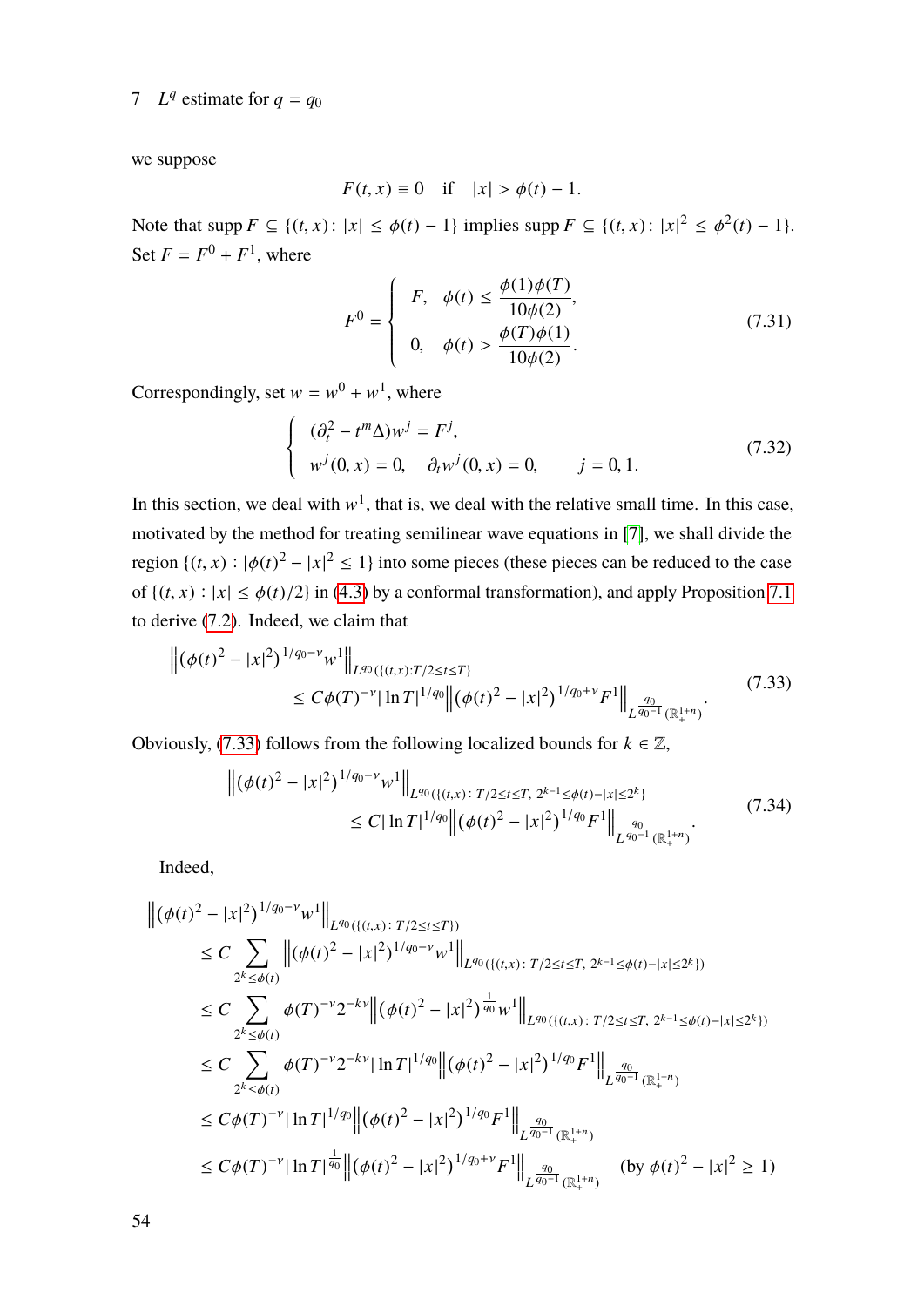we suppose

$$F(t,x) \equiv 0 \quad \text{if} \quad |x| > \phi(t) - 1.$$

Note that $\operatorname{supp} F \subseteq \{(t,x)\colon |x| \le \phi(t) - 1\}$ implies $\operatorname{supp} F \subseteq \{(t,x)\colon |x|^2 \le \phi^2(t) - 1\}$. Set $F = F^0 + F^1$, where

$$F^0 = \begin{cases} F, & \phi(t) \le \dfrac{\phi(1)\phi(T)}{10\phi(2)}, \\ 0, & \phi(t) > \dfrac{\phi(T)\phi(1)}{10\phi(2)}. \end{cases} \tag{7.31}$$

Correspondingly, set $w = w^0 + w^1$, where

$$\begin{cases} (\partial_t^2 - t^m \Delta) w^j = F^j, \\ w^j(0,x) = 0, \quad \partial_t w^j(0,x) = 0, \qquad j = 0, 1. \end{cases} \tag{7.32}$$

In this section, we deal with $w^1$, that is, we deal with the relative small time. In this case, motivated by the method for treating semilinear wave equations in [7], we shall divide the region $\{(t,x) : |\phi(t)^2 - |x|^2 \le 1\}$ into some pieces (these pieces can be reduced to the case of $\{(t,x) : |x| \le \phi(t)/2\}$ in (4.3) by a conformal transformation), and apply Proposition 7.1 to derive (7.2). Indeed, we claim that

$$\begin{aligned} &\left\| \left(\phi(t)^2 - |x|^2\right)^{1/q_0 - \nu} w^1 \right\|_{L^{q_0}(\{(t,x):T/2 \le t \le T\}} \\ &\qquad \le C\phi(T)^{-\nu} |\ln T|^{1/q_0} \left\| \left(\phi(t)^2 - |x|^2\right)^{1/q_0 + \nu} F^1 \right\|_{L^{\frac{q_0}{q_0-1}}(\mathbb{R}_+^{1+n})}. \end{aligned} \tag{7.33}$$

Obviously, (7.33) follows from the following localized bounds for $k \in \mathbb{Z}$,

$$\begin{aligned} &\left\| \left(\phi(t)^2 - |x|^2\right)^{1/q_0 - \nu} w^1 \right\|_{L^{q_0}(\{(t,x)\colon T/2 \le t \le T,\ 2^{k-1} \le \phi(t) - |x| \le 2^k\}} \\ &\qquad \le C |\ln T|^{1/q_0} \left\| \left(\phi(t)^2 - |x|^2\right)^{1/q_0} F^1 \right\|_{L^{\frac{q_0}{q_0-1}}(\mathbb{R}_+^{1+n})}. \end{aligned} \tag{7.34}$$

Indeed,

$$\begin{aligned} &\left\| \left(\phi(t)^2 - |x|^2\right)^{1/q_0 - \nu} w^1 \right\|_{L^{q_0}(\{(t,x)\colon T/2 \le t \le T\})} \\ &\le C \sum_{2^k \le \phi(t)} \left\| \left(\phi(t)^2 - |x|^2\right)^{1/q_0 - \nu} w^1 \right\|_{L^{q_0}(\{(t,x)\colon T/2 \le t \le T,\ 2^{k-1} \le \phi(t) - |x| \le 2^k\})} \\ &\le C \sum_{2^k \le \phi(t)} \phi(T)^{-\nu} 2^{-k\nu} \left\| \left(\phi(t)^2 - |x|^2\right)^{\frac{1}{q_0}} w^1 \right\|_{L^{q_0}(\{(t,x)\colon T/2 \le t \le T,\ 2^{k-1} \le \phi(t) - |x| \le 2^k\})} \\ &\le C \sum_{2^k \le \phi(t)} \phi(T)^{-\nu} 2^{-k\nu} |\ln T|^{1/q_0} \left\| \left(\phi(t)^2 - |x|^2\right)^{1/q_0} F^1 \right\|_{L^{\frac{q_0}{q_0-1}}(\mathbb{R}_+^{1+n})} \\ &\le C\phi(T)^{-\nu} |\ln T|^{1/q_0} \left\| \left(\phi(t)^2 - |x|^2\right)^{1/q_0} F^1 \right\|_{L^{\frac{q_0}{q_0-1}}(\mathbb{R}_+^{1+n})} \\ &\le C\phi(T)^{-\nu} |\ln T|^{\frac{1}{q_0}} \left\| \left(\phi(t)^2 - |x|^2\right)^{1/q_0 + \nu} F^1 \right\|_{L^{\frac{q_0}{q_0-1}}(\mathbb{R}_+^{1+n})} \quad (\text{by } \phi(t)^2 - |x|^2 \ge 1) \end{aligned}$$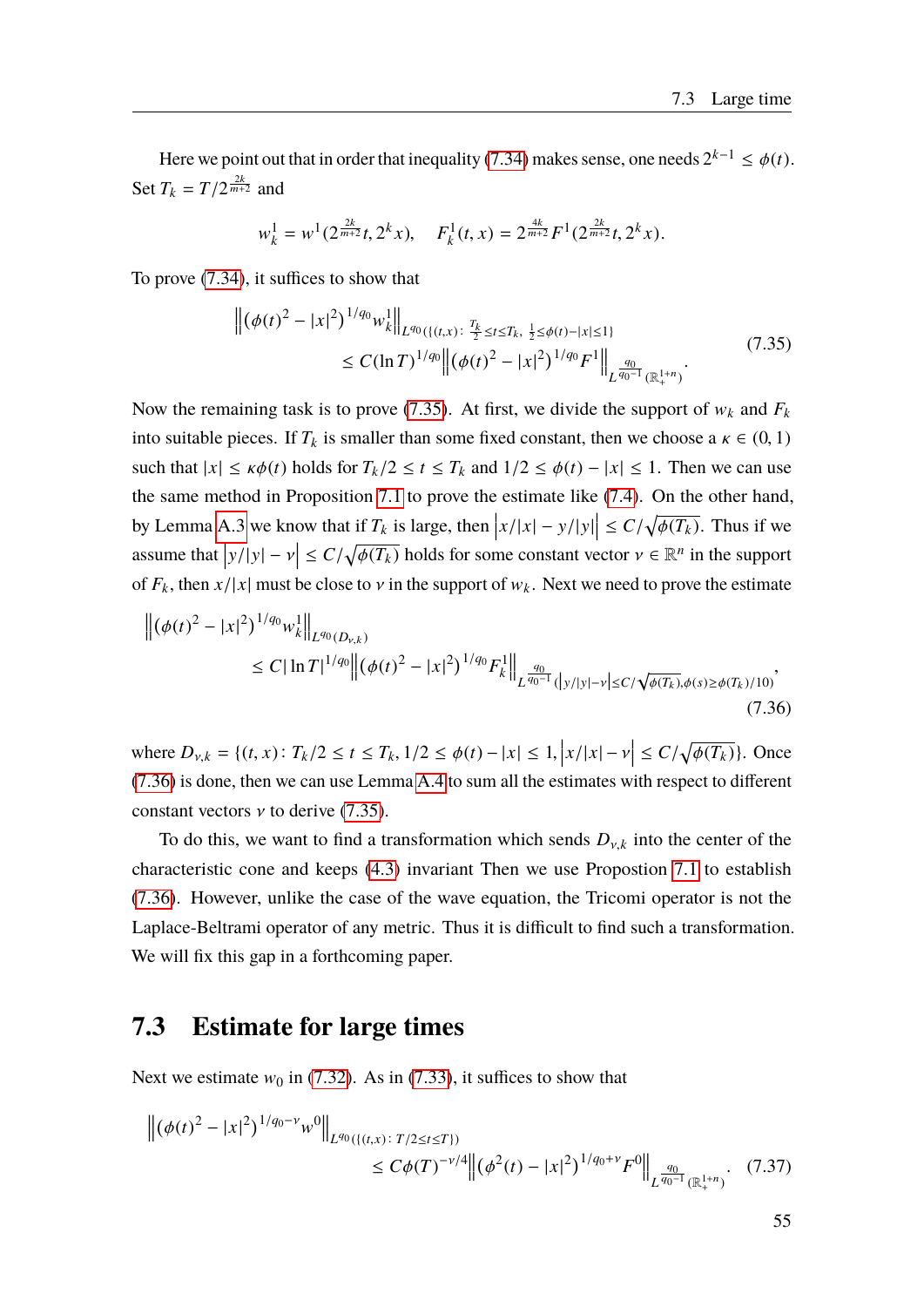Here we point out that in order that inequality (7.34) makes sense, one needs $2^{k-1} \le \phi(t)$. Set $T_k = T/2^{\frac{2k}{m+2}}$ and

$$
w_k^1 = w^1(2^{\frac{2k}{m+2}}t, 2^k x), \quad F_k^1(t,x) = 2^{\frac{4k}{m+2}} F^1(2^{\frac{2k}{m+2}}t, 2^k x).
$$

To prove (7.34), it suffices to show that

$$
\begin{aligned}
&\left\| \left(\phi(t)^2 - |x|^2\right)^{1/q_0} w_k^1 \right\|_{L^{q_0}(\{(t,x):\, \frac{T_k}{2} \le t \le T_k,\ \frac{1}{2} \le \phi(t) - |x| \le 1\})} \\
&\qquad \le C(\ln T)^{1/q_0} \left\| \left(\phi(t)^2 - |x|^2\right)^{1/q_0} F^1 \right\|_{L^{\frac{q_0}{q_0-1}}(\mathbb{R}_+^{1+n})}.
\end{aligned} \tag{7.35}
$$

Now the remaining task is to prove (7.35). At first, we divide the support of $w_k$ and $F_k$ into suitable pieces. If $T_k$ is smaller than some fixed constant, then we choose a $\kappa \in (0,1)$ such that $|x| \le \kappa\phi(t)$ holds for $T_k/2 \le t \le T_k$ and $1/2 \le \phi(t) - |x| \le 1$. Then we can use the same method in Proposition 7.1 to prove the estimate like (7.4). On the other hand, by Lemma A.3 we know that if $T_k$ is large, then $\left|x/|x| - y/|y|\right| \le C/\sqrt{\phi(T_k)}$. Thus if we assume that $\left|y/|y| - \nu\right| \le C/\sqrt{\phi(T_k)}$ holds for some constant vector $\nu \in \mathbb{R}^n$ in the support of $F_k$, then $x/|x|$ must be close to $\nu$ in the support of $w_k$. Next we need to prove the estimate

$$
\begin{aligned}
&\left\| \left(\phi(t)^2 - |x|^2\right)^{1/q_0} w_k^1 \right\|_{L^{q_0}(D_{\nu,k})} \\
&\qquad \le C|\ln T|^{1/q_0} \left\| \left(\phi(t)^2 - |x|^2\right)^{1/q_0} F_k^1 \right\|_{L^{\frac{q_0}{q_0-1}}(\left|y/|y|-\nu\right| \le C/\sqrt{\phi(T_k)},\, \phi(s) \ge \phi(T_k)/10)},
\end{aligned} \tag{7.36}
$$

where $D_{\nu,k} = \{(t,x) \colon T_k/2 \le t \le T_k, 1/2 \le \phi(t) - |x| \le 1, \left|x/|x| - \nu\right| \le C/\sqrt{\phi(T_k)}\}$. Once (7.36) is done, then we can use Lemma A.4 to sum all the estimates with respect to different constant vectors $\nu$ to derive (7.35).

To do this, we want to find a transformation which sends $D_{\nu,k}$ into the center of the characteristic cone and keeps (4.3) invariant Then we use Propostion 7.1 to establish (7.36). However, unlike the case of the wave equation, the Tricomi operator is not the Laplace-Beltrami operator of any metric. Thus it is difficult to find such a transformation. We will fix this gap in a forthcoming paper.

## 7.3 Estimate for large times

Next we estimate $w_0$ in (7.32). As in (7.33), it suffices to show that

$$
\begin{aligned}
&\left\| \left(\phi(t)^2 - |x|^2\right)^{1/q_0 - \nu} w^0 \right\|_{L^{q_0}(\{(t,x):\, T/2 \le t \le T\})} \\
&\qquad \le C\phi(T)^{-\nu/4} \left\| \left(\phi^2(t) - |x|^2\right)^{1/q_0 + \nu} F^0 \right\|_{L^{\frac{q_0}{q_0-1}}(\mathbb{R}_+^{1+n})}.
\end{aligned} \tag{7.37}
$$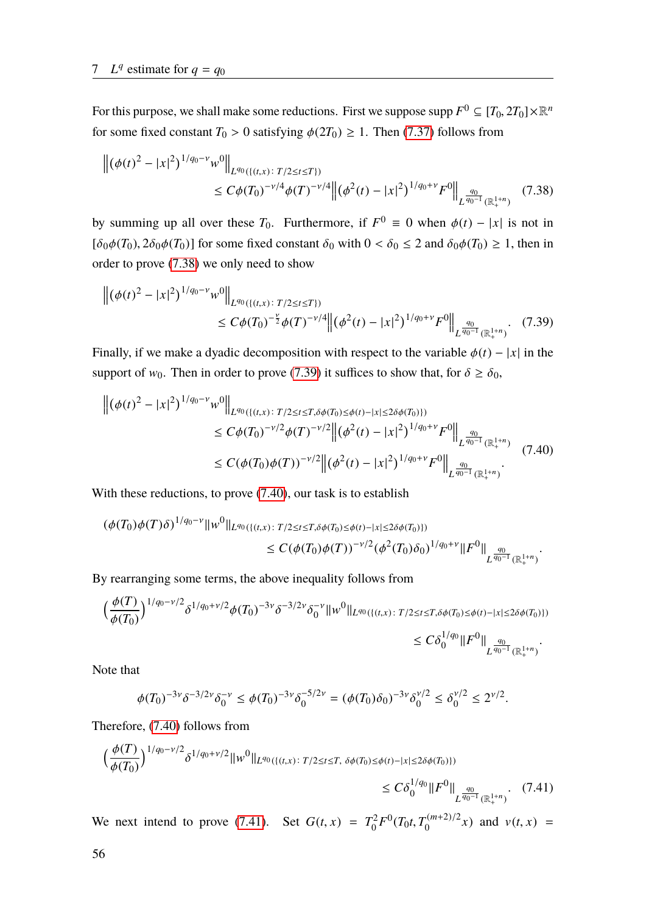For this purpose, we shall make some reductions. First we suppose supp $F^0 \subseteq [T_0, 2T_0] \times \mathbb{R}^n$ for some fixed constant $T_0 > 0$ satisfying $\phi(2T_0) \geq 1$. Then (7.37) follows from

$$\left\|(\phi(t)^2 - |x|^2)^{1/q_0 - \nu} w^0\right\|_{L^{q_0}(\{(t,x):\, T/2 \leq t \leq T\})} \leq C\phi(T_0)^{-\nu/4}\phi(T)^{-\nu/4}\left\|(\phi^2(t) - |x|^2)^{1/q_0+\nu} F^0\right\|_{L^{\frac{q_0}{q_0-1}}(\mathbb{R}^{1+n}_+)} \tag{7.38}$$

by summing up all over these $T_0$. Furthermore, if $F^0 \equiv 0$ when $\phi(t) - |x|$ is not in $[\delta_0\phi(T_0), 2\delta_0\phi(T_0)]$ for some fixed constant $\delta_0$ with $0 < \delta_0 \leq 2$ and $\delta_0\phi(T_0) \geq 1$, then in order to prove (7.38) we only need to show

$$\left\|(\phi(t)^2 - |x|^2)^{1/q_0 - \nu} w^0\right\|_{L^{q_0}(\{(t,x):\, T/2 \leq t \leq T\})} \leq C\phi(T_0)^{-\frac{\nu}{2}}\phi(T)^{-\nu/4}\left\|(\phi^2(t) - |x|^2)^{1/q_0+\nu} F^0\right\|_{L^{\frac{q_0}{q_0-1}}(\mathbb{R}^{1+n}_+)}. \tag{7.39}$$

Finally, if we make a dyadic decomposition with respect to the variable $\phi(t) - |x|$ in the support of $w_0$. Then in order to prove (7.39) it suffices to show that, for $\delta \geq \delta_0$,

$$\begin{aligned}
&\left\|(\phi(t)^2 - |x|^2)^{1/q_0 - \nu} w^0\right\|_{L^{q_0}(\{(t,x):\, T/2 \leq t \leq T, \delta\phi(T_0) \leq \phi(t) - |x| \leq 2\delta\phi(T_0)\})} \\
&\quad \leq C\phi(T_0)^{-\nu/2}\phi(T)^{-\nu/2}\left\|(\phi^2(t) - |x|^2)^{1/q_0+\nu} F^0\right\|_{L^{\frac{q_0}{q_0-1}}(\mathbb{R}^{1+n}_+)} \\
&\quad \leq C(\phi(T_0)\phi(T))^{-\nu/2}\left\|(\phi^2(t) - |x|^2)^{1/q_0+\nu} F^0\right\|_{L^{\frac{q_0}{q_0-1}}(\mathbb{R}^{1+n}_+)}.
\end{aligned} \tag{7.40}$$

With these reductions, to prove (7.40), our task is to establish

$$(\phi(T_0)\phi(T)\delta)^{1/q_0 - \nu}\|w^0\|_{L^{q_0}(\{(t,x):\, T/2 \leq t \leq T, \delta\phi(T_0) \leq \phi(t) - |x| \leq 2\delta\phi(T_0)\})} \leq C(\phi(T_0)\phi(T))^{-\nu/2}(\phi^2(T_0)\delta_0)^{1/q_0+\nu}\|F^0\|_{L^{\frac{q_0}{q_0-1}}(\mathbb{R}^{1+n}_+)}.$$

By rearranging some terms, the above inequality follows from

$$\Big(\frac{\phi(T)}{\phi(T_0)}\Big)^{1/q_0 - \nu/2}\delta^{1/q_0+\nu/2}\phi(T_0)^{-3\nu}\delta^{-3/2\nu}\delta_0^{-\nu}\|w^0\|_{L^{q_0}(\{(t,x):\, T/2 \leq t \leq T, \delta\phi(T_0) \leq \phi(t) - |x| \leq 2\delta\phi(T_0)\})} \leq C\delta_0^{1/q_0}\|F^0\|_{L^{\frac{q_0}{q_0-1}}(\mathbb{R}^{1+n}_+)}.$$

Note that

$$\phi(T_0)^{-3\nu}\delta^{-3/2\nu}\delta_0^{-\nu} \leq \phi(T_0)^{-3\nu}\delta_0^{-5/2\nu} = (\phi(T_0)\delta_0)^{-3\nu}\delta_0^{\nu/2} \leq \delta_0^{\nu/2} \leq 2^{\nu/2}.$$

Therefore, (7.40) follows from

$$\Big(\frac{\phi(T)}{\phi(T_0)}\Big)^{1/q_0 - \nu/2}\delta^{1/q_0+\nu/2}\|w^0\|_{L^{q_0}(\{(t,x):\, T/2 \leq t \leq T,\ \delta\phi(T_0) \leq \phi(t) - |x| \leq 2\delta\phi(T_0)\})} \leq C\delta_0^{1/q_0}\|F^0\|_{L^{\frac{q_0}{q_0-1}}(\mathbb{R}^{1+n}_+)}. \tag{7.41}$$

We next intend to prove (7.41). Set $G(t,x) = T_0^2 F^0(T_0 t, T_0^{(m+2)/2}x)$ and $v(t,x) =$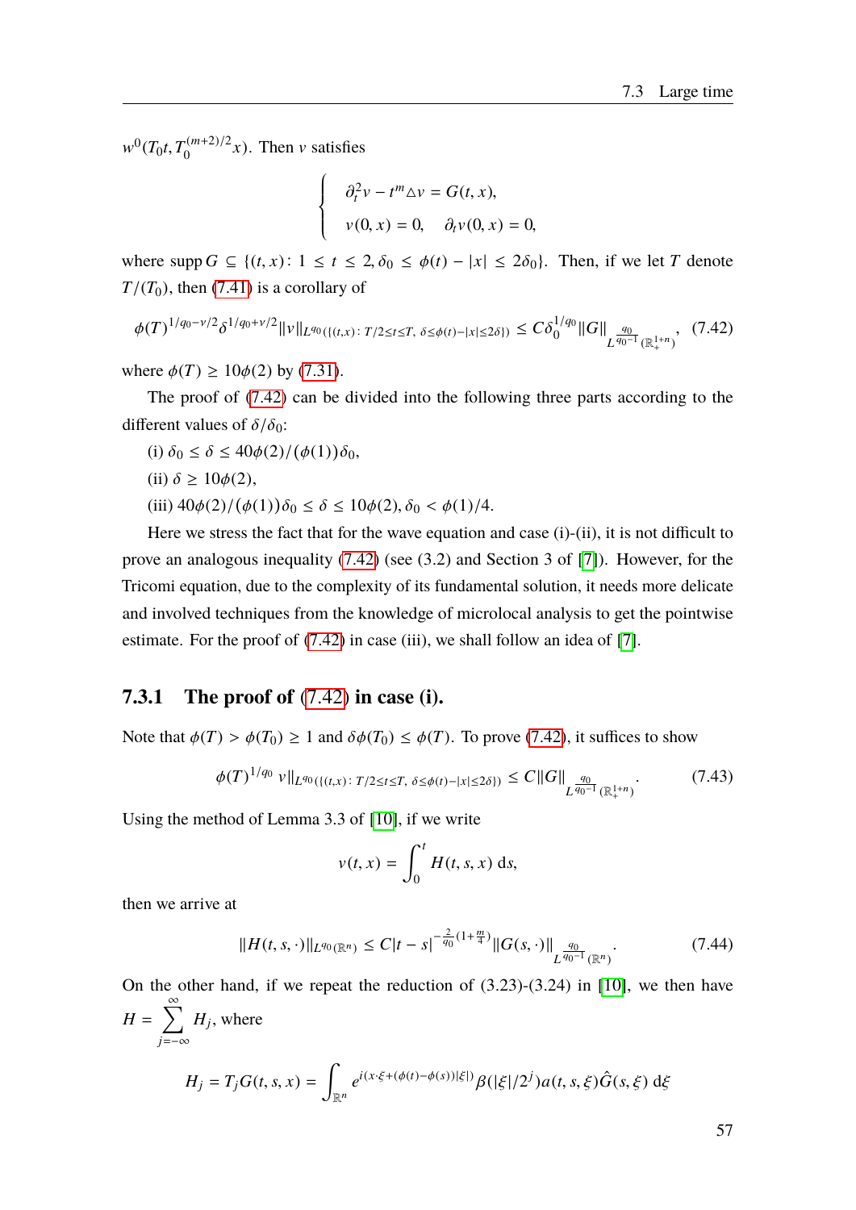$w^0(T_0 t, T_0^{(m+2)/2} x)$. Then $v$ satisfies

$$
\begin{cases}
\partial_t^2 v - t^m \triangle v = G(t,x), \\
v(0,x) = 0, \quad \partial_t v(0,x) = 0,
\end{cases}
$$

where $\operatorname{supp} G \subseteq \{(t,x)\colon 1 \le t \le 2, \delta_0 \le \phi(t) - |x| \le 2\delta_0\}$. Then, if we let $T$ denote $T/(T_0)$, then (7.41) is a corollary of

$$
\phi(T)^{1/q_0 - \nu/2} \delta^{1/q_0 + \nu/2} \|v\|_{L^{q_0}(\{(t,x)\colon T/2 \le t \le T,\ \delta \le \phi(t) - |x| \le 2\delta\})} \le C \delta_0^{1/q_0} \|G\|_{L^{\frac{q_0}{q_0-1}}(\mathbb{R}_+^{1+n})}, \tag{7.42}
$$

where $\phi(T) \ge 10\phi(2)$ by (7.31).

The proof of (7.42) can be divided into the following three parts according to the different values of $\delta/\delta_0$:

(i) $\delta_0 \le \delta \le 40\phi(2)/(\phi(1))\delta_0$,

(ii) $\delta \ge 10\phi(2)$,

(iii) $40\phi(2)/(\phi(1))\delta_0 \le \delta \le 10\phi(2), \delta_0 < \phi(1)/4$.

Here we stress the fact that for the wave equation and case (i)-(ii), it is not difficult to prove an analogous inequality (7.42) (see (3.2) and Section 3 of [7]). However, for the Tricomi equation, due to the complexity of its fundamental solution, it needs more delicate and involved techniques from the knowledge of microlocal analysis to get the pointwise estimate. For the proof of (7.42) in case (iii), we shall follow an idea of [7].

### 7.3.1 The proof of (7.42) in case (i).

Note that $\phi(T) > \phi(T_0) \ge 1$ and $\delta\phi(T_0) \le \phi(T)$. To prove (7.42), it suffices to show

$$
\phi(T)^{1/q_0} \, v \|_{L^{q_0}(\{(t,x)\colon T/2 \le t \le T,\ \delta \le \phi(t) - |x| \le 2\delta\})} \le C \|G\|_{L^{\frac{q_0}{q_0-1}}(\mathbb{R}_+^{1+n})}. \tag{7.43}
$$

Using the method of Lemma 3.3 of [10], if we write

$$
v(t,x) = \int_0^t H(t,s,x)\, \mathrm{d}s,
$$

then we arrive at

$$
\|H(t,s,\cdot)\|_{L^{q_0}(\mathbb{R}^n)} \le C|t-s|^{-\frac{2}{q_0}(1+\frac{m}{4})} \|G(s,\cdot)\|_{L^{\frac{q_0}{q_0-1}}(\mathbb{R}^n)}. \tag{7.44}
$$

On the other hand, if we repeat the reduction of (3.23)-(3.24) in [10], we then have $H = \sum_{j=-\infty}^{\infty} H_j$, where

$$
H_j = T_j G(t,s,x) = \int_{\mathbb{R}^n} e^{i(x\cdot\xi + (\phi(t)-\phi(s))|\xi|)} \beta(|\xi|/2^j) a(t,s,\xi) \hat{G}(s,\xi)\, \mathrm{d}\xi
$$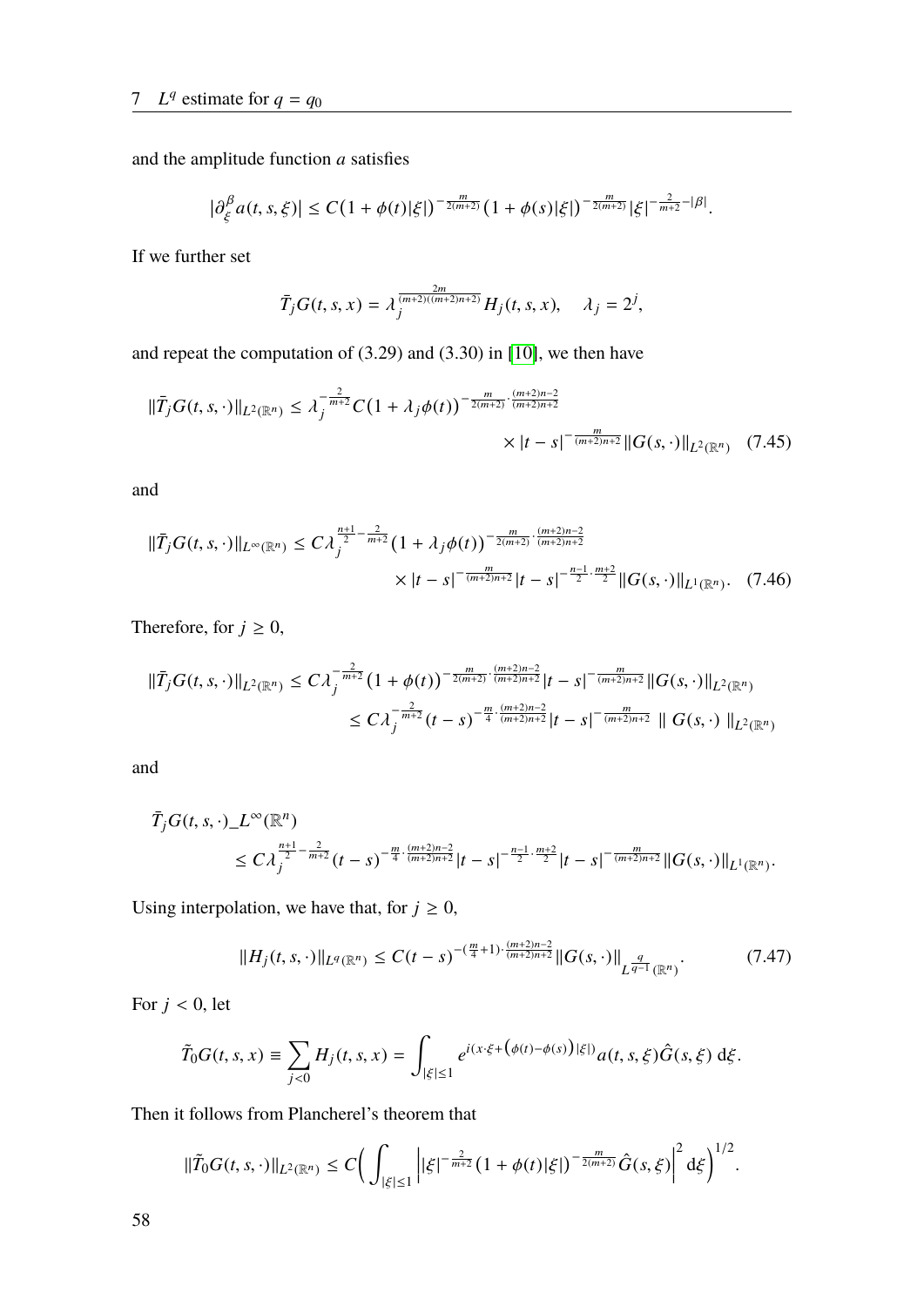and the amplitude function $a$ satisfies

$$|\partial_\xi^\beta a(t,s,\xi)| \le C\big(1+\phi(t)|\xi|\big)^{-\frac{m}{2(m+2)}}\big(1+\phi(s)|\xi|\big)^{-\frac{m}{2(m+2)}}|\xi|^{-\frac{2}{m+2}-|\beta|}.$$

If we further set

$$\bar{T}_j G(t,s,x) = \lambda_j^{\frac{2m}{(m+2)((m+2)n+2)}} H_j(t,s,x), \quad \lambda_j = 2^j,$$

and repeat the computation of (3.29) and (3.30) in [10], we then have

$$\|\bar{T}_j G(t,s,\cdot)\|_{L^2(\mathbb{R}^n)} \le \lambda_j^{-\frac{2}{m+2}} C\big(1+\lambda_j\phi(t)\big)^{-\frac{m}{2(m+2)}\cdot\frac{(m+2)n-2}{(m+2)n+2}} \times |t-s|^{-\frac{m}{(m+2)n+2}}\|G(s,\cdot)\|_{L^2(\mathbb{R}^n)} \quad (7.45)$$

and

$$\|\bar{T}_j G(t,s,\cdot)\|_{L^\infty(\mathbb{R}^n)} \le C\lambda_j^{\frac{n+1}{2}-\frac{2}{m+2}}\big(1+\lambda_j\phi(t)\big)^{-\frac{m}{2(m+2)}\cdot\frac{(m+2)n-2}{(m+2)n+2}} \times |t-s|^{-\frac{m}{(m+2)n+2}}|t-s|^{-\frac{n-1}{2}\cdot\frac{m+2}{2}}\|G(s,\cdot)\|_{L^1(\mathbb{R}^n)}. \quad (7.46)$$

Therefore, for $j \ge 0$,

$$\begin{aligned}\|\bar{T}_j G(t,s,\cdot)\|_{L^2(\mathbb{R}^n)} &\le C\lambda_j^{-\frac{2}{m+2}}\big(1+\phi(t)\big)^{-\frac{m}{2(m+2)}\cdot\frac{(m+2)n-2}{(m+2)n+2}}|t-s|^{-\frac{m}{(m+2)n+2}}\|G(s,\cdot)\|_{L^2(\mathbb{R}^n)}\\ &\le C\lambda_j^{-\frac{2}{m+2}}(t-s)^{-\frac{m}{4}\cdot\frac{(m+2)n-2}{(m+2)n+2}}|t-s|^{-\frac{m}{(m+2)n+2}} \parallel G(s,\cdot) \parallel_{L^2(\mathbb{R}^n)}\end{aligned}$$

and

$$\begin{aligned}&\bar{T}_j G(t,s,\cdot)\_L^\infty(\mathbb{R}^n)\\ &\quad\le C\lambda_j^{\frac{n+1}{2}-\frac{2}{m+2}}(t-s)^{-\frac{m}{4}\cdot\frac{(m+2)n-2}{(m+2)n+2}}|t-s|^{-\frac{n-1}{2}\cdot\frac{m+2}{2}}|t-s|^{-\frac{m}{(m+2)n+2}}\|G(s,\cdot)\|_{L^1(\mathbb{R}^n)}.\end{aligned}$$

Using interpolation, we have that, for $j \ge 0$,

$$\|H_j(t,s,\cdot)\|_{L^q(\mathbb{R}^n)} \le C(t-s)^{-(\frac{m}{4}+1)\cdot\frac{(m+2)n-2}{(m+2)n+2}}\|G(s,\cdot)\|_{L^{\frac{q}{q-1}}(\mathbb{R}^n)}. \quad (7.47)$$

For $j < 0$, let

$$\tilde{T}_0 G(t,s,x) \equiv \sum_{j<0} H_j(t,s,x) = \int_{|\xi|\le 1} e^{i(x\cdot\xi+(\phi(t)-\phi(s))|\xi|)} a(t,s,\xi)\hat{G}(s,\xi)\,\mathrm{d}\xi.$$

Then it follows from Plancherel's theorem that

$$\|\tilde{T}_0 G(t,s,\cdot)\|_{L^2(\mathbb{R}^n)} \le C\Big(\int_{|\xi|\le 1}\Big||\xi|^{-\frac{2}{m+2}}\big(1+\phi(t)|\xi|\big)^{-\frac{m}{2(m+2)}}\hat{G}(s,\xi)\Big|^2\,\mathrm{d}\xi\Big)^{1/2}.$$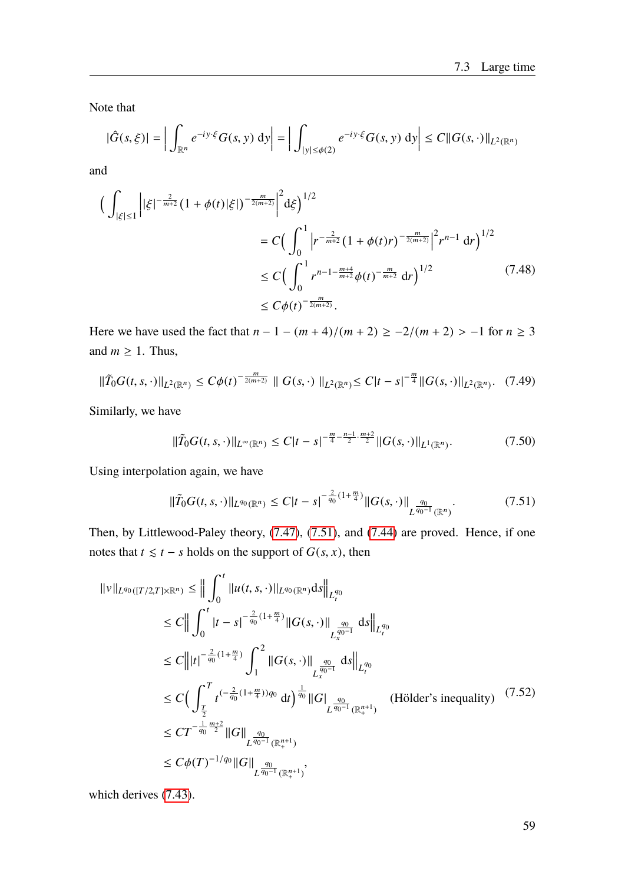Note that

$$|\hat{G}(s,\xi)| = \Big|\int_{\mathbb{R}^n} e^{-iy\cdot\xi} G(s,y)\,\mathrm{d}y\Big| = \Big|\int_{|y|\le\phi(2)} e^{-iy\cdot\xi} G(s,y)\,\mathrm{d}y\Big| \le C\|G(s,\cdot)\|_{L^2(\mathbb{R}^n)}$$

and

$$\begin{aligned}
\Big(\int_{|\xi|\le 1}\Big||\xi|^{-\frac{2}{m+2}}(1+\phi(t)|\xi|)^{-\frac{m}{2(m+2)}}\Big|^2 \mathrm{d}\xi\Big)^{1/2}
&= C\Big(\int_0^1 \Big|r^{-\frac{2}{m+2}}(1+\phi(t)r)^{-\frac{m}{2(m+2)}}\Big|^2 r^{n-1}\,\mathrm{d}r\Big)^{1/2}\\
&\le C\Big(\int_0^1 r^{n-1-\frac{m+4}{m+2}}\phi(t)^{-\frac{m}{m+2}}\,\mathrm{d}r\Big)^{1/2}\\
&\le C\phi(t)^{-\frac{m}{2(m+2)}}.
\end{aligned} \tag{7.48}$$

Here we have used the fact that $n-1-(m+4)/(m+2) \ge -2/(m+2) > -1$ for $n \ge 3$ and $m \ge 1$. Thus,

$$\|\tilde{T}_0 G(t,s,\cdot)\|_{L^2(\mathbb{R}^n)} \le C\phi(t)^{-\frac{m}{2(m+2)}} \parallel G(s,\cdot) \parallel_{L^2(\mathbb{R}^n)} \le C|t-s|^{-\frac{m}{4}}\|G(s,\cdot)\|_{L^2(\mathbb{R}^n)}. \tag{7.49}$$

Similarly, we have

$$\|\tilde{T}_0 G(t,s,\cdot)\|_{L^\infty(\mathbb{R}^n)} \le C|t-s|^{-\frac{m}{4}-\frac{n-1}{2}\cdot\frac{m+2}{2}}\|G(s,\cdot)\|_{L^1(\mathbb{R}^n)}. \tag{7.50}$$

Using interpolation again, we have

$$\|\tilde{T}_0 G(t,s,\cdot)\|_{L^{q_0}(\mathbb{R}^n)} \le C|t-s|^{-\frac{2}{q_0}(1+\frac{m}{4})}\|G(s,\cdot)\|_{L^{\frac{q_0}{q_0-1}}(\mathbb{R}^n)}. \tag{7.51}$$

Then, by Littlewood-Paley theory, (7.47), (7.51), and (7.44) are proved. Hence, if one notes that $t \lesssim t-s$ holds on the support of $G(s,x)$, then

$$\begin{aligned}
\|v\|_{L^{q_0}([T/2,T]\times\mathbb{R}^n)} &\le \Big\|\int_0^t \|u(t,s,\cdot)\|_{L^{q_0}(\mathbb{R}^n)}\mathrm{d}s\Big\|_{L_t^{q_0}}\\
&\le C\Big\|\int_0^t |t-s|^{-\frac{2}{q_0}(1+\frac{m}{4})}\|G(s,\cdot)\|_{L_x^{\frac{q_0}{q_0-1}}}\mathrm{d}s\Big\|_{L_t^{q_0}}\\
&\le C\Big\||t|^{-\frac{2}{q_0}(1+\frac{m}{4})}\int_1^2 \|G(s,\cdot)\|_{L_x^{\frac{q_0}{q_0-1}}}\mathrm{d}s\Big\|_{L_t^{q_0}}\\
&\le C\Big(\int_{\frac{T}{2}}^T t^{(-\frac{2}{q_0}(1+\frac{m}{4}))q_0}\,\mathrm{d}t\Big)^{\frac{1}{q_0}}\|G|_{L^{\frac{q_0}{q_0-1}}(\mathbb{R}_+^{n+1})} \qquad \text{(Hölder's inequality)}\\
&\le CT^{-\frac{1}{q_0}\frac{m+2}{2}}\|G\|_{L^{\frac{q_0}{q_0-1}}(\mathbb{R}_+^{n+1})}\\
&\le C\phi(T)^{-1/q_0}\|G\|_{L^{\frac{q_0}{q_0-1}}(\mathbb{R}_+^{n+1})},
\end{aligned} \tag{7.52}$$

which derives (7.43).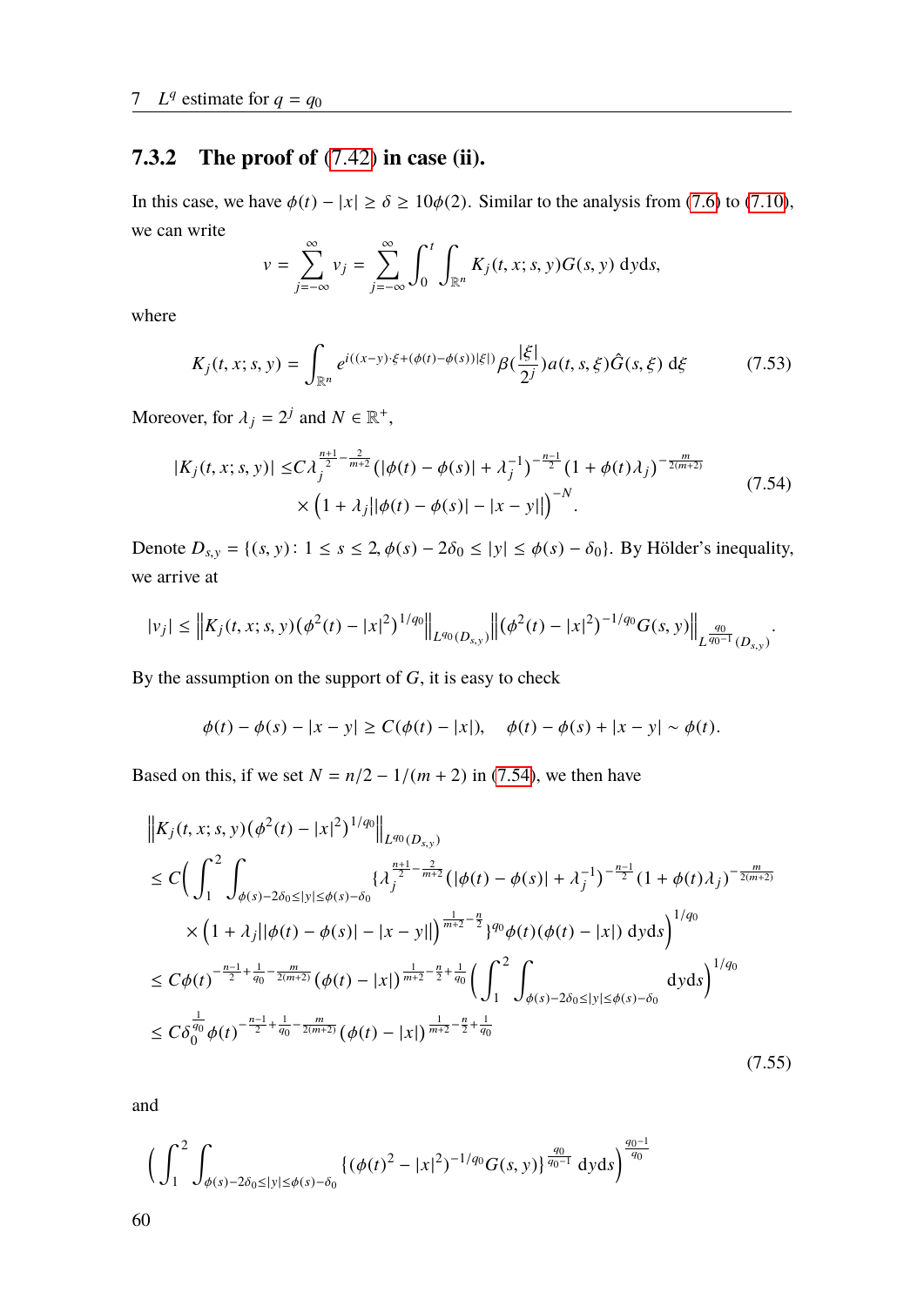### 7.3.2 The proof of (7.42) in case (ii).

In this case, we have $\phi(t) - |x| \geq \delta \geq 10\phi(2)$. Similar to the analysis from (7.6) to (7.10), we can write

$$v = \sum_{j=-\infty}^{\infty} v_j = \sum_{j=-\infty}^{\infty} \int_0^t \int_{\mathbb{R}^n} K_j(t, x; s, y) G(s, y) \, \mathrm{d}y \mathrm{d}s,$$

where

$$K_j(t, x; s, y) = \int_{\mathbb{R}^n} e^{i((x-y)\cdot\xi + (\phi(t)-\phi(s))|\xi|)} \beta(\frac{|\xi|}{2^j}) a(t, s, \xi) \hat{G}(s, \xi) \, \mathrm{d}\xi \tag{7.53}$$

Moreover, for $\lambda_j = 2^j$ and $N \in \mathbb{R}^+$,

$$\begin{aligned} |K_j(t, x; s, y)| \leq & C\lambda_j^{\frac{n+1}{2} - \frac{2}{m+2}} (|\phi(t) - \phi(s)| + \lambda_j^{-1})^{-\frac{n-1}{2}} (1 + \phi(t)\lambda_j)^{-\frac{m}{2(m+2)}} \\ & \times \Big(1 + \lambda_j \big||\phi(t) - \phi(s)| - |x - y|\big|\Big)^{-N}. \end{aligned} \tag{7.54}$$

Denote $D_{s,y} = \{(s, y) \colon 1 \leq s \leq 2, \phi(s) - 2\delta_0 \leq |y| \leq \phi(s) - \delta_0\}$. By Hölder's inequality, we arrive at

$$|v_j| \leq \Big\| K_j(t, x; s, y)(\phi^2(t) - |x|^2)^{1/q_0} \Big\|_{L^{q_0}(D_{s,y})} \Big\| (\phi^2(t) - |x|^2)^{-1/q_0} G(s, y) \Big\|_{L^{\frac{q_0}{q_0-1}}(D_{s,y})}.$$

By the assumption on the support of $G$, it is easy to check

$$\phi(t) - \phi(s) - |x - y| \geq C(\phi(t) - |x|), \quad \phi(t) - \phi(s) + |x - y| \sim \phi(t).$$

Based on this, if we set $N = n/2 - 1/(m+2)$ in (7.54), we then have

$$\begin{aligned}
& \Big\| K_j(t, x; s, y)(\phi^2(t) - |x|^2)^{1/q_0} \Big\|_{L^{q_0}(D_{s,y})} \\
\leq & C\Big( \int_1^2 \int_{\phi(s)-2\delta_0 \leq |y| \leq \phi(s)-\delta_0} \{\lambda_j^{\frac{n+1}{2} - \frac{2}{m+2}} (|\phi(t) - \phi(s)| + \lambda_j^{-1})^{-\frac{n-1}{2}} (1 + \phi(t)\lambda_j)^{-\frac{m}{2(m+2)}} \\
& \quad \times \Big(1 + \lambda_j \big||\phi(t) - \phi(s)| - |x - y|\big|\Big)^{\frac{1}{m+2} - \frac{n}{2}} \}^{q_0} \phi(t)(\phi(t) - |x|) \, \mathrm{d}y \mathrm{d}s \Big)^{1/q_0} \\
\leq & C\phi(t)^{-\frac{n-1}{2} + \frac{1}{q_0} - \frac{m}{2(m+2)}} (\phi(t) - |x|)^{\frac{1}{m+2} - \frac{n}{2} + \frac{1}{q_0}} \Big( \int_1^2 \int_{\phi(s)-2\delta_0 \leq |y| \leq \phi(s)-\delta_0} \mathrm{d}y \mathrm{d}s \Big)^{1/q_0} \\
\leq & C\delta_0^{\frac{1}{q_0}} \phi(t)^{-\frac{n-1}{2} + \frac{1}{q_0} - \frac{m}{2(m+2)}} (\phi(t) - |x|)^{\frac{1}{m+2} - \frac{n}{2} + \frac{1}{q_0}}
\end{aligned} \tag{7.55}$$

and

$$\Big( \int_1^2 \int_{\phi(s)-2\delta_0 \leq |y| \leq \phi(s)-\delta_0} \{(\phi(t)^2 - |x|^2)^{-1/q_0} G(s, y)\}^{\frac{q_0}{q_0-1}} \, \mathrm{d}y \mathrm{d}s \Big)^{\frac{q_0-1}{q_0}}$$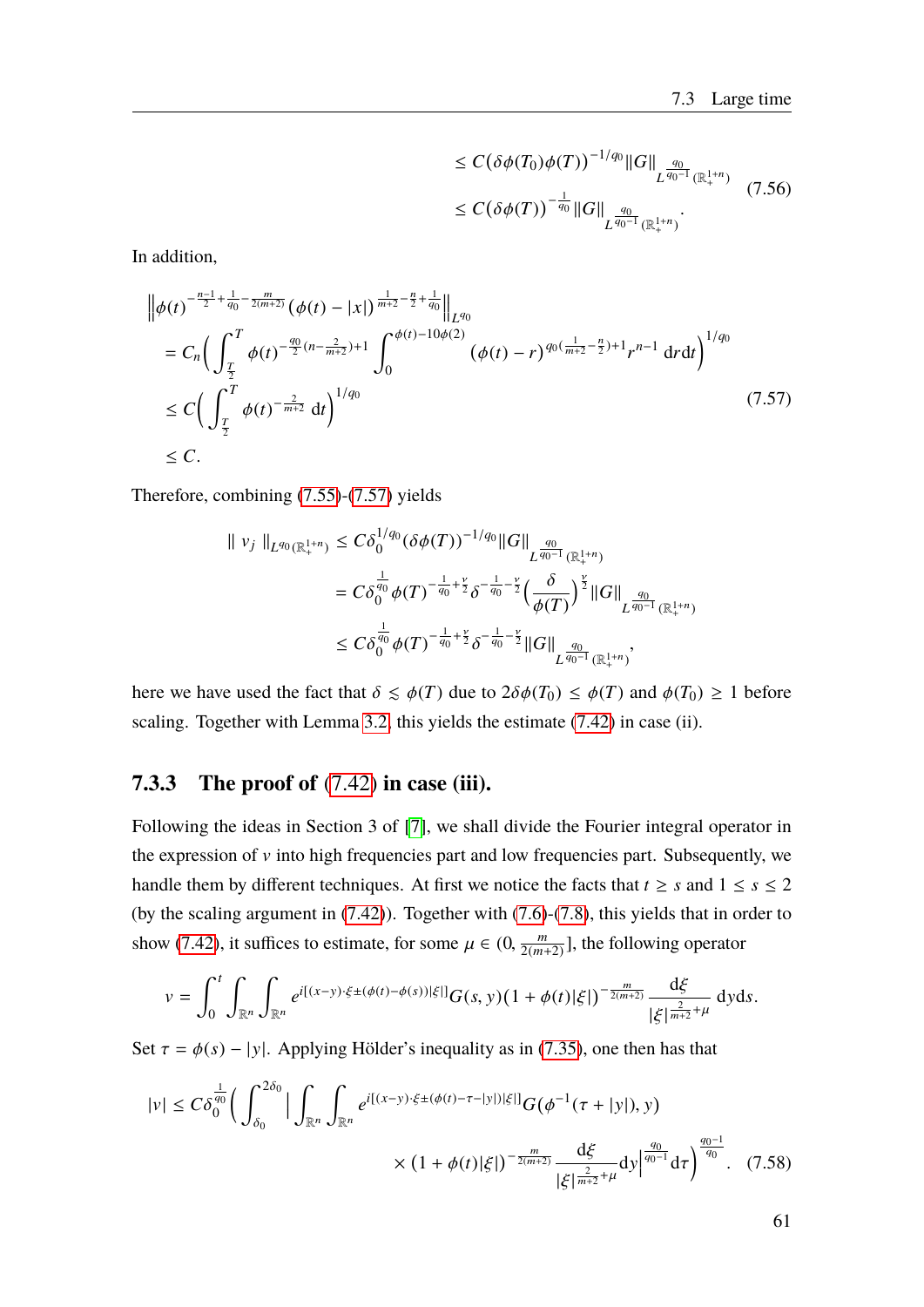$$
\begin{aligned}
&\leq C\big(\delta\phi(T_0)\phi(T)\big)^{-1/q_0}\|G\|_{L^{\frac{q_0}{q_0-1}}(\mathbb{R}_+^{1+n})} \\
&\leq C\big(\delta\phi(T)\big)^{-\frac{1}{q_0}}\|G\|_{L^{\frac{q_0}{q_0-1}}(\mathbb{R}_+^{1+n})}.
\end{aligned}
\tag{7.56}
$$

In addition,

$$
\begin{aligned}
&\Big\|\phi(t)^{-\frac{n-1}{2}+\frac{1}{q_0}-\frac{m}{2(m+2)}}\big(\phi(t)-|x|\big)^{\frac{1}{m+2}-\frac{n}{2}+\frac{1}{q_0}}\Big\|_{L^{q_0}} \\
&= C_n\Big(\int_{\frac{T}{2}}^{T}\phi(t)^{-\frac{q_0}{2}(n-\frac{2}{m+2})+1}\int_0^{\phi(t)-10\phi(2)}\big(\phi(t)-r\big)^{q_0(\frac{1}{m+2}-\frac{n}{2})+1}r^{n-1}\,\mathrm{d}r\mathrm{d}t\Big)^{1/q_0} \\
&\leq C\Big(\int_{\frac{T}{2}}^{T}\phi(t)^{-\frac{2}{m+2}}\,\mathrm{d}t\Big)^{1/q_0} \\
&\leq C.
\end{aligned}
\tag{7.57}
$$

Therefore, combining (7.55)-(7.57) yields

$$
\begin{aligned}
\|\, v_j\,\|_{L^{q_0}(\mathbb{R}_+^{1+n})} &\leq C\delta_0^{1/q_0}(\delta\phi(T))^{-1/q_0}\|G\|_{L^{\frac{q_0}{q_0-1}}(\mathbb{R}_+^{1+n})} \\
&= C\delta_0^{\frac{1}{q_0}}\phi(T)^{-\frac{1}{q_0}+\frac{\nu}{2}}\delta^{-\frac{1}{q_0}-\frac{\nu}{2}}\Big(\frac{\delta}{\phi(T)}\Big)^{\frac{\nu}{2}}\|G\|_{L^{\frac{q_0}{q_0-1}}(\mathbb{R}_+^{1+n})} \\
&\leq C\delta_0^{\frac{1}{q_0}}\phi(T)^{-\frac{1}{q_0}+\frac{\nu}{2}}\delta^{-\frac{1}{q_0}-\frac{\nu}{2}}\|G\|_{L^{\frac{q_0}{q_0-1}}(\mathbb{R}_+^{1+n})},
\end{aligned}
$$

here we have used the fact that $\delta \lesssim \phi(T)$ due to $2\delta\phi(T_0) \leq \phi(T)$ and $\phi(T_0) \geq 1$ before scaling. Together with Lemma 3.2, this yields the estimate (7.42) in case (ii).

### 7.3.3 The proof of (7.42) in case (iii).

Following the ideas in Section 3 of [7], we shall divide the Fourier integral operator in the expression of $v$ into high frequencies part and low frequencies part. Subsequently, we handle them by different techniques. At first we notice the facts that $t \geq s$ and $1 \leq s \leq 2$ (by the scaling argument in (7.42)). Together with (7.6)-(7.8), this yields that in order to show (7.42), it suffices to estimate, for some $\mu \in (0, \frac{m}{2(m+2)}]$, the following operator

$$
v = \int_0^t\int_{\mathbb{R}^n}\int_{\mathbb{R}^n} e^{i[(x-y)\cdot\xi\pm(\phi(t)-\phi(s))|\xi|]}G(s,y)\big(1+\phi(t)|\xi|\big)^{-\frac{m}{2(m+2)}}\frac{\mathrm{d}\xi}{|\xi|^{\frac{2}{m+2}+\mu}}\,\mathrm{d}y\mathrm{d}s.
$$

Set $\tau = \phi(s) - |y|$. Applying Hölder's inequality as in (7.35), one then has that

$$
\begin{aligned}
|v| \leq C\delta_0^{\frac{1}{q_0}}\Big(\int_{\delta_0}^{2\delta_0}\Big|\int_{\mathbb{R}^n}\int_{\mathbb{R}^n} &e^{i[(x-y)\cdot\xi\pm(\phi(t)-\tau-|y|)|\xi|]}G(\phi^{-1}(\tau+|y|),y) \\
&\times\big(1+\phi(t)|\xi|\big)^{-\frac{m}{2(m+2)}}\frac{\mathrm{d}\xi}{|\xi|^{\frac{2}{m+2}+\mu}}\mathrm{d}y\Big|^{\frac{q_0}{q_0-1}}\mathrm{d}\tau\Big)^{\frac{q_0-1}{q_0}}.
\end{aligned}
\tag{7.58}
$$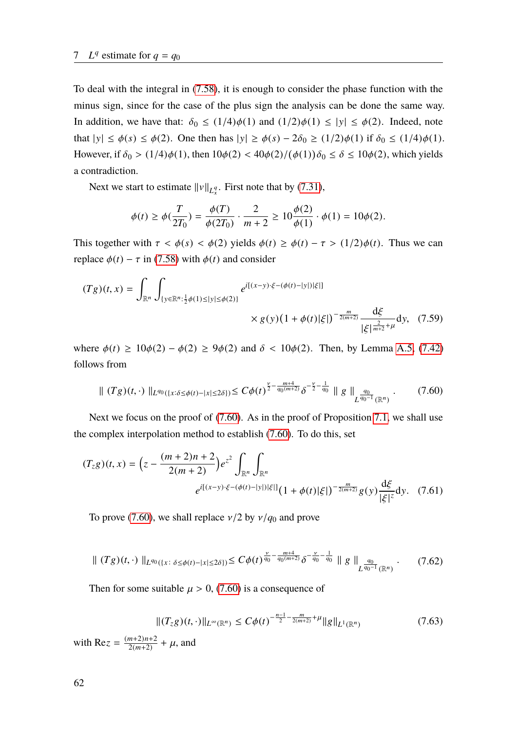To deal with the integral in (7.58), it is enough to consider the phase function with the minus sign, since for the case of the plus sign the analysis can be done the same way. In addition, we have that: $\delta_0 \le (1/4)\phi(1)$ and $(1/2)\phi(1) \le |y| \le \phi(2)$. Indeed, note that $|y| \le \phi(s) \le \phi(2)$. One then has $|y| \ge \phi(s) - 2\delta_0 \ge (1/2)\phi(1)$ if $\delta_0 \le (1/4)\phi(1)$. However, if $\delta_0 > (1/4)\phi(1)$, then $10\phi(2) < 40\phi(2)/(\phi(1))\delta_0 \le \delta \le 10\phi(2)$, which yields a contradiction.

Next we start to estimate $\|v\|_{L^q_x}$. First note that by (7.31),

$$\phi(t) \ge \phi(\frac{T}{2T_0}) = \frac{\phi(T)}{\phi(2T_0)} \cdot \frac{2}{m+2} \ge 10\frac{\phi(2)}{\phi(1)} \cdot \phi(1) = 10\phi(2).$$

This together with $\tau < \phi(s) < \phi(2)$ yields $\phi(t) \ge \phi(t) - \tau > (1/2)\phi(t)$. Thus we can replace $\phi(t) - \tau$ in (7.58) with $\phi(t)$ and consider

$$(Tg)(t,x) = \int_{\mathbb{R}^n} \int_{\{y\in\mathbb{R}^n : \frac{1}{2}\phi(1)\le|y|\le\phi(2)\}} e^{i[(x-y)\cdot\xi - (\phi(t)-|y|)|\xi|]} \times g(y)\big(1+\phi(t)|\xi|\big)^{-\frac{m}{2(m+2)}} \frac{d\xi}{|\xi|^{\frac{2}{m+2}+\mu}} dy, \quad (7.59)$$

where $\phi(t) \ge 10\phi(2) - \phi(2) \ge 9\phi(2)$ and $\delta < 10\phi(2)$. Then, by Lemma A.5, (7.42) follows from

$$\| (Tg)(t,\cdot) \|_{L^{q_0}(\{x:\delta\le\phi(t)-|x|\le2\delta\})} \le C\phi(t)^{\frac{\nu}{2}-\frac{m+4}{q_0(m+2)}}\delta^{-\frac{\nu}{2}-\frac{1}{q_0}} \| g \|_{L^{\frac{q_0}{q_0-1}}(\mathbb{R}^n)}. \quad (7.60)$$

Next we focus on the proof of (7.60). As in the proof of Proposition 7.1, we shall use the complex interpolation method to establish (7.60). To do this, set

$$(T_z g)(t,x) = \Big(z - \frac{(m+2)n+2}{2(m+2)}\Big)e^{z^2} \int_{\mathbb{R}^n}\int_{\mathbb{R}^n} e^{i[(x-y)\cdot\xi-(\phi(t)-|y|)|\xi|]}\big(1+\phi(t)|\xi|\big)^{-\frac{m}{2(m+2)}} g(y)\frac{d\xi}{|\xi|^z}dy. \quad (7.61)$$

To prove (7.60), we shall replace $\nu/2$ by $\nu/q_0$ and prove

$$\| (Tg)(t,\cdot) \|_{L^{q_0}(\{x:\ \delta\le\phi(t)-|x|\le2\delta\})} \le C\phi(t)^{\frac{\nu}{q_0}-\frac{m+4}{q_0(m+2)}}\delta^{-\frac{\nu}{q_0}-\frac{1}{q_0}} \| g \|_{L^{\frac{q_0}{q_0-1}}(\mathbb{R}^n)}. \quad (7.62)$$

Then for some suitable $\mu > 0$, (7.60) is a consequence of

$$\|(T_z g)(t,\cdot)\|_{L^\infty(\mathbb{R}^n)} \le C\phi(t)^{-\frac{n-1}{2}-\frac{m}{2(m+2)}+\mu}\|g\|_{L^1(\mathbb{R}^n)} \quad (7.63)$$

with $\mathrm{Re}z = \frac{(m+2)n+2}{2(m+2)} + \mu$, and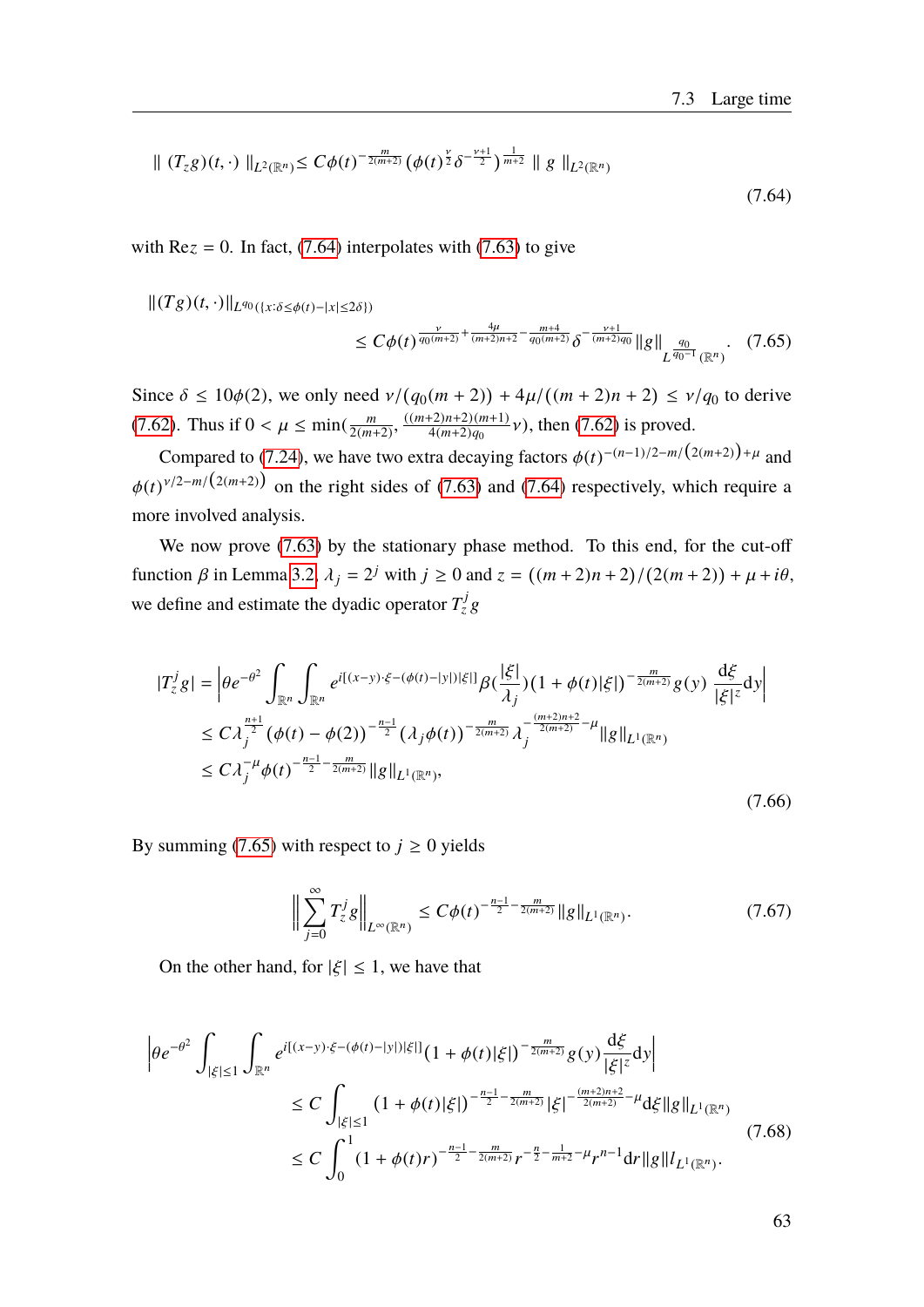$$\| (T_z g)(t,\cdot) \|_{L^2(\mathbb{R}^n)} \le C\phi(t)^{-\frac{m}{2(m+2)}} \left(\phi(t)^{\frac{\nu}{2}}\delta^{-\frac{\nu+1}{2}}\right)^{\frac{1}{m+2}} \| g \|_{L^2(\mathbb{R}^n)} \tag{7.64}$$

with $\mathrm{Re}z = 0$. In fact, (7.64) interpolates with (7.63) to give

$$\|(Tg)(t,\cdot)\|_{L^{q_0}(\{x:\delta\le\phi(t)-|x|\le 2\delta\})} \le C\phi(t)^{\frac{\nu}{q_0(m+2)}+\frac{4\mu}{(m+2)n+2}-\frac{m+4}{q_0(m+2)}}\delta^{-\frac{\nu+1}{(m+2)q_0}}\|g\|_{L^{\frac{q_0}{q_0-1}}(\mathbb{R}^n)}. \tag{7.65}$$

Since $\delta \le 10\phi(2)$, we only need $\nu/(q_0(m+2)) + 4\mu/((m+2)n+2) \le \nu/q_0$ to derive (7.62). Thus if $0 < \mu \le \min(\frac{m}{2(m+2)}, \frac{((m+2)n+2)(m+1)}{4(m+2)q_0}\nu)$, then (7.62) is proved.

Compared to (7.24), we have two extra decaying factors $\phi(t)^{-(n-1)/2-m/\left(2(m+2)\right)+\mu}$ and $\phi(t)^{\nu/2-m/\left(2(m+2)\right)}$ on the right sides of (7.63) and (7.64) respectively, which require a more involved analysis.

We now prove (7.63) by the stationary phase method. To this end, for the cut-off function $\beta$ in Lemma 3.2, $\lambda_j = 2^j$ with $j \ge 0$ and $z = ((m+2)n+2)/(2(m+2)) + \mu + i\theta$, we define and estimate the dyadic operator $T_z^j g$

$$\begin{aligned}
|T_z^j g| &= \left|\theta e^{-\theta^2}\int_{\mathbb{R}^n}\int_{\mathbb{R}^n} e^{i[(x-y)\cdot\xi-(\phi(t)-|y|)|\xi|]}\beta(\frac{|\xi|}{\lambda_j})(1+\phi(t)|\xi|)^{-\frac{m}{2(m+2)}}g(y)\,\frac{\mathrm{d}\xi}{|\xi|^z}\mathrm{d}y\right| \\
&\le C\lambda_j^{\frac{n+1}{2}}(\phi(t)-\phi(2))^{-\frac{n-1}{2}}(\lambda_j\phi(t))^{-\frac{m}{2(m+2)}}\lambda_j^{-\frac{(m+2)n+2}{2(m+2)}-\mu}\|g\|_{L^1(\mathbb{R}^n)} \\
&\le C\lambda_j^{-\mu}\phi(t)^{-\frac{n-1}{2}-\frac{m}{2(m+2)}}\|g\|_{L^1(\mathbb{R}^n)},
\end{aligned} \tag{7.66}$$

By summing (7.65) with respect to $j \ge 0$ yields

$$\left\|\sum_{j=0}^{\infty} T_z^j g\right\|_{L^\infty(\mathbb{R}^n)} \le C\phi(t)^{-\frac{n-1}{2}-\frac{m}{2(m+2)}}\|g\|_{L^1(\mathbb{R}^n)}. \tag{7.67}$$

On the other hand, for $|\xi| \le 1$, we have that

$$\begin{aligned}
&\left|\theta e^{-\theta^2}\int_{|\xi|\le 1}\int_{\mathbb{R}^n} e^{i[(x-y)\cdot\xi-(\phi(t)-|y|)|\xi|]}(1+\phi(t)|\xi|)^{-\frac{m}{2(m+2)}}g(y)\frac{\mathrm{d}\xi}{|\xi|^z}\mathrm{d}y\right| \\
&\quad\le C\int_{|\xi|\le 1}(1+\phi(t)|\xi|)^{-\frac{n-1}{2}-\frac{m}{2(m+2)}}|\xi|^{-\frac{(m+2)n+2}{2(m+2)}-\mu}\mathrm{d}\xi\|g\|_{L^1(\mathbb{R}^n)} \\
&\quad\le C\int_0^1(1+\phi(t)r)^{-\frac{n-1}{2}-\frac{m}{2(m+2)}}r^{-\frac{n}{2}-\frac{1}{m+2}-\mu}r^{n-1}\mathrm{d}r\|g\|_{L^1(\mathbb{R}^n)}.
\end{aligned} \tag{7.68}$$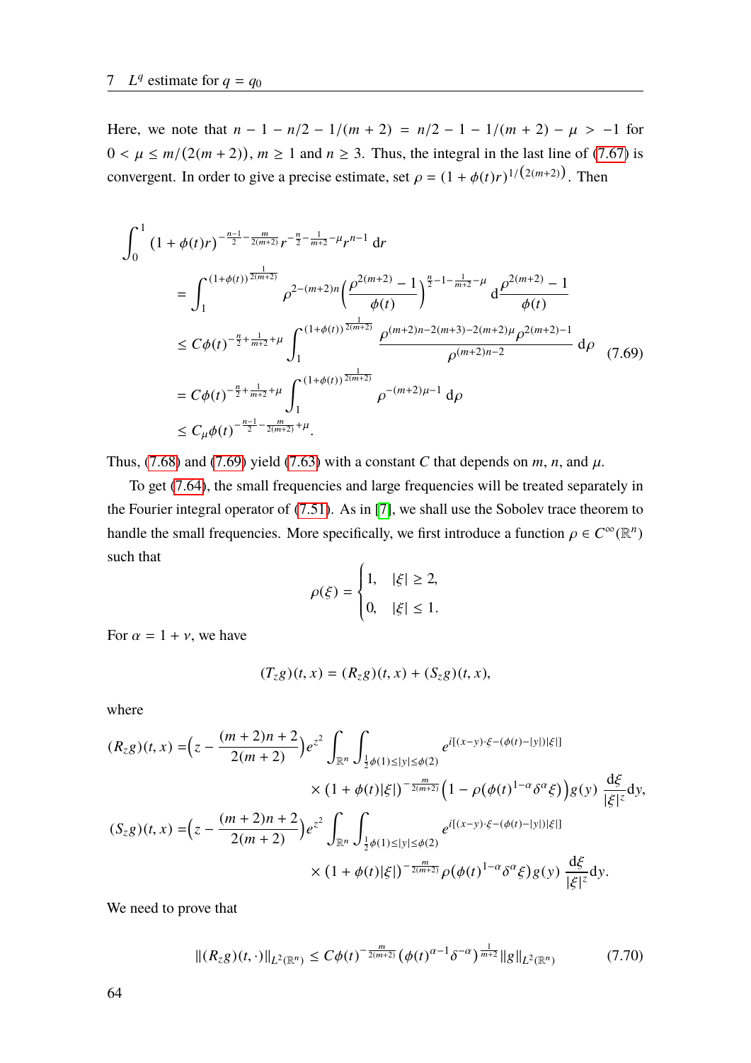Here, we note that $n - 1 - n/2 - 1/(m+2) = n/2 - 1 - 1/(m+2) - \mu > -1$ for $0 < \mu \le m/(2(m+2))$, $m \ge 1$ and $n \ge 3$. Thus, the integral in the last line of (7.67) is convergent. In order to give a precise estimate, set $\rho = (1+\phi(t)r)^{1/\left(2(m+2)\right)}$. Then

$$
\begin{aligned}
\int_0^1 & (1+\phi(t)r)^{-\frac{n-1}{2}-\frac{m}{2(m+2)}} r^{-\frac{n}{2}-\frac{1}{m+2}-\mu} r^{n-1}\,\mathrm{d}r \\
&= \int_1^{(1+\phi(t))^{\frac{1}{2(m+2)}}} \rho^{2-(m+2)n}\left(\frac{\rho^{2(m+2)}-1}{\phi(t)}\right)^{\frac{n}{2}-1-\frac{1}{m+2}-\mu} \mathrm{d}\frac{\rho^{2(m+2)}-1}{\phi(t)} \\
&\le C\phi(t)^{-\frac{n}{2}+\frac{1}{m+2}+\mu}\int_1^{(1+\phi(t))^{\frac{1}{2(m+2)}}} \frac{\rho^{(m+2)n-2(m+3)-2(m+2)\mu}\rho^{2(m+2)-1}}{\rho^{(m+2)n-2}}\,\mathrm{d}\rho \\
&= C\phi(t)^{-\frac{n}{2}+\frac{1}{m+2}+\mu}\int_1^{(1+\phi(t))^{\frac{1}{2(m+2)}}} \rho^{-(m+2)\mu-1}\,\mathrm{d}\rho \\
&\le C_\mu \phi(t)^{-\frac{n-1}{2}-\frac{m}{2(m+2)}+\mu}.
\end{aligned}
\tag{7.69}
$$

Thus, (7.68) and (7.69) yield (7.63) with a constant $C$ that depends on $m$, $n$, and $\mu$.

To get (7.64), the small frequencies and large frequencies will be treated separately in the Fourier integral operator of (7.51). As in [7], we shall use the Sobolev trace theorem to handle the small frequencies. More specifically, we first introduce a function $\rho \in C^\infty(\mathbb{R}^n)$ such that

$$
\rho(\xi) = \begin{cases} 1, & |\xi| \ge 2, \\ 0, & |\xi| \le 1. \end{cases}
$$

For $\alpha = 1 + \nu$, we have

$$
(T_z g)(t,x) = (R_z g)(t,x) + (S_z g)(t,x),
$$

where

$$
\begin{aligned}
(R_z g)(t,x) =& \Big(z - \frac{(m+2)n+2}{2(m+2)}\Big)e^{z^2}\int_{\mathbb{R}^n}\int_{\frac{1}{2}\phi(1)\le|y|\le\phi(2)} e^{i[(x-y)\cdot\xi-(\phi(t)-|y|)|\xi|]} \\
&\times (1+\phi(t)|\xi|)^{-\frac{m}{2(m+2)}}\Big(1-\rho\big(\phi(t)^{1-\alpha}\delta^\alpha\xi\big)\Big) g(y)\,\frac{\mathrm{d}\xi}{|\xi|^z}\mathrm{d}y, \\
(S_z g)(t,x) =& \Big(z - \frac{(m+2)n+2}{2(m+2)}\Big)e^{z^2}\int_{\mathbb{R}^n}\int_{\frac{1}{2}\phi(1)\le|y|\le\phi(2)} e^{i[(x-y)\cdot\xi-(\phi(t)-|y|)|\xi|]} \\
&\times (1+\phi(t)|\xi|)^{-\frac{m}{2(m+2)}}\rho\big(\phi(t)^{1-\alpha}\delta^\alpha\xi\big) g(y)\,\frac{\mathrm{d}\xi}{|\xi|^z}\mathrm{d}y.
\end{aligned}
$$

We need to prove that

$$
\|(R_z g)(t,\cdot)\|_{L^2(\mathbb{R}^n)} \le C\phi(t)^{-\frac{m}{2(m+2)}}\left(\phi(t)^{\alpha-1}\delta^{-\alpha}\right)^{\frac{1}{m+2}}\|g\|_{L^2(\mathbb{R}^n)} \tag{7.70}
$$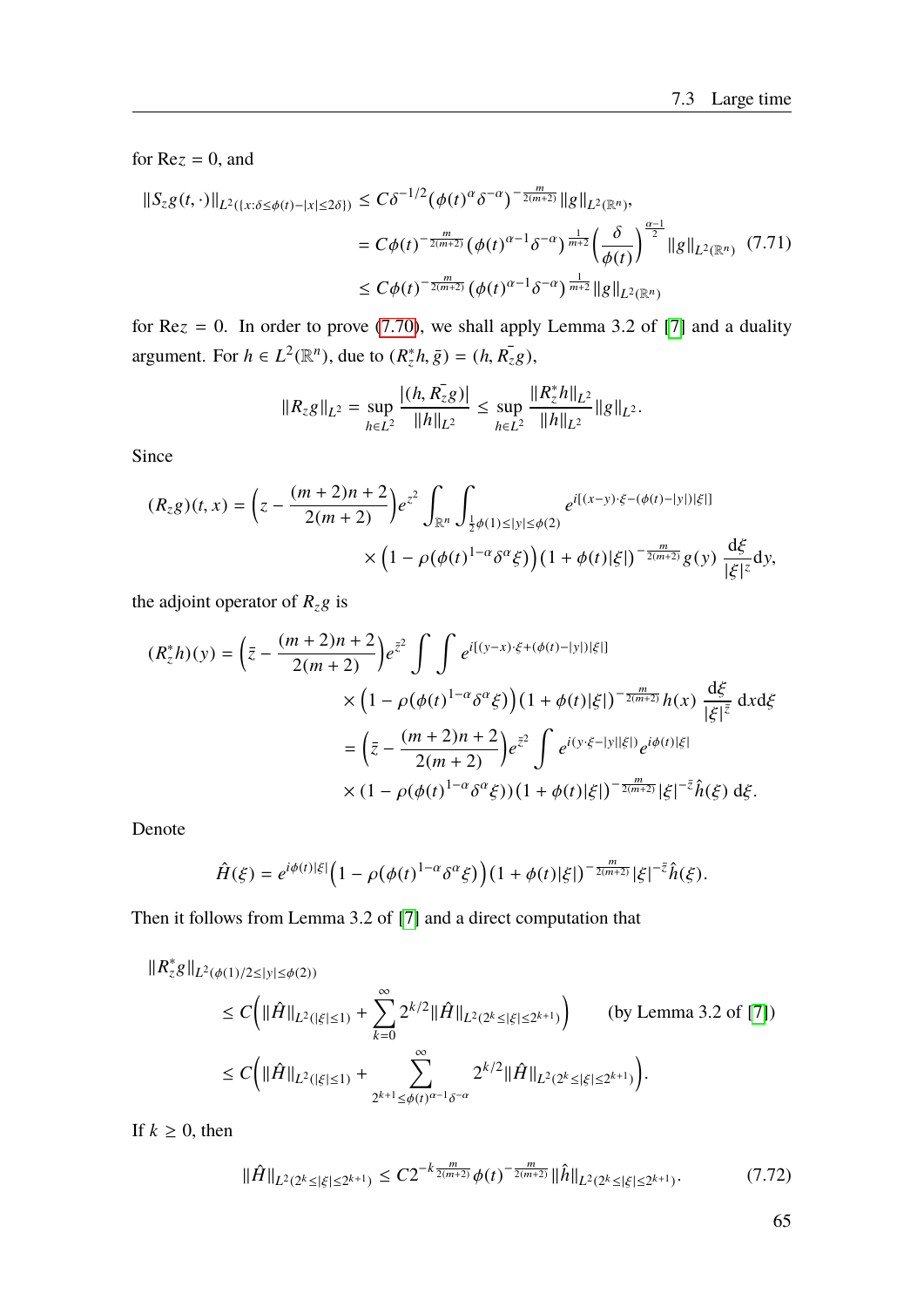for $\mathrm{Re}z = 0$, and

$$
\begin{aligned}
\|S_z g(t,\cdot)\|_{L^2(\{x:\delta\le\phi(t)-|x|\le 2\delta\})} &\le C\delta^{-1/2}\big(\phi(t)^\alpha\delta^{-\alpha}\big)^{-\frac{m}{2(m+2)}}\|g\|_{L^2(\mathbb{R}^n)},\\
&= C\phi(t)^{-\frac{m}{2(m+2)}}\big(\phi(t)^{\alpha-1}\delta^{-\alpha}\big)^{\frac{1}{m+2}}\Big(\frac{\delta}{\phi(t)}\Big)^{\frac{\alpha-1}{2}}\|g\|_{L^2(\mathbb{R}^n)} \qquad (7.71)\\
&\le C\phi(t)^{-\frac{m}{2(m+2)}}\big(\phi(t)^{\alpha-1}\delta^{-\alpha}\big)^{\frac{1}{m+2}}\|g\|_{L^2(\mathbb{R}^n)}
\end{aligned}
$$

for $\mathrm{Re}z = 0$. In order to prove (7.70), we shall apply Lemma 3.2 of [7] and a duality argument. For $h \in L^2(\mathbb{R}^n)$, due to $(R_z^* h, \bar{g}) = (h, \overline{R_z g})$,

$$
\|R_z g\|_{L^2} = \sup_{h\in L^2}\frac{|(h,\overline{R_z g})|}{\|h\|_{L^2}} \le \sup_{h\in L^2}\frac{\|R_z^* h\|_{L^2}}{\|h\|_{L^2}}\|g\|_{L^2}.
$$

Since

$$
\begin{aligned}
(R_z g)(t,x) = \Big(z - \frac{(m+2)n+2}{2(m+2)}\Big)e^{z^2}\int_{\mathbb{R}^n}\int_{\frac12\phi(1)\le|y|\le\phi(2)} & e^{i[(x-y)\cdot\xi-(\phi(t)-|y|)|\xi|]}\\
&\times\Big(1-\rho\big(\phi(t)^{1-\alpha}\delta^\alpha\xi\big)\Big)\big(1+\phi(t)|\xi|\big)^{-\frac{m}{2(m+2)}}g(y)\,\frac{\mathrm{d}\xi}{|\xi|^z}\mathrm{d}y,
\end{aligned}
$$

the adjoint operator of $R_z g$ is

$$
\begin{aligned}
(R_z^* h)(y) &= \Big(\bar{z} - \frac{(m+2)n+2}{2(m+2)}\Big)e^{\bar{z}^2}\int\int e^{i[(y-x)\cdot\xi+(\phi(t)-|y|)|\xi|]}\\
&\qquad\times\Big(1-\rho\big(\phi(t)^{1-\alpha}\delta^\alpha\xi\big)\Big)\big(1+\phi(t)|\xi|\big)^{-\frac{m}{2(m+2)}}h(x)\,\frac{\mathrm{d}\xi}{|\xi|^{\bar{z}}}\,\mathrm{d}x\mathrm{d}\xi\\
&= \Big(\bar{z} - \frac{(m+2)n+2}{2(m+2)}\Big)e^{\bar{z}^2}\int e^{i(y\cdot\xi-|y||\xi|)}e^{i\phi(t)|\xi|}\\
&\qquad\times\big(1-\rho(\phi(t)^{1-\alpha}\delta^\alpha\xi)\big)\big(1+\phi(t)|\xi|\big)^{-\frac{m}{2(m+2)}}|\xi|^{-\bar{z}}\hat{h}(\xi)\,\mathrm{d}\xi.
\end{aligned}
$$

Denote

$$
\hat{H}(\xi) = e^{i\phi(t)|\xi|}\Big(1-\rho\big(\phi(t)^{1-\alpha}\delta^\alpha\xi\big)\Big)\big(1+\phi(t)|\xi|\big)^{-\frac{m}{2(m+2)}}|\xi|^{-\bar{z}}\hat{h}(\xi).
$$

Then it follows from Lemma 3.2 of [7] and a direct computation that

$$
\begin{aligned}
&\|R_z^* g\|_{L^2(\phi(1)/2\le|y|\le\phi(2))}\\
&\quad\le C\Big(\|\hat{H}\|_{L^2(|\xi|\le1)} + \sum_{k=0}^{\infty}2^{k/2}\|\hat{H}\|_{L^2(2^k\le|\xi|\le2^{k+1})}\Big) \qquad \text{(by Lemma 3.2 of [7])}\\
&\quad\le C\Big(\|\hat{H}\|_{L^2(|\xi|\le1)} + \sum_{2^{k+1}\le\phi(t)^{\alpha-1}\delta^{-\alpha}}^{\infty}2^{k/2}\|\hat{H}\|_{L^2(2^k\le|\xi|\le2^{k+1})}\Big).
\end{aligned}
$$

If $k \ge 0$, then

$$
\|\hat{H}\|_{L^2(2^k\le|\xi|\le2^{k+1})} \le C2^{-k\frac{m}{2(m+2)}}\phi(t)^{-\frac{m}{2(m+2)}}\|\hat{h}\|_{L^2(2^k\le|\xi|\le2^{k+1})}. \qquad (7.72)
$$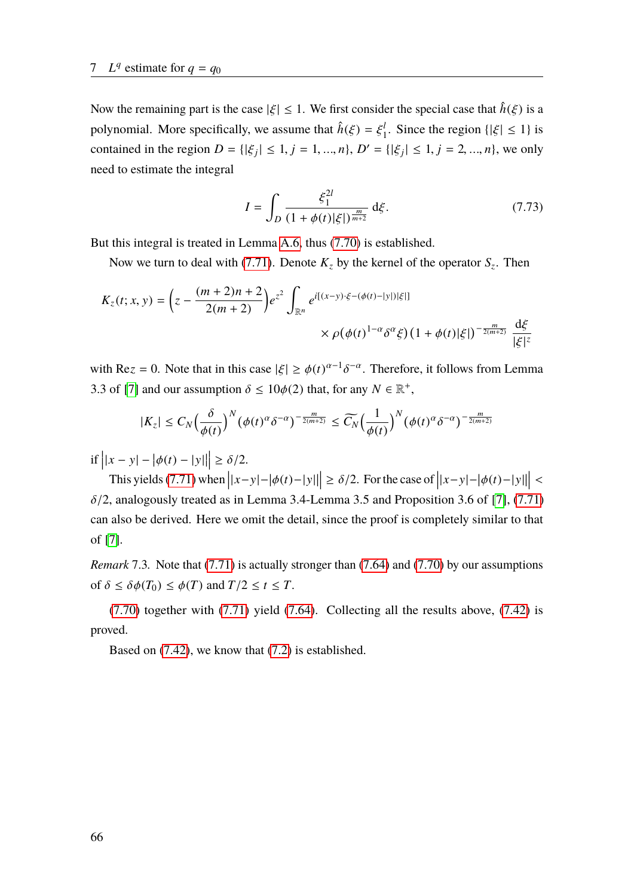Now the remaining part is the case $|\xi| \le 1$. We first consider the special case that $\hat{h}(\xi)$ is a polynomial. More specifically, we assume that $\hat{h}(\xi) = \xi_1^l$. Since the region $\{|\xi| \le 1\}$ is contained in the region $D = \{|\xi_j| \le 1, j = 1, ..., n\}$, $D' = \{|\xi_j| \le 1, j = 2, ..., n\}$, we only need to estimate the integral

$$I = \int_D \frac{\xi_1^{2l}}{(1+\phi(t)|\xi|)^{\frac{m}{m+2}}} \, \mathrm{d}\xi. \tag{7.73}$$

But this integral is treated in Lemma A.6, thus (7.70) is established.

Now we turn to deal with (7.71). Denote $K_z$ by the kernel of the operator $S_z$. Then

$$K_z(t; x, y) = \Big(z - \frac{(m+2)n+2}{2(m+2)}\Big) e^{z^2} \int_{\mathbb{R}^n} e^{i[(x-y)\cdot\xi - (\phi(t)-|y|)|\xi|]} \times \rho\big(\phi(t)^{1-\alpha}\delta^\alpha\xi\big)\big(1+\phi(t)|\xi|\big)^{-\frac{m}{2(m+2)}} \frac{\mathrm{d}\xi}{|\xi|^z}$$

with $\mathrm{Re} z = 0$. Note that in this case $|\xi| \ge \phi(t)^{\alpha-1}\delta^{-\alpha}$. Therefore, it follows from Lemma 3.3 of [7] and our assumption $\delta \le 10\phi(2)$ that, for any $N \in \mathbb{R}^+$,

$$|K_z| \le C_N \Big(\frac{\delta}{\phi(t)}\Big)^N \big(\phi(t)^\alpha \delta^{-\alpha}\big)^{-\frac{m}{2(m+2)}} \le \widetilde{C_N}\Big(\frac{1}{\phi(t)}\Big)^N \big(\phi(t)^\alpha\delta^{-\alpha}\big)^{-\frac{m}{2(m+2)}}$$

if $\Big||x-y| - |\phi(t) - |y||\Big| \ge \delta/2$.

This yields (7.71) when $\Big||x-y| - |\phi(t) - |y||\Big| \ge \delta/2$. For the case of $\Big||x-y| - |\phi(t)-|y||\Big| < \delta/2$, analogously treated as in Lemma 3.4-Lemma 3.5 and Proposition 3.6 of [7], (7.71) can also be derived. Here we omit the detail, since the proof is completely similar to that of [7].

*Remark* 7.3. Note that (7.71) is actually stronger than (7.64) and (7.70) by our assumptions of $\delta \le \delta\phi(T_0) \le \phi(T)$ and $T/2 \le t \le T$.

(7.70) together with (7.71) yield (7.64). Collecting all the results above, (7.42) is proved.

Based on (7.42), we know that (7.2) is established.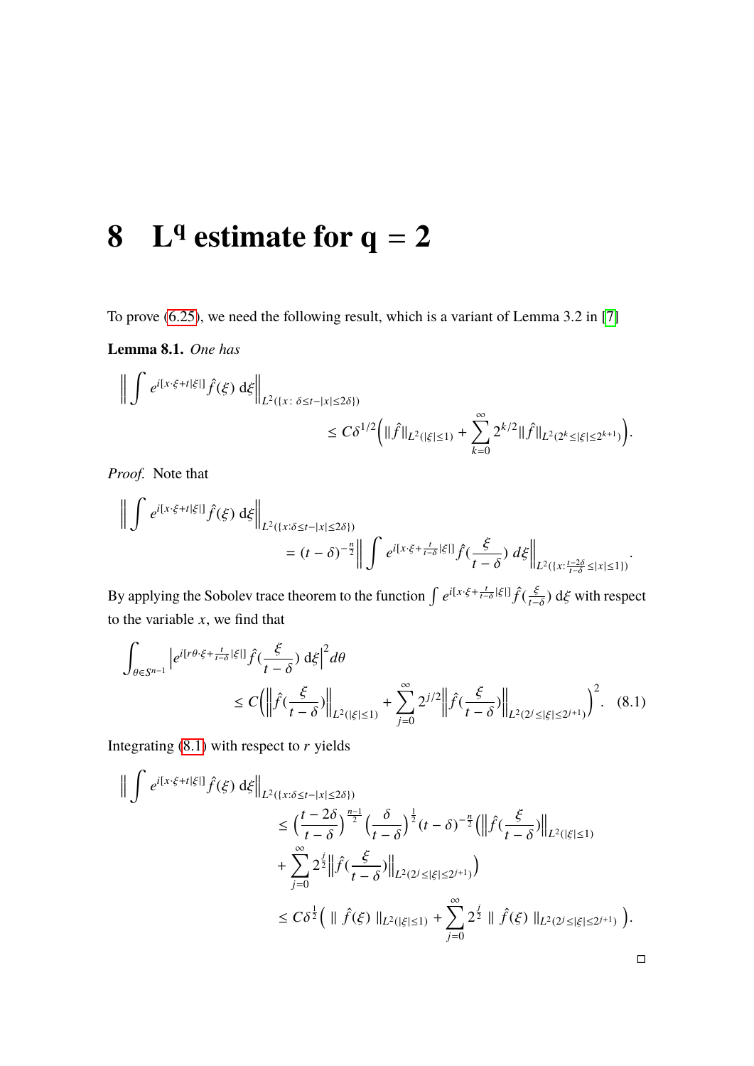# 8 $\mathbf{L^q}$ estimate for $\mathbf{q = 2}$

To prove (6.25), we need the following result, which is a variant of Lemma 3.2 in [7]

**Lemma 8.1.** *One has*

$$\Big\| \int e^{i[x\cdot\xi + t|\xi|]} \hat{f}(\xi)\, \mathrm{d}\xi \Big\|_{L^2(\{x:\ \delta\le t-|x|\le 2\delta\})} \le C\delta^{1/2}\Big( \|\hat{f}\|_{L^2(|\xi|\le 1)} + \sum_{k=0}^{\infty} 2^{k/2} \|\hat{f}\|_{L^2(2^k\le|\xi|\le 2^{k+1})}\Big).$$

*Proof.* Note that

$$\Big\| \int e^{i[x\cdot\xi + t|\xi|]} \hat{f}(\xi)\, \mathrm{d}\xi \Big\|_{L^2(\{x:\delta\le t-|x|\le 2\delta\})} = (t-\delta)^{-\frac{n}{2}} \Big\| \int e^{i[x\cdot\xi + \frac{t}{t-\delta}|\xi|]} \hat{f}(\frac{\xi}{t-\delta})\, d\xi \Big\|_{L^2(\{x:\frac{t-2\delta}{t-\delta}\le|x|\le 1\})}.$$

By applying the Sobolev trace theorem to the function $\int e^{i[x\cdot\xi+\frac{t}{t-\delta}|\xi|]}\hat{f}(\frac{\xi}{t-\delta})\,\mathrm{d}\xi$ with respect to the variable $x$, we find that

$$\int_{\theta\in S^{n-1}} \Big| e^{i[r\theta\cdot\xi + \frac{t}{t-\delta}|\xi|]} \hat{f}(\frac{\xi}{t-\delta})\, \mathrm{d}\xi \Big|^2 d\theta \le C\Big( \Big\|\hat{f}(\frac{\xi}{t-\delta})\Big\|_{L^2(|\xi|\le 1)} + \sum_{j=0}^{\infty} 2^{j/2} \Big\|\hat{f}(\frac{\xi}{t-\delta})\Big\|_{L^2(2^j\le|\xi|\le 2^{j+1})}\Big)^2. \tag{8.1}$$

Integrating (8.1) with respect to $r$ yields

$$\begin{aligned}
\Big\| \int e^{i[x\cdot\xi + t|\xi|]} \hat{f}(\xi)\, \mathrm{d}\xi \Big\|_{L^2(\{x:\delta\le t-|x|\le 2\delta\})} &\le \Big(\frac{t-2\delta}{t-\delta}\Big)^{\frac{n-1}{2}} \Big(\frac{\delta}{t-\delta}\Big)^{\frac{1}{2}} (t-\delta)^{-\frac{n}{2}} \Big( \Big\|\hat{f}(\frac{\xi}{t-\delta})\Big\|_{L^2(|\xi|\le 1)} \\
&\quad + \sum_{j=0}^{\infty} 2^{\frac{j}{2}} \Big\|\hat{f}(\frac{\xi}{t-\delta})\Big\|_{L^2(2^j\le|\xi|\le 2^{j+1})}\Big) \\
&\le C\delta^{\frac{1}{2}} \Big( \| \hat{f}(\xi) \|_{L^2(|\xi|\le 1)} + \sum_{j=0}^{\infty} 2^{\frac{j}{2}} \| \hat{f}(\xi) \|_{L^2(2^j\le|\xi|\le 2^{j+1})} \Big).
\end{aligned}$$

$\square$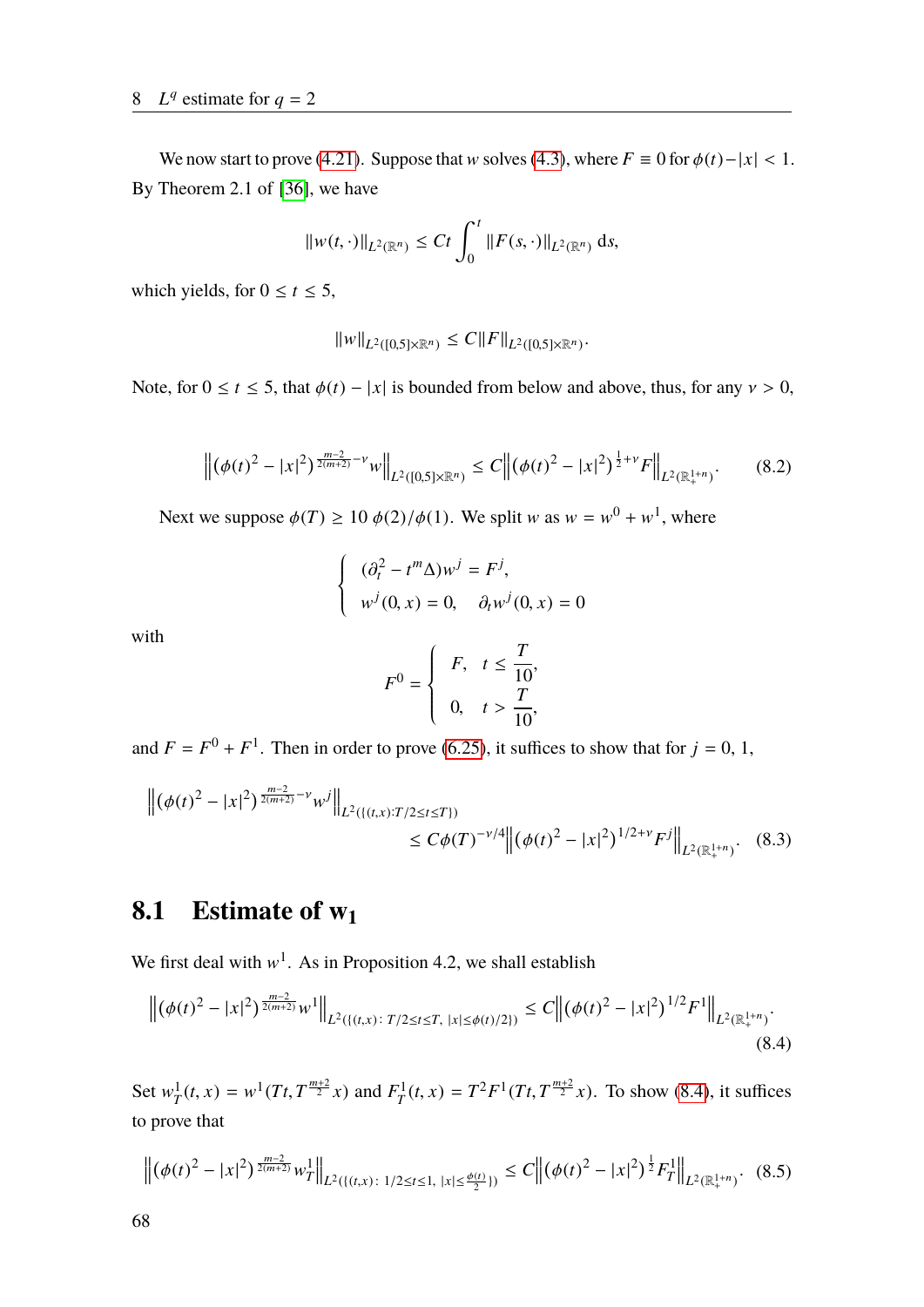We now start to prove (4.21). Suppose that $w$ solves (4.3), where $F \equiv 0$ for $\phi(t) - |x| < 1$. By Theorem 2.1 of [36], we have

$$\|w(t,\cdot)\|_{L^2(\mathbb{R}^n)} \le Ct \int_0^t \|F(s,\cdot)\|_{L^2(\mathbb{R}^n)}\, \mathrm{d}s,$$

which yields, for $0 \le t \le 5$,

$$\|w\|_{L^2([0,5]\times\mathbb{R}^n)} \le C\|F\|_{L^2([0,5]\times\mathbb{R}^n)}.$$

Note, for $0 \le t \le 5$, that $\phi(t) - |x|$ is bounded from below and above, thus, for any $\nu > 0$,

$$\left\|(\phi(t)^2 - |x|^2)^{\frac{m-2}{2(m+2)}-\nu} w\right\|_{L^2([0,5]\times\mathbb{R}^n)} \le C\left\|(\phi(t)^2 - |x|^2)^{\frac{1}{2}+\nu} F\right\|_{L^2(\mathbb{R}^{1+n}_+)}. \tag{8.2}$$

Next we suppose $\phi(T) \ge 10\,\phi(2)/\phi(1)$. We split $w$ as $w = w^0 + w^1$, where

$$\begin{cases} (\partial_t^2 - t^m\Delta)w^j = F^j, \\ w^j(0,x) = 0, \quad \partial_t w^j(0,x) = 0 \end{cases}$$

with

$$F^0 = \begin{cases} F, & t \le \dfrac{T}{10}, \\ 0, & t > \dfrac{T}{10}, \end{cases}$$

and $F = F^0 + F^1$. Then in order to prove (6.25), it suffices to show that for $j = 0, 1$,

$$\begin{aligned} &\left\|(\phi(t)^2 - |x|^2)^{\frac{m-2}{2(m+2)}-\nu} w^j\right\|_{L^2(\{(t,x): T/2\le t\le T\})} \\ &\qquad\qquad \le C\phi(T)^{-\nu/4}\left\|(\phi(t)^2 - |x|^2)^{1/2+\nu} F^j\right\|_{L^2(\mathbb{R}^{1+n}_+)}. \end{aligned} \tag{8.3}$$

## 8.1 Estimate of $\mathbf{w_1}$

We first deal with $w^1$. As in Proposition 4.2, we shall establish

$$\left\|(\phi(t)^2 - |x|^2)^{\frac{m-2}{2(m+2)}} w^1\right\|_{L^2(\{(t,x):\ T/2\le t\le T,\ |x|\le\phi(t)/2\})} \le C\left\|(\phi(t)^2 - |x|^2)^{1/2} F^1\right\|_{L^2(\mathbb{R}^{1+n}_+)}. \tag{8.4}$$

Set $w^1_T(t,x) = w^1(Tt, T^{\frac{m+2}{2}}x)$ and $F^1_T(t,x) = T^2F^1(Tt, T^{\frac{m+2}{2}}x)$. To show (8.4), it suffices to prove that

$$\left\|(\phi(t)^2 - |x|^2)^{\frac{m-2}{2(m+2)}} w^1_T\right\|_{L^2(\{(t,x):\ 1/2\le t\le 1,\ |x|\le\frac{\phi(t)}{2}\})} \le C\left\|(\phi(t)^2 - |x|^2)^{\frac{1}{2}} F^1_T\right\|_{L^2(\mathbb{R}^{1+n}_+)}. \tag{8.5}$$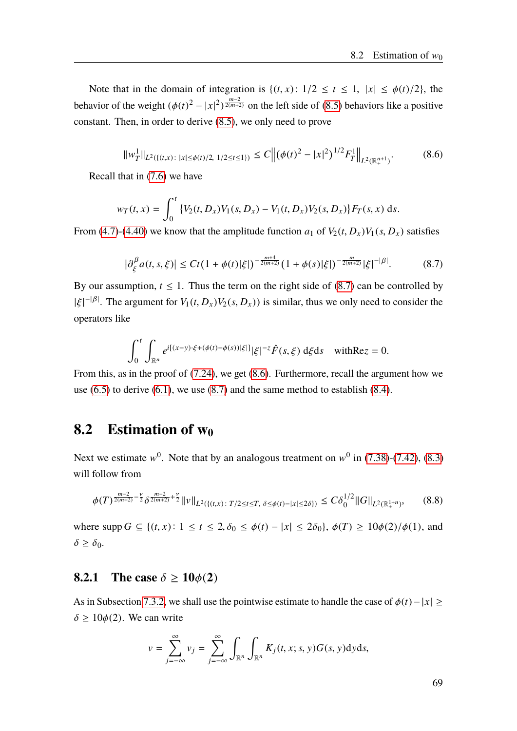Note that in the domain of integration is $\{(t,x)\colon 1/2 \le t \le 1,\ |x| \le \phi(t)/2\}$, the behavior of the weight $(\phi(t)^2 - |x|^2)^{\frac{m-2}{2(m+2)}}$ on the left side of (8.5) behaviors like a positive constant. Then, in order to derive (8.5), we only need to prove

$$\|w_T^1\|_{L^2(\{(t,x)\colon |x|\le\phi(t)/2,\ 1/2\le t\le 1\})} \le C\Big\|\big(\phi(t)^2 - |x|^2\big)^{1/2} F_T^1\Big\|_{L^2(\mathbb{R}_+^{n+1})}. \tag{8.6}$$

Recall that in (7.6) we have

$$w_T(t,x) = \int_0^t \{V_2(t,D_x)V_1(s,D_x) - V_1(t,D_x)V_2(s,D_x)\}F_T(s,x)\,\mathrm{d}s.$$

From (4.7)-(4.40) we know that the amplitude function $a_1$ of $V_2(t,D_x)V_1(s,D_x)$ satisfies

$$|\partial_\xi^\beta a(t,s,\xi)| \le Ct\big(1+\phi(t)|\xi|\big)^{-\frac{m+4}{2(m+2)}}\big(1+\phi(s)|\xi|\big)^{-\frac{m}{2(m+2)}}|\xi|^{-|\beta|}. \tag{8.7}$$

By our assumption, $t \le 1$. Thus the term on the right side of (8.7) can be controlled by $|\xi|^{-|\beta|}$. The argument for $V_1(t,D_x)V_2(s,D_x))$ is similar, thus we only need to consider the operators like

$$\int_0^t \int_{\mathbb{R}^n} e^{i[(x-y)\cdot\xi+(\phi(t)-\phi(s))|\xi|]}|\xi|^{-z}\hat{F}(s,\xi)\,\mathrm{d}\xi\mathrm{d}s \quad \text{with} \mathrm{Re} z = 0.$$

From this, as in the proof of (7.24), we get (8.6). Furthermore, recall the argument how we use (6.5) to derive (6.1), we use (8.7) and the same method to establish (8.4).

## 8.2 Estimation of $w_0$

Next we estimate $w^0$. Note that by an analogous treatment on $w^0$ in (7.38)-(7.42), (8.3) will follow from

$$\phi(T)^{\frac{m-2}{2(m+2)}-\frac{\nu}{2}}\delta^{\frac{m-2}{2(m+2)}+\frac{\nu}{2}}\|v\|_{L^2(\{(t,x)\colon T/2\le t\le T,\ \delta\le\phi(t)-|x|\le 2\delta\})} \le C\delta_0^{1/2}\|G\|_{L^2(\mathbb{R}_+^{1+n})}, \tag{8.8}$$

where $\operatorname{supp} G \subseteq \{(t,x)\colon 1\le t\le 2, \delta_0 \le \phi(t)-|x| \le 2\delta_0\}$, $\phi(T) \ge 10\phi(2)/\phi(1)$, and $\delta \ge \delta_0$.

### 8.2.1 The case $\delta \ge 10\phi(2)$

As in Subsection 7.3.2, we shall use the pointwise estimate to handle the case of $\phi(t)-|x| \ge \delta \ge 10\phi(2)$. We can write

$$v = \sum_{j=-\infty}^{\infty} v_j = \sum_{j=-\infty}^{\infty}\int_{\mathbb{R}^n}\int_{\mathbb{R}^n} K_j(t,x;s,y)G(s,y)\mathrm{d}y\mathrm{d}s,$$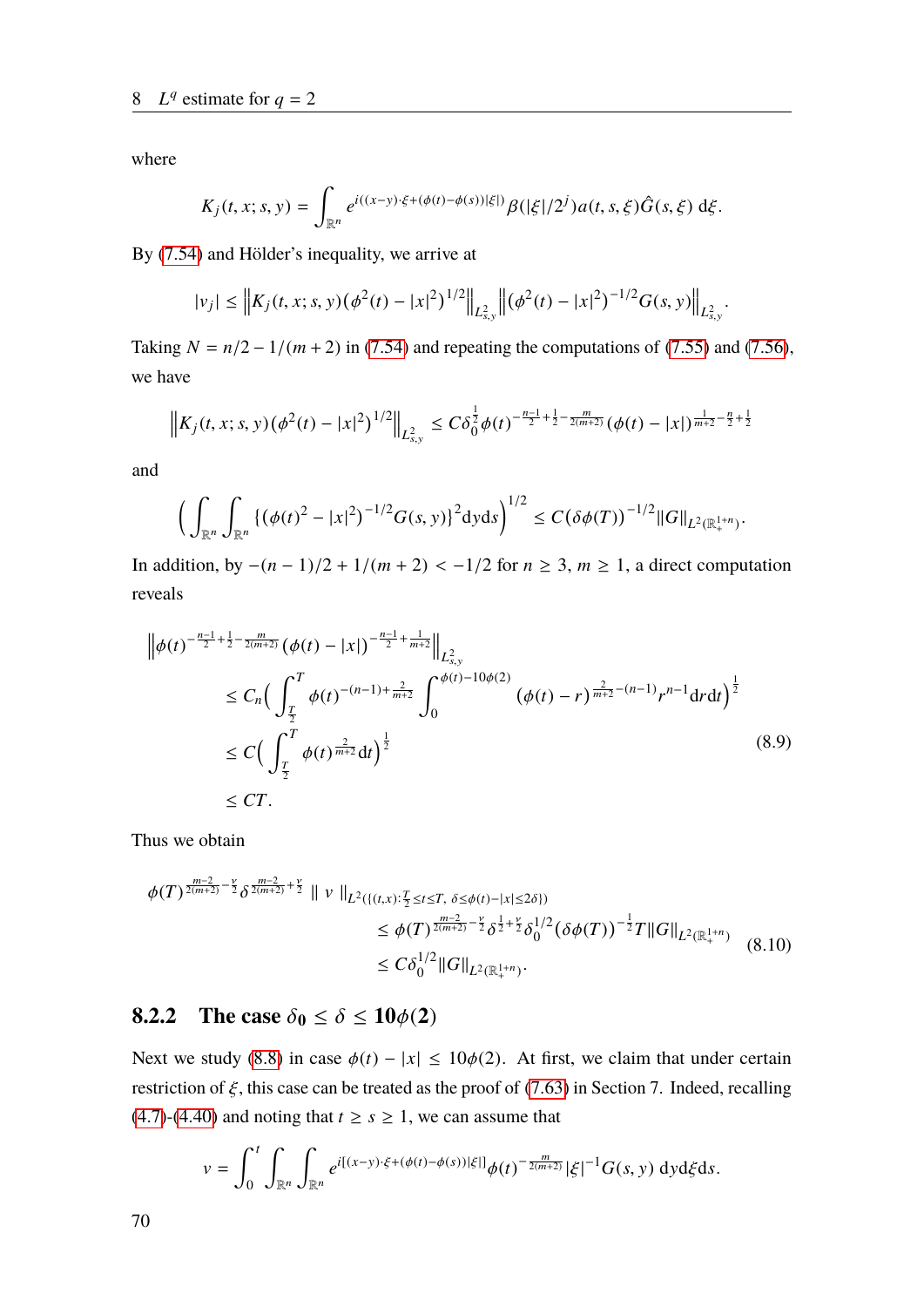where

$$K_j(t,x;s,y) = \int_{\mathbb{R}^n} e^{i((x-y)\cdot\xi + (\phi(t)-\phi(s))|\xi|)} \beta(|\xi|/2^j) a(t,s,\xi) \hat{G}(s,\xi)\, d\xi.$$

By (7.54) and Hölder's inequality, we arrive at

$$|v_j| \le \left\| K_j(t,x;s,y)(\phi^2(t)-|x|^2)^{1/2} \right\|_{L^2_{s,y}} \left\| (\phi^2(t)-|x|^2)^{-1/2} G(s,y) \right\|_{L^2_{s,y}}.$$

Taking $N = n/2 - 1/(m+2)$ in (7.54) and repeating the computations of (7.55) and (7.56), we have

$$\left\| K_j(t,x;s,y)(\phi^2(t)-|x|^2)^{1/2} \right\|_{L^2_{s,y}} \le C\delta_0^{\frac{1}{2}} \phi(t)^{-\frac{n-1}{2}+\frac{1}{2}-\frac{m}{2(m+2)}} (\phi(t)-|x|)^{\frac{1}{m+2}-\frac{n}{2}+\frac{1}{2}}$$

and

$$\Big( \int_{\mathbb{R}^n} \int_{\mathbb{R}^n} \{(\phi(t)^2-|x|^2)^{-1/2} G(s,y)\}^2 dy ds \Big)^{1/2} \le C(\delta\phi(T))^{-1/2} \|G\|_{L^2(\mathbb{R}^{1+n}_+)}.$$

In addition, by $-(n-1)/2 + 1/(m+2) < -1/2$ for $n \ge 3$, $m \ge 1$, a direct computation reveals

$$\begin{aligned}
&\left\| \phi(t)^{-\frac{n-1}{2}+\frac{1}{2}-\frac{m}{2(m+2)}} (\phi(t)-|x|)^{-\frac{n-1}{2}+\frac{1}{m+2}} \right\|_{L^2_{s,y}} \\
&\le C_n \Big( \int_{\frac{T}{2}}^{T} \phi(t)^{-(n-1)+\frac{2}{m+2}} \int_0^{\phi(t)-10\phi(2)} (\phi(t)-r)^{\frac{2}{m+2}-(n-1)} r^{n-1} dr dt \Big)^{\frac{1}{2}} \\
&\le C \Big( \int_{\frac{T}{2}}^{T} \phi(t)^{\frac{2}{m+2}} dt \Big)^{\frac{1}{2}} \\
&\le CT.
\end{aligned} \tag{8.9}$$

Thus we obtain

$$\begin{aligned}
&\phi(T)^{\frac{m-2}{2(m+2)}-\frac{\nu}{2}} \delta^{\frac{m-2}{2(m+2)}+\frac{\nu}{2}} \| \, v \, \|_{L^2(\{(t,x): \frac{T}{2} \le t \le T,\ \delta \le \phi(t)-|x| \le 2\delta\})} \\
&\qquad \le \phi(T)^{\frac{m-2}{2(m+2)}-\frac{\nu}{2}} \delta^{\frac{1}{2}+\frac{\nu}{2}} \delta_0^{1/2} (\delta\phi(T))^{-\frac{1}{2}} T \|G\|_{L^2(\mathbb{R}^{1+n}_+)} \\
&\qquad \le C\delta_0^{1/2} \|G\|_{L^2(\mathbb{R}^{1+n}_+)}.
\end{aligned} \tag{8.10}$$

### 8.2.2 The case $\delta_0 \le \delta \le 10\phi(2)$

Next we study (8.8) in case $\phi(t) - |x| \le 10\phi(2)$. At first, we claim that under certain restriction of $\xi$, this case can be treated as the proof of (7.63) in Section 7. Indeed, recalling (4.7)-(4.40) and noting that $t \ge s \ge 1$, we can assume that

$$v = \int_0^t \int_{\mathbb{R}^n} \int_{\mathbb{R}^n} e^{i[(x-y)\cdot\xi + (\phi(t)-\phi(s))|\xi|]} \phi(t)^{-\frac{m}{2(m+2)}} |\xi|^{-1} G(s,y)\, dy d\xi ds.$$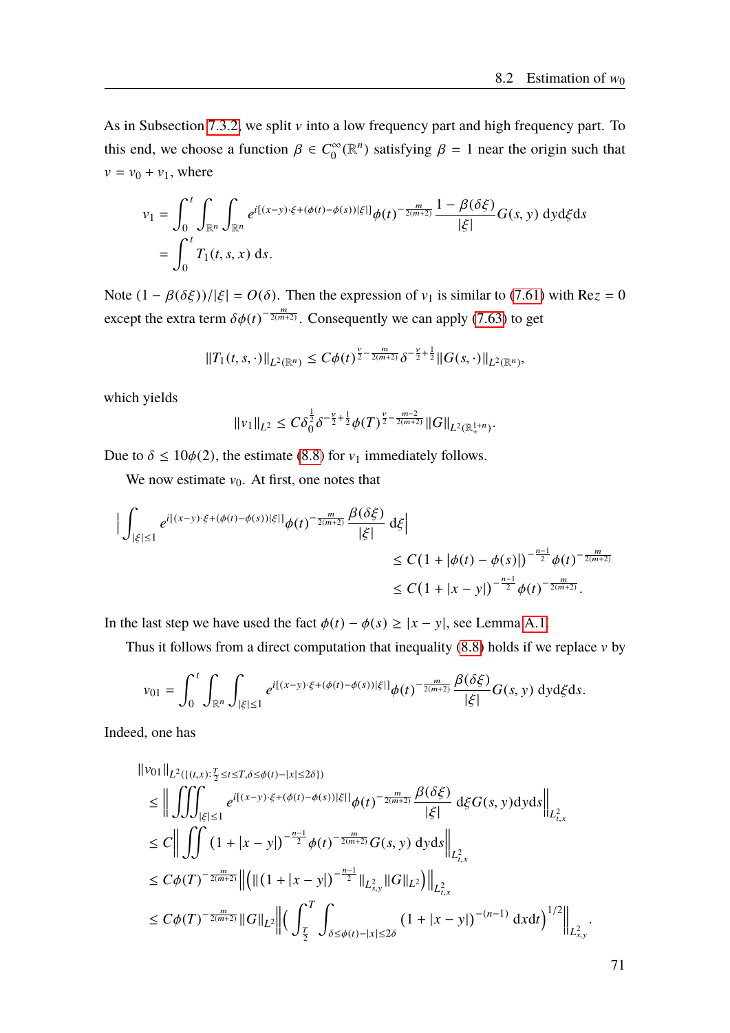As in Subsection 7.3.2, we split $v$ into a low frequency part and high frequency part. To this end, we choose a function $\beta \in C_0^\infty(\mathbb{R}^n)$ satisfying $\beta = 1$ near the origin such that $v = v_0 + v_1$, where

$$
\begin{aligned}
v_1 &= \int_0^t \int_{\mathbb{R}^n}\int_{\mathbb{R}^n} e^{i[(x-y)\cdot\xi + (\phi(t)-\phi(s))|\xi|]}\phi(t)^{-\frac{m}{2(m+2)}} \frac{1-\beta(\delta\xi)}{|\xi|} G(s,y)\,\mathrm{d}y\mathrm{d}\xi\mathrm{d}s \\
&= \int_0^t T_1(t,s,x)\,\mathrm{d}s.
\end{aligned}
$$

Note $(1-\beta(\delta\xi))/|\xi| = O(\delta)$. Then the expression of $v_1$ is similar to (7.61) with $\mathrm{Re} z = 0$ except the extra term $\delta\phi(t)^{-\frac{m}{2(m+2)}}$. Consequently we can apply (7.63) to get

$$
\|T_1(t,s,\cdot)\|_{L^2(\mathbb{R}^n)} \le C\phi(t)^{\frac{\nu}{2}-\frac{m}{2(m+2)}}\delta^{-\frac{\nu}{2}+\frac{1}{2}}\|G(s,\cdot)\|_{L^2(\mathbb{R}^n)},
$$

which yields

$$
\|v_1\|_{L^2} \le C\delta_0^{\frac{1}{2}}\delta^{-\frac{\nu}{2}+\frac{1}{2}}\phi(T)^{\frac{\nu}{2}-\frac{m-2}{2(m+2)}}\|G\|_{L^2(\mathbb{R}_+^{1+n})}.
$$

Due to $\delta \le 10\phi(2)$, the estimate (8.8) for $v_1$ immediately follows.

We now estimate $v_0$. At first, one notes that

$$
\begin{aligned}
\Big|\int_{|\xi|\le 1} & e^{i[(x-y)\cdot\xi+(\phi(t)-\phi(s))|\xi|]}\phi(t)^{-\frac{m}{2(m+2)}}\frac{\beta(\delta\xi)}{|\xi|}\,\mathrm{d}\xi\Big| \\
&\le C(1+|\phi(t)-\phi(s)|)^{-\frac{n-1}{2}}\phi(t)^{-\frac{m}{2(m+2)}} \\
&\le C(1+|x-y|)^{-\frac{n-1}{2}}\phi(t)^{-\frac{m}{2(m+2)}}.
\end{aligned}
$$

In the last step we have used the fact $\phi(t)-\phi(s) \ge |x-y|$, see Lemma A.1.

Thus it follows from a direct computation that inequality (8.8) holds if we replace $v$ by

$$
v_{01} = \int_0^t\int_{\mathbb{R}^n}\int_{|\xi|\le 1} e^{i[(x-y)\cdot\xi+(\phi(t)-\phi(s))|\xi|]}\phi(t)^{-\frac{m}{2(m+2)}}\frac{\beta(\delta\xi)}{|\xi|}G(s,y)\,\mathrm{d}y\mathrm{d}\xi\mathrm{d}s.
$$

Indeed, one has

$$
\begin{aligned}
&\|v_{01}\|_{L^2(\{(t,x):\frac{T}{2}\le t\le T,\delta\le\phi(t)-|x|\le 2\delta\})} \\
&\le \Big\|\iiint_{|\xi|\le 1} e^{i[(x-y)\cdot\xi+(\phi(t)-\phi(s))|\xi|]}\phi(t)^{-\frac{m}{2(m+2)}}\frac{\beta(\delta\xi)}{|\xi|}\,\mathrm{d}\xi G(s,y)\mathrm{d}y\mathrm{d}s\Big\|_{L^2_{t,x}} \\
&\le C\Big\|\iint (1+|x-y|)^{-\frac{n-1}{2}}\phi(t)^{-\frac{m}{2(m+2)}}G(s,y)\,\mathrm{d}y\mathrm{d}s\Big\|_{L^2_{t,x}} \\
&\le C\phi(T)^{-\frac{m}{2(m+2)}}\Big\|\Big(\|(1+|x-y|)^{-\frac{n-1}{2}}\|_{L^2_{s,y}}\|G\|_{L^2}\Big)\Big\|_{L^2_{t,x}} \\
&\le C\phi(T)^{-\frac{m}{2(m+2)}}\|G\|_{L^2}\Big\|\Big(\int_{\frac{T}{2}}^T\int_{\delta\le\phi(t)-|x|\le 2\delta}(1+|x-y|)^{-(n-1)}\,\mathrm{d}x\mathrm{d}t\Big)^{1/2}\Big\|_{L^2_{s,y}}.
\end{aligned}
$$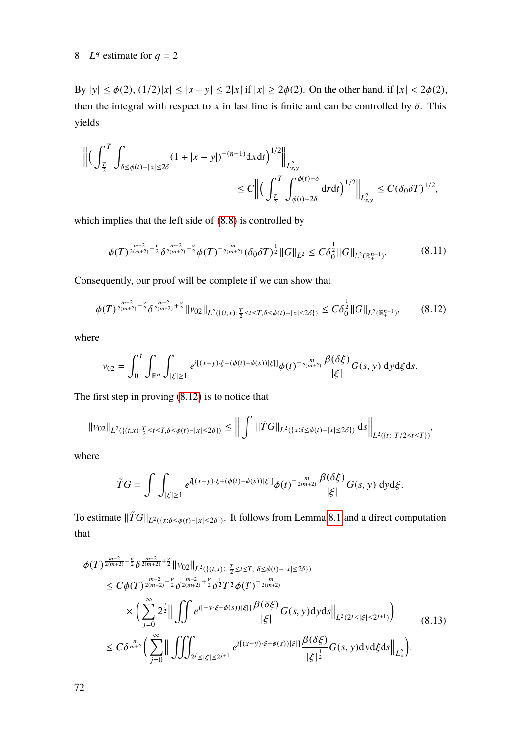By $|y| \le \phi(2)$, $(1/2)|x| \le |x-y| \le 2|x|$ if $|x| \ge 2\phi(2)$. On the other hand, if $|x| < 2\phi(2)$, then the integral with respect to $x$ in last line is finite and can be controlled by $\delta$. This yields

$$
\begin{aligned}
\Big\| \Big( \int_{\frac{T}{2}}^{T} \int_{\delta \le \phi(t)-|x| \le 2\delta} (1+|x-y|)^{-(n-1)} \mathrm{d}x \mathrm{d}t \Big)^{1/2} \Big\|_{L^2_{s,y}} \\
\le C \Big\| \Big( \int_{\frac{T}{2}}^{T} \int_{\phi(t)-2\delta}^{\phi(t)-\delta} \mathrm{d}r \mathrm{d}t \Big)^{1/2} \Big\|_{L^2_{s,y}} \le C(\delta_0 \delta T)^{1/2},
\end{aligned}
$$

which implies that the left side of (8.8) is controlled by

$$
\phi(T)^{\frac{m-2}{2(m+2)}-\frac{\nu}{2}} \delta^{\frac{m-2}{2(m+2)}+\frac{\nu}{2}} \phi(T)^{-\frac{m}{2(m+2)}} (\delta_0 \delta T)^{\frac{1}{2}} \|G\|_{L^2} \le C \delta_0^{\frac{1}{2}} \|G\|_{L^2(\mathbb{R}^{n+1}_+)}. \tag{8.11}
$$

Consequently, our proof will be complete if we can show that

$$
\phi(T)^{\frac{m-2}{2(m+2)}-\frac{\nu}{2}} \delta^{\frac{m-2}{2(m+2)}+\frac{\nu}{2}} \|v_{02}\|_{L^2(\{(t,x): \frac{T}{2} \le t \le T, \delta \le \phi(t)-|x| \le 2\delta\})} \le C \delta_0^{\frac{1}{2}} \|G\|_{L^2(\mathbb{R}^{n+1}_+)}, \tag{8.12}
$$

where

$$
v_{02} = \int_0^t \int_{\mathbb{R}^n} \int_{|\xi| \ge 1} e^{i[(x-y)\cdot\xi + (\phi(t)-\phi(s))|\xi|]} \phi(t)^{-\frac{m}{2(m+2)}} \frac{\beta(\delta\xi)}{|\xi|} G(s,y)\, \mathrm{d}y \mathrm{d}\xi \mathrm{d}s.
$$

The first step in proving (8.12) is to notice that

$$
\|v_{02}\|_{L^2(\{(t,x): \frac{T}{2} \le t \le T, \delta \le \phi(t)-|x| \le 2\delta\})} \le \Big\| \int \|\tilde{T} G\|_{L^2(\{x: \delta \le \phi(t)-|x| \le 2\delta\})} \, \mathrm{d}s \Big\|_{L^2(\{t:\, T/2 \le t \le T\})},
$$

where

$$
\tilde{T} G = \int \int_{|\xi| \ge 1} e^{i[(x-y)\cdot\xi + (\phi(t)-\phi(s))|\xi|]} \phi(t)^{-\frac{m}{2(m+2)}} \frac{\beta(\delta\xi)}{|\xi|} G(s,y)\, \mathrm{d}y \mathrm{d}\xi.
$$

To estimate $\|\tilde{T} G\|_{L^2(\{x: \delta \le \phi(t)-|x| \le 2\delta\})}$. It follows from Lemma 8.1 and a direct computation that

$$
\begin{aligned}
&\phi(T)^{\frac{m-2}{2(m+2)}-\frac{\nu}{2}} \delta^{\frac{m-2}{2(m+2)}+\frac{\nu}{2}} \|v_{02}\|_{L^2(\{(t,x):\, \frac{T}{2} \le t \le T,\ \delta \le \phi(t)-|x| \le 2\delta\})} \\
&\le C \phi(T)^{\frac{m-2}{2(m+2)}-\frac{\nu}{2}} \delta^{\frac{m-2}{2(m+2)}+\frac{\nu}{2}} \delta^{\frac{1}{2}} T^{\frac{1}{2}} \phi(T)^{-\frac{m}{2(m+2)}} \\
&\quad \times \Big( \sum_{j=0}^{\infty} 2^{\frac{j}{2}} \Big\| \iint e^{i[-y\cdot\xi - \phi(s))|\xi|]} \frac{\beta(\delta\xi)}{|\xi|} G(s,y) \mathrm{d}y \mathrm{d}s \Big\|_{L^2(2^j \le |\xi| \le 2^{j+1})} \Big) \\
&\le C \delta^{\frac{m}{m+2}} \Big( \sum_{j=0}^{\infty} \Big\| \iiint_{2^j \le |\xi| \le 2^{j+1}} e^{i[(x-y)\cdot\xi - \phi(s))|\xi|]} \frac{\beta(\delta\xi)}{|\xi|^{\frac{1}{2}}} G(s,y) \mathrm{d}y \mathrm{d}\xi \mathrm{d}s \Big\|_{L^2_x} \Big).
\end{aligned} \tag{8.13}
$$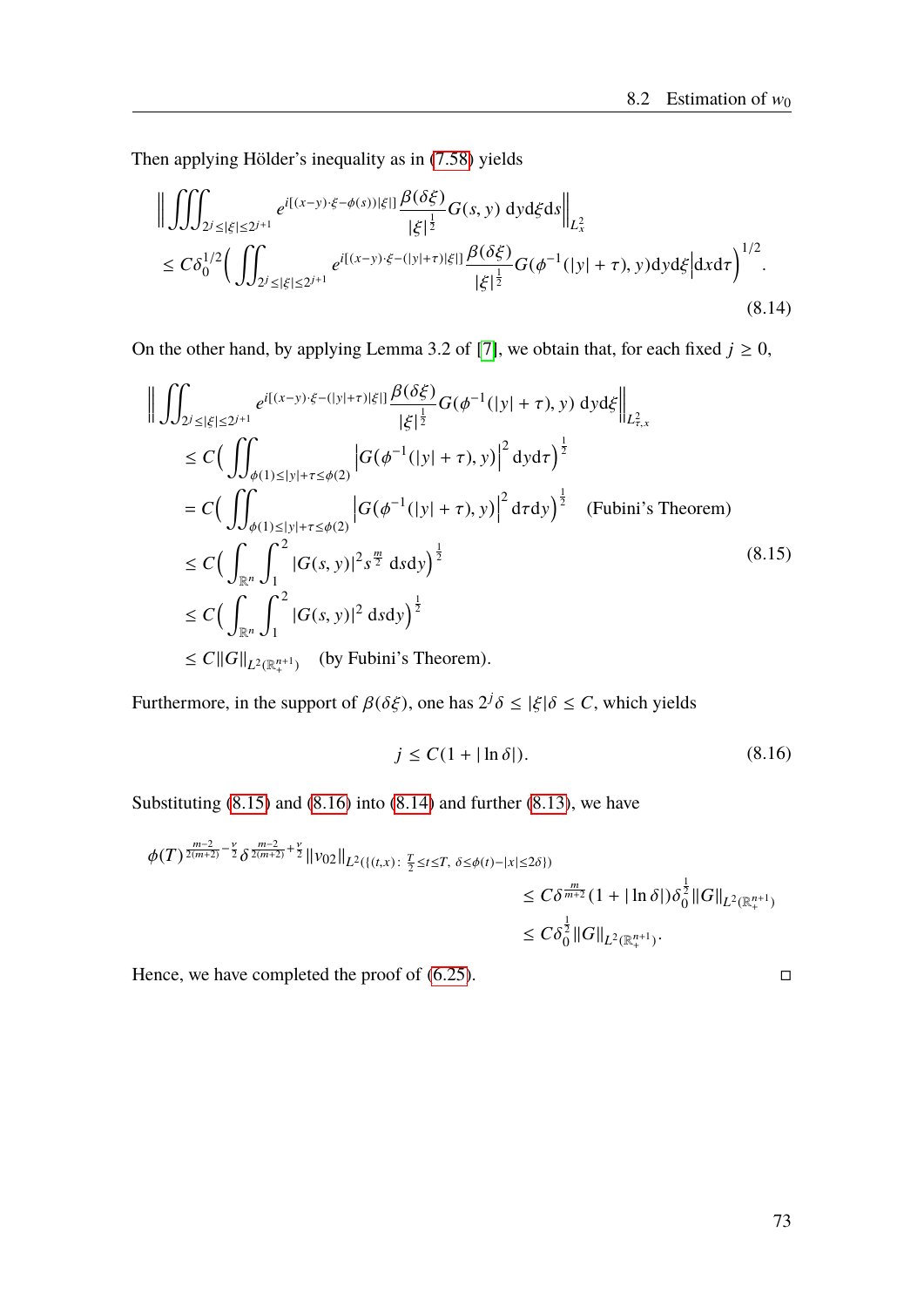Then applying Hölder's inequality as in (7.58) yields

$$
\begin{aligned}
&\Big\| \iiint_{2^j \le |\xi| \le 2^{j+1}} e^{i[(x-y)\cdot\xi - \phi(s))|\xi|]} \frac{\beta(\delta\xi)}{|\xi|^{\frac{1}{2}}} G(s,y)\,\mathrm{d}y\mathrm{d}\xi\mathrm{d}s \Big\|_{L^2_x} \\
&\le C\delta_0^{1/2} \Big( \iint_{2^j \le |\xi| \le 2^{j+1}} e^{i[(x-y)\cdot\xi - (|y|+\tau)|\xi|]} \frac{\beta(\delta\xi)}{|\xi|^{\frac{1}{2}}} G(\phi^{-1}(|y|+\tau), y)\mathrm{d}y\mathrm{d}\xi \Big| \mathrm{d}x\mathrm{d}\tau \Big)^{1/2}.
\end{aligned}
\tag{8.14}
$$

On the other hand, by applying Lemma 3.2 of [7], we obtain that, for each fixed $j \ge 0$,

$$
\begin{aligned}
&\Big\| \iint_{2^j \le |\xi| \le 2^{j+1}} e^{i[(x-y)\cdot\xi - (|y|+\tau)|\xi|]} \frac{\beta(\delta\xi)}{|\xi|^{\frac{1}{2}}} G(\phi^{-1}(|y|+\tau), y)\,\mathrm{d}y\mathrm{d}\xi \Big\|_{L^2_{\tau,x}} \\
&\quad \le C \Big( \iint_{\phi(1) \le |y|+\tau \le \phi(2)} \Big| G(\phi^{-1}(|y|+\tau), y) \Big|^2 \mathrm{d}y\mathrm{d}\tau \Big)^{\frac{1}{2}} \\
&\quad = C \Big( \iint_{\phi(1) \le |y|+\tau \le \phi(2)} \Big| G(\phi^{-1}(|y|+\tau), y) \Big|^2 \mathrm{d}\tau\mathrm{d}y \Big)^{\frac{1}{2}} \quad \text{(Fubini's Theorem)} \\
&\quad \le C \Big( \int_{\mathbb{R}^n} \int_1^2 |G(s,y)|^2 s^{\frac{m}{2}}\,\mathrm{d}s\mathrm{d}y \Big)^{\frac{1}{2}} \\
&\quad \le C \Big( \int_{\mathbb{R}^n} \int_1^2 |G(s,y)|^2\,\mathrm{d}s\mathrm{d}y \Big)^{\frac{1}{2}} \\
&\quad \le C\|G\|_{L^2(\mathbb{R}^{n+1}_+)} \quad \text{(by Fubini's Theorem)}.
\end{aligned}
\tag{8.15}
$$

Furthermore, in the support of $\beta(\delta\xi)$, one has $2^j\delta \le |\xi|\delta \le C$, which yields

$$
j \le C(1 + |\ln\delta|).
\tag{8.16}
$$

Substituting (8.15) and (8.16) into (8.14) and further (8.13), we have

$$
\begin{aligned}
\phi(T)^{\frac{m-2}{2(m+2)} - \frac{\nu}{2}} \delta^{\frac{m-2}{2(m+2)} + \frac{\nu}{2}} \|v_{02}\|_{L^2(\{(t,x):\ \frac{T}{2} \le t \le T,\ \delta \le \phi(t) - |x| \le 2\delta\})} \\
\le C\delta^{\frac{m}{m+2}} (1 + |\ln\delta|)\delta_0^{\frac{1}{2}} \|G\|_{L^2(\mathbb{R}^{n+1}_+)} \\
\le C\delta_0^{\frac{1}{2}} \|G\|_{L^2(\mathbb{R}^{n+1}_+)}.
\end{aligned}
$$

Hence, we have completed the proof of (6.25). □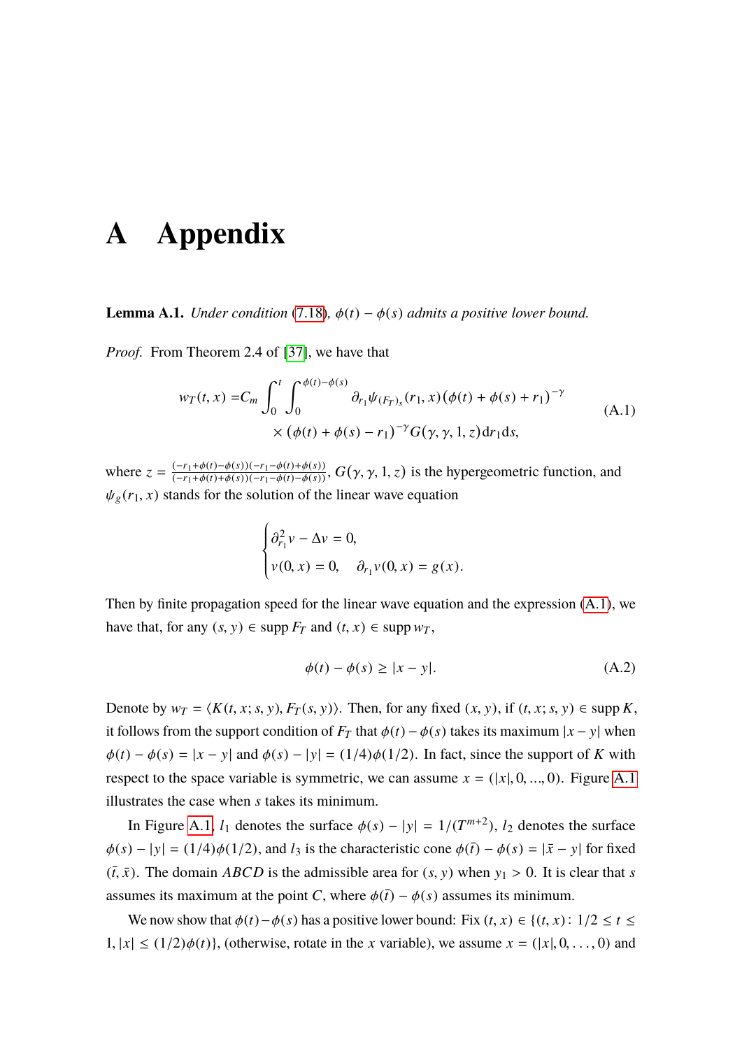# A Appendix

**Lemma A.1.** *Under condition (7.18), $\phi(t) - \phi(s)$ admits a positive lower bound.*

*Proof.* From Theorem 2.4 of [37], we have that

$$
\begin{aligned}
w_T(t,x) =& C_m \int_0^t \int_0^{\phi(t)-\phi(s)} \partial_{r_1} \psi_{(F_T)_s}(r_1, x) \big(\phi(t) + \phi(s) + r_1\big)^{-\gamma} \\
&\times \big(\phi(t) + \phi(s) - r_1\big)^{-\gamma} G(\gamma, \gamma, 1, z) \mathrm{d}r_1 \mathrm{d}s,
\end{aligned}
\tag{A.1}
$$

where $z = \frac{(-r_1+\phi(t)-\phi(s))(-r_1-\phi(t)+\phi(s))}{(-r_1+\phi(t)+\phi(s))(-r_1-\phi(t)-\phi(s))}$, $G(\gamma, \gamma, 1, z)$ is the hypergeometric function, and $\psi_g(r_1, x)$ stands for the solution of the linear wave equation

$$
\begin{cases}
\partial_{r_1}^2 v - \Delta v = 0, \\
v(0,x) = 0, \quad \partial_{r_1} v(0,x) = g(x).
\end{cases}
$$

Then by finite propagation speed for the linear wave equation and the expression (A.1), we have that, for any $(s, y) \in \operatorname{supp} F_T$ and $(t, x) \in \operatorname{supp} w_T$,

$$
\phi(t) - \phi(s) \geq |x - y|. \tag{A.2}
$$

Denote by $w_T = \langle K(t, x; s, y), F_T(s, y)\rangle$. Then, for any fixed $(x, y)$, if $(t, x; s, y) \in \operatorname{supp} K$, it follows from the support condition of $F_T$ that $\phi(t) - \phi(s)$ takes its maximum $|x - y|$ when $\phi(t) - \phi(s) = |x - y|$ and $\phi(s) - |y| = (1/4)\phi(1/2)$. In fact, since the support of $K$ with respect to the space variable is symmetric, we can assume $x = (|x|, 0, ..., 0)$. Figure A.1 illustrates the case when $s$ takes its minimum.

In Figure A.1, $l_1$ denotes the surface $\phi(s) - |y| = 1/(T^{m+2})$, $l_2$ denotes the surface $\phi(s) - |y| = (1/4)\phi(1/2)$, and $l_3$ is the characteristic cone $\phi(\bar{t}) - \phi(s) = |\bar{x} - y|$ for fixed $(\bar{t}, \bar{x})$. The domain $ABCD$ is the admissible area for $(s, y)$ when $y_1 > 0$. It is clear that $s$ assumes its maximum at the point $C$, where $\phi(\bar{t}) - \phi(s)$ assumes its minimum.

We now show that $\phi(t) - \phi(s)$ has a positive lower bound: Fix $(t, x) \in \{(t, x) \colon 1/2 \leq t \leq 1, |x| \leq (1/2)\phi(t)\}$, (otherwise, rotate in the $x$ variable), we assume $x = (|x|, 0, \ldots, 0)$ and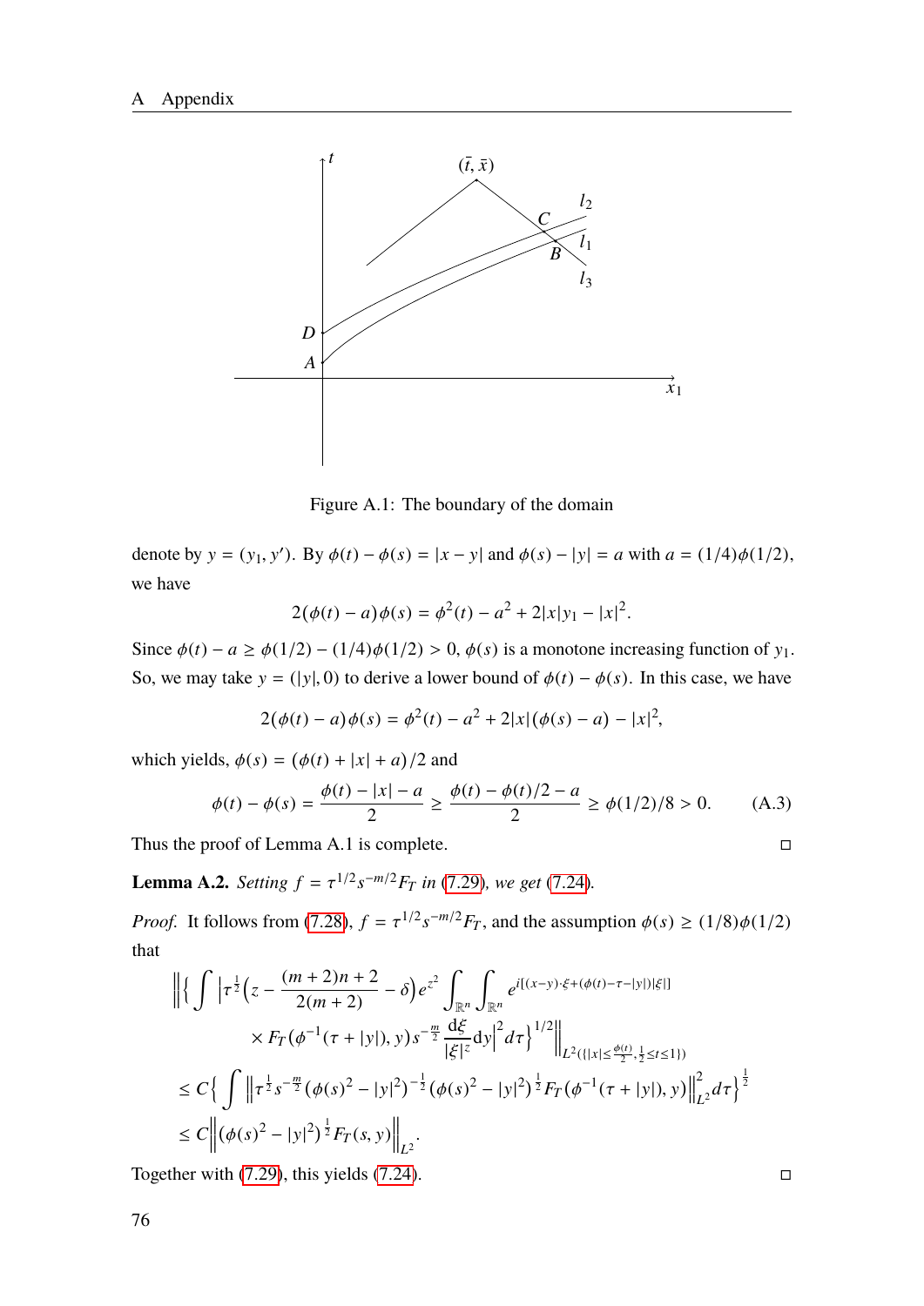Figure A.1: The boundary of the domain

denote by $y = (y_1, y')$. By $\phi(t) - \phi(s) = |x - y|$ and $\phi(s) - |y| = a$ with $a = (1/4)\phi(1/2)$, we have

$$2(\phi(t) - a)\phi(s) = \phi^2(t) - a^2 + 2|x|y_1 - |x|^2.$$

Since $\phi(t) - a \geq \phi(1/2) - (1/4)\phi(1/2) > 0$, $\phi(s)$ is a monotone increasing function of $y_1$. So, we may take $y = (|y|, 0)$ to derive a lower bound of $\phi(t) - \phi(s)$. In this case, we have

$$2(\phi(t) - a)\phi(s) = \phi^2(t) - a^2 + 2|x|(\phi(s) - a) - |x|^2,$$

which yields, $\phi(s) = (\phi(t) + |x| + a)/2$ and

$$\phi(t) - \phi(s) = \frac{\phi(t) - |x| - a}{2} \geq \frac{\phi(t) - \phi(t)/2 - a}{2} \geq \phi(1/2)/8 > 0. \tag{A.3}$$

Thus the proof of Lemma A.1 is complete. □

**Lemma A.2.** *Setting $f = \tau^{1/2}s^{-m/2}F_T$ in (7.29), we get (7.24).*

*Proof.* It follows from (7.28), $f = \tau^{1/2}s^{-m/2}F_T$, and the assumption $\phi(s) \geq (1/8)\phi(1/2)$ that

$$\begin{aligned}
&\Big\|\Big\{\int \Big|\tau^{\frac{1}{2}}\Big(z - \frac{(m+2)n+2}{2(m+2)} - \delta\Big)e^{z^2}\int_{\mathbb{R}^n}\int_{\mathbb{R}^n} e^{i[(x-y)\cdot\xi + (\phi(t)-\tau-|y|)|\xi|]} \\
&\qquad \times F_T(\phi^{-1}(\tau + |y|), y)s^{-\frac{m}{2}}\frac{\mathrm{d}\xi}{|\xi|^z}\mathrm{d}y\Big|^2 d\tau\Big\}^{1/2}\Big\|_{L^2(\{|x|\leq\frac{\phi(t)}{2}, \frac{1}{2}\leq t\leq 1\})} \\
&\leq C\Big\{\int \Big\|\tau^{\frac{1}{2}}s^{-\frac{m}{2}}(\phi(s)^2 - |y|^2)^{-\frac{1}{2}}(\phi(s)^2 - |y|^2)^{\frac{1}{2}}F_T(\phi^{-1}(\tau + |y|), y)\Big\|_{L^2}^2 d\tau\Big\}^{\frac{1}{2}} \\
&\leq C\Big\|(\phi(s)^2 - |y|^2)^{\frac{1}{2}}F_T(s, y)\Big\|_{L^2}.
\end{aligned}$$

Together with (7.29), this yields (7.24). □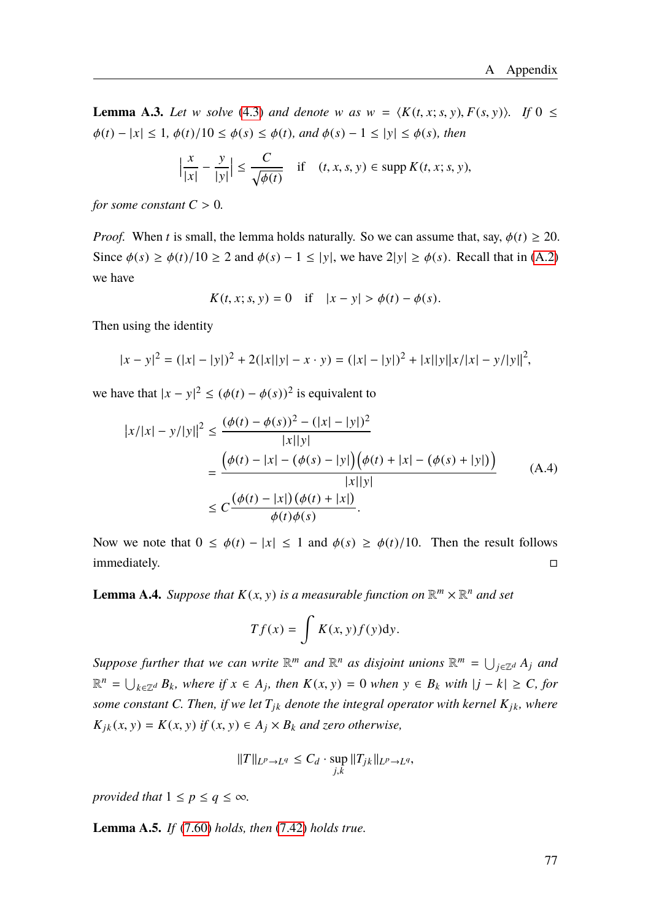**Lemma A.3.** *Let $w$ solve (4.3) and denote $w$ as $w = \langle K(t,x;s,y), F(s,y)\rangle$. If $0 \le \phi(t) - |x| \le 1$, $\phi(t)/10 \le \phi(s) \le \phi(t)$, and $\phi(s) - 1 \le |y| \le \phi(s)$, then*

$$\Big|\frac{x}{|x|} - \frac{y}{|y|}\Big| \le \frac{C}{\sqrt{\phi(t)}} \quad \text{if} \quad (t,x,s,y) \in \operatorname{supp} K(t,x;s,y),$$

*for some constant $C > 0$.*

*Proof.* When $t$ is small, the lemma holds naturally. So we can assume that, say, $\phi(t) \ge 20$. Since $\phi(s) \ge \phi(t)/10 \ge 2$ and $\phi(s) - 1 \le |y|$, we have $2|y| \ge \phi(s)$. Recall that in (A.2) we have

$$K(t,x;s,y) = 0 \quad \text{if} \quad |x-y| > \phi(t) - \phi(s).$$

Then using the identity

$$|x-y|^2 = (|x|-|y|)^2 + 2(|x||y| - x\cdot y) = (|x|-|y|)^2 + |x||y|\big|x/|x| - y/|y|\big|^2,$$

we have that $|x-y|^2 \le (\phi(t)-\phi(s))^2$ is equivalent to

$$\begin{aligned}
\big|x/|x| - y/|y|\big|^2 &\le \frac{(\phi(t)-\phi(s))^2 - (|x|-|y|)^2}{|x||y|} \\
&= \frac{\big(\phi(t) - |x| - (\phi(s) - |y|)\big)\big(\phi(t) + |x| - (\phi(s) + |y|)\big)}{|x||y|} \\
&\le C\frac{(\phi(t)-|x|)(\phi(t)+|x|)}{\phi(t)\phi(s)}.
\end{aligned} \tag{A.4}$$

Now we note that $0 \le \phi(t) - |x| \le 1$ and $\phi(s) \ge \phi(t)/10$. Then the result follows immediately. $\square$

**Lemma A.4.** *Suppose that $K(x,y)$ is a measurable function on $\mathbb{R}^m \times \mathbb{R}^n$ and set*

$$Tf(x) = \int K(x,y)f(y)\mathrm{d}y.$$

*Suppose further that we can write $\mathbb{R}^m$ and $\mathbb{R}^n$ as disjoint unions $\mathbb{R}^m = \bigcup_{j\in\mathbb{Z}^d} A_j$ and $\mathbb{R}^n = \bigcup_{k\in\mathbb{Z}^d} B_k$, where if $x \in A_j$, then $K(x,y) = 0$ when $y \in B_k$ with $|j-k| \ge C$, for some constant $C$. Then, if we let $T_{jk}$ denote the integral operator with kernel $K_{jk}$, where $K_{jk}(x,y) = K(x,y)$ if $(x,y) \in A_j \times B_k$ and zero otherwise,*

$$\|T\|_{L^p\to L^q} \le C_d \cdot \sup_{j,k} \|T_{jk}\|_{L^p\to L^q},$$

*provided that $1 \le p \le q \le \infty$.*

**Lemma A.5.** *If (7.60) holds, then (7.42) holds true.*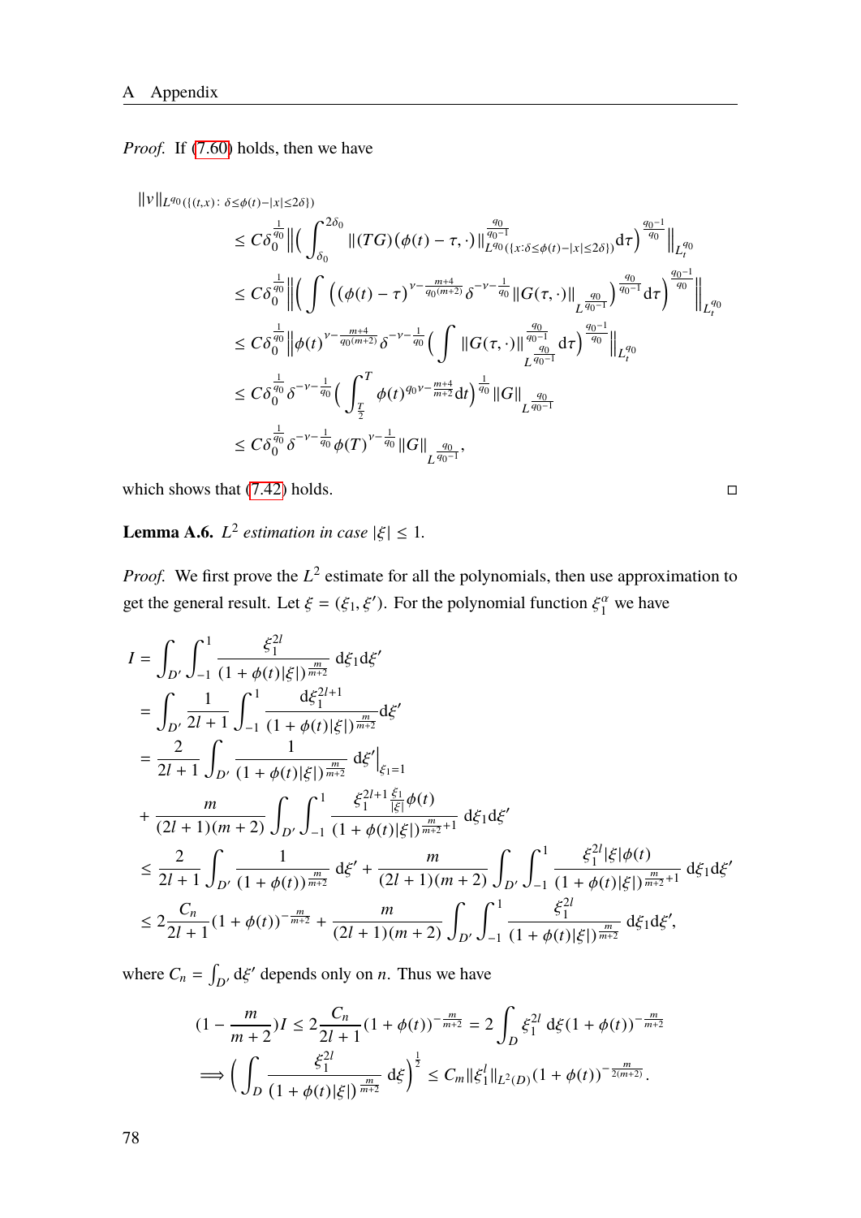*Proof.* If (7.60) holds, then we have

$$
\begin{aligned}
&\|v\|_{L^{q_0}(\{(t,x):\, \delta\le\phi(t)-|x|\le 2\delta\})} \\
&\le C\delta_0^{\frac{1}{q_0}}\Big\|\Big(\int_{\delta_0}^{2\delta_0}\|(TG)(\phi(t)-\tau,\cdot)\|_{L^{q_0}(\{x:\delta\le\phi(t)-|x|\le 2\delta\})}^{\frac{q_0}{q_0-1}}\mathrm{d}\tau\Big)^{\frac{q_0-1}{q_0}}\Big\|_{L_t^{q_0}} \\
&\le C\delta_0^{\frac{1}{q_0}}\Big\|\Big(\int\Big((\phi(t)-\tau)^{\nu-\frac{m+4}{q_0(m+2)}}\delta^{-\nu-\frac{1}{q_0}}\|G(\tau,\cdot)\|_{L^{\frac{q_0}{q_0-1}}}\Big)^{\frac{q_0}{q_0-1}}\mathrm{d}\tau\Big)^{\frac{q_0-1}{q_0}}\Big\|_{L_t^{q_0}} \\
&\le C\delta_0^{\frac{1}{q_0}}\Big\|\phi(t)^{\nu-\frac{m+4}{q_0(m+2)}}\delta^{-\nu-\frac{1}{q_0}}\Big(\int\|G(\tau,\cdot)\|_{L^{\frac{q_0}{q_0-1}}}^{\frac{q_0}{q_0-1}}\mathrm{d}\tau\Big)^{\frac{q_0-1}{q_0}}\Big\|_{L_t^{q_0}} \\
&\le C\delta_0^{\frac{1}{q_0}}\delta^{-\nu-\frac{1}{q_0}}\Big(\int_{\frac{T}{2}}^{T}\phi(t)^{q_0\nu-\frac{m+4}{m+2}}\mathrm{d}t\Big)^{\frac{1}{q_0}}\|G\|_{L^{\frac{q_0}{q_0-1}}} \\
&\le C\delta_0^{\frac{1}{q_0}}\delta^{-\nu-\frac{1}{q_0}}\phi(T)^{\nu-\frac{1}{q_0}}\|G\|_{L^{\frac{q_0}{q_0-1}}},
\end{aligned}
$$

which shows that (7.42) holds. □

**Lemma A.6.** *$L^2$ estimation in case $|\xi|\le 1$.*

*Proof.* We first prove the $L^2$ estimate for all the polynomials, then use approximation to get the general result. Let $\xi=(\xi_1,\xi')$. For the polynomial function $\xi_1^\alpha$ we have

$$
\begin{aligned}
I &= \int_{D'}\int_{-1}^{1}\frac{\xi_1^{2l}}{(1+\phi(t)|\xi|)^{\frac{m}{m+2}}}\,\mathrm{d}\xi_1\mathrm{d}\xi' \\
&= \int_{D'}\frac{1}{2l+1}\int_{-1}^{1}\frac{\mathrm{d}\xi_1^{2l+1}}{(1+\phi(t)|\xi|)^{\frac{m}{m+2}}}\mathrm{d}\xi' \\
&= \frac{2}{2l+1}\int_{D'}\frac{1}{(1+\phi(t)|\xi|)^{\frac{m}{m+2}}}\,\mathrm{d}\xi'\Big|_{\xi_1=1} \\
&+ \frac{m}{(2l+1)(m+2)}\int_{D'}\int_{-1}^{1}\frac{\xi_1^{2l+1}\frac{\xi_1}{|\xi|}\phi(t)}{(1+\phi(t)|\xi|)^{\frac{m}{m+2}+1}}\,\mathrm{d}\xi_1\mathrm{d}\xi' \\
&\le \frac{2}{2l+1}\int_{D'}\frac{1}{(1+\phi(t))^{\frac{m}{m+2}}}\,\mathrm{d}\xi' + \frac{m}{(2l+1)(m+2)}\int_{D'}\int_{-1}^{1}\frac{\xi_1^{2l}|\xi|\phi(t)}{(1+\phi(t)|\xi|)^{\frac{m}{m+2}+1}}\,\mathrm{d}\xi_1\mathrm{d}\xi' \\
&\le 2\frac{C_n}{2l+1}(1+\phi(t))^{-\frac{m}{m+2}} + \frac{m}{(2l+1)(m+2)}\int_{D'}\int_{-1}^{1}\frac{\xi_1^{2l}}{(1+\phi(t)|\xi|)^{\frac{m}{m+2}}}\,\mathrm{d}\xi_1\mathrm{d}\xi',
\end{aligned}
$$

where $C_n=\int_{D'}\mathrm{d}\xi'$ depends only on $n$. Thus we have

$$
\begin{aligned}
&(1-\frac{m}{m+2})I \le 2\frac{C_n}{2l+1}(1+\phi(t))^{-\frac{m}{m+2}} = 2\int_D\xi_1^{2l}\,\mathrm{d}\xi(1+\phi(t))^{-\frac{m}{m+2}} \\
\Longrightarrow &\Big(\int_D\frac{\xi_1^{2l}}{(1+\phi(t)|\xi|)^{\frac{m}{m+2}}}\,\mathrm{d}\xi\Big)^{\frac{1}{2}} \le C_m\|\xi_1^l\|_{L^2(D)}(1+\phi(t))^{-\frac{m}{2(m+2)}}.
\end{aligned}
$$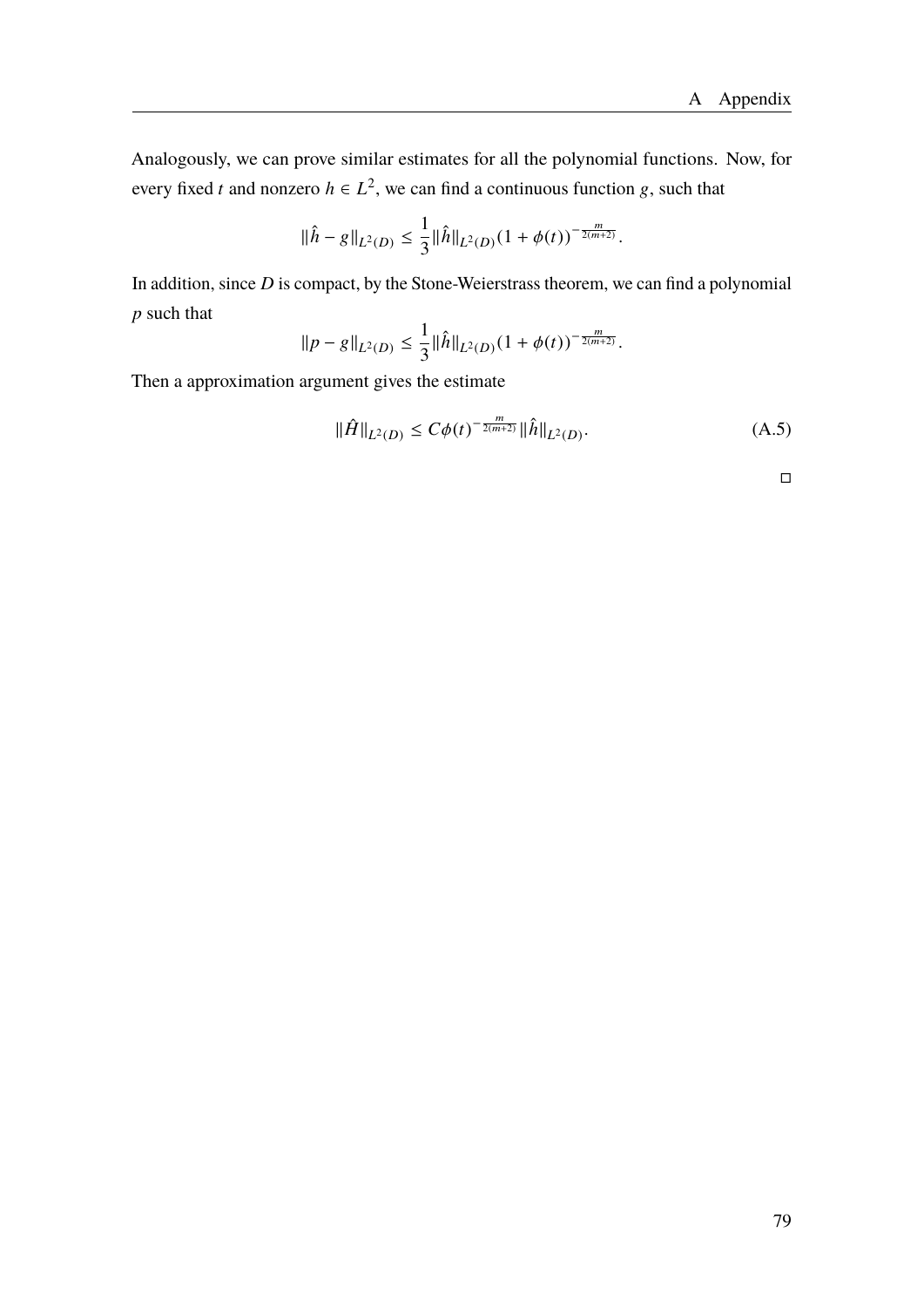Analogously, we can prove similar estimates for all the polynomial functions. Now, for every fixed $t$ and nonzero $h \in L^2$, we can find a continuous function $g$, such that

$$\|\hat{h} - g\|_{L^2(D)} \leq \frac{1}{3}\|\hat{h}\|_{L^2(D)}(1 + \phi(t))^{-\frac{m}{2(m+2)}}.$$

In addition, since $D$ is compact, by the Stone-Weierstrass theorem, we can find a polynomial $p$ such that

$$\|p - g\|_{L^2(D)} \leq \frac{1}{3}\|\hat{h}\|_{L^2(D)}(1 + \phi(t))^{-\frac{m}{2(m+2)}}.$$

Then a approximation argument gives the estimate

$$\|\hat{H}\|_{L^2(D)} \leq C\phi(t)^{-\frac{m}{2(m+2)}}\|\hat{h}\|_{L^2(D)}. \tag{A.5}$$

□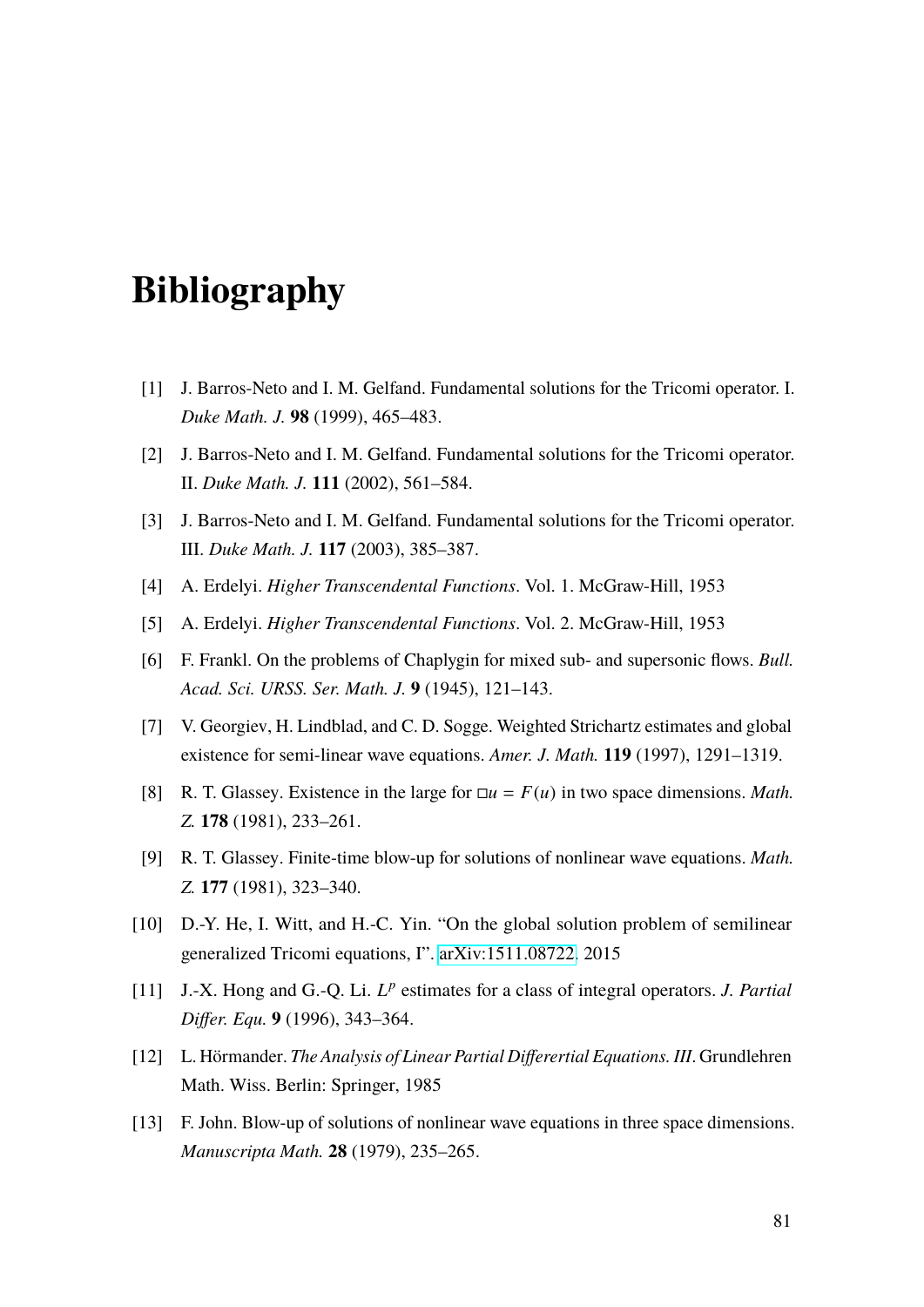# Bibliography

[1] J. Barros-Neto and I. M. Gelfand. Fundamental solutions for the Tricomi operator. I. *Duke Math. J.* **98** (1999), 465–483.

[2] J. Barros-Neto and I. M. Gelfand. Fundamental solutions for the Tricomi operator. II. *Duke Math. J.* **111** (2002), 561–584.

[3] J. Barros-Neto and I. M. Gelfand. Fundamental solutions for the Tricomi operator. III. *Duke Math. J.* **117** (2003), 385–387.

[4] A. Erdelyi. *Higher Transcendental Functions*. Vol. 1. McGraw-Hill, 1953

[5] A. Erdelyi. *Higher Transcendental Functions*. Vol. 2. McGraw-Hill, 1953

[6] F. Frankl. On the problems of Chaplygin for mixed sub- and supersonic flows. *Bull. Acad. Sci. URSS. Ser. Math. J.* **9** (1945), 121–143.

[7] V. Georgiev, H. Lindblad, and C. D. Sogge. Weighted Strichartz estimates and global existence for semi-linear wave equations. *Amer. J. Math.* **119** (1997), 1291–1319.

[8] R. T. Glassey. Existence in the large for $\Box u = F(u)$ in two space dimensions. *Math. Z.* **178** (1981), 233–261.

[9] R. T. Glassey. Finite-time blow-up for solutions of nonlinear wave equations. *Math. Z.* **177** (1981), 323–340.

[10] D.-Y. He, I. Witt, and H.-C. Yin. "On the global solution problem of semilinear generalized Tricomi equations, I". arXiv:1511.08722. 2015

[11] J.-X. Hong and G.-Q. Li. $L^p$ estimates for a class of integral operators. *J. Partial Differ. Equ.* **9** (1996), 343–364.

[12] L. Hörmander. *The Analysis of Linear Partial Differertial Equations. III*. Grundlehren Math. Wiss. Berlin: Springer, 1985

[13] F. John. Blow-up of solutions of nonlinear wave equations in three space dimensions. *Manuscripta Math.* **28** (1979), 235–265.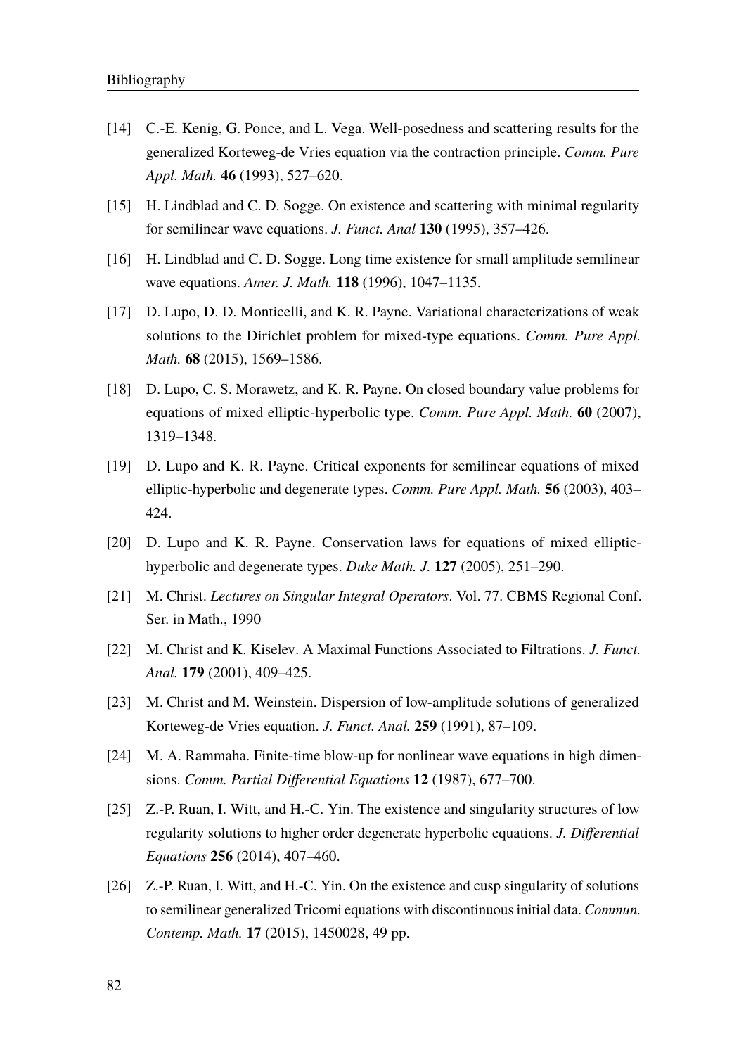[14] C.-E. Kenig, G. Ponce, and L. Vega. Well-posedness and scattering results for the generalized Korteweg-de Vries equation via the contraction principle. *Comm. Pure Appl. Math.* **46** (1993), 527–620.

[15] H. Lindblad and C. D. Sogge. On existence and scattering with minimal regularity for semilinear wave equations. *J. Funct. Anal* **130** (1995), 357–426.

[16] H. Lindblad and C. D. Sogge. Long time existence for small amplitude semilinear wave equations. *Amer. J. Math.* **118** (1996), 1047–1135.

[17] D. Lupo, D. D. Monticelli, and K. R. Payne. Variational characterizations of weak solutions to the Dirichlet problem for mixed-type equations. *Comm. Pure Appl. Math.* **68** (2015), 1569–1586.

[18] D. Lupo, C. S. Morawetz, and K. R. Payne. On closed boundary value problems for equations of mixed elliptic-hyperbolic type. *Comm. Pure Appl. Math.* **60** (2007), 1319–1348.

[19] D. Lupo and K. R. Payne. Critical exponents for semilinear equations of mixed elliptic-hyperbolic and degenerate types. *Comm. Pure Appl. Math.* **56** (2003), 403–424.

[20] D. Lupo and K. R. Payne. Conservation laws for equations of mixed elliptic-hyperbolic and degenerate types. *Duke Math. J.* **127** (2005), 251–290.

[21] M. Christ. *Lectures on Singular Integral Operators*. Vol. 77. CBMS Regional Conf. Ser. in Math., 1990

[22] M. Christ and K. Kiselev. A Maximal Functions Associated to Filtrations. *J. Funct. Anal.* **179** (2001), 409–425.

[23] M. Christ and M. Weinstein. Dispersion of low-amplitude solutions of generalized Korteweg-de Vries equation. *J. Funct. Anal.* **259** (1991), 87–109.

[24] M. A. Rammaha. Finite-time blow-up for nonlinear wave equations in high dimensions. *Comm. Partial Differential Equations* **12** (1987), 677–700.

[25] Z.-P. Ruan, I. Witt, and H.-C. Yin. The existence and singularity structures of low regularity solutions to higher order degenerate hyperbolic equations. *J. Differential Equations* **256** (2014), 407–460.

[26] Z.-P. Ruan, I. Witt, and H.-C. Yin. On the existence and cusp singularity of solutions to semilinear generalized Tricomi equations with discontinuous initial data. *Commun. Contemp. Math.* **17** (2015), 1450028, 49 pp.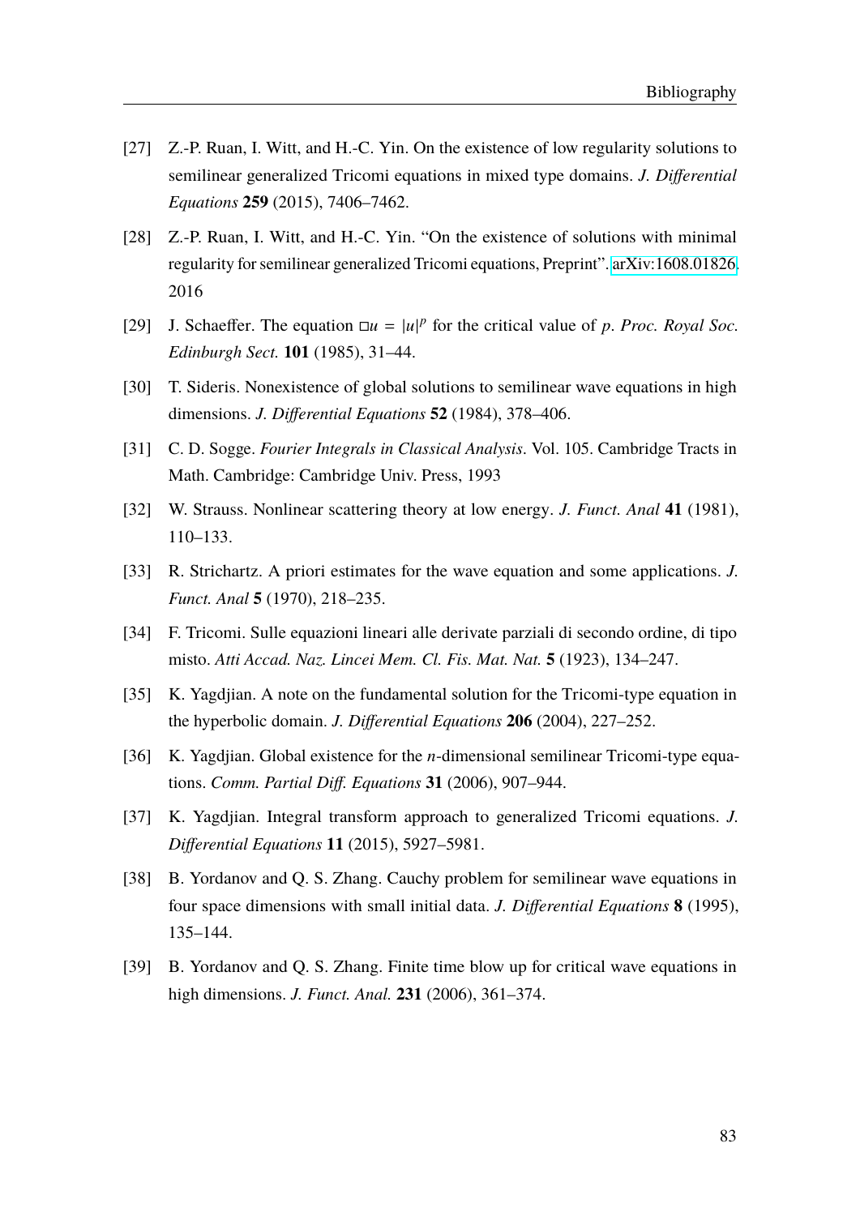[27] Z.-P. Ruan, I. Witt, and H.-C. Yin. On the existence of low regularity solutions to semilinear generalized Tricomi equations in mixed type domains. *J. Differential Equations* **259** (2015), 7406–7462.

[28] Z.-P. Ruan, I. Witt, and H.-C. Yin. "On the existence of solutions with minimal regularity for semilinear generalized Tricomi equations, Preprint". arXiv:1608.01826. 2016

[29] J. Schaeffer. The equation $\Box u = |u|^p$ for the critical value of $p$. *Proc. Royal Soc. Edinburgh Sect.* **101** (1985), 31–44.

[30] T. Sideris. Nonexistence of global solutions to semilinear wave equations in high dimensions. *J. Differential Equations* **52** (1984), 378–406.

[31] C. D. Sogge. *Fourier Integrals in Classical Analysis*. Vol. 105. Cambridge Tracts in Math. Cambridge: Cambridge Univ. Press, 1993

[32] W. Strauss. Nonlinear scattering theory at low energy. *J. Funct. Anal* **41** (1981), 110–133.

[33] R. Strichartz. A priori estimates for the wave equation and some applications. *J. Funct. Anal* **5** (1970), 218–235.

[34] F. Tricomi. Sulle equazioni lineari alle derivate parziali di secondo ordine, di tipo misto. *Atti Accad. Naz. Lincei Mem. Cl. Fis. Mat. Nat.* **5** (1923), 134–247.

[35] K. Yagdjian. A note on the fundamental solution for the Tricomi-type equation in the hyperbolic domain. *J. Differential Equations* **206** (2004), 227–252.

[36] K. Yagdjian. Global existence for the $n$-dimensional semilinear Tricomi-type equations. *Comm. Partial Diff. Equations* **31** (2006), 907–944.

[37] K. Yagdjian. Integral transform approach to generalized Tricomi equations. *J. Differential Equations* **11** (2015), 5927–5981.

[38] B. Yordanov and Q. S. Zhang. Cauchy problem for semilinear wave equations in four space dimensions with small initial data. *J. Differential Equations* **8** (1995), 135–144.

[39] B. Yordanov and Q. S. Zhang. Finite time blow up for critical wave equations in high dimensions. *J. Funct. Anal.* **231** (2006), 361–374.